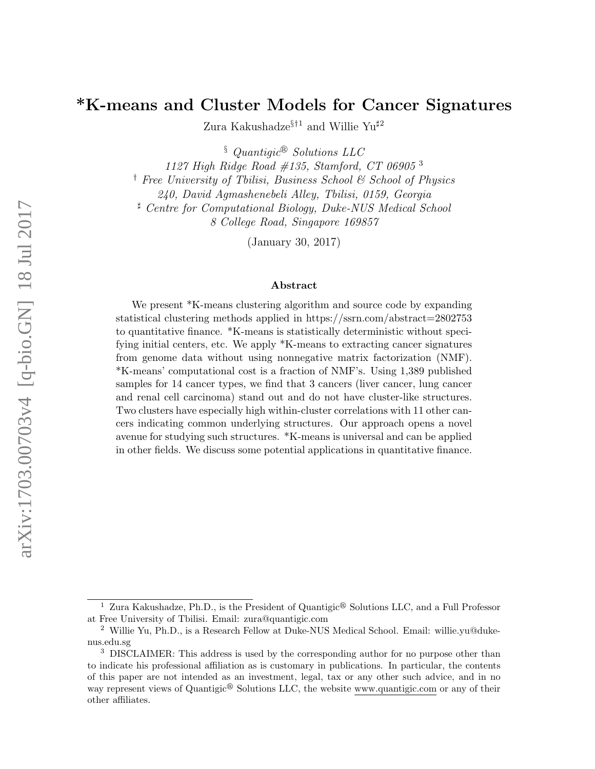# *K-means and Cluster Models for Cancer Signatures

Zura Kakushadze[§†1] and Willie Yu[♯2]

[§] *Quantigic® Solutions LLC*
*1127 High Ridge Road #135, Stamford, CT 06905* [3]

[†] *Free University of Tbilisi, Business School & School of Physics*
*240, David Agmashenebeli Alley, Tbilisi, 0159, Georgia*

[♯] *Centre for Computational Biology, Duke-NUS Medical School*
*8 College Road, Singapore 169857*

(January 30, 2017)

## Abstract

We present *K-means clustering algorithm and source code by expanding statistical clustering methods applied in https://ssrn.com/abstract=2802753 to quantitative finance. *K-means is statistically deterministic without specifying initial centers, etc. We apply *K-means to extracting cancer signatures from genome data without using nonnegative matrix factorization (NMF). *K-means' computational cost is a fraction of NMF's. Using 1,389 published samples for 14 cancer types, we find that 3 cancers (liver cancer, lung cancer and renal cell carcinoma) stand out and do not have cluster-like structures. Two clusters have especially high within-cluster correlations with 11 other cancers indicating common underlying structures. Our approach opens a novel avenue for studying such structures. *K-means is universal and can be applied in other fields. We discuss some potential applications in quantitative finance.

---

[1] Zura Kakushadze, Ph.D., is the President of Quantigic® Solutions LLC, and a Full Professor at Free University of Tbilisi. Email: zura@quantigic.com

[2] Willie Yu, Ph.D., is a Research Fellow at Duke-NUS Medical School. Email: willie.yu@duke-nus.edu.sg

[3] DISCLAIMER: This address is used by the corresponding author for no purpose other than to indicate his professional affiliation as is customary in publications. In particular, the contents of this paper are not intended as an investment, legal, tax or any other such advice, and in no way represent views of Quantigic® Solutions LLC, the website www.quantigic.com or any of their other affiliates.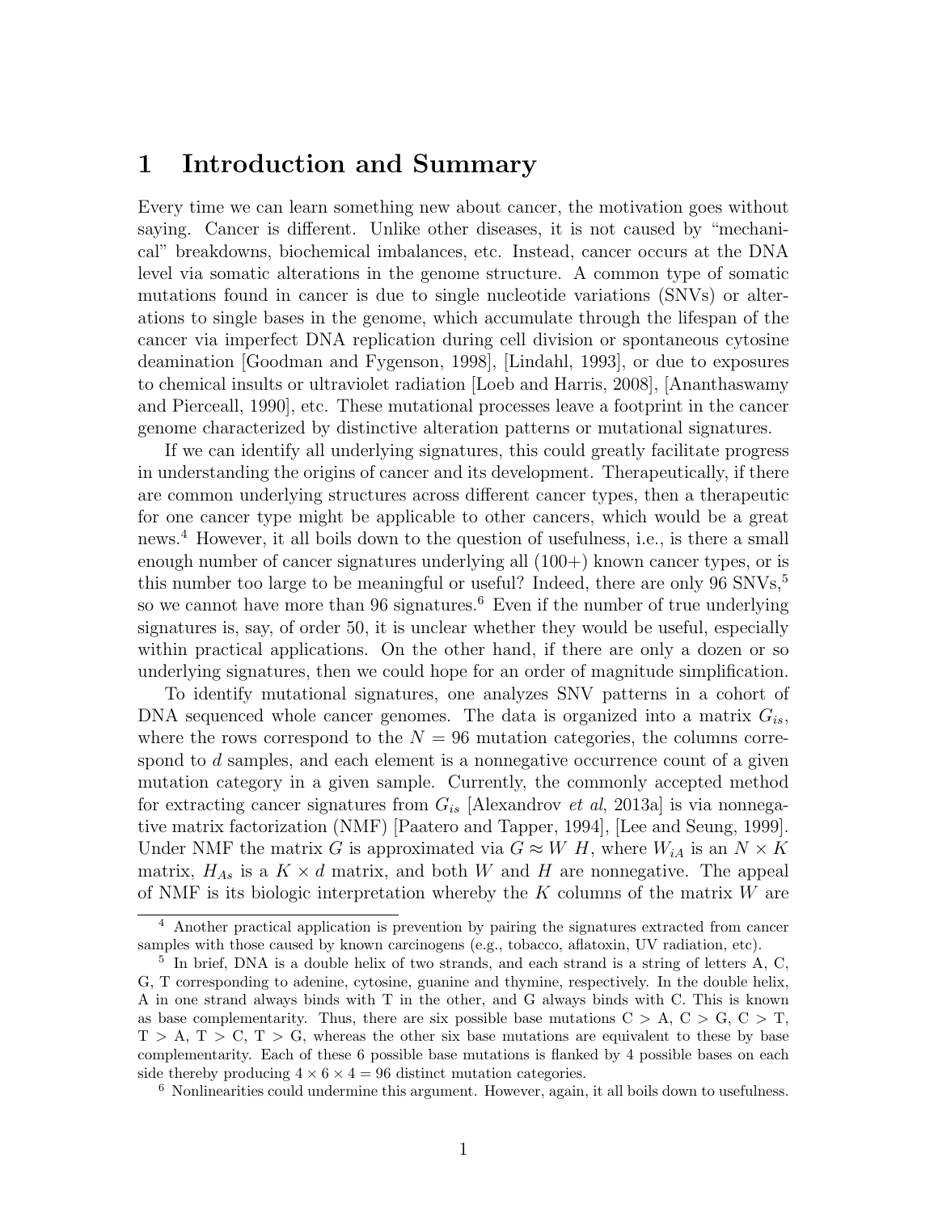# 1 Introduction and Summary

Every time we can learn something new about cancer, the motivation goes without saying. Cancer is different. Unlike other diseases, it is not caused by "mechanical" breakdowns, biochemical imbalances, etc. Instead, cancer occurs at the DNA level via somatic alterations in the genome structure. A common type of somatic mutations found in cancer is due to single nucleotide variations (SNVs) or alterations to single bases in the genome, which accumulate through the lifespan of the cancer via imperfect DNA replication during cell division or spontaneous cytosine deamination [Goodman and Fygenson, 1998], [Lindahl, 1993], or due to exposures to chemical insults or ultraviolet radiation [Loeb and Harris, 2008], [Ananthaswamy and Pierceall, 1990], etc. These mutational processes leave a footprint in the cancer genome characterized by distinctive alteration patterns or mutational signatures.

If we can identify all underlying signatures, this could greatly facilitate progress in understanding the origins of cancer and its development. Therapeutically, if there are common underlying structures across different cancer types, then a therapeutic for one cancer type might be applicable to other cancers, which would be a great news.[4] However, it all boils down to the question of usefulness, i.e., is there a small enough number of cancer signatures underlying all (100+) known cancer types, or is this number too large to be meaningful or useful? Indeed, there are only 96 SNVs,[5] so we cannot have more than 96 signatures.[6] Even if the number of true underlying signatures is, say, of order 50, it is unclear whether they would be useful, especially within practical applications. On the other hand, if there are only a dozen or so underlying signatures, then we could hope for an order of magnitude simplification.

To identify mutational signatures, one analyzes SNV patterns in a cohort of DNA sequenced whole cancer genomes. The data is organized into a matrix $G_{is}$, where the rows correspond to the $N = 96$ mutation categories, the columns correspond to $d$ samples, and each element is a nonnegative occurrence count of a given mutation category in a given sample. Currently, the commonly accepted method for extracting cancer signatures from $G_{is}$ [Alexandrov *et al*, 2013a] is via nonnegative matrix factorization (NMF) [Paatero and Tapper, 1994], [Lee and Seung, 1999]. Under NMF the matrix $G$ is approximated via $G \approx W\ H$, where $W_{iA}$ is an $N \times K$ matrix, $H_{As}$ is a $K \times d$ matrix, and both $W$ and $H$ are nonnegative. The appeal of NMF is its biologic interpretation whereby the $K$ columns of the matrix $W$ are

---

[4] Another practical application is prevention by pairing the signatures extracted from cancer samples with those caused by known carcinogens (e.g., tobacco, aflatoxin, UV radiation, etc).

[5] In brief, DNA is a double helix of two strands, and each strand is a string of letters A, C, G, T corresponding to adenine, cytosine, guanine and thymine, respectively. In the double helix, A in one strand always binds with T in the other, and G always binds with C. This is known as base complementarity. Thus, there are six possible base mutations C > A, C > G, C > T, T > A, T > C, T > G, whereas the other six base mutations are equivalent to these by base complementarity. Each of these 6 possible base mutations is flanked by 4 possible bases on each side thereby producing $4 \times 6 \times 4 = 96$ distinct mutation categories.

[6] Nonlinearities could undermine this argument. However, again, it all boils down to usefulness.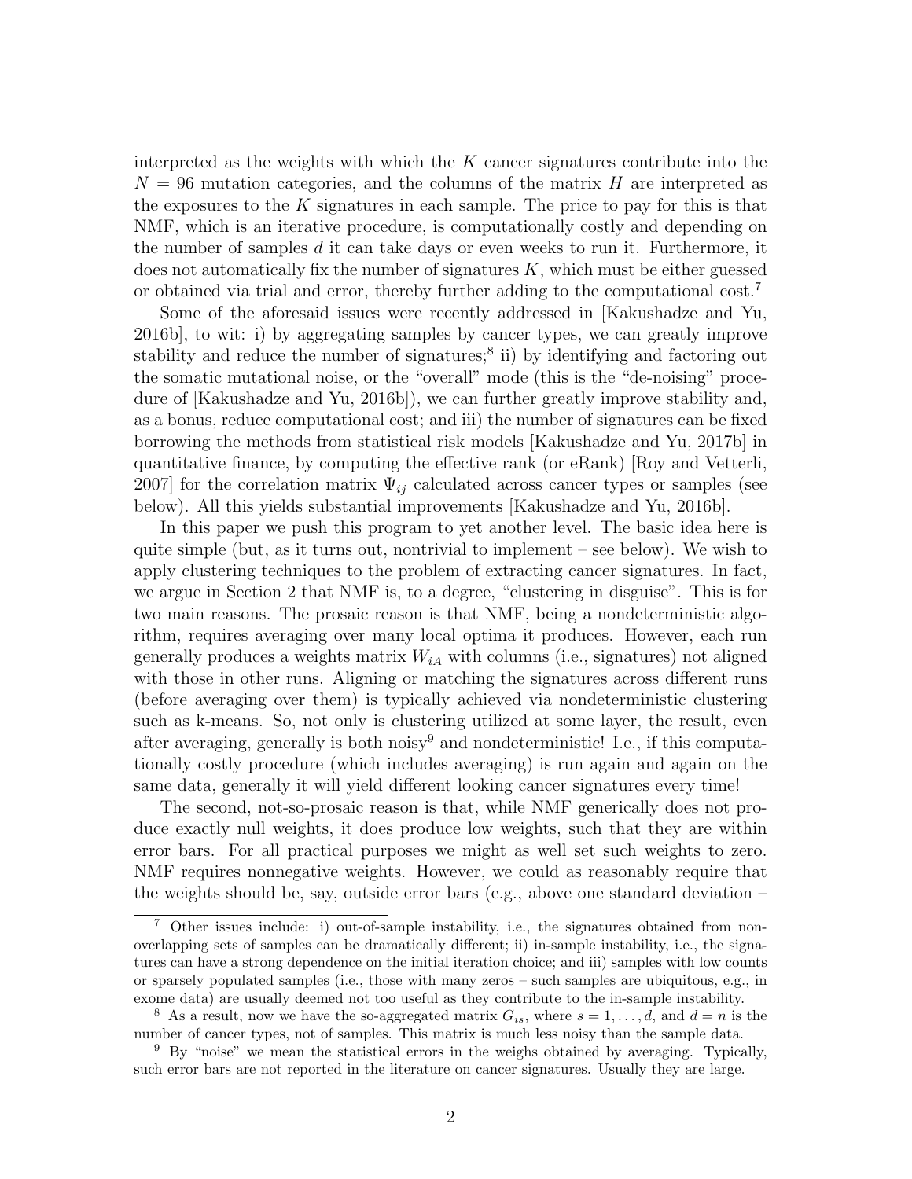interpreted as the weights with which the $K$ cancer signatures contribute into the $N = 96$ mutation categories, and the columns of the matrix $H$ are interpreted as the exposures to the $K$ signatures in each sample. The price to pay for this is that NMF, which is an iterative procedure, is computationally costly and depending on the number of samples $d$ it can take days or even weeks to run it. Furthermore, it does not automatically fix the number of signatures $K$, which must be either guessed or obtained via trial and error, thereby further adding to the computational cost.[7]

Some of the aforesaid issues were recently addressed in [Kakushadze and Yu, 2016b], to wit: i) by aggregating samples by cancer types, we can greatly improve stability and reduce the number of signatures;[8] ii) by identifying and factoring out the somatic mutational noise, or the "overall" mode (this is the "de-noising" procedure of [Kakushadze and Yu, 2016b]), we can further greatly improve stability and, as a bonus, reduce computational cost; and iii) the number of signatures can be fixed borrowing the methods from statistical risk models [Kakushadze and Yu, 2017b] in quantitative finance, by computing the effective rank (or eRank) [Roy and Vetterli, 2007] for the correlation matrix $\Psi_{ij}$ calculated across cancer types or samples (see below). All this yields substantial improvements [Kakushadze and Yu, 2016b].

In this paper we push this program to yet another level. The basic idea here is quite simple (but, as it turns out, nontrivial to implement – see below). We wish to apply clustering techniques to the problem of extracting cancer signatures. In fact, we argue in Section 2 that NMF is, to a degree, "clustering in disguise". This is for two main reasons. The prosaic reason is that NMF, being a nondeterministic algorithm, requires averaging over many local optima it produces. However, each run generally produces a weights matrix $W_{iA}$ with columns (i.e., signatures) not aligned with those in other runs. Aligning or matching the signatures across different runs (before averaging over them) is typically achieved via nondeterministic clustering such as k-means. So, not only is clustering utilized at some layer, the result, even after averaging, generally is both noisy[9] and nondeterministic! I.e., if this computationally costly procedure (which includes averaging) is run again and again on the same data, generally it will yield different looking cancer signatures every time!

The second, not-so-prosaic reason is that, while NMF generically does not produce exactly null weights, it does produce low weights, such that they are within error bars. For all practical purposes we might as well set such weights to zero. NMF requires nonnegative weights. However, we could as reasonably require that the weights should be, say, outside error bars (e.g., above one standard deviation –

[7] Other issues include: i) out-of-sample instability, i.e., the signatures obtained from non-overlapping sets of samples can be dramatically different; ii) in-sample instability, i.e., the signatures can have a strong dependence on the initial iteration choice; and iii) samples with low counts or sparsely populated samples (i.e., those with many zeros – such samples are ubiquitous, e.g., in exome data) are usually deemed not too useful as they contribute to the in-sample instability.

[8] As a result, now we have the so-aggregated matrix $G_{is}$, where $s = 1, \dots, d$, and $d = n$ is the number of cancer types, not of samples. This matrix is much less noisy than the sample data.

[9] By "noise" we mean the statistical errors in the weighs obtained by averaging. Typically, such error bars are not reported in the literature on cancer signatures. Usually they are large.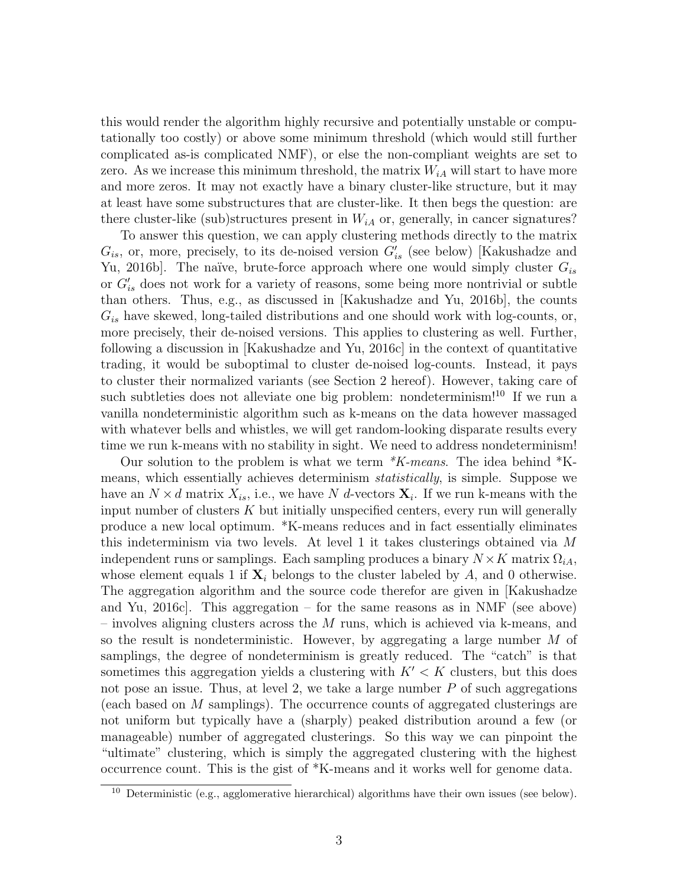this would render the algorithm highly recursive and potentially unstable or computationally too costly) or above some minimum threshold (which would still further complicated as-is complicated NMF), or else the non-compliant weights are set to zero. As we increase this minimum threshold, the matrix $W_{iA}$ will start to have more and more zeros. It may not exactly have a binary cluster-like structure, but it may at least have some substructures that are cluster-like. It then begs the question: are there cluster-like (sub)structures present in $W_{iA}$ or, generally, in cancer signatures?

To answer this question, we can apply clustering methods directly to the matrix $G_{is}$, or, more, precisely, to its de-noised version $G'_{is}$ (see below) [Kakushadze and Yu, 2016b]. The naïve, brute-force approach where one would simply cluster $G_{is}$ or $G'_{is}$ does not work for a variety of reasons, some being more nontrivial or subtle than others. Thus, e.g., as discussed in [Kakushadze and Yu, 2016b], the counts $G_{is}$ have skewed, long-tailed distributions and one should work with log-counts, or, more precisely, their de-noised versions. This applies to clustering as well. Further, following a discussion in [Kakushadze and Yu, 2016c] in the context of quantitative trading, it would be suboptimal to cluster de-noised log-counts. Instead, it pays to cluster their normalized variants (see Section 2 hereof). However, taking care of such subtleties does not alleviate one big problem: nondeterminism![10] If we run a vanilla nondeterministic algorithm such as k-means on the data however massaged with whatever bells and whistles, we will get random-looking disparate results every time we run k-means with no stability in sight. We need to address nondeterminism!

Our solution to the problem is what we term *\*K-means*. The idea behind *K-means, which essentially achieves determinism *statistically*, is simple. Suppose we have an $N \times d$ matrix $X_{is}$, i.e., we have $N$ $d$-vectors $\mathbf{X}_i$. If we run k-means with the input number of clusters $K$ but initially unspecified centers, every run will generally produce a new local optimum. *K-means reduces and in fact essentially eliminates this indeterminism via two levels. At level 1 it takes clusterings obtained via $M$ independent runs or samplings. Each sampling produces a binary $N \times K$ matrix $\Omega_{iA}$, whose element equals 1 if $\mathbf{X}_i$ belongs to the cluster labeled by $A$, and 0 otherwise. The aggregation algorithm and the source code therefor are given in [Kakushadze and Yu, 2016c]. This aggregation – for the same reasons as in NMF (see above) – involves aligning clusters across the $M$ runs, which is achieved via k-means, and so the result is nondeterministic. However, by aggregating a large number $M$ of samplings, the degree of nondeterminism is greatly reduced. The "catch" is that sometimes this aggregation yields a clustering with $K' < K$ clusters, but this does not pose an issue. Thus, at level 2, we take a large number $P$ of such aggregations (each based on $M$ samplings). The occurrence counts of aggregated clusterings are not uniform but typically have a (sharply) peaked distribution around a few (or manageable) number of aggregated clusterings. So this way we can pinpoint the "ultimate" clustering, which is simply the aggregated clustering with the highest occurrence count. This is the gist of *K-means and it works well for genome data.

[10] Deterministic (e.g., agglomerative hierarchical) algorithms have their own issues (see below).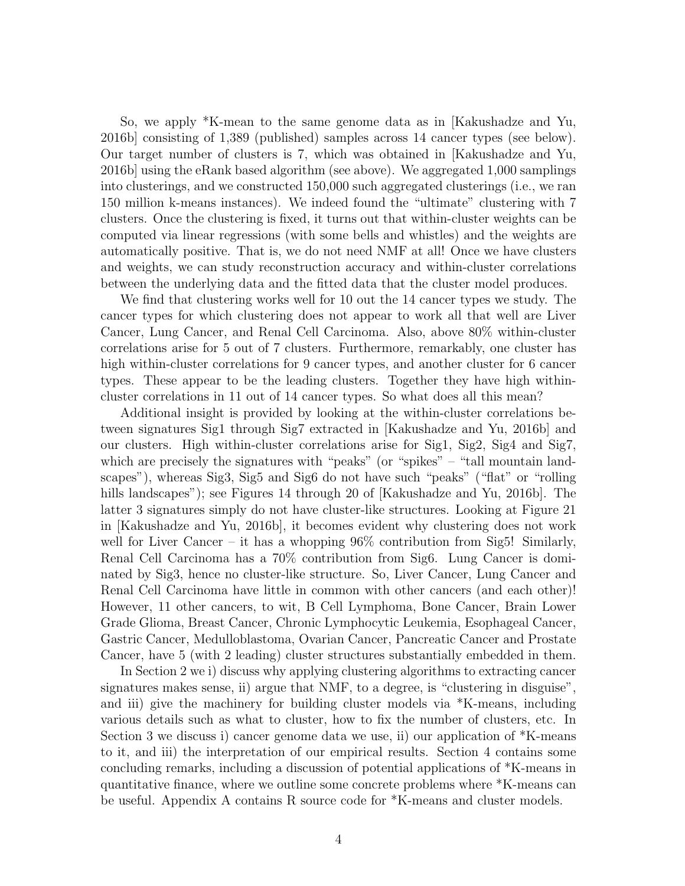So, we apply *K-mean to the same genome data as in [Kakushadze and Yu, 2016b] consisting of 1,389 (published) samples across 14 cancer types (see below). Our target number of clusters is 7, which was obtained in [Kakushadze and Yu, 2016b] using the eRank based algorithm (see above). We aggregated 1,000 samplings into clusterings, and we constructed 150,000 such aggregated clusterings (i.e., we ran 150 million k-means instances). We indeed found the "ultimate" clustering with 7 clusters. Once the clustering is fixed, it turns out that within-cluster weights can be computed via linear regressions (with some bells and whistles) and the weights are automatically positive. That is, we do not need NMF at all! Once we have clusters and weights, we can study reconstruction accuracy and within-cluster correlations between the underlying data and the fitted data that the cluster model produces.

We find that clustering works well for 10 out the 14 cancer types we study. The cancer types for which clustering does not appear to work all that well are Liver Cancer, Lung Cancer, and Renal Cell Carcinoma. Also, above 80% within-cluster correlations arise for 5 out of 7 clusters. Furthermore, remarkably, one cluster has high within-cluster correlations for 9 cancer types, and another cluster for 6 cancer types. These appear to be the leading clusters. Together they have high within-cluster correlations in 11 out of 14 cancer types. So what does all this mean?

Additional insight is provided by looking at the within-cluster correlations between signatures Sig1 through Sig7 extracted in [Kakushadze and Yu, 2016b] and our clusters. High within-cluster correlations arise for Sig1, Sig2, Sig4 and Sig7, which are precisely the signatures with "peaks" (or "spikes" – "tall mountain landscapes"), whereas Sig3, Sig5 and Sig6 do not have such "peaks" ("flat" or "rolling hills landscapes"); see Figures 14 through 20 of [Kakushadze and Yu, 2016b]. The latter 3 signatures simply do not have cluster-like structures. Looking at Figure 21 in [Kakushadze and Yu, 2016b], it becomes evident why clustering does not work well for Liver Cancer – it has a whopping 96% contribution from Sig5! Similarly, Renal Cell Carcinoma has a 70% contribution from Sig6. Lung Cancer is dominated by Sig3, hence no cluster-like structure. So, Liver Cancer, Lung Cancer and Renal Cell Carcinoma have little in common with other cancers (and each other)! However, 11 other cancers, to wit, B Cell Lymphoma, Bone Cancer, Brain Lower Grade Glioma, Breast Cancer, Chronic Lymphocytic Leukemia, Esophageal Cancer, Gastric Cancer, Medulloblastoma, Ovarian Cancer, Pancreatic Cancer and Prostate Cancer, have 5 (with 2 leading) cluster structures substantially embedded in them.

In Section 2 we i) discuss why applying clustering algorithms to extracting cancer signatures makes sense, ii) argue that NMF, to a degree, is "clustering in disguise", and iii) give the machinery for building cluster models via *K-means, including various details such as what to cluster, how to fix the number of clusters, etc. In Section 3 we discuss i) cancer genome data we use, ii) our application of *K-means to it, and iii) the interpretation of our empirical results. Section 4 contains some concluding remarks, including a discussion of potential applications of *K-means in quantitative finance, where we outline some concrete problems where *K-means can be useful. Appendix A contains R source code for *K-means and cluster models.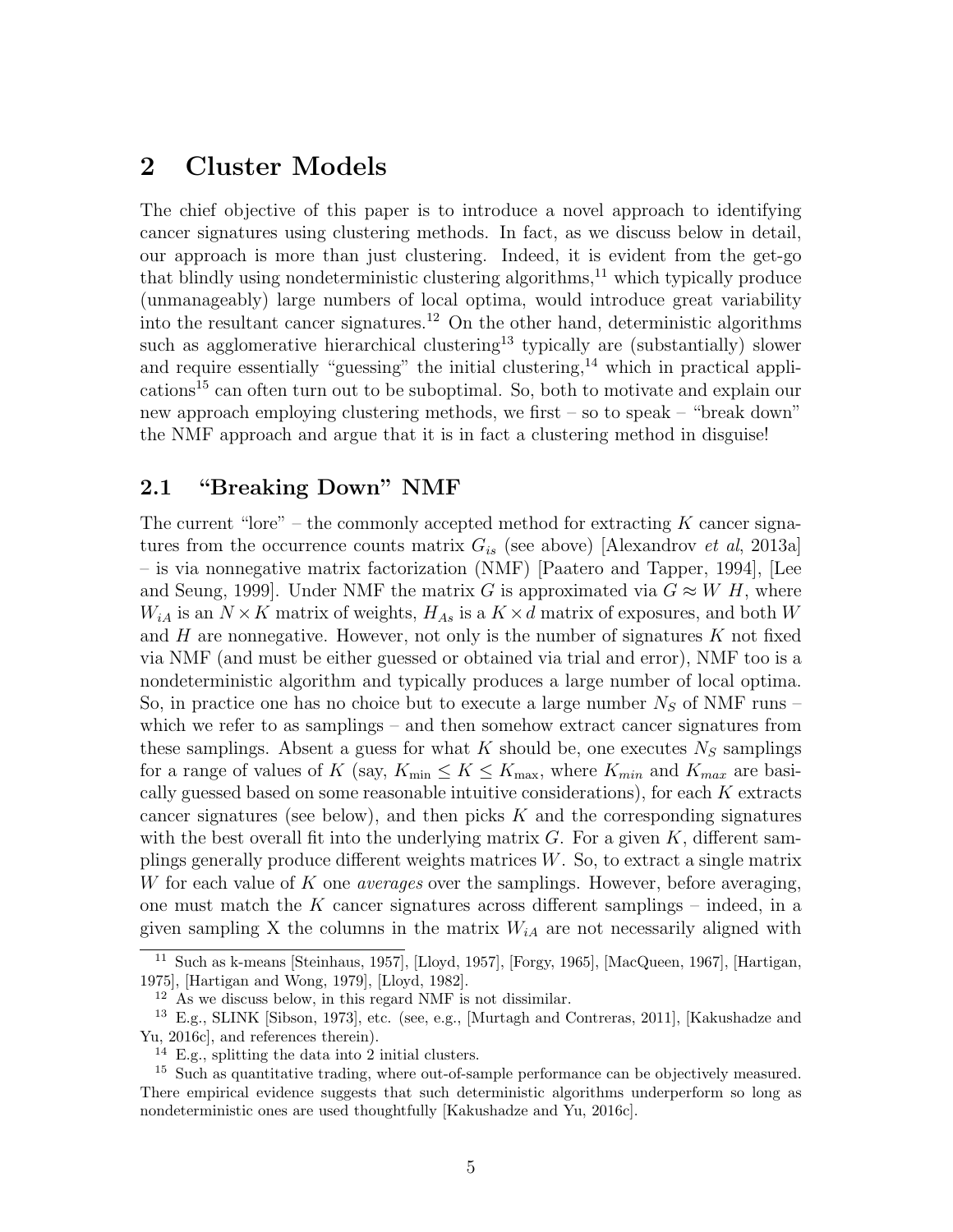## 2 Cluster Models

The chief objective of this paper is to introduce a novel approach to identifying cancer signatures using clustering methods. In fact, as we discuss below in detail, our approach is more than just clustering. Indeed, it is evident from the get-go that blindly using nondeterministic clustering algorithms,[11] which typically produce (unmanageably) large numbers of local optima, would introduce great variability into the resultant cancer signatures.[12] On the other hand, deterministic algorithms such as agglomerative hierarchical clustering[13] typically are (substantially) slower and require essentially "guessing" the initial clustering,[14] which in practical applications[15] can often turn out to be suboptimal. So, both to motivate and explain our new approach employing clustering methods, we first – so to speak – "break down" the NMF approach and argue that it is in fact a clustering method in disguise!

### 2.1 "Breaking Down" NMF

The current "lore" – the commonly accepted method for extracting $K$ cancer signatures from the occurrence counts matrix $G_{is}$ (see above) [Alexandrov *et al*, 2013a] – is via nonnegative matrix factorization (NMF) [Paatero and Tapper, 1994], [Lee and Seung, 1999]. Under NMF the matrix $G$ is approximated via $G \approx W\ H$, where $W_{iA}$ is an $N \times K$ matrix of weights, $H_{As}$ is a $K \times d$ matrix of exposures, and both $W$ and $H$ are nonnegative. However, not only is the number of signatures $K$ not fixed via NMF (and must be either guessed or obtained via trial and error), NMF too is a nondeterministic algorithm and typically produces a large number of local optima. So, in practice one has no choice but to execute a large number $N_S$ of NMF runs – which we refer to as samplings – and then somehow extract cancer signatures from these samplings. Absent a guess for what $K$ should be, one executes $N_S$ samplings for a range of values of $K$ (say, $K_{\min} \leq K \leq K_{\max}$, where $K_{min}$ and $K_{max}$ are basically guessed based on some reasonable intuitive considerations), for each $K$ extracts cancer signatures (see below), and then picks $K$ and the corresponding signatures with the best overall fit into the underlying matrix $G$. For a given $K$, different samplings generally produce different weights matrices $W$. So, to extract a single matrix $W$ for each value of $K$ one *averages* over the samplings. However, before averaging, one must match the $K$ cancer signatures across different samplings – indeed, in a given sampling X the columns in the matrix $W_{iA}$ are not necessarily aligned with

---

[11] Such as k-means [Steinhaus, 1957], [Lloyd, 1957], [Forgy, 1965], [MacQueen, 1967], [Hartigan, 1975], [Hartigan and Wong, 1979], [Lloyd, 1982].

[12] As we discuss below, in this regard NMF is not dissimilar.

[13] E.g., SLINK [Sibson, 1973], etc. (see, e.g., [Murtagh and Contreras, 2011], [Kakushadze and Yu, 2016c], and references therein).

[14] E.g., splitting the data into 2 initial clusters.

[15] Such as quantitative trading, where out-of-sample performance can be objectively measured. There empirical evidence suggests that such deterministic algorithms underperform so long as nondeterministic ones are used thoughtfully [Kakushadze and Yu, 2016c].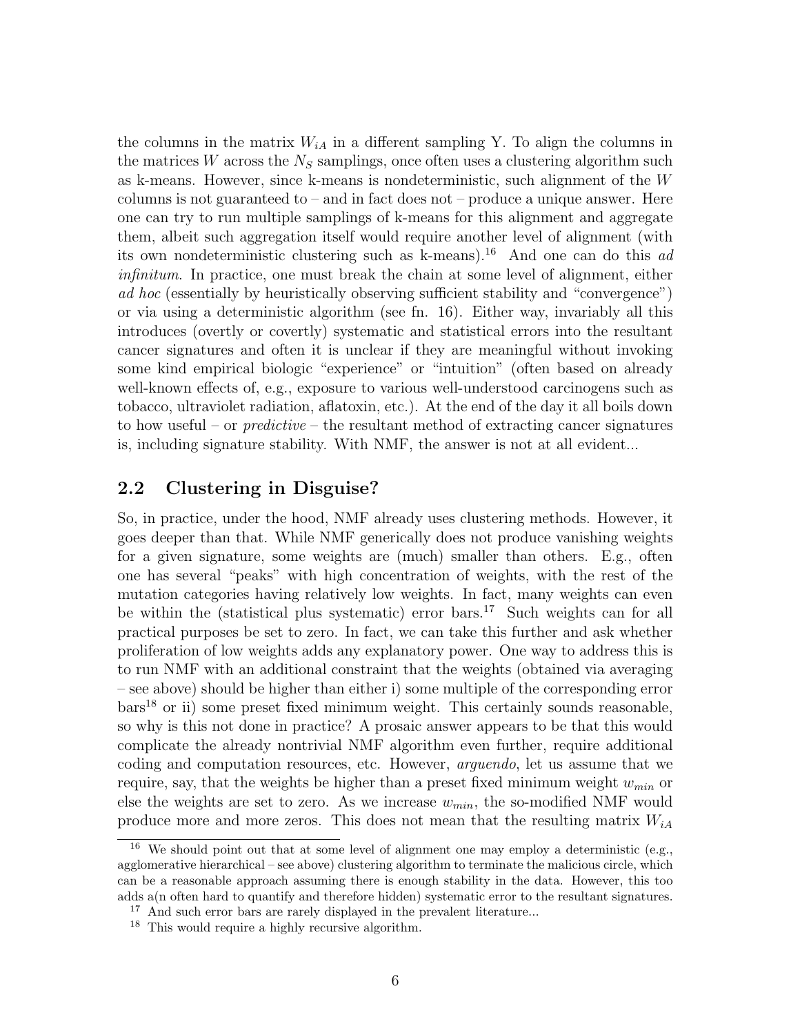the columns in the matrix $W_{iA}$ in a different sampling Y. To align the columns in the matrices $W$ across the $N_S$ samplings, once often uses a clustering algorithm such as k-means. However, since k-means is nondeterministic, such alignment of the $W$ columns is not guaranteed to – and in fact does not – produce a unique answer. Here one can try to run multiple samplings of k-means for this alignment and aggregate them, albeit such aggregation itself would require another level of alignment (with its own nondeterministic clustering such as k-means).[16] And one can do this *ad infinitum*. In practice, one must break the chain at some level of alignment, either *ad hoc* (essentially by heuristically observing sufficient stability and "convergence") or via using a deterministic algorithm (see fn. 16). Either way, invariably all this introduces (overtly or covertly) systematic and statistical errors into the resultant cancer signatures and often it is unclear if they are meaningful without invoking some kind empirical biologic "experience" or "intuition" (often based on already well-known effects of, e.g., exposure to various well-understood carcinogens such as tobacco, ultraviolet radiation, aflatoxin, etc.). At the end of the day it all boils down to how useful – or *predictive* – the resultant method of extracting cancer signatures is, including signature stability. With NMF, the answer is not at all evident...

## 2.2 Clustering in Disguise?

So, in practice, under the hood, NMF already uses clustering methods. However, it goes deeper than that. While NMF generically does not produce vanishing weights for a given signature, some weights are (much) smaller than others. E.g., often one has several "peaks" with high concentration of weights, with the rest of the mutation categories having relatively low weights. In fact, many weights can even be within the (statistical plus systematic) error bars.[17] Such weights can for all practical purposes be set to zero. In fact, we can take this further and ask whether proliferation of low weights adds any explanatory power. One way to address this is to run NMF with an additional constraint that the weights (obtained via averaging – see above) should be higher than either i) some multiple of the corresponding error bars[18] or ii) some preset fixed minimum weight. This certainly sounds reasonable, so why is this not done in practice? A prosaic answer appears to be that this would complicate the already nontrivial NMF algorithm even further, require additional coding and computation resources, etc. However, *arguendo*, let us assume that we require, say, that the weights be higher than a preset fixed minimum weight $w_{min}$ or else the weights are set to zero. As we increase $w_{min}$, the so-modified NMF would produce more and more zeros. This does not mean that the resulting matrix $W_{iA}$

[16] We should point out that at some level of alignment one may employ a deterministic (e.g., agglomerative hierarchical – see above) clustering algorithm to terminate the malicious circle, which can be a reasonable approach assuming there is enough stability in the data. However, this too adds a(n often hard to quantify and therefore hidden) systematic error to the resultant signatures.

[17] And such error bars are rarely displayed in the prevalent literature...

[18] This would require a highly recursive algorithm.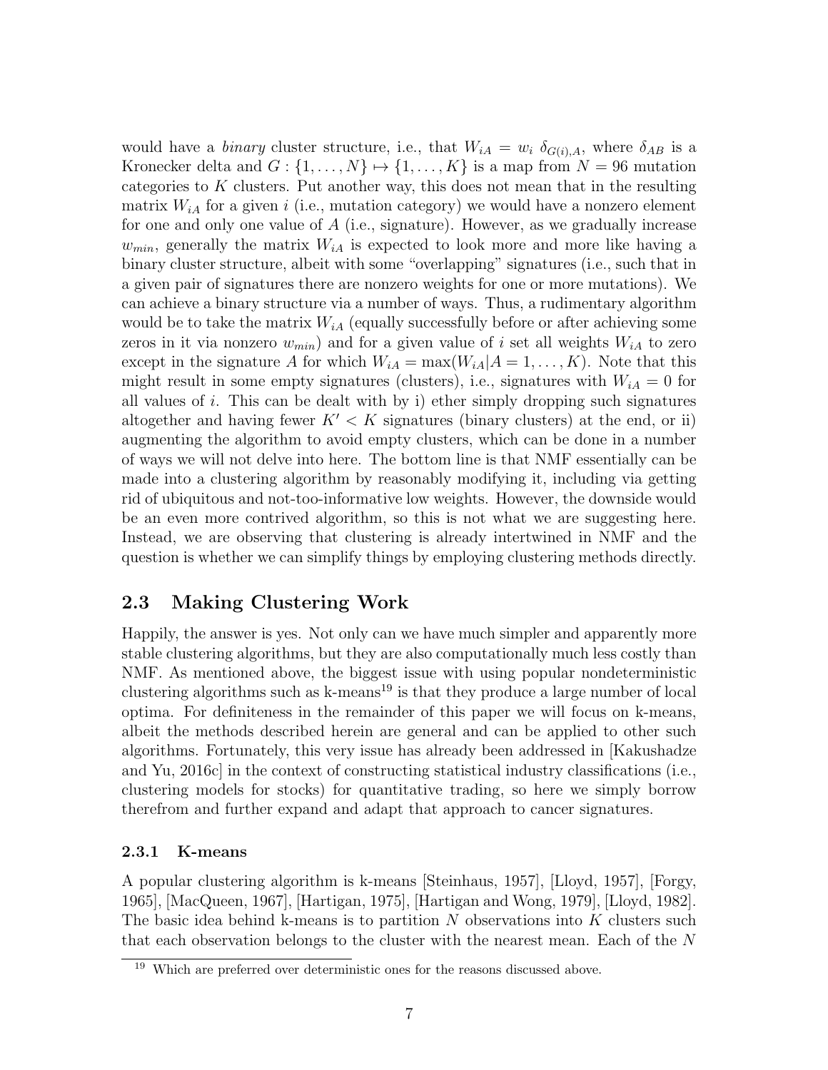would have a *binary* cluster structure, i.e., that $W_{iA} = w_i \; \delta_{G(i),A}$, where $\delta_{AB}$ is a Kronecker delta and $G : \{1, \dots, N\} \mapsto \{1, \dots, K\}$ is a map from $N = 96$ mutation categories to $K$ clusters. Put another way, this does not mean that in the resulting matrix $W_{iA}$ for a given $i$ (i.e., mutation category) we would have a nonzero element for one and only one value of $A$ (i.e., signature). However, as we gradually increase $w_{min}$, generally the matrix $W_{iA}$ is expected to look more and more like having a binary cluster structure, albeit with some "overlapping" signatures (i.e., such that in a given pair of signatures there are nonzero weights for one or more mutations). We can achieve a binary structure via a number of ways. Thus, a rudimentary algorithm would be to take the matrix $W_{iA}$ (equally successfully before or after achieving some zeros in it via nonzero $w_{min}$) and for a given value of $i$ set all weights $W_{iA}$ to zero except in the signature $A$ for which $W_{iA} = \max(W_{iA} | A = 1, \dots, K)$. Note that this might result in some empty signatures (clusters), i.e., signatures with $W_{iA} = 0$ for all values of $i$. This can be dealt with by i) ether simply dropping such signatures altogether and having fewer $K' < K$ signatures (binary clusters) at the end, or ii) augmenting the algorithm to avoid empty clusters, which can be done in a number of ways we will not delve into here. The bottom line is that NMF essentially can be made into a clustering algorithm by reasonably modifying it, including via getting rid of ubiquitous and not-too-informative low weights. However, the downside would be an even more contrived algorithm, so this is not what we are suggesting here. Instead, we are observing that clustering is already intertwined in NMF and the question is whether we can simplify things by employing clustering methods directly.

## 2.3 Making Clustering Work

Happily, the answer is yes. Not only can we have much simpler and apparently more stable clustering algorithms, but they are also computationally much less costly than NMF. As mentioned above, the biggest issue with using popular nondeterministic clustering algorithms such as k-means[19] is that they produce a large number of local optima. For definiteness in the remainder of this paper we will focus on k-means, albeit the methods described herein are general and can be applied to other such algorithms. Fortunately, this very issue has already been addressed in [Kakushadze and Yu, 2016c] in the context of constructing statistical industry classifications (i.e., clustering models for stocks) for quantitative trading, so here we simply borrow therefrom and further expand and adapt that approach to cancer signatures.

### 2.3.1 K-means

A popular clustering algorithm is k-means [Steinhaus, 1957], [Lloyd, 1957], [Forgy, 1965], [MacQueen, 1967], [Hartigan, 1975], [Hartigan and Wong, 1979], [Lloyd, 1982]. The basic idea behind k-means is to partition $N$ observations into $K$ clusters such that each observation belongs to the cluster with the nearest mean. Each of the $N$

[19] Which are preferred over deterministic ones for the reasons discussed above.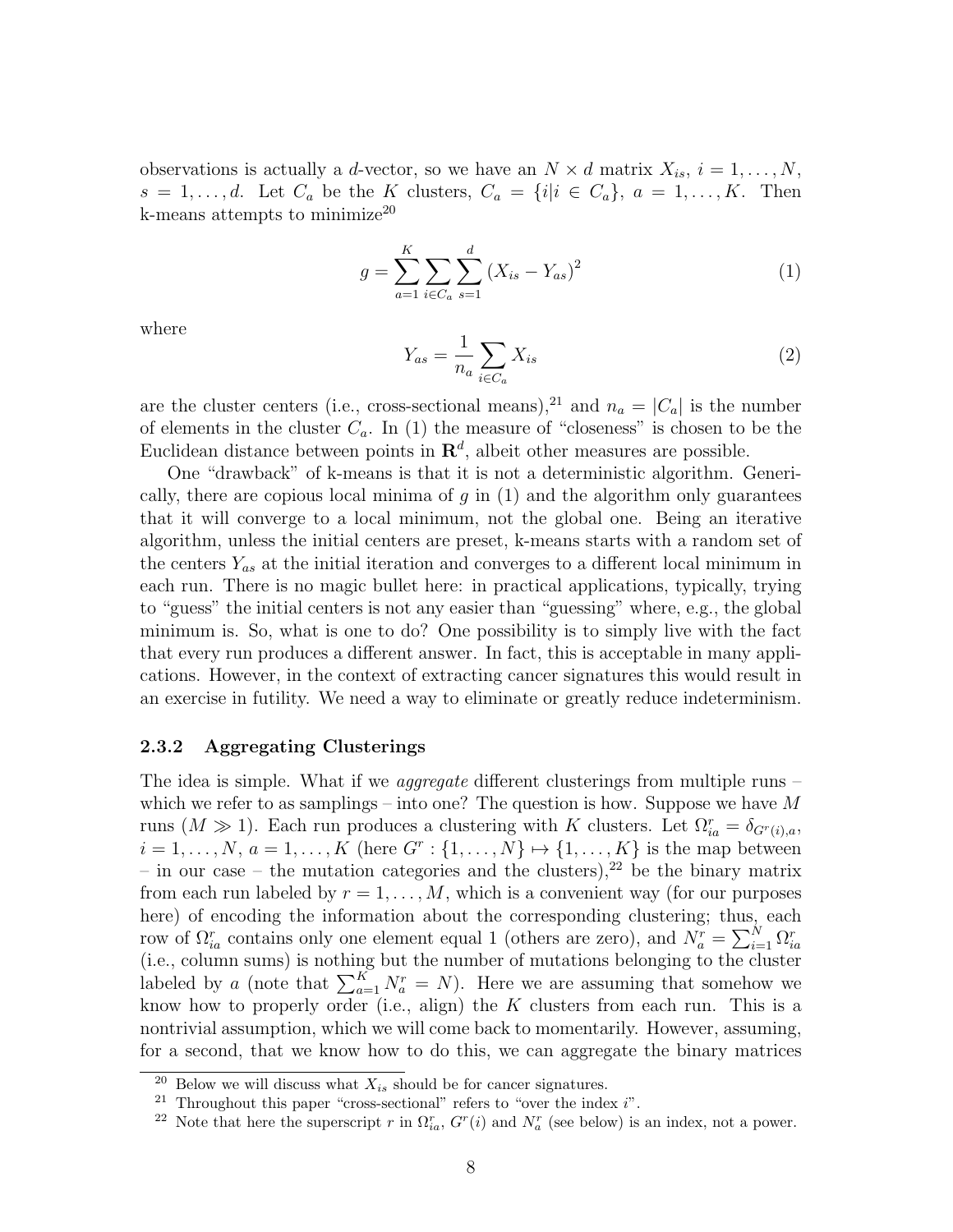observations is actually a $d$-vector, so we have an $N \times d$ matrix $X_{is}$, $i = 1, \dots, N$, $s = 1, \dots, d$. Let $C_a$ be the $K$ clusters, $C_a = \{i | i \in C_a\}$, $a = 1, \dots, K$. Then k-means attempts to minimize[20]

$$g = \sum_{a=1}^{K} \sum_{i \in C_a} \sum_{s=1}^{d} (X_{is} - Y_{as})^2 \tag{1}$$

where

$$Y_{as} = \frac{1}{n_a} \sum_{i \in C_a} X_{is} \tag{2}$$

are the cluster centers (i.e., cross-sectional means),[21] and $n_a = |C_a|$ is the number of elements in the cluster $C_a$. In (1) the measure of "closeness" is chosen to be the Euclidean distance between points in $\mathbf{R}^d$, albeit other measures are possible.

One "drawback" of k-means is that it is not a deterministic algorithm. Generically, there are copious local minima of $g$ in (1) and the algorithm only guarantees that it will converge to a local minimum, not the global one. Being an iterative algorithm, unless the initial centers are preset, k-means starts with a random set of the centers $Y_{as}$ at the initial iteration and converges to a different local minimum in each run. There is no magic bullet here: in practical applications, typically, trying to "guess" the initial centers is not any easier than "guessing" where, e.g., the global minimum is. So, what is one to do? One possibility is to simply live with the fact that every run produces a different answer. In fact, this is acceptable in many applications. However, in the context of extracting cancer signatures this would result in an exercise in futility. We need a way to eliminate or greatly reduce indeterminism.

### 2.3.2 Aggregating Clusterings

The idea is simple. What if we *aggregate* different clusterings from multiple runs – which we refer to as samplings – into one? The question is how. Suppose we have $M$ runs ($M \gg 1$). Each run produces a clustering with $K$ clusters. Let $\Omega^r_{ia} = \delta_{G^r(i),a}$, $i = 1, \dots, N$, $a = 1, \dots, K$ (here $G^r : \{1, \dots, N\} \mapsto \{1, \dots, K\}$ is the map between – in our case – the mutation categories and the clusters),[22] be the binary matrix from each run labeled by $r = 1, \dots, M$, which is a convenient way (for our purposes here) of encoding the information about the corresponding clustering; thus, each row of $\Omega^r_{ia}$ contains only one element equal 1 (others are zero), and $N^r_a = \sum_{i=1}^{N} \Omega^r_{ia}$ (i.e., column sums) is nothing but the number of mutations belonging to the cluster labeled by $a$ (note that $\sum_{a=1}^{K} N^r_a = N$). Here we are assuming that somehow we know how to properly order (i.e., align) the $K$ clusters from each run. This is a nontrivial assumption, which we will come back to momentarily. However, assuming, for a second, that we know how to do this, we can aggregate the binary matrices

---

[20] Below we will discuss what $X_{is}$ should be for cancer signatures.

[21] Throughout this paper "cross-sectional" refers to "over the index $i$".

[22] Note that here the superscript $r$ in $\Omega^r_{ia}$, $G^r(i)$ and $N^r_a$ (see below) is an index, not a power.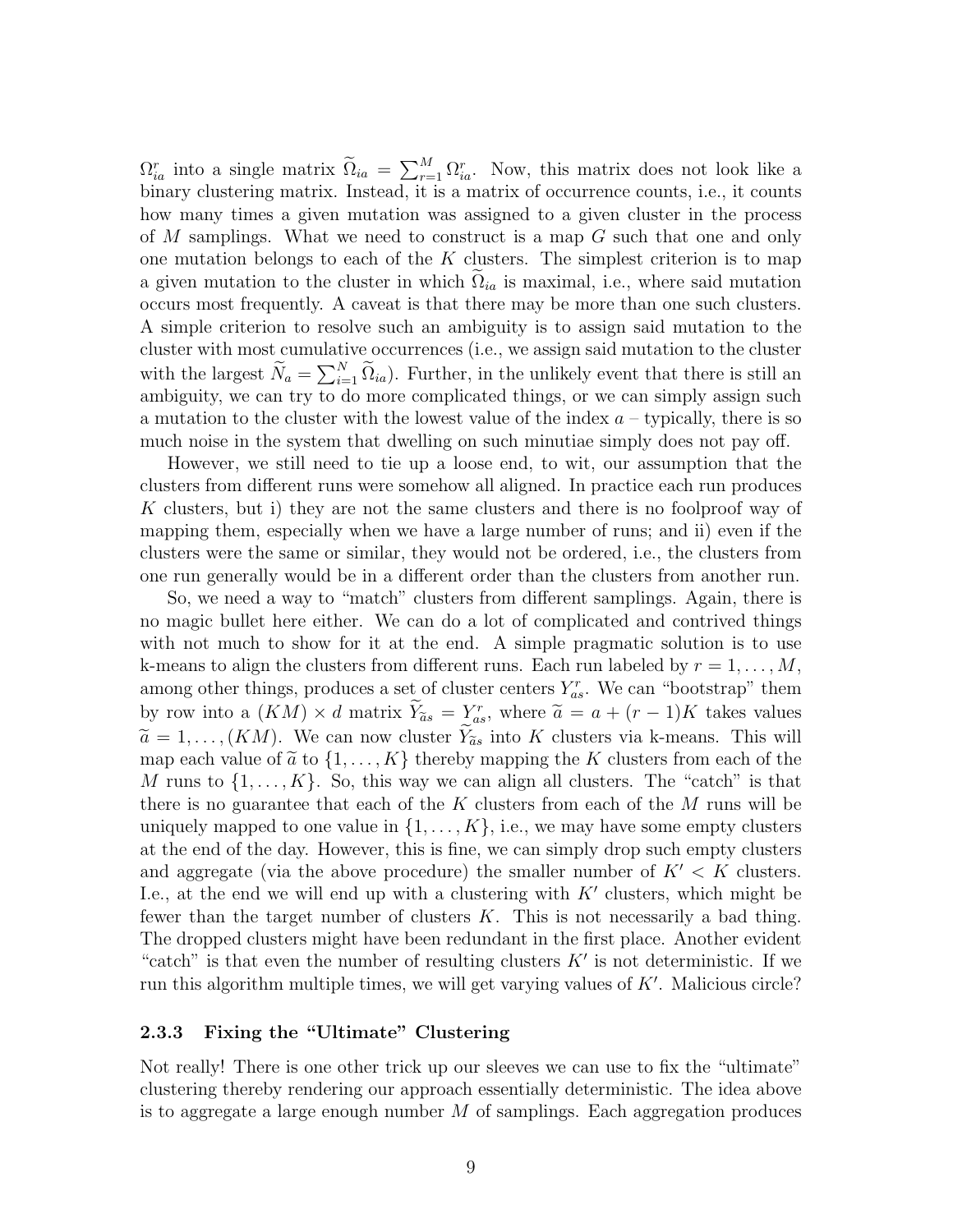$\Omega^r_{ia}$ into a single matrix $\widetilde{\Omega}_{ia} = \sum_{r=1}^M \Omega^r_{ia}$. Now, this matrix does not look like a binary clustering matrix. Instead, it is a matrix of occurrence counts, i.e., it counts how many times a given mutation was assigned to a given cluster in the process of $M$ samplings. What we need to construct is a map $G$ such that one and only one mutation belongs to each of the $K$ clusters. The simplest criterion is to map a given mutation to the cluster in which $\widetilde{\Omega}_{ia}$ is maximal, i.e., where said mutation occurs most frequently. A caveat is that there may be more than one such clusters. A simple criterion to resolve such an ambiguity is to assign said mutation to the cluster with most cumulative occurrences (i.e., we assign said mutation to the cluster with the largest $\widetilde{N}_a = \sum_{i=1}^N \widetilde{\Omega}_{ia}$). Further, in the unlikely event that there is still an ambiguity, we can try to do more complicated things, or we can simply assign such a mutation to the cluster with the lowest value of the index $a$ – typically, there is so much noise in the system that dwelling on such minutiae simply does not pay off.

However, we still need to tie up a loose end, to wit, our assumption that the clusters from different runs were somehow all aligned. In practice each run produces $K$ clusters, but i) they are not the same clusters and there is no foolproof way of mapping them, especially when we have a large number of runs; and ii) even if the clusters were the same or similar, they would not be ordered, i.e., the clusters from one run generally would be in a different order than the clusters from another run.

So, we need a way to "match" clusters from different samplings. Again, there is no magic bullet here either. We can do a lot of complicated and contrived things with not much to show for it at the end. A simple pragmatic solution is to use k-means to align the clusters from different runs. Each run labeled by $r = 1, \dots, M$, among other things, produces a set of cluster centers $Y^r_{as}$. We can "bootstrap" them by row into a $(KM) \times d$ matrix $\widetilde{Y}_{\widetilde{a}s} = Y^r_{as}$, where $\widetilde{a} = a + (r-1)K$ takes values $\widetilde{a} = 1, \dots, (KM)$. We can now cluster $\widetilde{Y}_{\widetilde{a}s}$ into $K$ clusters via k-means. This will map each value of $\widetilde{a}$ to $\{1, \dots, K\}$ thereby mapping the $K$ clusters from each of the $M$ runs to $\{1, \dots, K\}$. So, this way we can align all clusters. The "catch" is that there is no guarantee that each of the $K$ clusters from each of the $M$ runs will be uniquely mapped to one value in $\{1, \dots, K\}$, i.e., we may have some empty clusters at the end of the day. However, this is fine, we can simply drop such empty clusters and aggregate (via the above procedure) the smaller number of $K' < K$ clusters. I.e., at the end we will end up with a clustering with $K'$ clusters, which might be fewer than the target number of clusters $K$. This is not necessarily a bad thing. The dropped clusters might have been redundant in the first place. Another evident "catch" is that even the number of resulting clusters $K'$ is not deterministic. If we run this algorithm multiple times, we will get varying values of $K'$. Malicious circle?

### 2.3.3 Fixing the "Ultimate" Clustering

Not really! There is one other trick up our sleeves we can use to fix the "ultimate" clustering thereby rendering our approach essentially deterministic. The idea above is to aggregate a large enough number $M$ of samplings. Each aggregation produces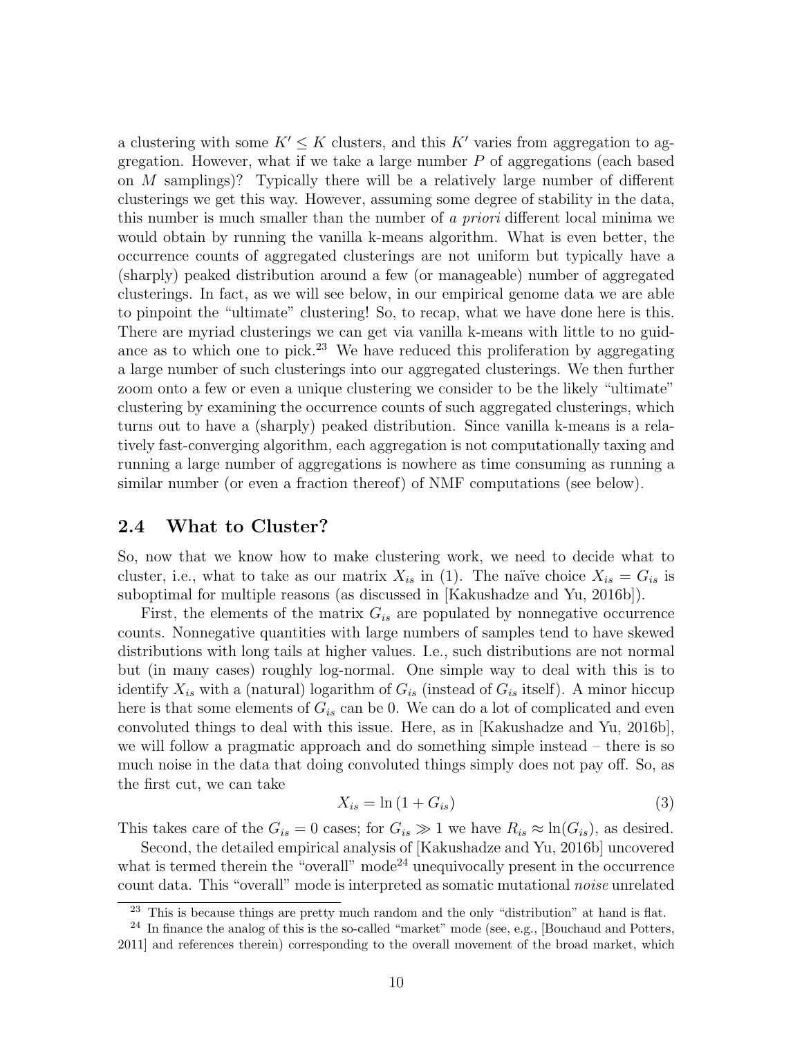a clustering with some $K' \leq K$ clusters, and this $K'$ varies from aggregation to aggregation. However, what if we take a large number $P$ of aggregations (each based on $M$ samplings)? Typically there will be a relatively large number of different clusterings we get this way. However, assuming some degree of stability in the data, this number is much smaller than the number of *a priori* different local minima we would obtain by running the vanilla k-means algorithm. What is even better, the occurrence counts of aggregated clusterings are not uniform but typically have a (sharply) peaked distribution around a few (or manageable) number of aggregated clusterings. In fact, as we will see below, in our empirical genome data we are able to pinpoint the "ultimate" clustering! So, to recap, what we have done here is this. There are myriad clusterings we can get via vanilla k-means with little to no guidance as to which one to pick.[23] We have reduced this proliferation by aggregating a large number of such clusterings into our aggregated clusterings. We then further zoom onto a few or even a unique clustering we consider to be the likely "ultimate" clustering by examining the occurrence counts of such aggregated clusterings, which turns out to have a (sharply) peaked distribution. Since vanilla k-means is a relatively fast-converging algorithm, each aggregation is not computationally taxing and running a large number of aggregations is nowhere as time consuming as running a similar number (or even a fraction thereof) of NMF computations (see below).

## 2.4 What to Cluster?

So, now that we know how to make clustering work, we need to decide what to cluster, i.e., what to take as our matrix $X_{is}$ in (1). The naïve choice $X_{is} = G_{is}$ is suboptimal for multiple reasons (as discussed in [Kakushadze and Yu, 2016b]).

First, the elements of the matrix $G_{is}$ are populated by nonnegative occurrence counts. Nonnegative quantities with large numbers of samples tend to have skewed distributions with long tails at higher values. I.e., such distributions are not normal but (in many cases) roughly log-normal. One simple way to deal with this is to identify $X_{is}$ with a (natural) logarithm of $G_{is}$ (instead of $G_{is}$ itself). A minor hiccup here is that some elements of $G_{is}$ can be 0. We can do a lot of complicated and even convoluted things to deal with this issue. Here, as in [Kakushadze and Yu, 2016b], we will follow a pragmatic approach and do something simple instead – there is so much noise in the data that doing convoluted things simply does not pay off. So, as the first cut, we can take

$$X_{is} = \ln\left(1 + G_{is}\right) \tag{3}$$

This takes care of the $G_{is} = 0$ cases; for $G_{is} \gg 1$ we have $R_{is} \approx \ln(G_{is})$, as desired.

Second, the detailed empirical analysis of [Kakushadze and Yu, 2016b] uncovered what is termed therein the "overall" mode[24] unequivocally present in the occurrence count data. This "overall" mode is interpreted as somatic mutational *noise* unrelated

[23] This is because things are pretty much random and the only "distribution" at hand is flat.

[24] In finance the analog of this is the so-called "market" mode (see, e.g., [Bouchaud and Potters, 2011] and references therein) corresponding to the overall movement of the broad market, which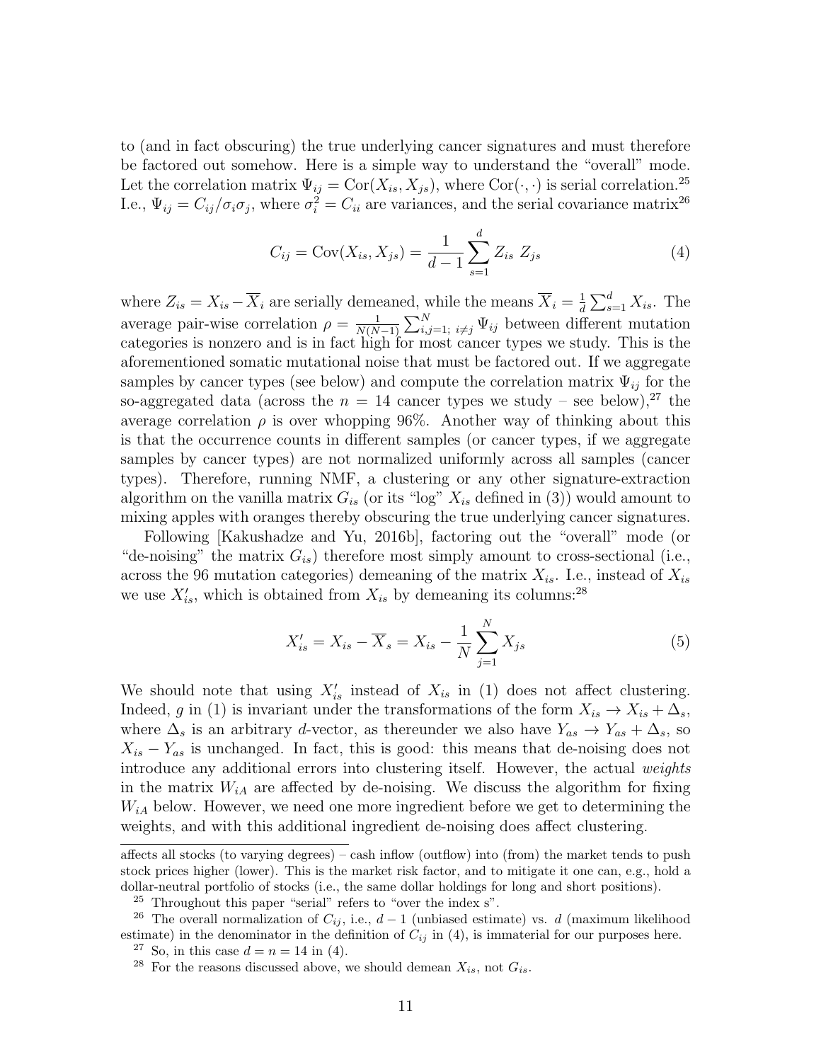to (and in fact obscuring) the true underlying cancer signatures and must therefore be factored out somehow. Here is a simple way to understand the "overall" mode. Let the correlation matrix $\Psi_{ij} = \text{Cor}(X_{is}, X_{js})$, where $\text{Cor}(\cdot,\cdot)$ is serial correlation.[25] I.e., $\Psi_{ij} = C_{ij}/\sigma_i\sigma_j$, where $\sigma_i^2 = C_{ii}$ are variances, and the serial covariance matrix[26]

$$C_{ij} = \text{Cov}(X_{is}, X_{js}) = \frac{1}{d-1}\sum_{s=1}^{d} Z_{is}\ Z_{js} \tag{4}$$

where $Z_{is} = X_{is} - \overline{X}_i$ are serially demeaned, while the means $\overline{X}_i = \frac{1}{d}\sum_{s=1}^{d} X_{is}$. The average pair-wise correlation $\rho = \frac{1}{N(N-1)}\sum_{i,j=1;\ i\neq j}^{N} \Psi_{ij}$ between different mutation categories is nonzero and is in fact high for most cancer types we study. This is the aforementioned somatic mutational noise that must be factored out. If we aggregate samples by cancer types (see below) and compute the correlation matrix $\Psi_{ij}$ for the so-aggregated data (across the $n = 14$ cancer types we study – see below),[27] the average correlation $\rho$ is over whopping 96%. Another way of thinking about this is that the occurrence counts in different samples (or cancer types, if we aggregate samples by cancer types) are not normalized uniformly across all samples (cancer types). Therefore, running NMF, a clustering or any other signature-extraction algorithm on the vanilla matrix $G_{is}$ (or its "log" $X_{is}$ defined in (3)) would amount to mixing apples with oranges thereby obscuring the true underlying cancer signatures.

Following [Kakushadze and Yu, 2016b], factoring out the "overall" mode (or "de-noising" the matrix $G_{is}$) therefore most simply amount to cross-sectional (i.e., across the 96 mutation categories) demeaning of the matrix $X_{is}$. I.e., instead of $X_{is}$ we use $X'_{is}$, which is obtained from $X_{is}$ by demeaning its columns:[28]

$$X'_{is} = X_{is} - \overline{X}_s = X_{is} - \frac{1}{N}\sum_{j=1}^{N} X_{js} \tag{5}$$

We should note that using $X'_{is}$ instead of $X_{is}$ in (1) does not affect clustering. Indeed, $g$ in (1) is invariant under the transformations of the form $X_{is} \rightarrow X_{is} + \Delta_s$, where $\Delta_s$ is an arbitrary $d$-vector, as thereunder we also have $Y_{as} \rightarrow Y_{as} + \Delta_s$, so $X_{is} - Y_{as}$ is unchanged. In fact, this is good: this means that de-noising does not introduce any additional errors into clustering itself. However, the actual *weights* in the matrix $W_{iA}$ are affected by de-noising. We discuss the algorithm for fixing $W_{iA}$ below. However, we need one more ingredient before we get to determining the weights, and with this additional ingredient de-noising does affect clustering.

---

affects all stocks (to varying degrees) – cash inflow (outflow) into (from) the market tends to push stock prices higher (lower). This is the market risk factor, and to mitigate it one can, e.g., hold a dollar-neutral portfolio of stocks (i.e., the same dollar holdings for long and short positions).

[25] Throughout this paper "serial" refers to "over the index s".

[26] The overall normalization of $C_{ij}$, i.e., $d-1$ (unbiased estimate) vs. $d$ (maximum likelihood estimate) in the denominator in the definition of $C_{ij}$ in (4), is immaterial for our purposes here.

[27] So, in this case $d = n = 14$ in (4).

[28] For the reasons discussed above, we should demean $X_{is}$, not $G_{is}$.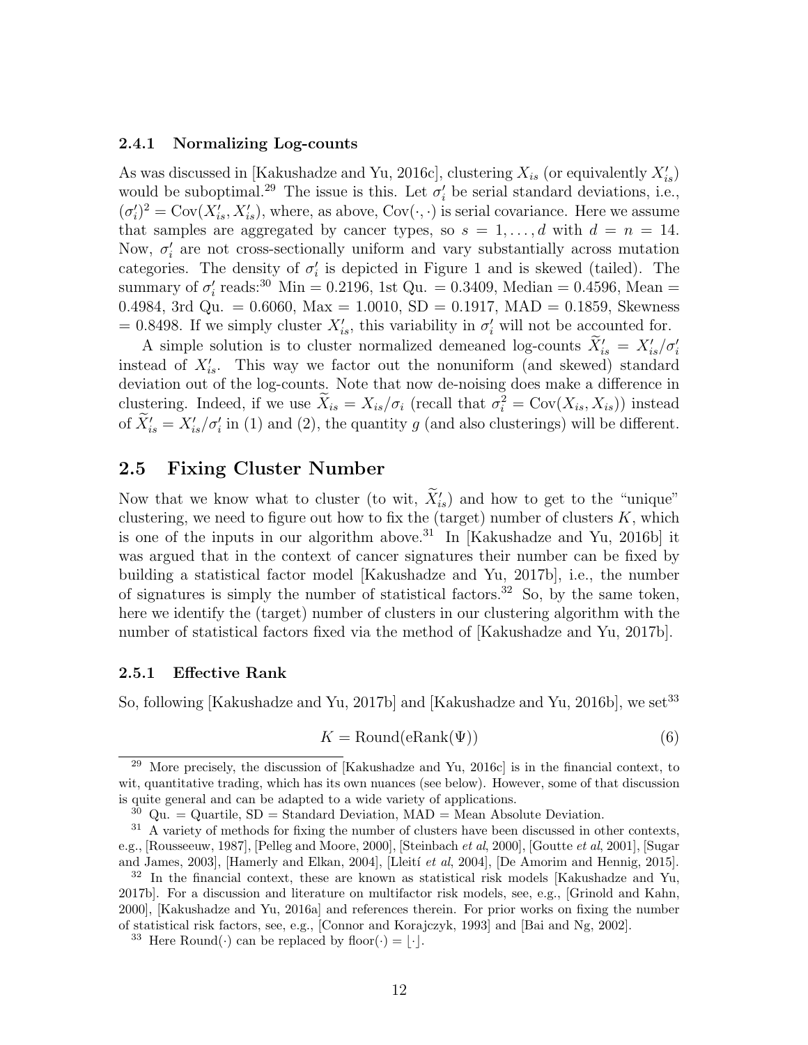#### 2.4.1 Normalizing Log-counts

As was discussed in [Kakushadze and Yu, 2016c], clustering $X_{is}$ (or equivalently $X'_{is}$) would be suboptimal.[29] The issue is this. Let $\sigma'_i$ be serial standard deviations, i.e., $(\sigma'_i)^2 = \text{Cov}(X'_{is}, X'_{is})$, where, as above, $\text{Cov}(\cdot,\cdot)$ is serial covariance. Here we assume that samples are aggregated by cancer types, so $s = 1, \dots, d$ with $d = n = 14$. Now, $\sigma'_i$ are not cross-sectionally uniform and vary substantially across mutation categories. The density of $\sigma'_i$ is depicted in Figure 1 and is skewed (tailed). The summary of $\sigma'_i$ reads:[30] Min = 0.2196, 1st Qu. = 0.3409, Median = 0.4596, Mean = 0.4984, 3rd Qu. = 0.6060, Max = 1.0010, SD = 0.1917, MAD = 0.1859, Skewness = 0.8498. If we simply cluster $X'_{is}$, this variability in $\sigma'_i$ will not be accounted for.

A simple solution is to cluster normalized demeaned log-counts $\widetilde{X}'_{is} = X'_{is}/\sigma'_i$ instead of $X'_{is}$. This way we factor out the nonuniform (and skewed) standard deviation out of the log-counts. Note that now de-noising does make a difference in clustering. Indeed, if we use $\widetilde{X}_{is} = X_{is}/\sigma_i$ (recall that $\sigma_i^2 = \text{Cov}(X_{is}, X_{is})$) instead of $\widetilde{X}'_{is} = X'_{is}/\sigma'_i$ in (1) and (2), the quantity $g$ (and also clusterings) will be different.

## 2.5 Fixing Cluster Number

Now that we know what to cluster (to wit, $\widetilde{X}'_{is}$) and how to get to the "unique" clustering, we need to figure out how to fix the (target) number of clusters $K$, which is one of the inputs in our algorithm above.[31] In [Kakushadze and Yu, 2016b] it was argued that in the context of cancer signatures their number can be fixed by building a statistical factor model [Kakushadze and Yu, 2017b], i.e., the number of signatures is simply the number of statistical factors.[32] So, by the same token, here we identify the (target) number of clusters in our clustering algorithm with the number of statistical factors fixed via the method of [Kakushadze and Yu, 2017b].

#### 2.5.1 Effective Rank

So, following [Kakushadze and Yu, 2017b] and [Kakushadze and Yu, 2016b], we set[33]

$$K = \text{Round}(\text{eRank}(\Psi)) \tag{6}$$

---

[29] More precisely, the discussion of [Kakushadze and Yu, 2016c] is in the financial context, to wit, quantitative trading, which has its own nuances (see below). However, some of that discussion is quite general and can be adapted to a wide variety of applications.

[30] Qu. = Quartile, SD = Standard Deviation, MAD = Mean Absolute Deviation.

[31] A variety of methods for fixing the number of clusters have been discussed in other contexts, e.g., [Rousseeuw, 1987], [Pelleg and Moore, 2000], [Steinbach *et al*, 2000], [Goutte *et al*, 2001], [Sugar and James, 2003], [Hamerly and Elkan, 2004], [Lleití *et al*, 2004], [De Amorim and Hennig, 2015].

[32] In the financial context, these are known as statistical risk models [Kakushadze and Yu, 2017b]. For a discussion and literature on multifactor risk models, see, e.g., [Grinold and Kahn, 2000], [Kakushadze and Yu, 2016a] and references therein. For prior works on fixing the number of statistical risk factors, see, e.g., [Connor and Korajczyk, 1993] and [Bai and Ng, 2002].

[33] Here $\text{Round}(\cdot)$ can be replaced by $\text{floor}(\cdot) = \lfloor \cdot \rfloor$.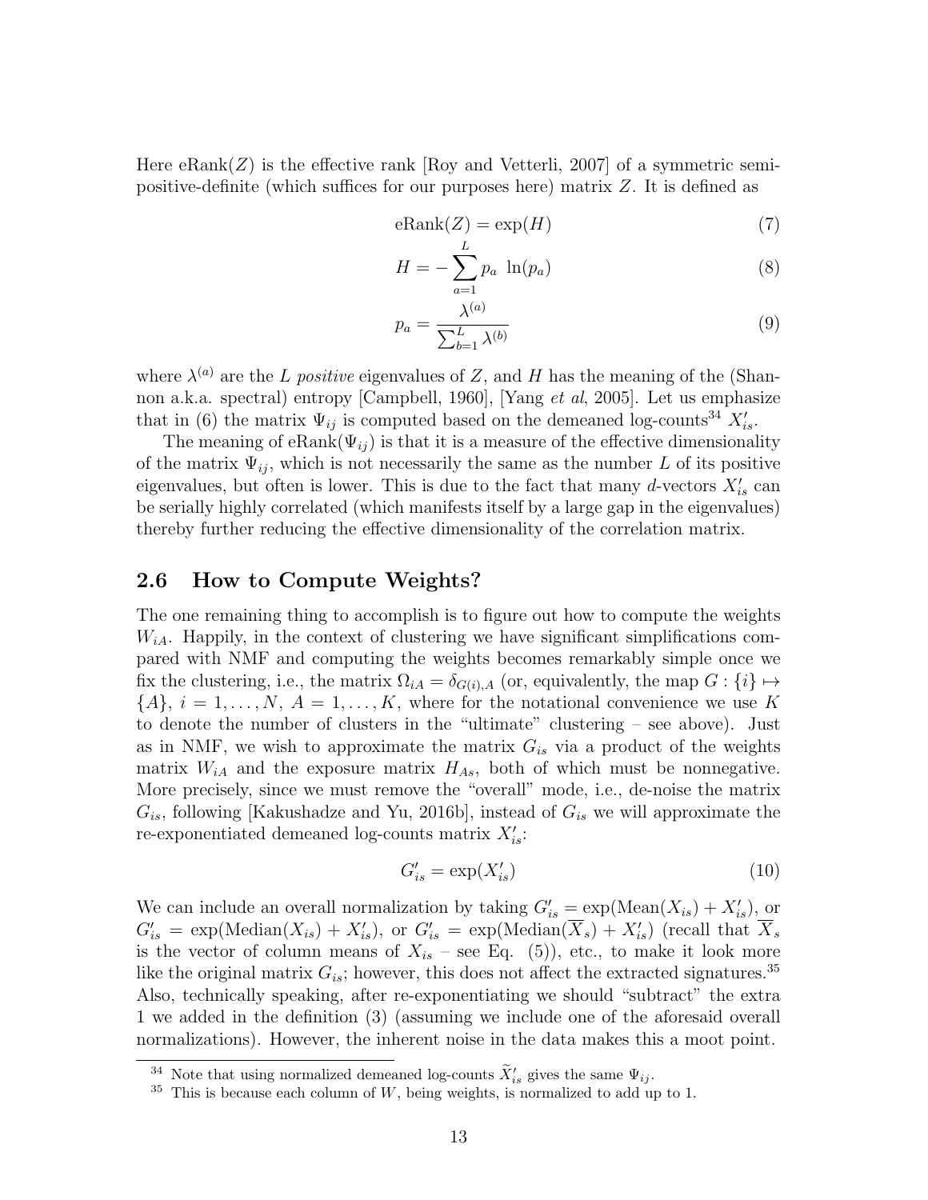Here eRank($Z$) is the effective rank [Roy and Vetterli, 2007] of a symmetric semi-positive-definite (which suffices for our purposes here) matrix $Z$. It is defined as

$$\text{eRank}(Z) = \exp(H) \tag{7}$$

$$H = -\sum_{a=1}^{L} p_a \ \ln(p_a) \tag{8}$$

$$p_a = \frac{\lambda^{(a)}}{\sum_{b=1}^{L} \lambda^{(b)}} \tag{9}$$

where $\lambda^{(a)}$ are the $L$ *positive* eigenvalues of $Z$, and $H$ has the meaning of the (Shannon a.k.a. spectral) entropy [Campbell, 1960], [Yang *et al*, 2005]. Let us emphasize that in (6) the matrix $\Psi_{ij}$ is computed based on the demeaned log-counts[34] $X'_{is}$.

The meaning of eRank($\Psi_{ij}$) is that it is a measure of the effective dimensionality of the matrix $\Psi_{ij}$, which is not necessarily the same as the number $L$ of its positive eigenvalues, but often is lower. This is due to the fact that many $d$-vectors $X'_{is}$ can be serially highly correlated (which manifests itself by a large gap in the eigenvalues) thereby further reducing the effective dimensionality of the correlation matrix.

## 2.6 How to Compute Weights?

The one remaining thing to accomplish is to figure out how to compute the weights $W_{iA}$. Happily, in the context of clustering we have significant simplifications compared with NMF and computing the weights becomes remarkably simple once we fix the clustering, i.e., the matrix $\Omega_{iA} = \delta_{G(i),A}$ (or, equivalently, the map $G : \{i\} \mapsto \{A\}$, $i = 1, \dots, N$, $A = 1, \dots, K$, where for the notational convenience we use $K$ to denote the number of clusters in the "ultimate" clustering – see above). Just as in NMF, we wish to approximate the matrix $G_{is}$ via a product of the weights matrix $W_{iA}$ and the exposure matrix $H_{As}$, both of which must be nonnegative. More precisely, since we must remove the "overall" mode, i.e., de-noise the matrix $G_{is}$, following [Kakushadze and Yu, 2016b], instead of $G_{is}$ we will approximate the re-exponentiated demeaned log-counts matrix $X'_{is}$:

$$G'_{is} = \exp(X'_{is}) \tag{10}$$

We can include an overall normalization by taking $G'_{is} = \exp(\text{Mean}(X_{is}) + X'_{is})$, or $G'_{is} = \exp(\text{Median}(X_{is}) + X'_{is})$, or $G'_{is} = \exp(\text{Median}(\overline{X}_s) + X'_{is})$ (recall that $\overline{X}_s$ is the vector of column means of $X_{is}$ – see Eq. (5)), etc., to make it look more like the original matrix $G_{is}$; however, this does not affect the extracted signatures.[35] Also, technically speaking, after re-exponentiating we should "subtract" the extra 1 we added in the definition (3) (assuming we include one of the aforesaid overall normalizations). However, the inherent noise in the data makes this a moot point.

---

[34] Note that using normalized demeaned log-counts $\widetilde{X}'_{is}$ gives the same $\Psi_{ij}$.

[35] This is because each column of $W$, being weights, is normalized to add up to 1.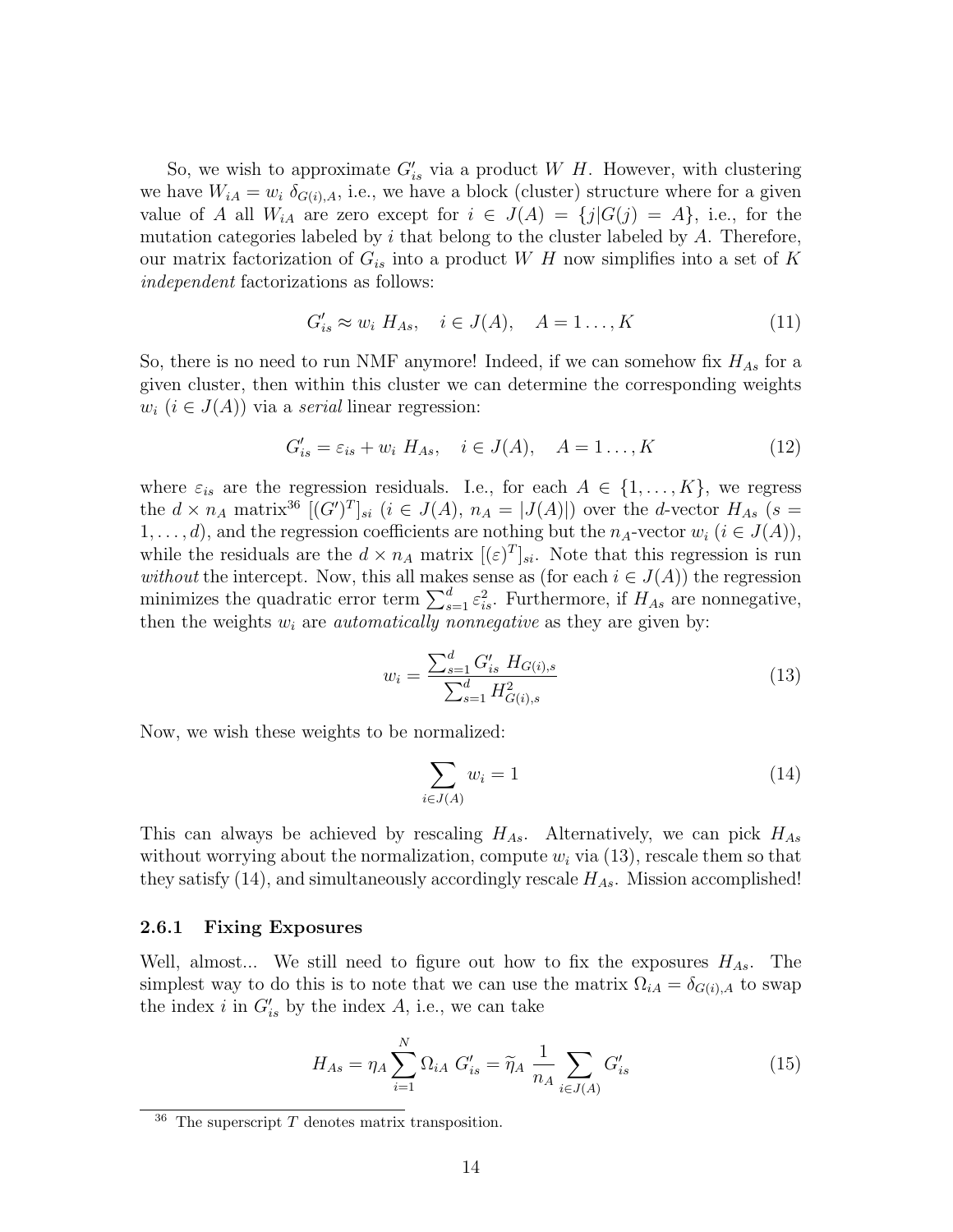So, we wish to approximate $G'_{is}$ via a product $W\ H$. However, with clustering we have $W_{iA} = w_i\ \delta_{G(i),A}$, i.e., we have a block (cluster) structure where for a given value of $A$ all $W_{iA}$ are zero except for $i \in J(A) = \{j|G(j) = A\}$, i.e., for the mutation categories labeled by $i$ that belong to the cluster labeled by $A$. Therefore, our matrix factorization of $G_{is}$ into a product $W\ H$ now simplifies into a set of $K$ *independent* factorizations as follows:

$$G'_{is} \approx w_i\ H_{As}, \quad i \in J(A), \quad A = 1\dots, K \tag{11}$$

So, there is no need to run NMF anymore! Indeed, if we can somehow fix $H_{As}$ for a given cluster, then within this cluster we can determine the corresponding weights $w_i$ ($i \in J(A)$) via a *serial* linear regression:

$$G'_{is} = \varepsilon_{is} + w_i\ H_{As}, \quad i \in J(A), \quad A = 1\dots, K \tag{12}$$

where $\varepsilon_{is}$ are the regression residuals. I.e., for each $A \in \{1, \dots, K\}$, we regress the $d \times n_A$ matrix[36] $[(G')^T]_{si}$ ($i \in J(A)$, $n_A = |J(A)|$) over the $d$-vector $H_{As}$ ($s = 1, \dots, d$), and the regression coefficients are nothing but the $n_A$-vector $w_i$ ($i \in J(A)$), while the residuals are the $d \times n_A$ matrix $[(\varepsilon)^T]_{si}$. Note that this regression is run *without* the intercept. Now, this all makes sense as (for each $i \in J(A)$) the regression minimizes the quadratic error term $\sum_{s=1}^{d} \varepsilon_{is}^2$. Furthermore, if $H_{As}$ are nonnegative, then the weights $w_i$ are *automatically nonnegative* as they are given by:

$$w_i = \frac{\sum_{s=1}^{d} G'_{is}\ H_{G(i),s}}{\sum_{s=1}^{d} H_{G(i),s}^2} \tag{13}$$

Now, we wish these weights to be normalized:

$$\sum_{i \in J(A)} w_i = 1 \tag{14}$$

This can always be achieved by rescaling $H_{As}$. Alternatively, we can pick $H_{As}$ without worrying about the normalization, compute $w_i$ via (13), rescale them so that they satisfy (14), and simultaneously accordingly rescale $H_{As}$. Mission accomplished!

#### 2.6.1 Fixing Exposures

Well, almost... We still need to figure out how to fix the exposures $H_{As}$. The simplest way to do this is to note that we can use the matrix $\Omega_{iA} = \delta_{G(i),A}$ to swap the index $i$ in $G'_{is}$ by the index $A$, i.e., we can take

$$H_{As} = \eta_A \sum_{i=1}^{N} \Omega_{iA}\ G'_{is} = \widetilde{\eta}_A\ \frac{1}{n_A} \sum_{i \in J(A)} G'_{is} \tag{15}$$

[36] The superscript $T$ denotes matrix transposition.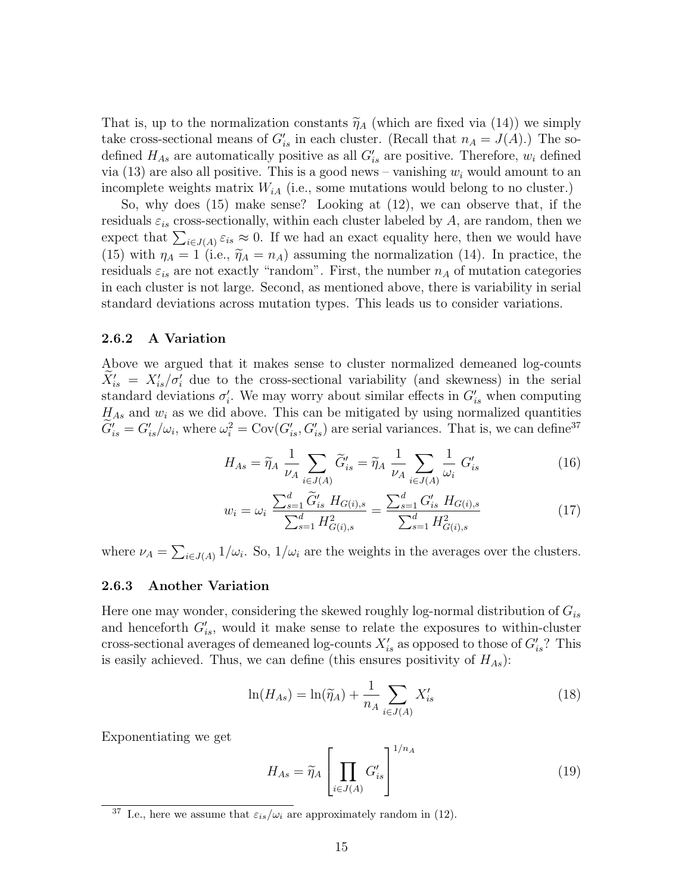That is, up to the normalization constants $\widetilde{\eta}_A$ (which are fixed via (14)) we simply take cross-sectional means of $G'_{is}$ in each cluster. (Recall that $n_A = J(A)$.) The so-defined $H_{As}$ are automatically positive as all $G'_{is}$ are positive. Therefore, $w_i$ defined via (13) are also all positive. This is a good news – vanishing $w_i$ would amount to an incomplete weights matrix $W_{iA}$ (i.e., some mutations would belong to no cluster.)

So, why does (15) make sense? Looking at (12), we can observe that, if the residuals $\varepsilon_{is}$ cross-sectionally, within each cluster labeled by $A$, are random, then we expect that $\sum_{i \in J(A)} \varepsilon_{is} \approx 0$. If we had an exact equality here, then we would have (15) with $\eta_A = 1$ (i.e., $\widetilde{\eta}_A = n_A$) assuming the normalization (14). In practice, the residuals $\varepsilon_{is}$ are not exactly "random". First, the number $n_A$ of mutation categories in each cluster is not large. Second, as mentioned above, there is variability in serial standard deviations across mutation types. This leads us to consider variations.

### 2.6.2 A Variation

Above we argued that it makes sense to cluster normalized demeaned log-counts $\widetilde{X}'_{is} = X'_{is}/\sigma'_i$ due to the cross-sectional variability (and skewness) in the serial standard deviations $\sigma'_i$. We may worry about similar effects in $G'_{is}$ when computing $H_{As}$ and $w_i$ as we did above. This can be mitigated by using normalized quantities $\widetilde{G}'_{is} = G'_{is}/\omega_i$, where $\omega_i^2 = \text{Cov}(G'_{is}, G'_{is})$ are serial variances. That is, we can define[37]

$$H_{As} = \widetilde{\eta}_A \, \frac{1}{\nu_A} \sum_{i \in J(A)} \widetilde{G}'_{is} = \widetilde{\eta}_A \, \frac{1}{\nu_A} \sum_{i \in J(A)} \frac{1}{\omega_i} \, G'_{is} \tag{16}$$

$$w_i = \omega_i \, \frac{\sum_{s=1}^{d} \widetilde{G}'_{is} \, H_{G(i),s}}{\sum_{s=1}^{d} H^2_{G(i),s}} = \frac{\sum_{s=1}^{d} G'_{is} \, H_{G(i),s}}{\sum_{s=1}^{d} H^2_{G(i),s}} \tag{17}$$

where $\nu_A = \sum_{i \in J(A)} 1/\omega_i$. So, $1/\omega_i$ are the weights in the averages over the clusters.

### 2.6.3 Another Variation

Here one may wonder, considering the skewed roughly log-normal distribution of $G_{is}$ and henceforth $G'_{is}$, would it make sense to relate the exposures to within-cluster cross-sectional averages of demeaned log-counts $X'_{is}$ as opposed to those of $G'_{is}$? This is easily achieved. Thus, we can define (this ensures positivity of $H_{As}$):

$$\ln(H_{As}) = \ln(\widetilde{\eta}_A) + \frac{1}{n_A} \sum_{i \in J(A)} X'_{is} \tag{18}$$

Exponentiating we get

$$H_{As} = \widetilde{\eta}_A \left[ \prod_{i \in J(A)} G'_{is} \right]^{1/n_A} \tag{19}$$

[37] I.e., here we assume that $\varepsilon_{is}/\omega_i$ are approximately random in (12).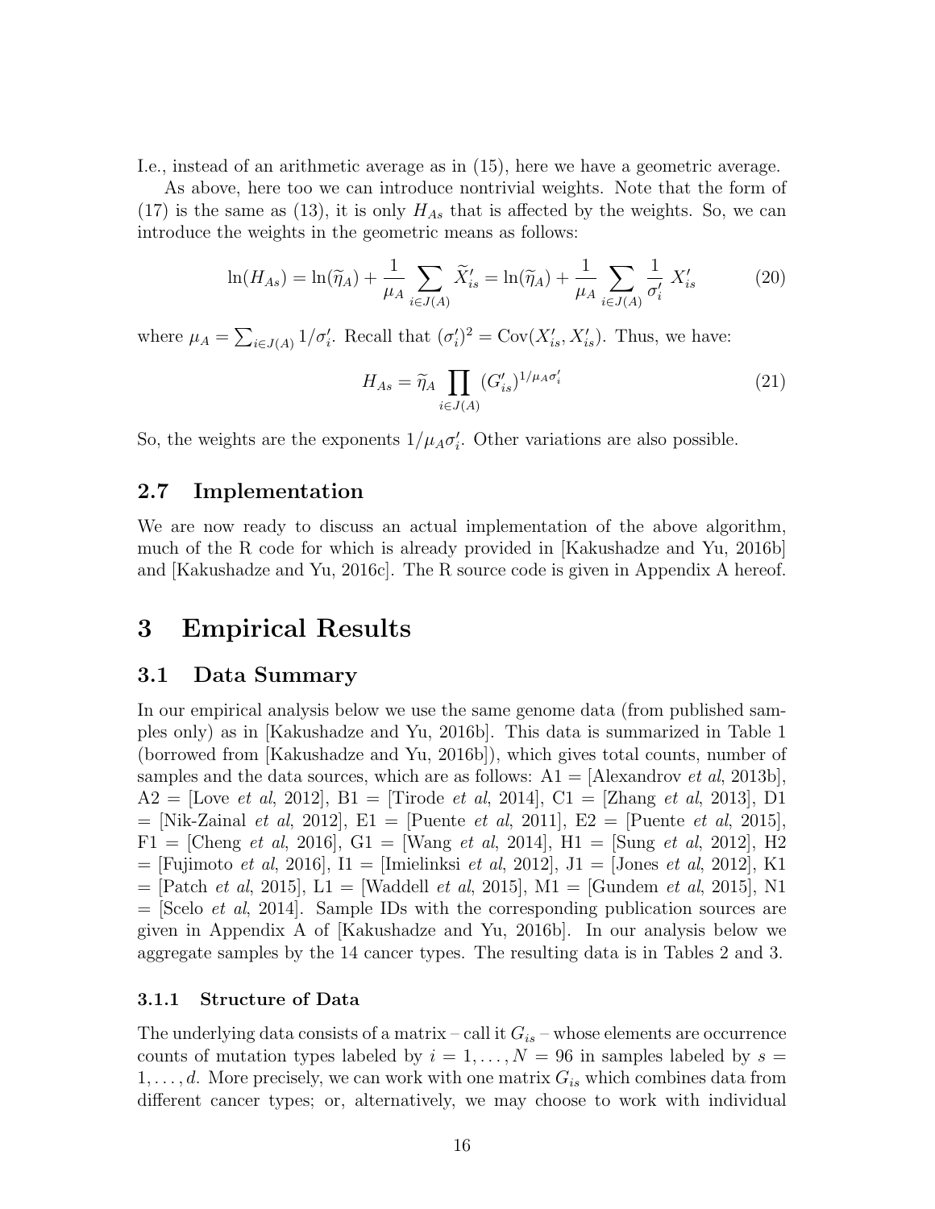I.e., instead of an arithmetic average as in (15), here we have a geometric average.

As above, here too we can introduce nontrivial weights. Note that the form of (17) is the same as (13), it is only $H_{As}$ that is affected by the weights. So, we can introduce the weights in the geometric means as follows:

$$\ln(H_{As}) = \ln(\widetilde{\eta}_A) + \frac{1}{\mu_A} \sum_{i \in J(A)} \widetilde{X}'_{is} = \ln(\widetilde{\eta}_A) + \frac{1}{\mu_A} \sum_{i \in J(A)} \frac{1}{\sigma'_i} X'_{is} \tag{20}$$

where $\mu_A = \sum_{i \in J(A)} 1/\sigma'_i$. Recall that $(\sigma'_i)^2 = \text{Cov}(X'_{is}, X'_{is})$. Thus, we have:

$$H_{As} = \widetilde{\eta}_A \prod_{i \in J(A)} (G'_{is})^{1/\mu_A \sigma'_i} \tag{21}$$

So, the weights are the exponents $1/\mu_A \sigma'_i$. Other variations are also possible.

## 2.7 Implementation

We are now ready to discuss an actual implementation of the above algorithm, much of the R code for which is already provided in [Kakushadze and Yu, 2016b] and [Kakushadze and Yu, 2016c]. The R source code is given in Appendix A hereof.

# 3 Empirical Results

## 3.1 Data Summary

In our empirical analysis below we use the same genome data (from published samples only) as in [Kakushadze and Yu, 2016b]. This data is summarized in Table 1 (borrowed from [Kakushadze and Yu, 2016b]), which gives total counts, number of samples and the data sources, which are as follows: A1 = [Alexandrov *et al*, 2013b], A2 = [Love *et al*, 2012], B1 = [Tirode *et al*, 2014], C1 = [Zhang *et al*, 2013], D1 = [Nik-Zainal *et al*, 2012], E1 = [Puente *et al*, 2011], E2 = [Puente *et al*, 2015], F1 = [Cheng *et al*, 2016], G1 = [Wang *et al*, 2014], H1 = [Sung *et al*, 2012], H2 = [Fujimoto *et al*, 2016], I1 = [Imielinksi *et al*, 2012], J1 = [Jones *et al*, 2012], K1 = [Patch *et al*, 2015], L1 = [Waddell *et al*, 2015], M1 = [Gundem *et al*, 2015], N1 = [Scelo *et al*, 2014]. Sample IDs with the corresponding publication sources are given in Appendix A of [Kakushadze and Yu, 2016b]. In our analysis below we aggregate samples by the 14 cancer types. The resulting data is in Tables 2 and 3.

### 3.1.1 Structure of Data

The underlying data consists of a matrix – call it $G_{is}$ – whose elements are occurrence counts of mutation types labeled by $i = 1, \ldots, N = 96$ in samples labeled by $s = 1, \ldots, d$. More precisely, we can work with one matrix $G_{is}$ which combines data from different cancer types; or, alternatively, we may choose to work with individual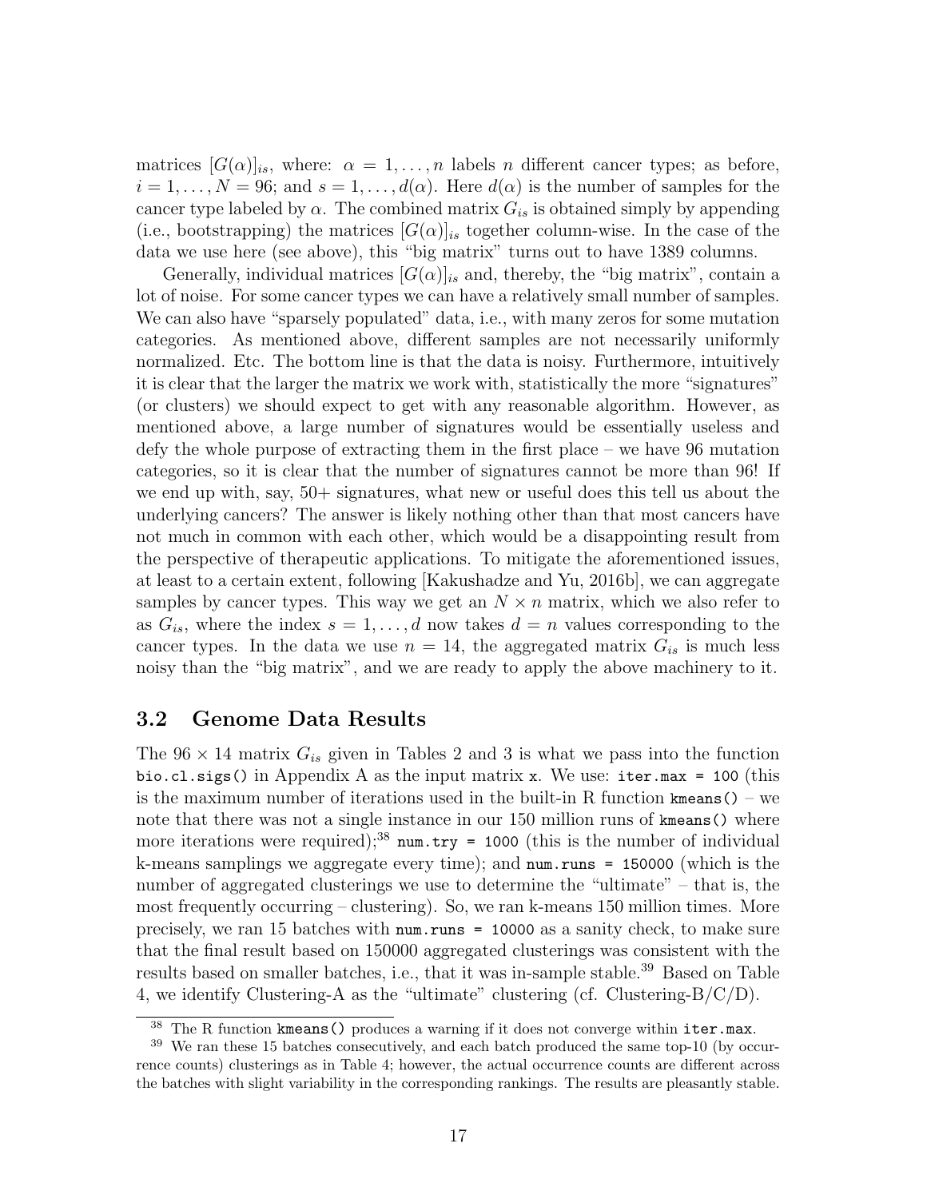matrices $[G(\alpha)]_{is}$, where: $\alpha = 1, \dots, n$ labels $n$ different cancer types; as before, $i = 1, \dots, N = 96$; and $s = 1, \dots, d(\alpha)$. Here $d(\alpha)$ is the number of samples for the cancer type labeled by $\alpha$. The combined matrix $G_{is}$ is obtained simply by appending (i.e., bootstrapping) the matrices $[G(\alpha)]_{is}$ together column-wise. In the case of the data we use here (see above), this "big matrix" turns out to have 1389 columns.

Generally, individual matrices $[G(\alpha)]_{is}$ and, thereby, the "big matrix", contain a lot of noise. For some cancer types we can have a relatively small number of samples. We can also have "sparsely populated" data, i.e., with many zeros for some mutation categories. As mentioned above, different samples are not necessarily uniformly normalized. Etc. The bottom line is that the data is noisy. Furthermore, intuitively it is clear that the larger the matrix we work with, statistically the more "signatures" (or clusters) we should expect to get with any reasonable algorithm. However, as mentioned above, a large number of signatures would be essentially useless and defy the whole purpose of extracting them in the first place – we have 96 mutation categories, so it is clear that the number of signatures cannot be more than 96! If we end up with, say, 50+ signatures, what new or useful does this tell us about the underlying cancers? The answer is likely nothing other than that most cancers have not much in common with each other, which would be a disappointing result from the perspective of therapeutic applications. To mitigate the aforementioned issues, at least to a certain extent, following [Kakushadze and Yu, 2016b], we can aggregate samples by cancer types. This way we get an $N \times n$ matrix, which we also refer to as $G_{is}$, where the index $s = 1, \dots, d$ now takes $d = n$ values corresponding to the cancer types. In the data we use $n = 14$, the aggregated matrix $G_{is}$ is much less noisy than the "big matrix", and we are ready to apply the above machinery to it.

### 3.2 Genome Data Results

The $96 \times 14$ matrix $G_{is}$ given in Tables 2 and 3 is what we pass into the function `bio.cl.sigs()` in Appendix A as the input matrix `x`. We use: `iter.max = 100` (this is the maximum number of iterations used in the built-in R function `kmeans()` – we note that there was not a single instance in our 150 million runs of `kmeans()` where more iterations were required);[38] `num.try = 1000` (this is the number of individual k-means samplings we aggregate every time); and `num.runs = 150000` (which is the number of aggregated clusterings we use to determine the "ultimate" – that is, the most frequently occurring – clustering). So, we ran k-means 150 million times. More precisely, we ran 15 batches with `num.runs = 10000` as a sanity check, to make sure that the final result based on 150000 aggregated clusterings was consistent with the results based on smaller batches, i.e., that it was in-sample stable.[39] Based on Table 4, we identify Clustering-A as the "ultimate" clustering (cf. Clustering-B/C/D).

---

[38] The R function `kmeans()` produces a warning if it does not converge within `iter.max`.

[39] We ran these 15 batches consecutively, and each batch produced the same top-10 (by occurrence counts) clusterings as in Table 4; however, the actual occurrence counts are different across the batches with slight variability in the corresponding rankings. The results are pleasantly stable.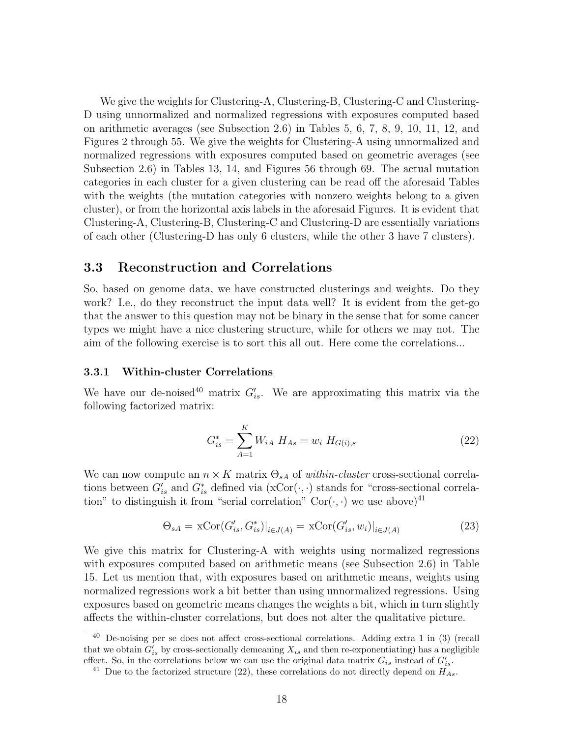We give the weights for Clustering-A, Clustering-B, Clustering-C and Clustering-D using unnormalized and normalized regressions with exposures computed based on arithmetic averages (see Subsection 2.6) in Tables 5, 6, 7, 8, 9, 10, 11, 12, and Figures 2 through 55. We give the weights for Clustering-A using unnormalized and normalized regressions with exposures computed based on geometric averages (see Subsection 2.6) in Tables 13, 14, and Figures 56 through 69. The actual mutation categories in each cluster for a given clustering can be read off the aforesaid Tables with the weights (the mutation categories with nonzero weights belong to a given cluster), or from the horizontal axis labels in the aforesaid Figures. It is evident that Clustering-A, Clustering-B, Clustering-C and Clustering-D are essentially variations of each other (Clustering-D has only 6 clusters, while the other 3 have 7 clusters).

### 3.3 Reconstruction and Correlations

So, based on genome data, we have constructed clusterings and weights. Do they work? I.e., do they reconstruct the input data well? It is evident from the get-go that the answer to this question may not be binary in the sense that for some cancer types we might have a nice clustering structure, while for others we may not. The aim of the following exercise is to sort this all out. Here come the correlations...

#### 3.3.1 Within-cluster Correlations

We have our de-noised[40] matrix $G'_{is}$. We are approximating this matrix via the following factorized matrix:

$$G^*_{is} = \sum_{A=1}^{K} W_{iA}\ H_{As} = w_i\ H_{G(i),s} \tag{22}$$

We can now compute an $n \times K$ matrix $\Theta_{sA}$ of *within-cluster* cross-sectional correlations between $G'_{is}$ and $G^*_{is}$ defined via (xCor$(\cdot,\cdot)$ stands for "cross-sectional correlation" to distinguish it from "serial correlation" Cor$(\cdot,\cdot)$ we use above)[41]

$$\Theta_{sA} = \text{xCor}(G'_{is}, G^*_{is})|_{i \in J(A)} = \text{xCor}(G'_{is}, w_i)|_{i \in J(A)} \tag{23}$$

We give this matrix for Clustering-A with weights using normalized regressions with exposures computed based on arithmetic means (see Subsection 2.6) in Table 15. Let us mention that, with exposures based on arithmetic means, weights using normalized regressions work a bit better than using unnormalized regressions. Using exposures based on geometric means changes the weights a bit, which in turn slightly affects the within-cluster correlations, but does not alter the qualitative picture.

---

[40] De-noising per se does not affect cross-sectional correlations. Adding extra 1 in (3) (recall that we obtain $G'_{is}$ by cross-sectionally demeaning $X_{is}$ and then re-exponentiating) has a negligible effect. So, in the correlations below we can use the original data matrix $G_{is}$ instead of $G'_{is}$.

[41] Due to the factorized structure (22), these correlations do not directly depend on $H_{As}$.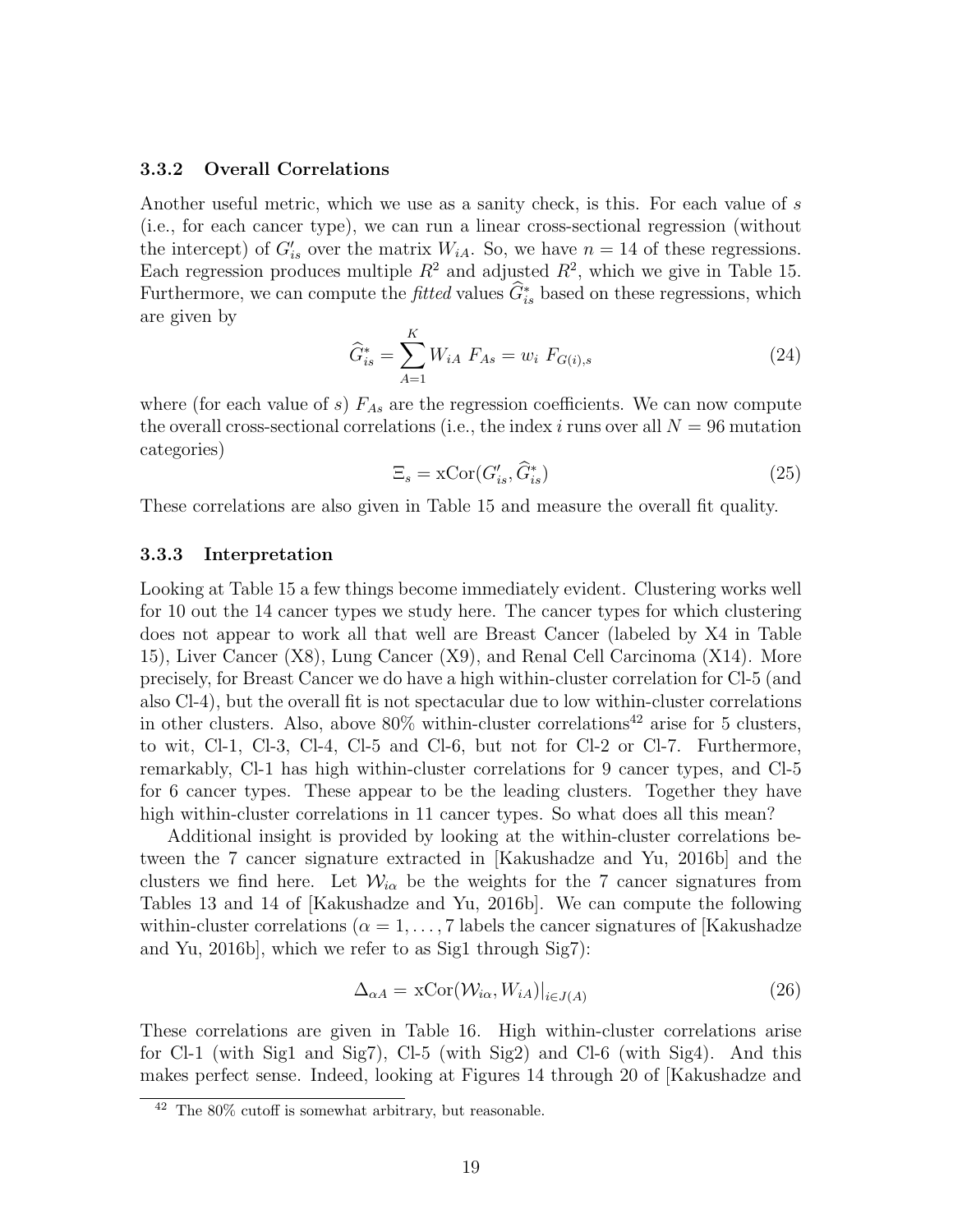### 3.3.2 Overall Correlations

Another useful metric, which we use as a sanity check, is this. For each value of $s$ (i.e., for each cancer type), we can run a linear cross-sectional regression (without the intercept) of $G'_{is}$ over the matrix $W_{iA}$. So, we have $n = 14$ of these regressions. Each regression produces multiple $R^2$ and adjusted $R^2$, which we give in Table 15. Furthermore, we can compute the *fitted* values $\widehat{G}^*_{is}$ based on these regressions, which are given by

$$\widehat{G}^*_{is} = \sum_{A=1}^{K} W_{iA} \; F_{As} = w_i \; F_{G(i),s} \tag{24}$$

where (for each value of $s$) $F_{As}$ are the regression coefficients. We can now compute the overall cross-sectional correlations (i.e., the index $i$ runs over all $N = 96$ mutation categories)

$$\Xi_s = \text{xCor}(G'_{is}, \widehat{G}^*_{is}) \tag{25}$$

These correlations are also given in Table 15 and measure the overall fit quality.

### 3.3.3 Interpretation

Looking at Table 15 a few things become immediately evident. Clustering works well for 10 out the 14 cancer types we study here. The cancer types for which clustering does not appear to work all that well are Breast Cancer (labeled by X4 in Table 15), Liver Cancer (X8), Lung Cancer (X9), and Renal Cell Carcinoma (X14). More precisely, for Breast Cancer we do have a high within-cluster correlation for Cl-5 (and also Cl-4), but the overall fit is not spectacular due to low within-cluster correlations in other clusters. Also, above 80% within-cluster correlations[42] arise for 5 clusters, to wit, Cl-1, Cl-3, Cl-4, Cl-5 and Cl-6, but not for Cl-2 or Cl-7. Furthermore, remarkably, Cl-1 has high within-cluster correlations for 9 cancer types, and Cl-5 for 6 cancer types. These appear to be the leading clusters. Together they have high within-cluster correlations in 11 cancer types. So what does all this mean?

Additional insight is provided by looking at the within-cluster correlations between the 7 cancer signature extracted in [Kakushadze and Yu, 2016b] and the clusters we find here. Let $\mathcal{W}_{i\alpha}$ be the weights for the 7 cancer signatures from Tables 13 and 14 of [Kakushadze and Yu, 2016b]. We can compute the following within-cluster correlations ($\alpha = 1, \dots, 7$ labels the cancer signatures of [Kakushadze and Yu, 2016b], which we refer to as Sig1 through Sig7):

$$\Delta_{\alpha A} = \text{xCor}(\mathcal{W}_{i\alpha}, W_{iA})|_{i \in J(A)} \tag{26}$$

These correlations are given in Table 16. High within-cluster correlations arise for Cl-1 (with Sig1 and Sig7), Cl-5 (with Sig2) and Cl-6 (with Sig4). And this makes perfect sense. Indeed, looking at Figures 14 through 20 of [Kakushadze and

[42] The 80% cutoff is somewhat arbitrary, but reasonable.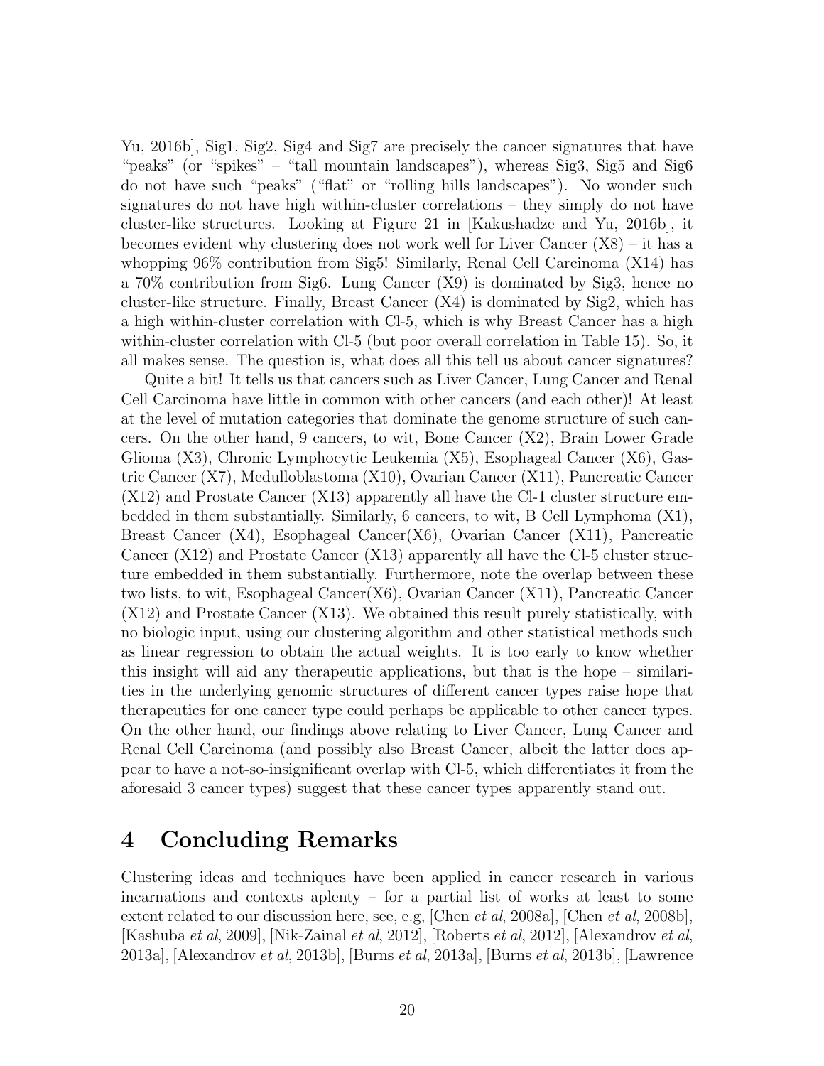Yu, 2016b], Sig1, Sig2, Sig4 and Sig7 are precisely the cancer signatures that have "peaks" (or "spikes" – "tall mountain landscapes"), whereas Sig3, Sig5 and Sig6 do not have such "peaks" ("flat" or "rolling hills landscapes"). No wonder such signatures do not have high within-cluster correlations – they simply do not have cluster-like structures. Looking at Figure 21 in [Kakushadze and Yu, 2016b], it becomes evident why clustering does not work well for Liver Cancer (X8) – it has a whopping 96% contribution from Sig5! Similarly, Renal Cell Carcinoma (X14) has a 70% contribution from Sig6. Lung Cancer (X9) is dominated by Sig3, hence no cluster-like structure. Finally, Breast Cancer (X4) is dominated by Sig2, which has a high within-cluster correlation with Cl-5, which is why Breast Cancer has a high within-cluster correlation with Cl-5 (but poor overall correlation in Table 15). So, it all makes sense. The question is, what does all this tell us about cancer signatures?

Quite a bit! It tells us that cancers such as Liver Cancer, Lung Cancer and Renal Cell Carcinoma have little in common with other cancers (and each other)! At least at the level of mutation categories that dominate the genome structure of such cancers. On the other hand, 9 cancers, to wit, Bone Cancer (X2), Brain Lower Grade Glioma (X3), Chronic Lymphocytic Leukemia (X5), Esophageal Cancer (X6), Gastric Cancer (X7), Medulloblastoma (X10), Ovarian Cancer (X11), Pancreatic Cancer (X12) and Prostate Cancer (X13) apparently all have the Cl-1 cluster structure embedded in them substantially. Similarly, 6 cancers, to wit, B Cell Lymphoma (X1), Breast Cancer (X4), Esophageal Cancer(X6), Ovarian Cancer (X11), Pancreatic Cancer (X12) and Prostate Cancer (X13) apparently all have the Cl-5 cluster structure embedded in them substantially. Furthermore, note the overlap between these two lists, to wit, Esophageal Cancer(X6), Ovarian Cancer (X11), Pancreatic Cancer (X12) and Prostate Cancer (X13). We obtained this result purely statistically, with no biologic input, using our clustering algorithm and other statistical methods such as linear regression to obtain the actual weights. It is too early to know whether this insight will aid any therapeutic applications, but that is the hope – similarities in the underlying genomic structures of different cancer types raise hope that therapeutics for one cancer type could perhaps be applicable to other cancer types. On the other hand, our findings above relating to Liver Cancer, Lung Cancer and Renal Cell Carcinoma (and possibly also Breast Cancer, albeit the latter does appear to have a not-so-insignificant overlap with Cl-5, which differentiates it from the aforesaid 3 cancer types) suggest that these cancer types apparently stand out.

# 4 Concluding Remarks

Clustering ideas and techniques have been applied in cancer research in various incarnations and contexts aplenty – for a partial list of works at least to some extent related to our discussion here, see, e.g, [Chen *et al*, 2008a], [Chen *et al*, 2008b], [Kashuba *et al*, 2009], [Nik-Zainal *et al*, 2012], [Roberts *et al*, 2012], [Alexandrov *et al*, 2013a], [Alexandrov *et al*, 2013b], [Burns *et al*, 2013a], [Burns *et al*, 2013b], [Lawrence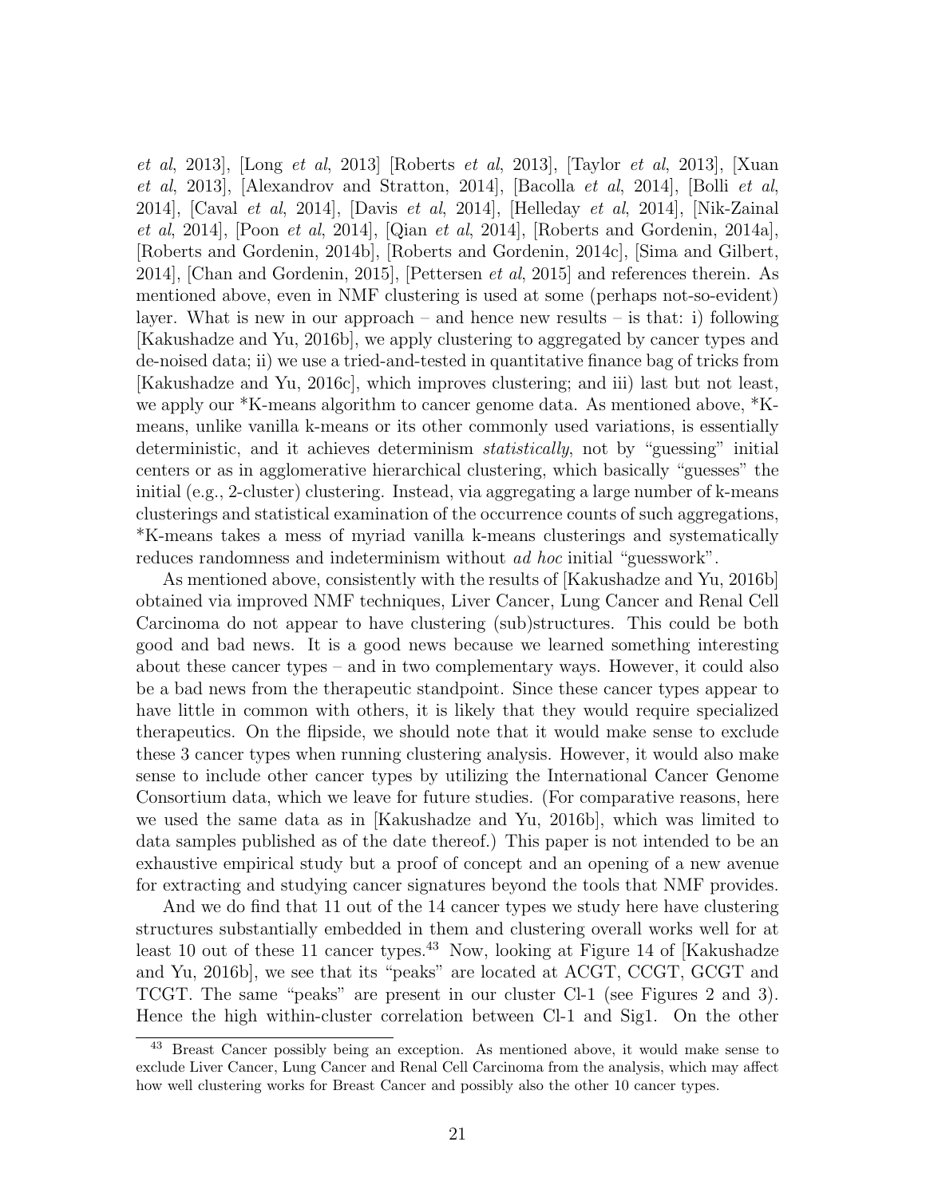*et al*, 2013], [Long *et al*, 2013] [Roberts *et al*, 2013], [Taylor *et al*, 2013], [Xuan *et al*, 2013], [Alexandrov and Stratton, 2014], [Bacolla *et al*, 2014], [Bolli *et al*, 2014], [Caval *et al*, 2014], [Davis *et al*, 2014], [Helleday *et al*, 2014], [Nik-Zainal *et al*, 2014], [Poon *et al*, 2014], [Qian *et al*, 2014], [Roberts and Gordenin, 2014a], [Roberts and Gordenin, 2014b], [Roberts and Gordenin, 2014c], [Sima and Gilbert, 2014], [Chan and Gordenin, 2015], [Pettersen *et al*, 2015] and references therein. As mentioned above, even in NMF clustering is used at some (perhaps not-so-evident) layer. What is new in our approach – and hence new results – is that: i) following [Kakushadze and Yu, 2016b], we apply clustering to aggregated by cancer types and de-noised data; ii) we use a tried-and-tested in quantitative finance bag of tricks from [Kakushadze and Yu, 2016c], which improves clustering; and iii) last but not least, we apply our *K-means algorithm to cancer genome data. As mentioned above, *K-means, unlike vanilla k-means or its other commonly used variations, is essentially deterministic, and it achieves determinism *statistically*, not by "guessing" initial centers or as in agglomerative hierarchical clustering, which basically "guesses" the initial (e.g., 2-cluster) clustering. Instead, via aggregating a large number of k-means clusterings and statistical examination of the occurrence counts of such aggregations, *K-means takes a mess of myriad vanilla k-means clusterings and systematically reduces randomness and indeterminism without *ad hoc* initial "guesswork".

As mentioned above, consistently with the results of [Kakushadze and Yu, 2016b] obtained via improved NMF techniques, Liver Cancer, Lung Cancer and Renal Cell Carcinoma do not appear to have clustering (sub)structures. This could be both good and bad news. It is a good news because we learned something interesting about these cancer types – and in two complementary ways. However, it could also be a bad news from the therapeutic standpoint. Since these cancer types appear to have little in common with others, it is likely that they would require specialized therapeutics. On the flipside, we should note that it would make sense to exclude these 3 cancer types when running clustering analysis. However, it would also make sense to include other cancer types by utilizing the International Cancer Genome Consortium data, which we leave for future studies. (For comparative reasons, here we used the same data as in [Kakushadze and Yu, 2016b], which was limited to data samples published as of the date thereof.) This paper is not intended to be an exhaustive empirical study but a proof of concept and an opening of a new avenue for extracting and studying cancer signatures beyond the tools that NMF provides.

And we do find that 11 out of the 14 cancer types we study here have clustering structures substantially embedded in them and clustering overall works well for at least 10 out of these 11 cancer types.[43] Now, looking at Figure 14 of [Kakushadze and Yu, 2016b], we see that its "peaks" are located at ACGT, CCGT, GCGT and TCGT. The same "peaks" are present in our cluster Cl-1 (see Figures 2 and 3). Hence the high within-cluster correlation between Cl-1 and Sig1. On the other

[43] Breast Cancer possibly being an exception. As mentioned above, it would make sense to exclude Liver Cancer, Lung Cancer and Renal Cell Carcinoma from the analysis, which may affect how well clustering works for Breast Cancer and possibly also the other 10 cancer types.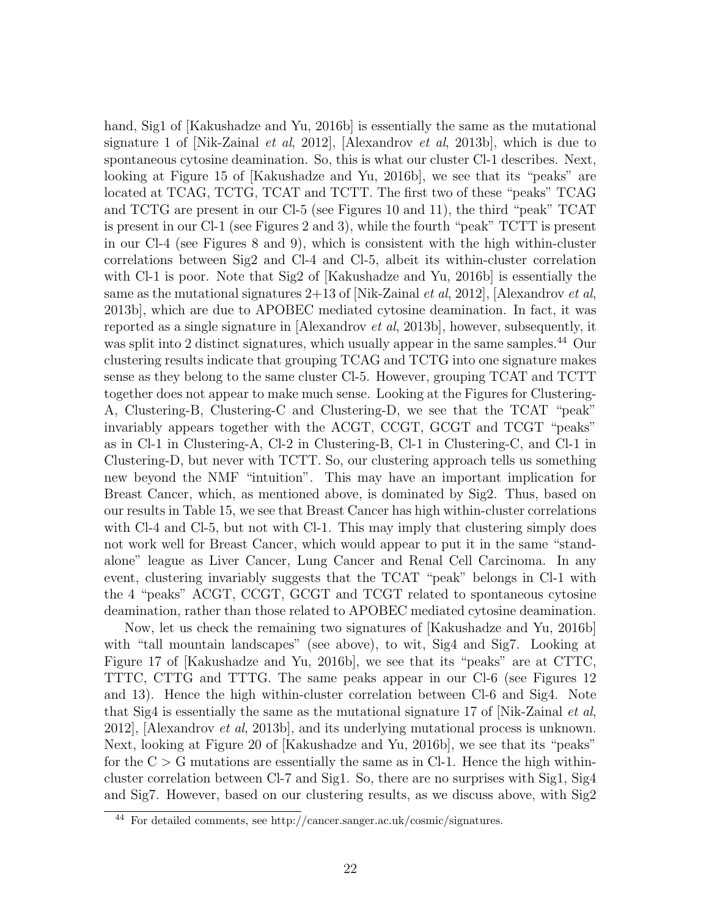hand, Sig1 of [Kakushadze and Yu, 2016b] is essentially the same as the mutational signature 1 of [Nik-Zainal *et al*, 2012], [Alexandrov *et al*, 2013b], which is due to spontaneous cytosine deamination. So, this is what our cluster Cl-1 describes. Next, looking at Figure 15 of [Kakushadze and Yu, 2016b], we see that its "peaks" are located at TCAG, TCTG, TCAT and TCTT. The first two of these "peaks" TCAG and TCTG are present in our Cl-5 (see Figures 10 and 11), the third "peak" TCAT is present in our Cl-1 (see Figures 2 and 3), while the fourth "peak" TCTT is present in our Cl-4 (see Figures 8 and 9), which is consistent with the high within-cluster correlations between Sig2 and Cl-4 and Cl-5, albeit its within-cluster correlation with Cl-1 is poor. Note that Sig2 of [Kakushadze and Yu, 2016b] is essentially the same as the mutational signatures 2+13 of [Nik-Zainal *et al*, 2012], [Alexandrov *et al*, 2013b], which are due to APOBEC mediated cytosine deamination. In fact, it was reported as a single signature in [Alexandrov *et al*, 2013b], however, subsequently, it was split into 2 distinct signatures, which usually appear in the same samples.[44] Our clustering results indicate that grouping TCAG and TCTG into one signature makes sense as they belong to the same cluster Cl-5. However, grouping TCAT and TCTT together does not appear to make much sense. Looking at the Figures for Clustering-A, Clustering-B, Clustering-C and Clustering-D, we see that the TCAT "peak" invariably appears together with the ACGT, CCGT, GCGT and TCGT "peaks" as in Cl-1 in Clustering-A, Cl-2 in Clustering-B, Cl-1 in Clustering-C, and Cl-1 in Clustering-D, but never with TCTT. So, our clustering approach tells us something new beyond the NMF "intuition". This may have an important implication for Breast Cancer, which, as mentioned above, is dominated by Sig2. Thus, based on our results in Table 15, we see that Breast Cancer has high within-cluster correlations with Cl-4 and Cl-5, but not with Cl-1. This may imply that clustering simply does not work well for Breast Cancer, which would appear to put it in the same "stand-alone" league as Liver Cancer, Lung Cancer and Renal Cell Carcinoma. In any event, clustering invariably suggests that the TCAT "peak" belongs in Cl-1 with the 4 "peaks" ACGT, CCGT, GCGT and TCGT related to spontaneous cytosine deamination, rather than those related to APOBEC mediated cytosine deamination.

Now, let us check the remaining two signatures of [Kakushadze and Yu, 2016b] with "tall mountain landscapes" (see above), to wit, Sig4 and Sig7. Looking at Figure 17 of [Kakushadze and Yu, 2016b], we see that its "peaks" are at CTTC, TTTC, CTTG and TTTG. The same peaks appear in our Cl-6 (see Figures 12 and 13). Hence the high within-cluster correlation between Cl-6 and Sig4. Note that Sig4 is essentially the same as the mutational signature 17 of [Nik-Zainal *et al*, 2012], [Alexandrov *et al*, 2013b], and its underlying mutational process is unknown. Next, looking at Figure 20 of [Kakushadze and Yu, 2016b], we see that its "peaks" for the C > G mutations are essentially the same as in Cl-1. Hence the high within-cluster correlation between Cl-7 and Sig1. So, there are no surprises with Sig1, Sig4 and Sig7. However, based on our clustering results, as we discuss above, with Sig2

[44] For detailed comments, see http://cancer.sanger.ac.uk/cosmic/signatures.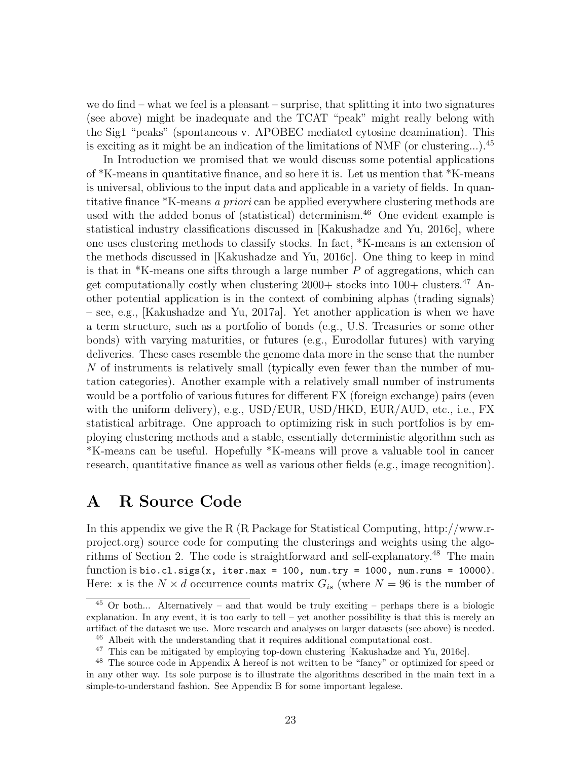we do find – what we feel is a pleasant – surprise, that splitting it into two signatures (see above) might be inadequate and the TCAT "peak" might really belong with the Sig1 "peaks" (spontaneous v. APOBEC mediated cytosine deamination). This is exciting as it might be an indication of the limitations of NMF (or clustering...).[45]

In Introduction we promised that we would discuss some potential applications of *K-means in quantitative finance, and so here it is. Let us mention that *K-means is universal, oblivious to the input data and applicable in a variety of fields. In quantitative finance *K-means *a priori* can be applied everywhere clustering methods are used with the added bonus of (statistical) determinism.[46] One evident example is statistical industry classifications discussed in [Kakushadze and Yu, 2016c], where one uses clustering methods to classify stocks. In fact, *K-means is an extension of the methods discussed in [Kakushadze and Yu, 2016c]. One thing to keep in mind is that in *K-means one sifts through a large number $P$ of aggregations, which can get computationally costly when clustering 2000+ stocks into 100+ clusters.[47] Another potential application is in the context of combining alphas (trading signals) – see, e.g., [Kakushadze and Yu, 2017a]. Yet another application is when we have a term structure, such as a portfolio of bonds (e.g., U.S. Treasuries or some other bonds) with varying maturities, or futures (e.g., Eurodollar futures) with varying deliveries. These cases resemble the genome data more in the sense that the number $N$ of instruments is relatively small (typically even fewer than the number of mutation categories). Another example with a relatively small number of instruments would be a portfolio of various futures for different FX (foreign exchange) pairs (even with the uniform delivery), e.g., USD/EUR, USD/HKD, EUR/AUD, etc., i.e., FX statistical arbitrage. One approach to optimizing risk in such portfolios is by employing clustering methods and a stable, essentially deterministic algorithm such as *K-means can be useful. Hopefully *K-means will prove a valuable tool in cancer research, quantitative finance as well as various other fields (e.g., image recognition).

# A R Source Code

In this appendix we give the R (R Package for Statistical Computing, http://www.r-project.org) source code for computing the clusterings and weights using the algorithms of Section 2. The code is straightforward and self-explanatory.[48] The main function is `bio.cl.sigs(x, iter.max = 100, num.try = 1000, num.runs = 10000)`. Here: `x` is the $N \times d$ occurrence counts matrix $G_{is}$ (where $N = 96$ is the number of

[45] Or both... Alternatively – and that would be truly exciting – perhaps there is a biologic explanation. In any event, it is too early to tell – yet another possibility is that this is merely an artifact of the dataset we use. More research and analyses on larger datasets (see above) is needed.

[46] Albeit with the understanding that it requires additional computational cost.

[47] This can be mitigated by employing top-down clustering [Kakushadze and Yu, 2016c].

[48] The source code in Appendix A hereof is not written to be "fancy" or optimized for speed or in any other way. Its sole purpose is to illustrate the algorithms described in the main text in a simple-to-understand fashion. See Appendix B for some important legalese.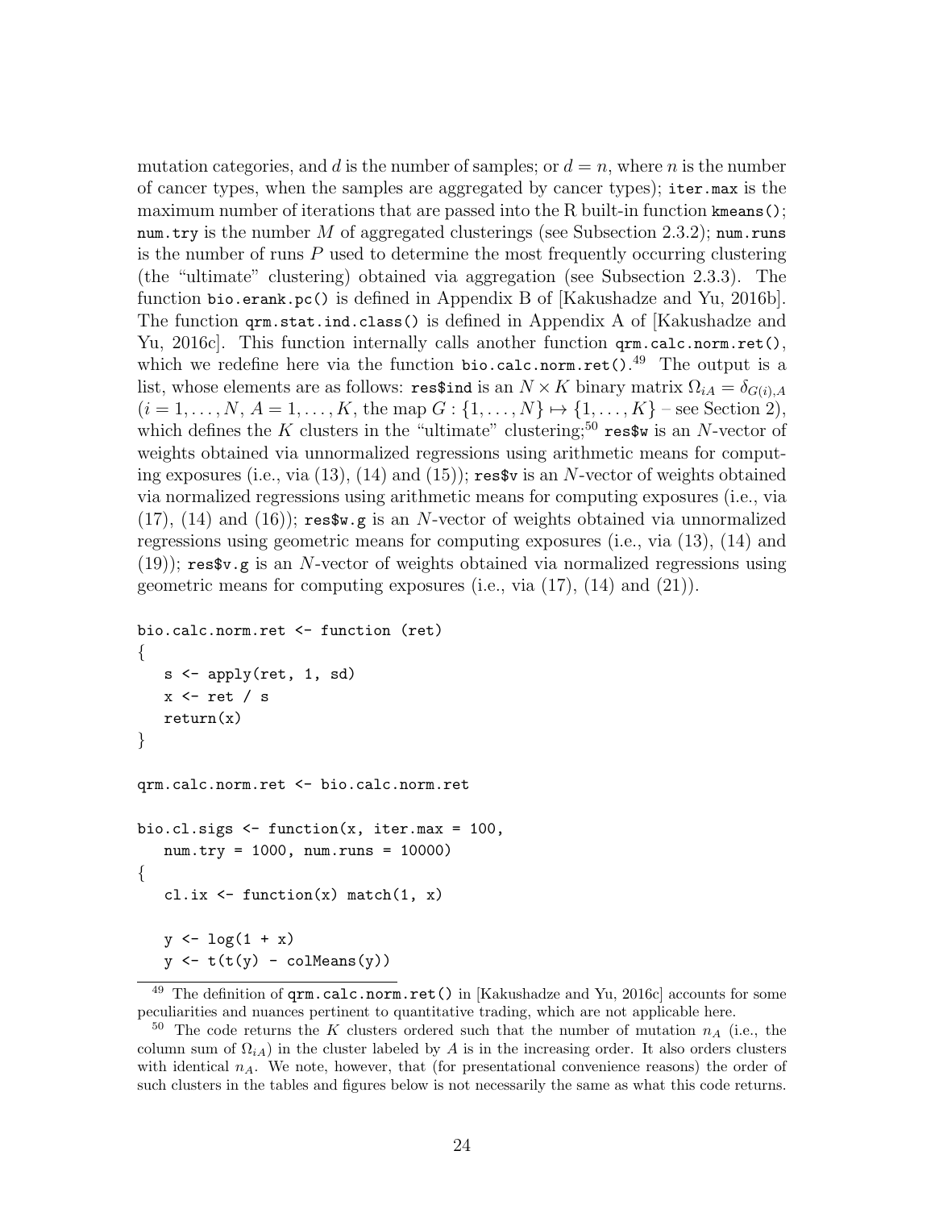mutation categories, and $d$ is the number of samples; or $d = n$, where $n$ is the number of cancer types, when the samples are aggregated by cancer types); `iter.max` is the maximum number of iterations that are passed into the R built-in function `kmeans()`; `num.try` is the number $M$ of aggregated clusterings (see Subsection 2.3.2); `num.runs` is the number of runs $P$ used to determine the most frequently occurring clustering (the "ultimate" clustering) obtained via aggregation (see Subsection 2.3.3). The function `bio.erank.pc()` is defined in Appendix B of [Kakushadze and Yu, 2016b]. The function `qrm.stat.ind.class()` is defined in Appendix A of [Kakushadze and Yu, 2016c]. This function internally calls another function `qrm.calc.norm.ret()`, which we redefine here via the function `bio.calc.norm.ret()`.[49] The output is a list, whose elements are as follows: `res$ind` is an $N \times K$ binary matrix $\Omega_{iA} = \delta_{G(i),A}$ ($i = 1, \ldots, N$, $A = 1, \ldots, K$, the map $G : \{1, \ldots, N\} \mapsto \{1, \ldots, K\}$ – see Section 2), which defines the $K$ clusters in the "ultimate" clustering;[50] `res$w` is an $N$-vector of weights obtained via unnormalized regressions using arithmetic means for computing exposures (i.e., via (13), (14) and (15)); `res$v` is an $N$-vector of weights obtained via normalized regressions using arithmetic means for computing exposures (i.e., via (17), (14) and (16)); `res$w.g` is an $N$-vector of weights obtained via unnormalized regressions using geometric means for computing exposures (i.e., via (13), (14) and (19)); `res$v.g` is an $N$-vector of weights obtained via normalized regressions using geometric means for computing exposures (i.e., via (17), (14) and (21)).

```
bio.calc.norm.ret <- function (ret)
{
   s <- apply(ret, 1, sd)
   x <- ret / s
   return(x)
}

qrm.calc.norm.ret <- bio.calc.norm.ret

bio.cl.sigs <- function(x, iter.max = 100,
   num.try = 1000, num.runs = 10000)
{
   cl.ix <- function(x) match(1, x)

   y <- log(1 + x)
   y <- t(t(y) - colMeans(y))
```

[49] The definition of `qrm.calc.norm.ret()` in [Kakushadze and Yu, 2016c] accounts for some peculiarities and nuances pertinent to quantitative trading, which are not applicable here.

[50] The code returns the $K$ clusters ordered such that the number of mutation $n_A$ (i.e., the column sum of $\Omega_{iA}$) in the cluster labeled by $A$ is in the increasing order. It also orders clusters with identical $n_A$. We note, however, that (for presentational convenience reasons) the order of such clusters in the tables and figures below is not necessarily the same as what this code returns.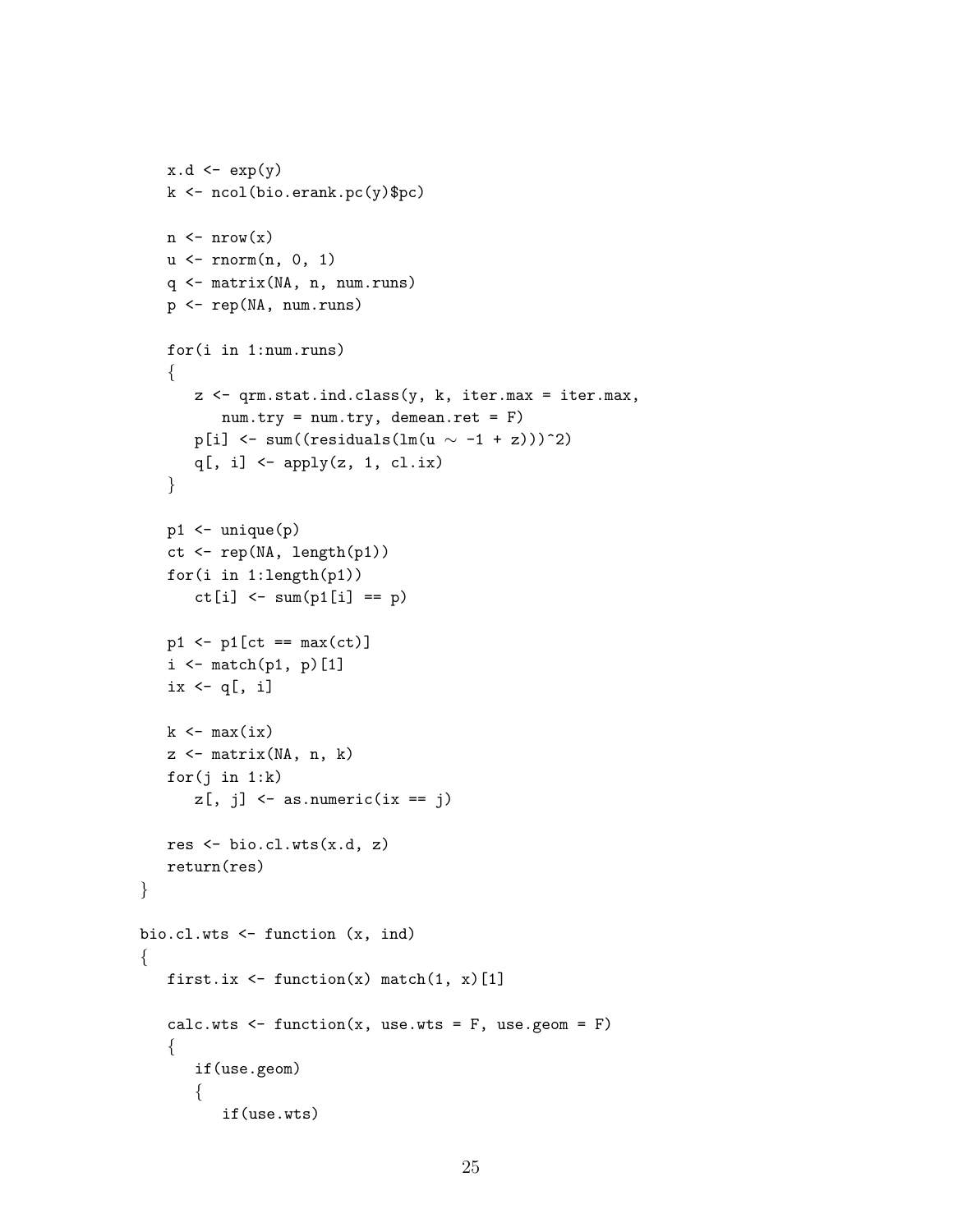```
   x.d <- exp(y)
   k <- ncol(bio.erank.pc(y)$pc)

   n <- nrow(x)
   u <- rnorm(n, 0, 1)
   q <- matrix(NA, n, num.runs)
   p <- rep(NA, num.runs)

   for(i in 1:num.runs)
   {
      z <- qrm.stat.ind.class(y, k, iter.max = iter.max,
         num.try = num.try, demean.ret = F)
      p[i] <- sum((residuals(lm(u ~ -1 + z)))^2)
      q[, i] <- apply(z, 1, cl.ix)
   }

   p1 <- unique(p)
   ct <- rep(NA, length(p1))
   for(i in 1:length(p1))
      ct[i] <- sum(p1[i] == p)

   p1 <- p1[ct == max(ct)]
   i <- match(p1, p)[1]
   ix <- q[, i]

   k <- max(ix)
   z <- matrix(NA, n, k)
   for(j in 1:k)
      z[, j] <- as.numeric(ix == j)

   res <- bio.cl.wts(x.d, z)
   return(res)
}

bio.cl.wts <- function (x, ind)
{
   first.ix <- function(x) match(1, x)[1]

   calc.wts <- function(x, use.wts = F, use.geom = F)
   {
      if(use.geom)
      {
         if(use.wts)
```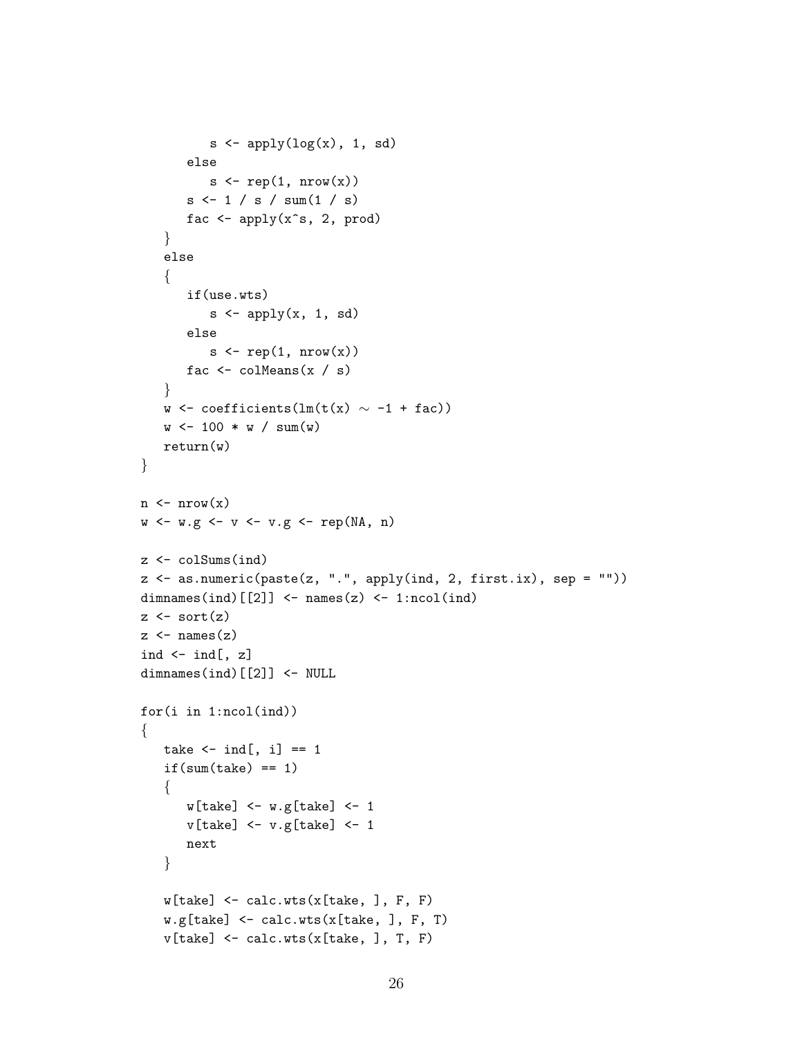```
         s <- apply(log(x), 1, sd)
      else
         s <- rep(1, nrow(x))
      s <- 1 / s / sum(1 / s)
      fac <- apply(x^s, 2, prod)
   }
   else
   {
      if(use.wts)
         s <- apply(x, 1, sd)
      else
         s <- rep(1, nrow(x))
      fac <- colMeans(x / s)
   }
   w <- coefficients(lm(t(x) ~ -1 + fac))
   w <- 100 * w / sum(w)
   return(w)
}

n <- nrow(x)
w <- w.g <- v <- v.g <- rep(NA, n)

z <- colSums(ind)
z <- as.numeric(paste(z, ".", apply(ind, 2, first.ix), sep = ""))
dimnames(ind)[[2]] <- names(z) <- 1:ncol(ind)
z <- sort(z)
z <- names(z)
ind <- ind[, z]
dimnames(ind)[[2]] <- NULL

for(i in 1:ncol(ind))
{
   take <- ind[, i] == 1
   if(sum(take) == 1)
   {
      w[take] <- w.g[take] <- 1
      v[take] <- v.g[take] <- 1
      next
   }

   w[take] <- calc.wts(x[take, ], F, F)
   w.g[take] <- calc.wts(x[take, ], F, T)
   v[take] <- calc.wts(x[take, ], T, F)
```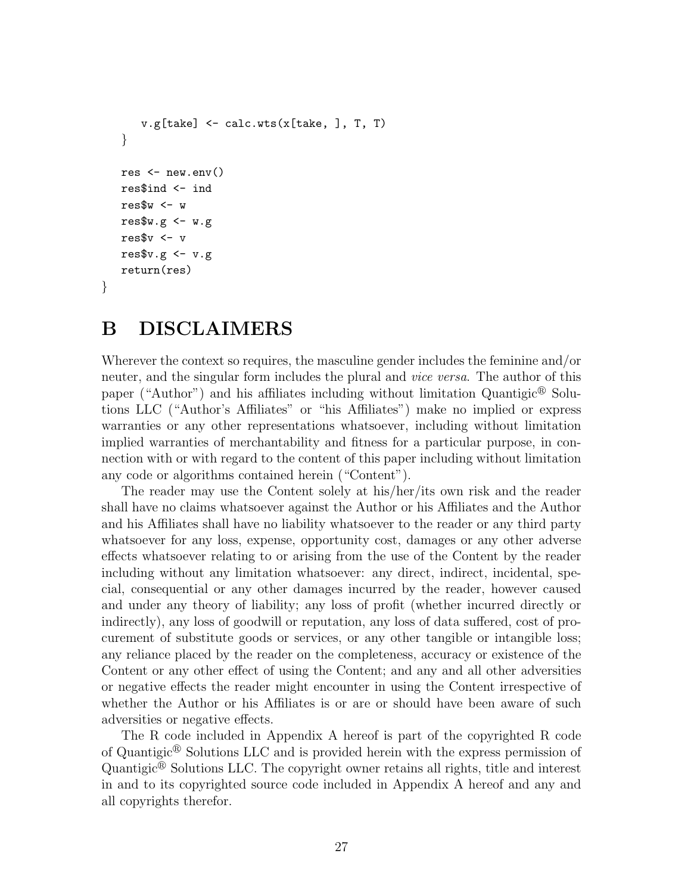```
      v.g[take] <- calc.wts(x[take, ], T, T)
   }

   res <- new.env()
   res$ind <- ind
   res$w <- w
   res$w.g <- w.g
   res$v <- v
   res$v.g <- v.g
   return(res)
}
```

# B DISCLAIMERS

Wherever the context so requires, the masculine gender includes the feminine and/or neuter, and the singular form includes the plural and *vice versa*. The author of this paper ("Author") and his affiliates including without limitation Quantigic® Solutions LLC ("Author's Affiliates" or "his Affiliates") make no implied or express warranties or any other representations whatsoever, including without limitation implied warranties of merchantability and fitness for a particular purpose, in connection with or with regard to the content of this paper including without limitation any code or algorithms contained herein ("Content").

The reader may use the Content solely at his/her/its own risk and the reader shall have no claims whatsoever against the Author or his Affiliates and the Author and his Affiliates shall have no liability whatsoever to the reader or any third party whatsoever for any loss, expense, opportunity cost, damages or any other adverse effects whatsoever relating to or arising from the use of the Content by the reader including without any limitation whatsoever: any direct, indirect, incidental, special, consequential or any other damages incurred by the reader, however caused and under any theory of liability; any loss of profit (whether incurred directly or indirectly), any loss of goodwill or reputation, any loss of data suffered, cost of procurement of substitute goods or services, or any other tangible or intangible loss; any reliance placed by the reader on the completeness, accuracy or existence of the Content or any other effect of using the Content; and any and all other adversities or negative effects the reader might encounter in using the Content irrespective of whether the Author or his Affiliates is or are or should have been aware of such adversities or negative effects.

The R code included in Appendix A hereof is part of the copyrighted R code of Quantigic® Solutions LLC and is provided herein with the express permission of Quantigic® Solutions LLC. The copyright owner retains all rights, title and interest in and to its copyrighted source code included in Appendix A hereof and any and all copyrights therefor.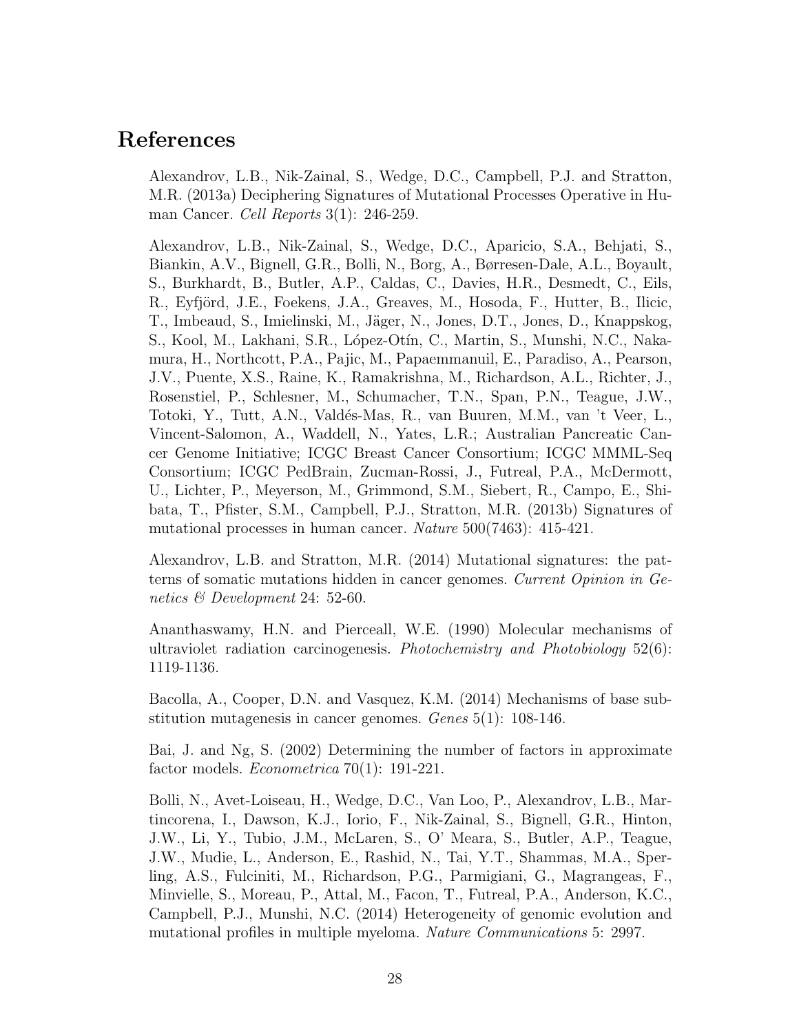# References

Alexandrov, L.B., Nik-Zainal, S., Wedge, D.C., Campbell, P.J. and Stratton, M.R. (2013a) Deciphering Signatures of Mutational Processes Operative in Human Cancer. *Cell Reports* 3(1): 246-259.

Alexandrov, L.B., Nik-Zainal, S., Wedge, D.C., Aparicio, S.A., Behjati, S., Biankin, A.V., Bignell, G.R., Bolli, N., Borg, A., Børresen-Dale, A.L., Boyault, S., Burkhardt, B., Butler, A.P., Caldas, C., Davies, H.R., Desmedt, C., Eils, R., Eyfjörd, J.E., Foekens, J.A., Greaves, M., Hosoda, F., Hutter, B., Ilicic, T., Imbeaud, S., Imielinski, M., Jäger, N., Jones, D.T., Jones, D., Knappskog, S., Kool, M., Lakhani, S.R., López-Otín, C., Martin, S., Munshi, N.C., Nakamura, H., Northcott, P.A., Pajic, M., Papaemmanuil, E., Paradiso, A., Pearson, J.V., Puente, X.S., Raine, K., Ramakrishna, M., Richardson, A.L., Richter, J., Rosenstiel, P., Schlesner, M., Schumacher, T.N., Span, P.N., Teague, J.W., Totoki, Y., Tutt, A.N., Valdés-Mas, R., van Buuren, M.M., van 't Veer, L., Vincent-Salomon, A., Waddell, N., Yates, L.R.; Australian Pancreatic Cancer Genome Initiative; ICGC Breast Cancer Consortium; ICGC MMML-Seq Consortium; ICGC PedBrain, Zucman-Rossi, J., Futreal, P.A., McDermott, U., Lichter, P., Meyerson, M., Grimmond, S.M., Siebert, R., Campo, E., Shibata, T., Pfister, S.M., Campbell, P.J., Stratton, M.R. (2013b) Signatures of mutational processes in human cancer. *Nature* 500(7463): 415-421.

Alexandrov, L.B. and Stratton, M.R. (2014) Mutational signatures: the patterns of somatic mutations hidden in cancer genomes. *Current Opinion in Genetics & Development* 24: 52-60.

Ananthaswamy, H.N. and Pierceall, W.E. (1990) Molecular mechanisms of ultraviolet radiation carcinogenesis. *Photochemistry and Photobiology* 52(6): 1119-1136.

Bacolla, A., Cooper, D.N. and Vasquez, K.M. (2014) Mechanisms of base substitution mutagenesis in cancer genomes. *Genes* 5(1): 108-146.

Bai, J. and Ng, S. (2002) Determining the number of factors in approximate factor models. *Econometrica* 70(1): 191-221.

Bolli, N., Avet-Loiseau, H., Wedge, D.C., Van Loo, P., Alexandrov, L.B., Martincorena, I., Dawson, K.J., Iorio, F., Nik-Zainal, S., Bignell, G.R., Hinton, J.W., Li, Y., Tubio, J.M., McLaren, S., O' Meara, S., Butler, A.P., Teague, J.W., Mudie, L., Anderson, E., Rashid, N., Tai, Y.T., Shammas, M.A., Sperling, A.S., Fulciniti, M., Richardson, P.G., Parmigiani, G., Magrangeas, F., Minvielle, S., Moreau, P., Attal, M., Facon, T., Futreal, P.A., Anderson, K.C., Campbell, P.J., Munshi, N.C. (2014) Heterogeneity of genomic evolution and mutational profiles in multiple myeloma. *Nature Communications* 5: 2997.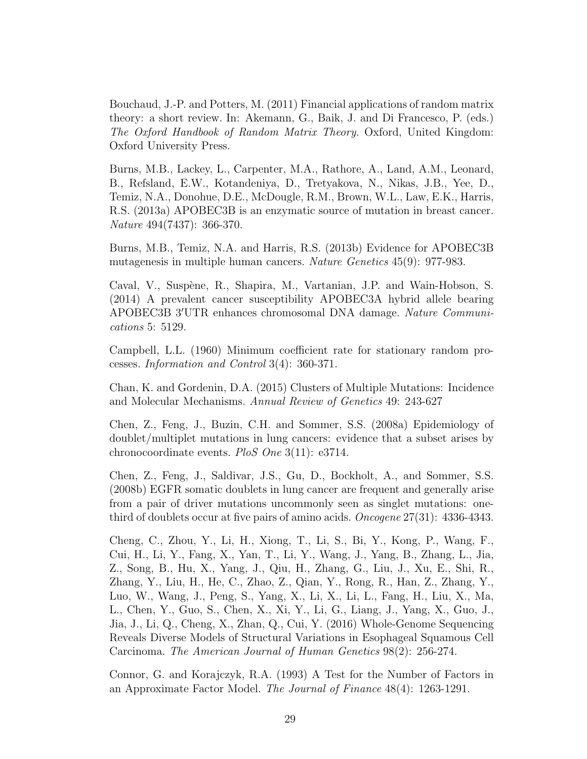Bouchaud, J.-P. and Potters, M. (2011) Financial applications of random matrix theory: a short review. In: Akemann, G., Baik, J. and Di Francesco, P. (eds.) *The Oxford Handbook of Random Matrix Theory.* Oxford, United Kingdom: Oxford University Press.

Burns, M.B., Lackey, L., Carpenter, M.A., Rathore, A., Land, A.M., Leonard, B., Refsland, E.W., Kotandeniya, D., Tretyakova, N., Nikas, J.B., Yee, D., Temiz, N.A., Donohue, D.E., McDougle, R.M., Brown, W.L., Law, E.K., Harris, R.S. (2013a) APOBEC3B is an enzymatic source of mutation in breast cancer. *Nature* 494(7437): 366-370.

Burns, M.B., Temiz, N.A. and Harris, R.S. (2013b) Evidence for APOBEC3B mutagenesis in multiple human cancers. *Nature Genetics* 45(9): 977-983.

Caval, V., Suspène, R., Shapira, M., Vartanian, J.P. and Wain-Hobson, S. (2014) A prevalent cancer susceptibility APOBEC3A hybrid allele bearing APOBEC3B 3′UTR enhances chromosomal DNA damage. *Nature Communications* 5: 5129.

Campbell, L.L. (1960) Minimum coefficient rate for stationary random processes. *Information and Control* 3(4): 360-371.

Chan, K. and Gordenin, D.A. (2015) Clusters of Multiple Mutations: Incidence and Molecular Mechanisms. *Annual Review of Genetics* 49: 243-627

Chen, Z., Feng, J., Buzin, C.H. and Sommer, S.S. (2008a) Epidemiology of doublet/multiplet mutations in lung cancers: evidence that a subset arises by chronocoordinate events. *PloS One* 3(11): e3714.

Chen, Z., Feng, J., Saldivar, J.S., Gu, D., Bockholt, A., and Sommer, S.S. (2008b) EGFR somatic doublets in lung cancer are frequent and generally arise from a pair of driver mutations uncommonly seen as singlet mutations: one-third of doublets occur at five pairs of amino acids. *Oncogene* 27(31): 4336-4343.

Cheng, C., Zhou, Y., Li, H., Xiong, T., Li, S., Bi, Y., Kong, P., Wang, F., Cui, H., Li, Y., Fang, X., Yan, T., Li, Y., Wang, J., Yang, B., Zhang, L., Jia, Z., Song, B., Hu, X., Yang, J., Qiu, H., Zhang, G., Liu, J., Xu, E., Shi, R., Zhang, Y., Liu, H., He, C., Zhao, Z., Qian, Y., Rong, R., Han, Z., Zhang, Y., Luo, W., Wang, J., Peng, S., Yang, X., Li, X., Li, L., Fang, H., Liu, X., Ma, L., Chen, Y., Guo, S., Chen, X., Xi, Y., Li, G., Liang, J., Yang, X., Guo, J., Jia, J., Li, Q., Cheng, X., Zhan, Q., Cui, Y. (2016) Whole-Genome Sequencing Reveals Diverse Models of Structural Variations in Esophageal Squamous Cell Carcinoma. *The American Journal of Human Genetics* 98(2): 256-274.

Connor, G. and Korajczyk, R.A. (1993) A Test for the Number of Factors in an Approximate Factor Model. *The Journal of Finance* 48(4): 1263-1291.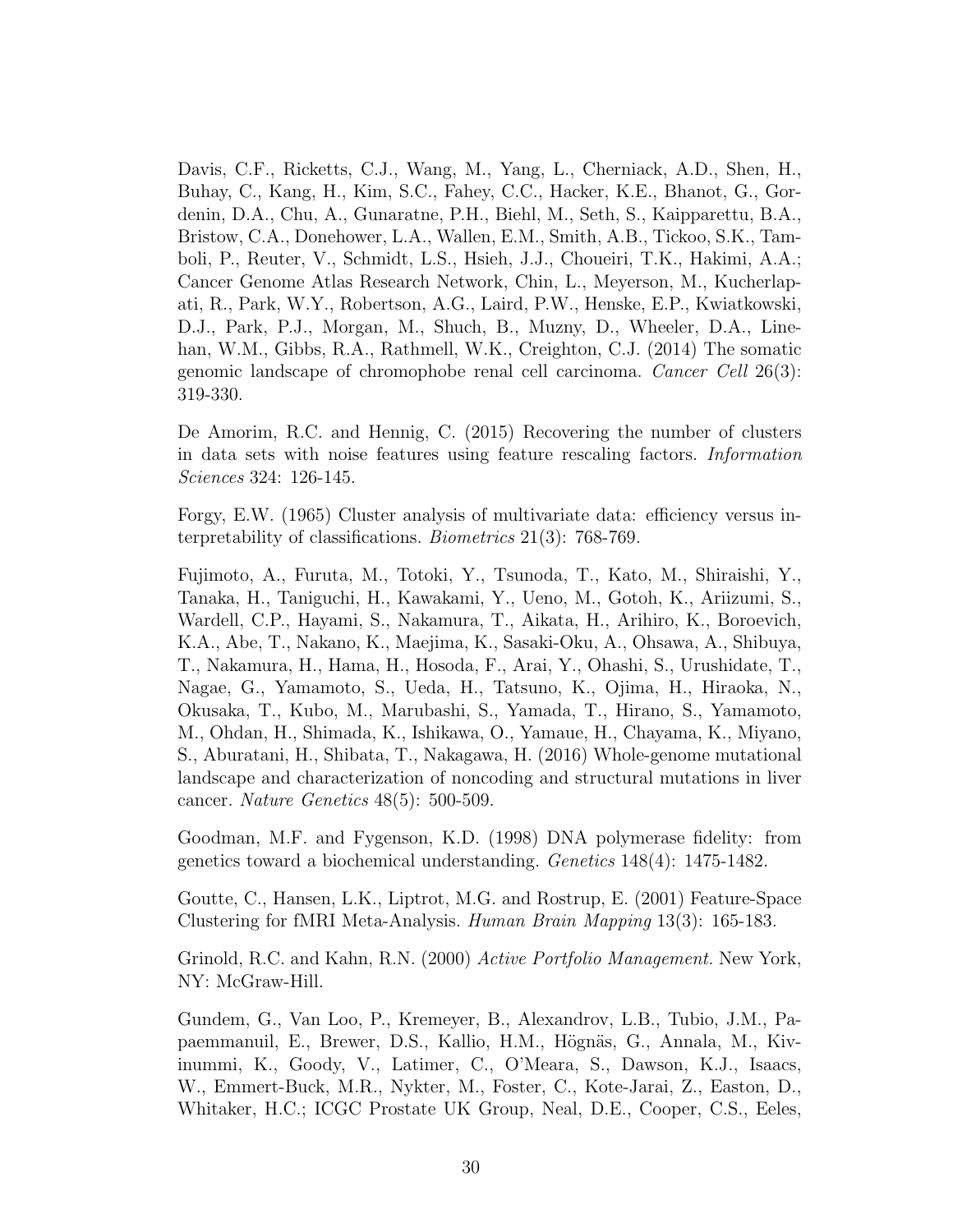Davis, C.F., Ricketts, C.J., Wang, M., Yang, L., Cherniack, A.D., Shen, H., Buhay, C., Kang, H., Kim, S.C., Fahey, C.C., Hacker, K.E., Bhanot, G., Gordenin, D.A., Chu, A., Gunaratne, P.H., Biehl, M., Seth, S., Kaipparettu, B.A., Bristow, C.A., Donehower, L.A., Wallen, E.M., Smith, A.B., Tickoo, S.K., Tamboli, P., Reuter, V., Schmidt, L.S., Hsieh, J.J., Choueiri, T.K., Hakimi, A.A.; Cancer Genome Atlas Research Network, Chin, L., Meyerson, M., Kucherlapati, R., Park, W.Y., Robertson, A.G., Laird, P.W., Henske, E.P., Kwiatkowski, D.J., Park, P.J., Morgan, M., Shuch, B., Muzny, D., Wheeler, D.A., Linehan, W.M., Gibbs, R.A., Rathmell, W.K., Creighton, C.J. (2014) The somatic genomic landscape of chromophobe renal cell carcinoma. *Cancer Cell* 26(3): 319-330.

De Amorim, R.C. and Hennig, C. (2015) Recovering the number of clusters in data sets with noise features using feature rescaling factors. *Information Sciences* 324: 126-145.

Forgy, E.W. (1965) Cluster analysis of multivariate data: efficiency versus interpretability of classifications. *Biometrics* 21(3): 768-769.

Fujimoto, A., Furuta, M., Totoki, Y., Tsunoda, T., Kato, M., Shiraishi, Y., Tanaka, H., Taniguchi, H., Kawakami, Y., Ueno, M., Gotoh, K., Ariizumi, S., Wardell, C.P., Hayami, S., Nakamura, T., Aikata, H., Arihiro, K., Boroevich, K.A., Abe, T., Nakano, K., Maejima, K., Sasaki-Oku, A., Ohsawa, A., Shibuya, T., Nakamura, H., Hama, H., Hosoda, F., Arai, Y., Ohashi, S., Urushidate, T., Nagae, G., Yamamoto, S., Ueda, H., Tatsuno, K., Ojima, H., Hiraoka, N., Okusaka, T., Kubo, M., Marubashi, S., Yamada, T., Hirano, S., Yamamoto, M., Ohdan, H., Shimada, K., Ishikawa, O., Yamaue, H., Chayama, K., Miyano, S., Aburatani, H., Shibata, T., Nakagawa, H. (2016) Whole-genome mutational landscape and characterization of noncoding and structural mutations in liver cancer. *Nature Genetics* 48(5): 500-509.

Goodman, M.F. and Fygenson, K.D. (1998) DNA polymerase fidelity: from genetics toward a biochemical understanding. *Genetics* 148(4): 1475-1482.

Goutte, C., Hansen, L.K., Liptrot, M.G. and Rostrup, E. (2001) Feature-Space Clustering for fMRI Meta-Analysis. *Human Brain Mapping* 13(3): 165-183.

Grinold, R.C. and Kahn, R.N. (2000) *Active Portfolio Management.* New York, NY: McGraw-Hill.

Gundem, G., Van Loo, P., Kremeyer, B., Alexandrov, L.B., Tubio, J.M., Papaemmanuil, E., Brewer, D.S., Kallio, H.M., Högnäs, G., Annala, M., Kivinummi, K., Goody, V., Latimer, C., O'Meara, S., Dawson, K.J., Isaacs, W., Emmert-Buck, M.R., Nykter, M., Foster, C., Kote-Jarai, Z., Easton, D., Whitaker, H.C.; ICGC Prostate UK Group, Neal, D.E., Cooper, C.S., Eeles,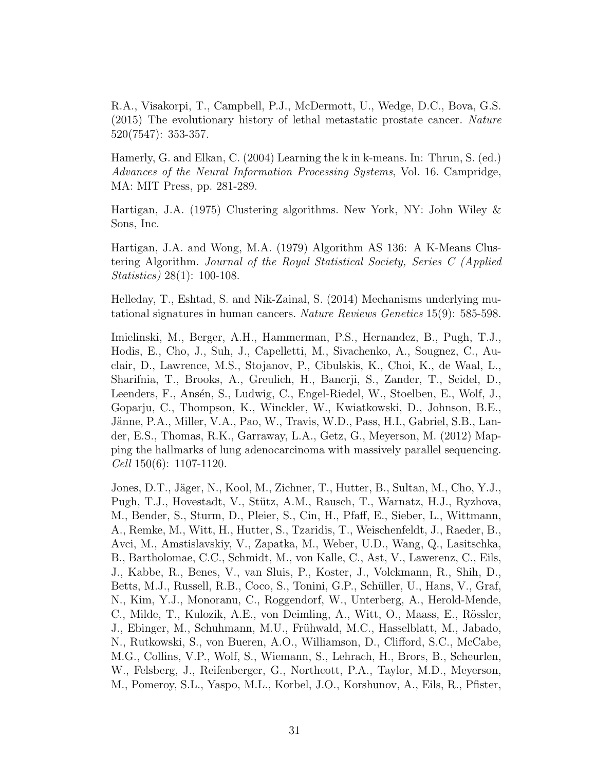R.A., Visakorpi, T., Campbell, P.J., McDermott, U., Wedge, D.C., Bova, G.S. (2015) The evolutionary history of lethal metastatic prostate cancer. *Nature* 520(7547): 353-357.

Hamerly, G. and Elkan, C. (2004) Learning the k in k-means. In: Thrun, S. (ed.) *Advances of the Neural Information Processing Systems*, Vol. 16. Campridge, MA: MIT Press, pp. 281-289.

Hartigan, J.A. (1975) Clustering algorithms. New York, NY: John Wiley & Sons, Inc.

Hartigan, J.A. and Wong, M.A. (1979) Algorithm AS 136: A K-Means Clustering Algorithm. *Journal of the Royal Statistical Society, Series C (Applied Statistics)* 28(1): 100-108.

Helleday, T., Eshtad, S. and Nik-Zainal, S. (2014) Mechanisms underlying mutational signatures in human cancers. *Nature Reviews Genetics* 15(9): 585-598.

Imielinski, M., Berger, A.H., Hammerman, P.S., Hernandez, B., Pugh, T.J., Hodis, E., Cho, J., Suh, J., Capelletti, M., Sivachenko, A., Sougnez, C., Auclair, D., Lawrence, M.S., Stojanov, P., Cibulskis, K., Choi, K., de Waal, L., Sharifnia, T., Brooks, A., Greulich, H., Banerji, S., Zander, T., Seidel, D., Leenders, F., Ansén, S., Ludwig, C., Engel-Riedel, W., Stoelben, E., Wolf, J., Goparju, C., Thompson, K., Winckler, W., Kwiatkowski, D., Johnson, B.E., Jänne, P.A., Miller, V.A., Pao, W., Travis, W.D., Pass, H.I., Gabriel, S.B., Lander, E.S., Thomas, R.K., Garraway, L.A., Getz, G., Meyerson, M. (2012) Mapping the hallmarks of lung adenocarcinoma with massively parallel sequencing. *Cell* 150(6): 1107-1120.

Jones, D.T., Jäger, N., Kool, M., Zichner, T., Hutter, B., Sultan, M., Cho, Y.J., Pugh, T.J., Hovestadt, V., Stütz, A.M., Rausch, T., Warnatz, H.J., Ryzhova, M., Bender, S., Sturm, D., Pleier, S., Cin, H., Pfaff, E., Sieber, L., Wittmann, A., Remke, M., Witt, H., Hutter, S., Tzaridis, T., Weischenfeldt, J., Raeder, B., Avci, M., Amstislavskiy, V., Zapatka, M., Weber, U.D., Wang, Q., Lasitschka, B., Bartholomae, C.C., Schmidt, M., von Kalle, C., Ast, V., Lawerenz, C., Eils, J., Kabbe, R., Benes, V., van Sluis, P., Koster, J., Volckmann, R., Shih, D., Betts, M.J., Russell, R.B., Coco, S., Tonini, G.P., Schüller, U., Hans, V., Graf, N., Kim, Y.J., Monoranu, C., Roggendorf, W., Unterberg, A., Herold-Mende, C., Milde, T., Kulozik, A.E., von Deimling, A., Witt, O., Maass, E., Rössler, J., Ebinger, M., Schuhmann, M.U., Frühwald, M.C., Hasselblatt, M., Jabado, N., Rutkowski, S., von Bueren, A.O., Williamson, D., Clifford, S.C., McCabe, M.G., Collins, V.P., Wolf, S., Wiemann, S., Lehrach, H., Brors, B., Scheurlen, W., Felsberg, J., Reifenberger, G., Northcott, P.A., Taylor, M.D., Meyerson, M., Pomeroy, S.L., Yaspo, M.L., Korbel, J.O., Korshunov, A., Eils, R., Pfister,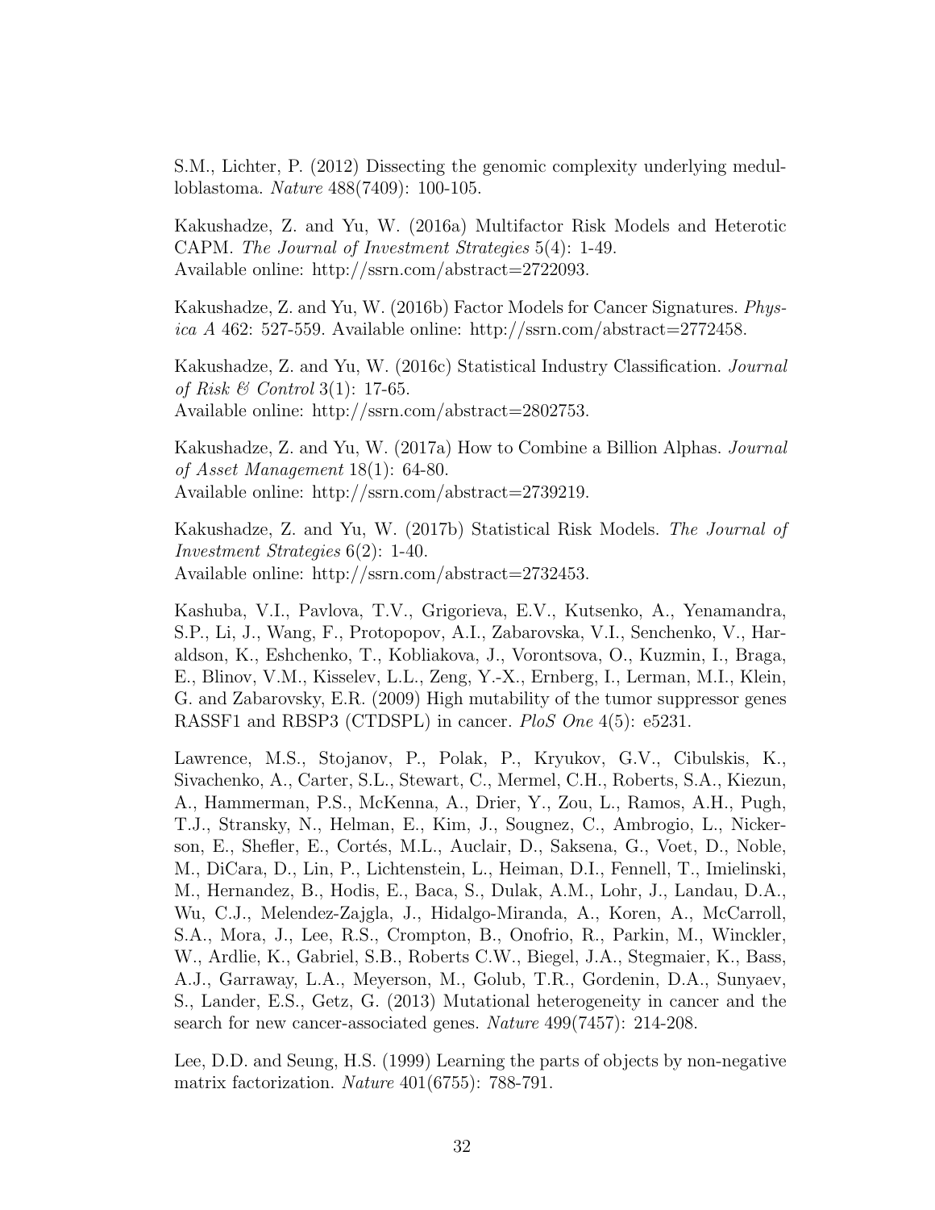S.M., Lichter, P. (2012) Dissecting the genomic complexity underlying medulloblastoma. *Nature* 488(7409): 100-105.

Kakushadze, Z. and Yu, W. (2016a) Multifactor Risk Models and Heterotic CAPM. *The Journal of Investment Strategies* 5(4): 1-49.
Available online: http://ssrn.com/abstract=2722093.

Kakushadze, Z. and Yu, W. (2016b) Factor Models for Cancer Signatures. *Physica A* 462: 527-559. Available online: http://ssrn.com/abstract=2772458.

Kakushadze, Z. and Yu, W. (2016c) Statistical Industry Classification. *Journal of Risk & Control* 3(1): 17-65.
Available online: http://ssrn.com/abstract=2802753.

Kakushadze, Z. and Yu, W. (2017a) How to Combine a Billion Alphas. *Journal of Asset Management* 18(1): 64-80.
Available online: http://ssrn.com/abstract=2739219.

Kakushadze, Z. and Yu, W. (2017b) Statistical Risk Models. *The Journal of Investment Strategies* 6(2): 1-40.
Available online: http://ssrn.com/abstract=2732453.

Kashuba, V.I., Pavlova, T.V., Grigorieva, E.V., Kutsenko, A., Yenamandra, S.P., Li, J., Wang, F., Protopopov, A.I., Zabarovska, V.I., Senchenko, V., Haraldson, K., Eshchenko, T., Kobliakova, J., Vorontsova, O., Kuzmin, I., Braga, E., Blinov, V.M., Kisselev, L.L., Zeng, Y.-X., Ernberg, I., Lerman, M.I., Klein, G. and Zabarovsky, E.R. (2009) High mutability of the tumor suppressor genes RASSF1 and RBSP3 (CTDSPL) in cancer. *PloS One* 4(5): e5231.

Lawrence, M.S., Stojanov, P., Polak, P., Kryukov, G.V., Cibulskis, K., Sivachenko, A., Carter, S.L., Stewart, C., Mermel, C.H., Roberts, S.A., Kiezun, A., Hammerman, P.S., McKenna, A., Drier, Y., Zou, L., Ramos, A.H., Pugh, T.J., Stransky, N., Helman, E., Kim, J., Sougnez, C., Ambrogio, L., Nickerson, E., Shefler, E., Cortés, M.L., Auclair, D., Saksena, G., Voet, D., Noble, M., DiCara, D., Lin, P., Lichtenstein, L., Heiman, D.I., Fennell, T., Imielinski, M., Hernandez, B., Hodis, E., Baca, S., Dulak, A.M., Lohr, J., Landau, D.A., Wu, C.J., Melendez-Zajgla, J., Hidalgo-Miranda, A., Koren, A., McCarroll, S.A., Mora, J., Lee, R.S., Crompton, B., Onofrio, R., Parkin, M., Winckler, W., Ardlie, K., Gabriel, S.B., Roberts C.W., Biegel, J.A., Stegmaier, K., Bass, A.J., Garraway, L.A., Meyerson, M., Golub, T.R., Gordenin, D.A., Sunyaev, S., Lander, E.S., Getz, G. (2013) Mutational heterogeneity in cancer and the search for new cancer-associated genes. *Nature* 499(7457): 214-208.

Lee, D.D. and Seung, H.S. (1999) Learning the parts of objects by non-negative matrix factorization. *Nature* 401(6755): 788-791.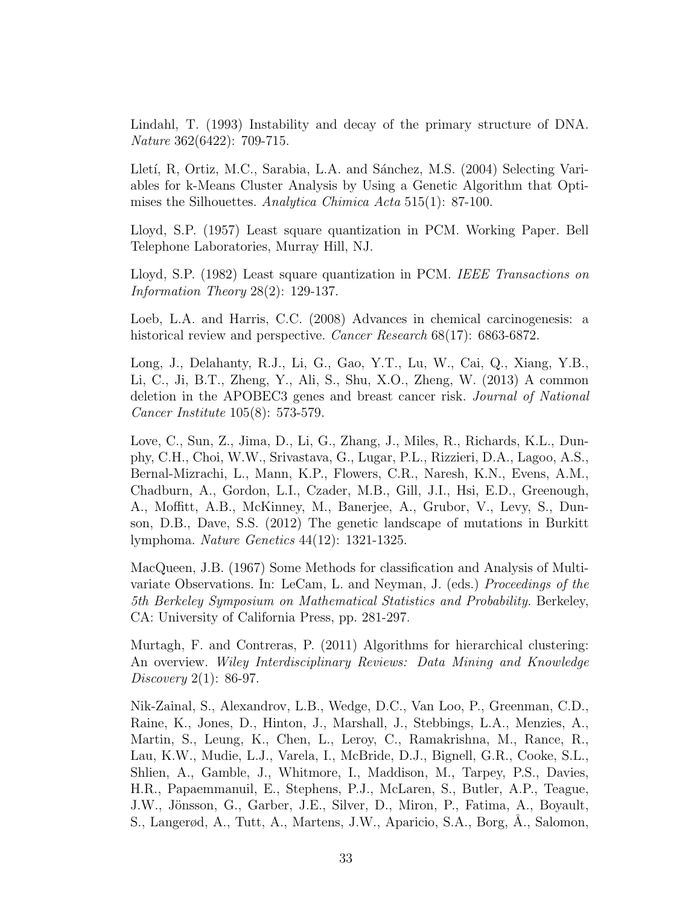Lindahl, T. (1993) Instability and decay of the primary structure of DNA. *Nature* 362(6422): 709-715.

Lletí, R, Ortiz, M.C., Sarabia, L.A. and Sánchez, M.S. (2004) Selecting Variables for k-Means Cluster Analysis by Using a Genetic Algorithm that Optimises the Silhouettes. *Analytica Chimica Acta* 515(1): 87-100.

Lloyd, S.P. (1957) Least square quantization in PCM. Working Paper. Bell Telephone Laboratories, Murray Hill, NJ.

Lloyd, S.P. (1982) Least square quantization in PCM. *IEEE Transactions on Information Theory* 28(2): 129-137.

Loeb, L.A. and Harris, C.C. (2008) Advances in chemical carcinogenesis: a historical review and perspective. *Cancer Research* 68(17): 6863-6872.

Long, J., Delahanty, R.J., Li, G., Gao, Y.T., Lu, W., Cai, Q., Xiang, Y.B., Li, C., Ji, B.T., Zheng, Y., Ali, S., Shu, X.O., Zheng, W. (2013) A common deletion in the APOBEC3 genes and breast cancer risk. *Journal of National Cancer Institute* 105(8): 573-579.

Love, C., Sun, Z., Jima, D., Li, G., Zhang, J., Miles, R., Richards, K.L., Dunphy, C.H., Choi, W.W., Srivastava, G., Lugar, P.L., Rizzieri, D.A., Lagoo, A.S., Bernal-Mizrachi, L., Mann, K.P., Flowers, C.R., Naresh, K.N., Evens, A.M., Chadburn, A., Gordon, L.I., Czader, M.B., Gill, J.I., Hsi, E.D., Greenough, A., Moffitt, A.B., McKinney, M., Banerjee, A., Grubor, V., Levy, S., Dunson, D.B., Dave, S.S. (2012) The genetic landscape of mutations in Burkitt lymphoma. *Nature Genetics* 44(12): 1321-1325.

MacQueen, J.B. (1967) Some Methods for classification and Analysis of Multivariate Observations. In: LeCam, L. and Neyman, J. (eds.) *Proceedings of the 5th Berkeley Symposium on Mathematical Statistics and Probability.* Berkeley, CA: University of California Press, pp. 281-297.

Murtagh, F. and Contreras, P. (2011) Algorithms for hierarchical clustering: An overview. *Wiley Interdisciplinary Reviews: Data Mining and Knowledge Discovery* 2(1): 86-97.

Nik-Zainal, S., Alexandrov, L.B., Wedge, D.C., Van Loo, P., Greenman, C.D., Raine, K., Jones, D., Hinton, J., Marshall, J., Stebbings, L.A., Menzies, A., Martin, S., Leung, K., Chen, L., Leroy, C., Ramakrishna, M., Rance, R., Lau, K.W., Mudie, L.J., Varela, I., McBride, D.J., Bignell, G.R., Cooke, S.L., Shlien, A., Gamble, J., Whitmore, I., Maddison, M., Tarpey, P.S., Davies, H.R., Papaemmanuil, E., Stephens, P.J., McLaren, S., Butler, A.P., Teague, J.W., Jönsson, G., Garber, J.E., Silver, D., Miron, P., Fatima, A., Boyault, S., Langerød, A., Tutt, A., Martens, J.W., Aparicio, S.A., Borg, Å., Salomon,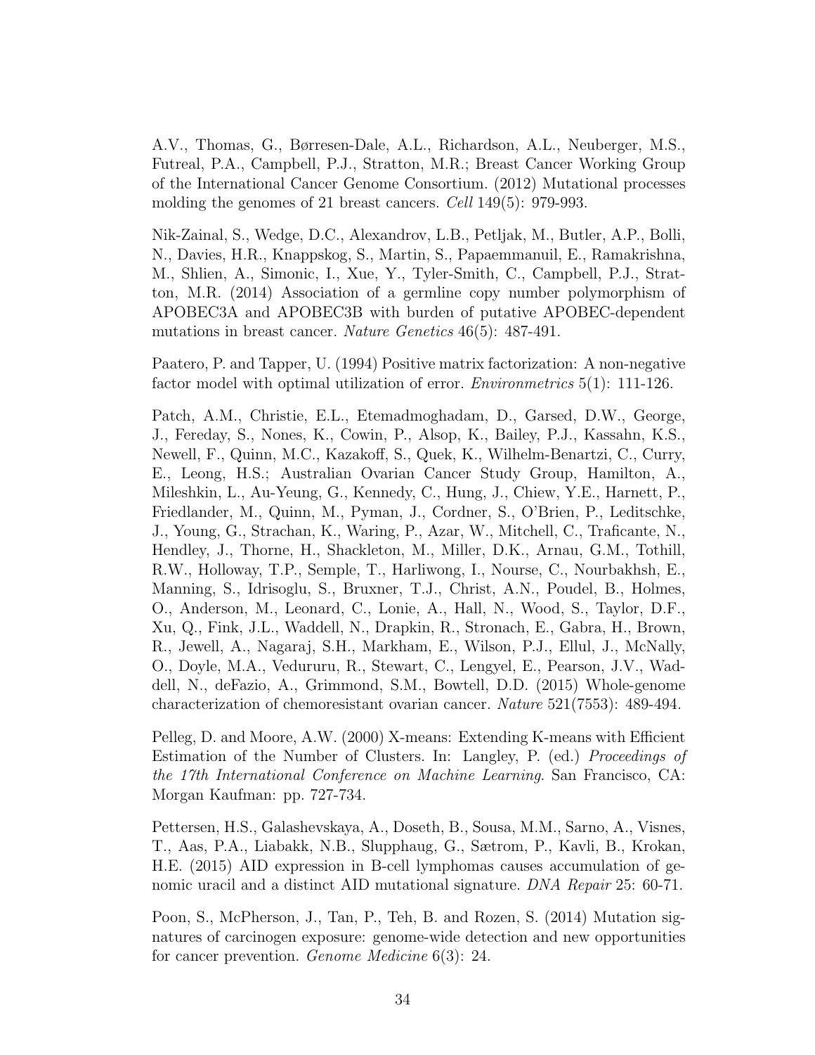A.V., Thomas, G., Børresen-Dale, A.L., Richardson, A.L., Neuberger, M.S., Futreal, P.A., Campbell, P.J., Stratton, M.R.; Breast Cancer Working Group of the International Cancer Genome Consortium. (2012) Mutational processes molding the genomes of 21 breast cancers. *Cell* 149(5): 979-993.

Nik-Zainal, S., Wedge, D.C., Alexandrov, L.B., Petljak, M., Butler, A.P., Bolli, N., Davies, H.R., Knappskog, S., Martin, S., Papaemmanuil, E., Ramakrishna, M., Shlien, A., Simonic, I., Xue, Y., Tyler-Smith, C., Campbell, P.J., Stratton, M.R. (2014) Association of a germline copy number polymorphism of APOBEC3A and APOBEC3B with burden of putative APOBEC-dependent mutations in breast cancer. *Nature Genetics* 46(5): 487-491.

Paatero, P. and Tapper, U. (1994) Positive matrix factorization: A non-negative factor model with optimal utilization of error. *Environmetrics* 5(1): 111-126.

Patch, A.M., Christie, E.L., Etemadmoghadam, D., Garsed, D.W., George, J., Fereday, S., Nones, K., Cowin, P., Alsop, K., Bailey, P.J., Kassahn, K.S., Newell, F., Quinn, M.C., Kazakoff, S., Quek, K., Wilhelm-Benartzi, C., Curry, E., Leong, H.S.; Australian Ovarian Cancer Study Group, Hamilton, A., Mileshkin, L., Au-Yeung, G., Kennedy, C., Hung, J., Chiew, Y.E., Harnett, P., Friedlander, M., Quinn, M., Pyman, J., Cordner, S., O'Brien, P., Leditschke, J., Young, G., Strachan, K., Waring, P., Azar, W., Mitchell, C., Traficante, N., Hendley, J., Thorne, H., Shackleton, M., Miller, D.K., Arnau, G.M., Tothill, R.W., Holloway, T.P., Semple, T., Harliwong, I., Nourse, C., Nourbakhsh, E., Manning, S., Idrisoglu, S., Bruxner, T.J., Christ, A.N., Poudel, B., Holmes, O., Anderson, M., Leonard, C., Lonie, A., Hall, N., Wood, S., Taylor, D.F., Xu, Q., Fink, J.L., Waddell, N., Drapkin, R., Stronach, E., Gabra, H., Brown, R., Jewell, A., Nagaraj, S.H., Markham, E., Wilson, P.J., Ellul, J., McNally, O., Doyle, M.A., Vedururu, R., Stewart, C., Lengyel, E., Pearson, J.V., Waddell, N., deFazio, A., Grimmond, S.M., Bowtell, D.D. (2015) Whole-genome characterization of chemoresistant ovarian cancer. *Nature* 521(7553): 489-494.

Pelleg, D. and Moore, A.W. (2000) X-means: Extending K-means with Efficient Estimation of the Number of Clusters. In: Langley, P. (ed.) *Proceedings of the 17th International Conference on Machine Learning*. San Francisco, CA: Morgan Kaufman: pp. 727-734.

Pettersen, H.S., Galashevskaya, A., Doseth, B., Sousa, M.M., Sarno, A., Visnes, T., Aas, P.A., Liabakk, N.B., Slupphaug, G., Sætrom, P., Kavli, B., Krokan, H.E. (2015) AID expression in B-cell lymphomas causes accumulation of genomic uracil and a distinct AID mutational signature. *DNA Repair* 25: 60-71.

Poon, S., McPherson, J., Tan, P., Teh, B. and Rozen, S. (2014) Mutation signatures of carcinogen exposure: genome-wide detection and new opportunities for cancer prevention. *Genome Medicine* 6(3): 24.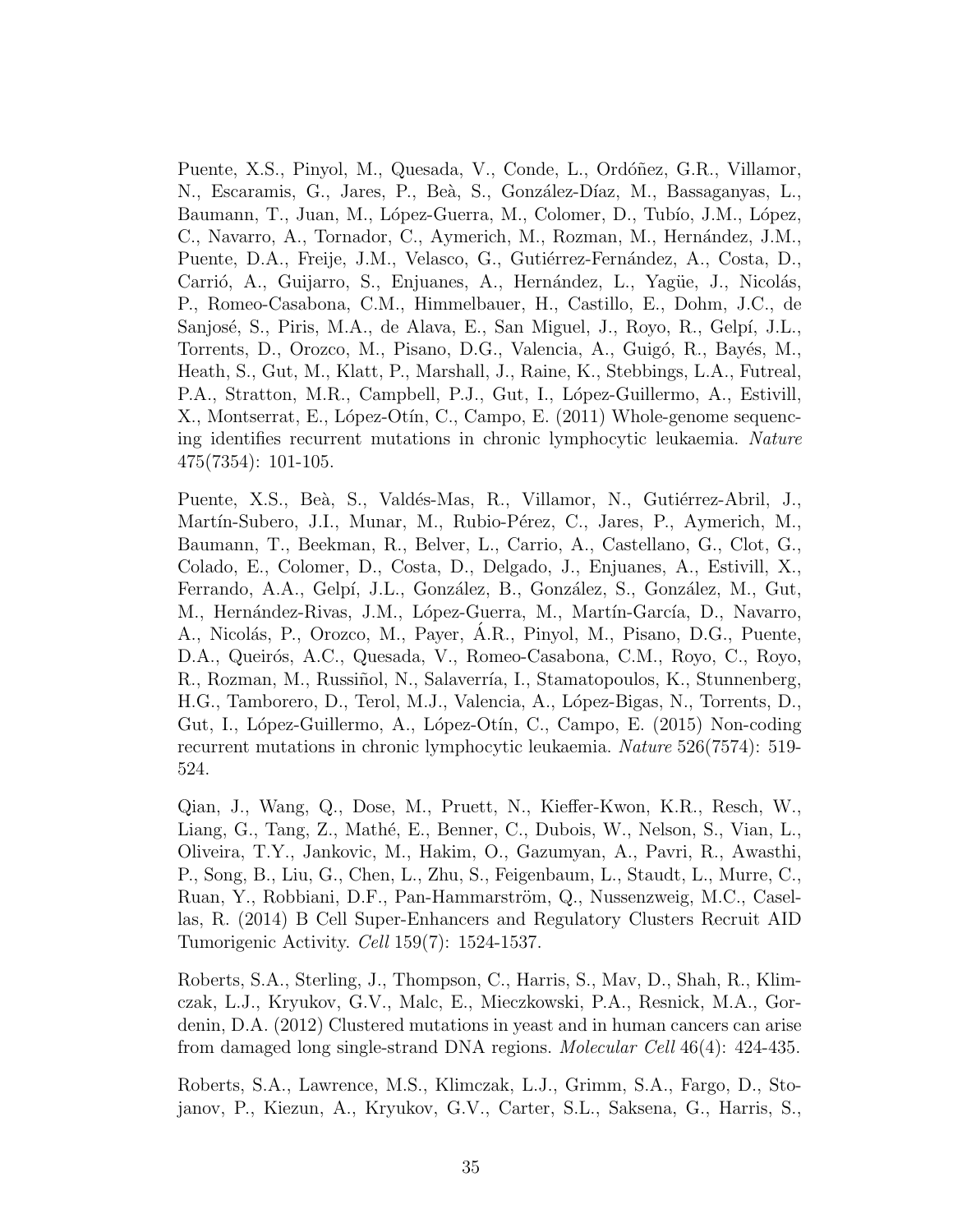Puente, X.S., Pinyol, M., Quesada, V., Conde, L., Ordóñez, G.R., Villamor, N., Escaramis, G., Jares, P., Beà, S., González-Díaz, M., Bassaganyas, L., Baumann, T., Juan, M., López-Guerra, M., Colomer, D., Tubío, J.M., López, C., Navarro, A., Tornador, C., Aymerich, M., Rozman, M., Hernández, J.M., Puente, D.A., Freije, J.M., Velasco, G., Gutiérrez-Fernández, A., Costa, D., Carrió, A., Guijarro, S., Enjuanes, A., Hernández, L., Yagüe, J., Nicolás, P., Romeo-Casabona, C.M., Himmelbauer, H., Castillo, E., Dohm, J.C., de Sanjosé, S., Piris, M.A., de Alava, E., San Miguel, J., Royo, R., Gelpí, J.L., Torrents, D., Orozco, M., Pisano, D.G., Valencia, A., Guigó, R., Bayés, M., Heath, S., Gut, M., Klatt, P., Marshall, J., Raine, K., Stebbings, L.A., Futreal, P.A., Stratton, M.R., Campbell, P.J., Gut, I., López-Guillermo, A., Estivill, X., Montserrat, E., López-Otín, C., Campo, E. (2011) Whole-genome sequencing identifies recurrent mutations in chronic lymphocytic leukaemia. *Nature* 475(7354): 101-105.

Puente, X.S., Beà, S., Valdés-Mas, R., Villamor, N., Gutiérrez-Abril, J., Martín-Subero, J.I., Munar, M., Rubio-Pérez, C., Jares, P., Aymerich, M., Baumann, T., Beekman, R., Belver, L., Carrio, A., Castellano, G., Clot, G., Colado, E., Colomer, D., Costa, D., Delgado, J., Enjuanes, A., Estivill, X., Ferrando, A.A., Gelpí, J.L., González, B., González, S., González, M., Gut, M., Hernández-Rivas, J.M., López-Guerra, M., Martín-García, D., Navarro, A., Nicolás, P., Orozco, M., Payer, Á.R., Pinyol, M., Pisano, D.G., Puente, D.A., Queirós, A.C., Quesada, V., Romeo-Casabona, C.M., Royo, C., Royo, R., Rozman, M., Russiñol, N., Salaverría, I., Stamatopoulos, K., Stunnenberg, H.G., Tamborero, D., Terol, M.J., Valencia, A., López-Bigas, N., Torrents, D., Gut, I., López-Guillermo, A., López-Otín, C., Campo, E. (2015) Non-coding recurrent mutations in chronic lymphocytic leukaemia. *Nature* 526(7574): 519-524.

Qian, J., Wang, Q., Dose, M., Pruett, N., Kieffer-Kwon, K.R., Resch, W., Liang, G., Tang, Z., Mathé, E., Benner, C., Dubois, W., Nelson, S., Vian, L., Oliveira, T.Y., Jankovic, M., Hakim, O., Gazumyan, A., Pavri, R., Awasthi, P., Song, B., Liu, G., Chen, L., Zhu, S., Feigenbaum, L., Staudt, L., Murre, C., Ruan, Y., Robbiani, D.F., Pan-Hammarström, Q., Nussenzweig, M.C., Casellas, R. (2014) B Cell Super-Enhancers and Regulatory Clusters Recruit AID Tumorigenic Activity. *Cell* 159(7): 1524-1537.

Roberts, S.A., Sterling, J., Thompson, C., Harris, S., Mav, D., Shah, R., Klimczak, L.J., Kryukov, G.V., Malc, E., Mieczkowski, P.A., Resnick, M.A., Gordenin, D.A. (2012) Clustered mutations in yeast and in human cancers can arise from damaged long single-strand DNA regions. *Molecular Cell* 46(4): 424-435.

Roberts, S.A., Lawrence, M.S., Klimczak, L.J., Grimm, S.A., Fargo, D., Stojanov, P., Kiezun, A., Kryukov, G.V., Carter, S.L., Saksena, G., Harris, S.,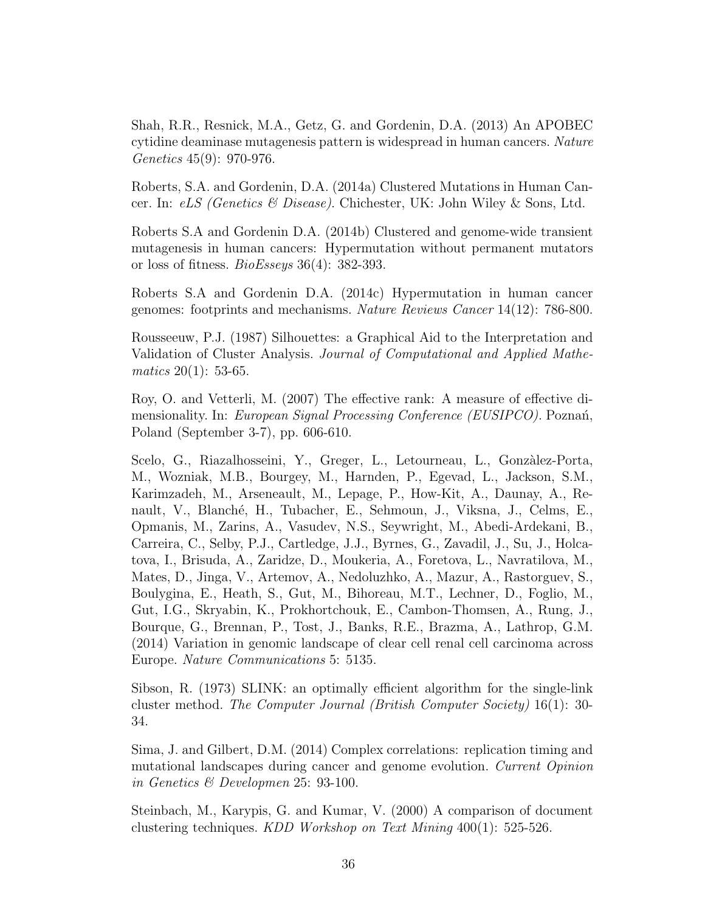Shah, R.R., Resnick, M.A., Getz, G. and Gordenin, D.A. (2013) An APOBEC cytidine deaminase mutagenesis pattern is widespread in human cancers. *Nature Genetics* 45(9): 970-976.

Roberts, S.A. and Gordenin, D.A. (2014a) Clustered Mutations in Human Cancer. In: *eLS (Genetics & Disease)*. Chichester, UK: John Wiley & Sons, Ltd.

Roberts S.A and Gordenin D.A. (2014b) Clustered and genome-wide transient mutagenesis in human cancers: Hypermutation without permanent mutators or loss of fitness. *BioEsseys* 36(4): 382-393.

Roberts S.A and Gordenin D.A. (2014c) Hypermutation in human cancer genomes: footprints and mechanisms. *Nature Reviews Cancer* 14(12): 786-800.

Rousseeuw, P.J. (1987) Silhouettes: a Graphical Aid to the Interpretation and Validation of Cluster Analysis. *Journal of Computational and Applied Mathematics* 20(1): 53-65.

Roy, O. and Vetterli, M. (2007) The effective rank: A measure of effective dimensionality. In: *European Signal Processing Conference (EUSIPCO)*. Poznań, Poland (September 3-7), pp. 606-610.

Scelo, G., Riazalhosseini, Y., Greger, L., Letourneau, L., Gonzàlez-Porta, M., Wozniak, M.B., Bourgey, M., Harnden, P., Egevad, L., Jackson, S.M., Karimzadeh, M., Arseneault, M., Lepage, P., How-Kit, A., Daunay, A., Renault, V., Blanché, H., Tubacher, E., Sehmoun, J., Viksna, J., Celms, E., Opmanis, M., Zarins, A., Vasudev, N.S., Seywright, M., Abedi-Ardekani, B., Carreira, C., Selby, P.J., Cartledge, J.J., Byrnes, G., Zavadil, J., Su, J., Holcatova, I., Brisuda, A., Zaridze, D., Moukeria, A., Foretova, L., Navratilova, M., Mates, D., Jinga, V., Artemov, A., Nedoluzhko, A., Mazur, A., Rastorguev, S., Boulygina, E., Heath, S., Gut, M., Bihoreau, M.T., Lechner, D., Foglio, M., Gut, I.G., Skryabin, K., Prokhortchouk, E., Cambon-Thomsen, A., Rung, J., Bourque, G., Brennan, P., Tost, J., Banks, R.E., Brazma, A., Lathrop, G.M. (2014) Variation in genomic landscape of clear cell renal cell carcinoma across Europe. *Nature Communications* 5: 5135.

Sibson, R. (1973) SLINK: an optimally efficient algorithm for the single-link cluster method. *The Computer Journal (British Computer Society)* 16(1): 30-34.

Sima, J. and Gilbert, D.M. (2014) Complex correlations: replication timing and mutational landscapes during cancer and genome evolution. *Current Opinion in Genetics & Developmen* 25: 93-100.

Steinbach, M., Karypis, G. and Kumar, V. (2000) A comparison of document clustering techniques. *KDD Workshop on Text Mining* 400(1): 525-526.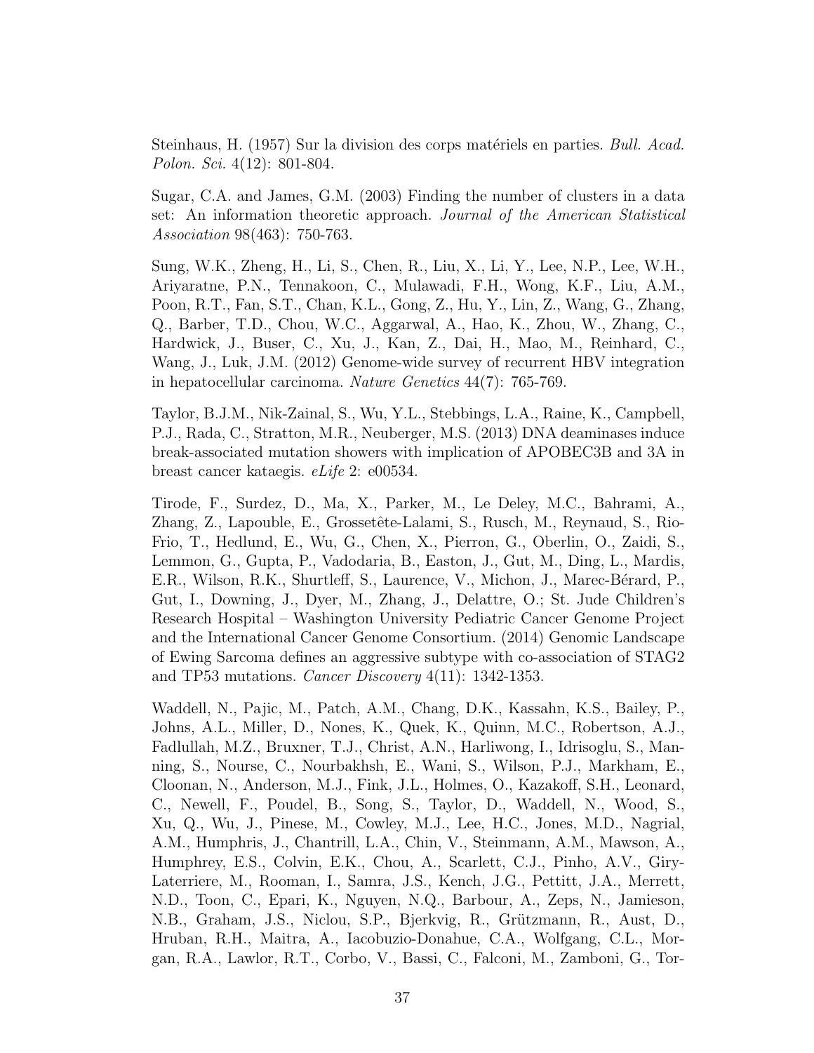Steinhaus, H. (1957) Sur la division des corps matériels en parties. *Bull. Acad. Polon. Sci.* 4(12): 801-804.

Sugar, C.A. and James, G.M. (2003) Finding the number of clusters in a data set: An information theoretic approach. *Journal of the American Statistical Association* 98(463): 750-763.

Sung, W.K., Zheng, H., Li, S., Chen, R., Liu, X., Li, Y., Lee, N.P., Lee, W.H., Ariyaratne, P.N., Tennakoon, C., Mulawadi, F.H., Wong, K.F., Liu, A.M., Poon, R.T., Fan, S.T., Chan, K.L., Gong, Z., Hu, Y., Lin, Z., Wang, G., Zhang, Q., Barber, T.D., Chou, W.C., Aggarwal, A., Hao, K., Zhou, W., Zhang, C., Hardwick, J., Buser, C., Xu, J., Kan, Z., Dai, H., Mao, M., Reinhard, C., Wang, J., Luk, J.M. (2012) Genome-wide survey of recurrent HBV integration in hepatocellular carcinoma. *Nature Genetics* 44(7): 765-769.

Taylor, B.J.M., Nik-Zainal, S., Wu, Y.L., Stebbings, L.A., Raine, K., Campbell, P.J., Rada, C., Stratton, M.R., Neuberger, M.S. (2013) DNA deaminases induce break-associated mutation showers with implication of APOBEC3B and 3A in breast cancer kataegis. *eLife* 2: e00534.

Tirode, F., Surdez, D., Ma, X., Parker, M., Le Deley, M.C., Bahrami, A., Zhang, Z., Lapouble, E., Grossetête-Lalami, S., Rusch, M., Reynaud, S., Rio-Frio, T., Hedlund, E., Wu, G., Chen, X., Pierron, G., Oberlin, O., Zaidi, S., Lemmon, G., Gupta, P., Vadodaria, B., Easton, J., Gut, M., Ding, L., Mardis, E.R., Wilson, R.K., Shurtleff, S., Laurence, V., Michon, J., Marec-Bérard, P., Gut, I., Downing, J., Dyer, M., Zhang, J., Delattre, O.; St. Jude Children's Research Hospital – Washington University Pediatric Cancer Genome Project and the International Cancer Genome Consortium. (2014) Genomic Landscape of Ewing Sarcoma defines an aggressive subtype with co-association of STAG2 and TP53 mutations. *Cancer Discovery* 4(11): 1342-1353.

Waddell, N., Pajic, M., Patch, A.M., Chang, D.K., Kassahn, K.S., Bailey, P., Johns, A.L., Miller, D., Nones, K., Quek, K., Quinn, M.C., Robertson, A.J., Fadlullah, M.Z., Bruxner, T.J., Christ, A.N., Harliwong, I., Idrisoglu, S., Manning, S., Nourse, C., Nourbakhsh, E., Wani, S., Wilson, P.J., Markham, E., Cloonan, N., Anderson, M.J., Fink, J.L., Holmes, O., Kazakoff, S.H., Leonard, C., Newell, F., Poudel, B., Song, S., Taylor, D., Waddell, N., Wood, S., Xu, Q., Wu, J., Pinese, M., Cowley, M.J., Lee, H.C., Jones, M.D., Nagrial, A.M., Humphris, J., Chantrill, L.A., Chin, V., Steinmann, A.M., Mawson, A., Humphrey, E.S., Colvin, E.K., Chou, A., Scarlett, C.J., Pinho, A.V., Giry-Laterriere, M., Rooman, I., Samra, J.S., Kench, J.G., Pettitt, J.A., Merrett, N.D., Toon, C., Epari, K., Nguyen, N.Q., Barbour, A., Zeps, N., Jamieson, N.B., Graham, J.S., Niclou, S.P., Bjerkvig, R., Grützmann, R., Aust, D., Hruban, R.H., Maitra, A., Iacobuzio-Donahue, C.A., Wolfgang, C.L., Morgan, R.A., Lawlor, R.T., Corbo, V., Bassi, C., Falconi, M., Zamboni, G., Tor-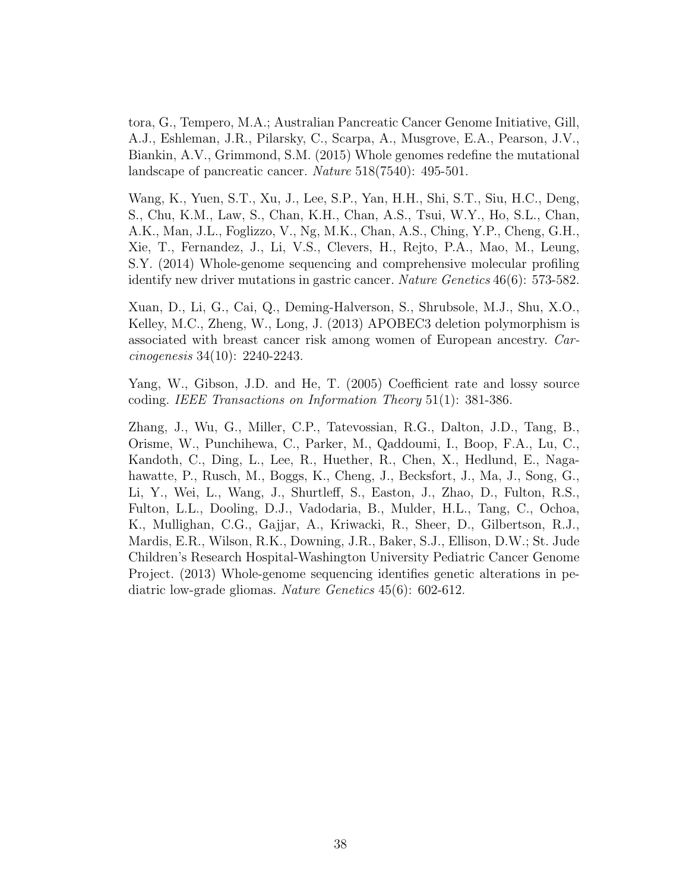tora, G., Tempero, M.A.; Australian Pancreatic Cancer Genome Initiative, Gill, A.J., Eshleman, J.R., Pilarsky, C., Scarpa, A., Musgrove, E.A., Pearson, J.V., Biankin, A.V., Grimmond, S.M. (2015) Whole genomes redefine the mutational landscape of pancreatic cancer. *Nature* 518(7540): 495-501.

Wang, K., Yuen, S.T., Xu, J., Lee, S.P., Yan, H.H., Shi, S.T., Siu, H.C., Deng, S., Chu, K.M., Law, S., Chan, K.H., Chan, A.S., Tsui, W.Y., Ho, S.L., Chan, A.K., Man, J.L., Foglizzo, V., Ng, M.K., Chan, A.S., Ching, Y.P., Cheng, G.H., Xie, T., Fernandez, J., Li, V.S., Clevers, H., Rejto, P.A., Mao, M., Leung, S.Y. (2014) Whole-genome sequencing and comprehensive molecular profiling identify new driver mutations in gastric cancer. *Nature Genetics* 46(6): 573-582.

Xuan, D., Li, G., Cai, Q., Deming-Halverson, S., Shrubsole, M.J., Shu, X.O., Kelley, M.C., Zheng, W., Long, J. (2013) APOBEC3 deletion polymorphism is associated with breast cancer risk among women of European ancestry. *Carcinogenesis* 34(10): 2240-2243.

Yang, W., Gibson, J.D. and He, T. (2005) Coefficient rate and lossy source coding. *IEEE Transactions on Information Theory* 51(1): 381-386.

Zhang, J., Wu, G., Miller, C.P., Tatevossian, R.G., Dalton, J.D., Tang, B., Orisme, W., Punchihewa, C., Parker, M., Qaddoumi, I., Boop, F.A., Lu, C., Kandoth, C., Ding, L., Lee, R., Huether, R., Chen, X., Hedlund, E., Nagahawatte, P., Rusch, M., Boggs, K., Cheng, J., Becksfort, J., Ma, J., Song, G., Li, Y., Wei, L., Wang, J., Shurtleff, S., Easton, J., Zhao, D., Fulton, R.S., Fulton, L.L., Dooling, D.J., Vadodaria, B., Mulder, H.L., Tang, C., Ochoa, K., Mullighan, C.G., Gajjar, A., Kriwacki, R., Sheer, D., Gilbertson, R.J., Mardis, E.R., Wilson, R.K., Downing, J.R., Baker, S.J., Ellison, D.W.; St. Jude Children's Research Hospital-Washington University Pediatric Cancer Genome Project. (2013) Whole-genome sequencing identifies genetic alterations in pediatric low-grade gliomas. *Nature Genetics* 45(6): 602-612.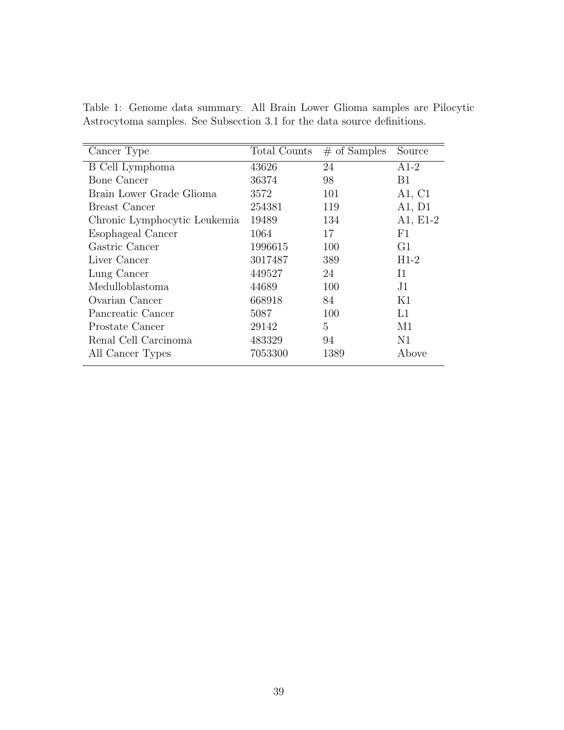Table 1: Genome data summary. All Brain Lower Glioma samples are Pilocytic Astrocytoma samples. See Subsection 3.1 for the data source definitions.

| Cancer Type | Total Counts | # of Samples | Source |
|---|---|---|---|
| B Cell Lymphoma | 43626 | 24 | A1-2 |
| Bone Cancer | 36374 | 98 | B1 |
| Brain Lower Grade Glioma | 3572 | 101 | A1, C1 |
| Breast Cancer | 254381 | 119 | A1, D1 |
| Chronic Lymphocytic Leukemia | 19489 | 134 | A1, E1-2 |
| Esophageal Cancer | 1064 | 17 | F1 |
| Gastric Cancer | 1996615 | 100 | G1 |
| Liver Cancer | 3017487 | 389 | H1-2 |
| Lung Cancer | 449527 | 24 | I1 |
| Medulloblastoma | 44689 | 100 | J1 |
| Ovarian Cancer | 668918 | 84 | K1 |
| Pancreatic Cancer | 5087 | 100 | L1 |
| Prostate Cancer | 29142 | 5 | M1 |
| Renal Cell Carcinoma | 483329 | 94 | N1 |
| All Cancer Types | 7053300 | 1389 | Above |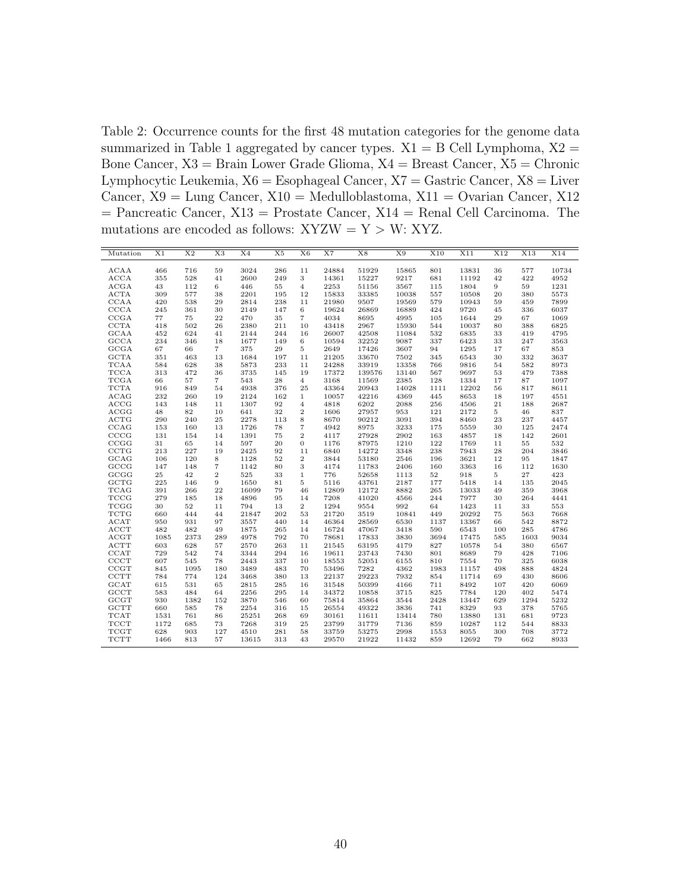Table 2: Occurrence counts for the first 48 mutation categories for the genome data summarized in Table 1 aggregated by cancer types. X1 = B Cell Lymphoma, X2 = Bone Cancer, X3 = Brain Lower Grade Glioma, X4 = Breast Cancer, X5 = Chronic Lymphocytic Leukemia, X6 = Esophageal Cancer, X7 = Gastric Cancer, X8 = Liver Cancer, X9 = Lung Cancer, X10 = Medulloblastoma, X11 = Ovarian Cancer, X12 = Pancreatic Cancer, X13 = Prostate Cancer, X14 = Renal Cell Carcinoma. The mutations are encoded as follows: XYZW = Y > W: XYZ.

| Mutation | X1 | X2 | X3 | X4 | X5 | X6 | X7 | X8 | X9 | X10 | X11 | X12 | X13 | X14 |
|---|---|---|---|---|---|---|---|---|---|---|---|---|---|---|
| ACAA | 466 | 716 | 59 | 3024 | 286 | 11 | 24884 | 51929 | 15865 | 801 | 13831 | 36 | 577 | 10734 |
| ACCA | 355 | 528 | 41 | 2600 | 249 | 3 | 14361 | 15227 | 9217 | 681 | 11192 | 42 | 422 | 4952 |
| ACGA | 43 | 112 | 6 | 446 | 55 | 4 | 2253 | 51156 | 3567 | 115 | 1804 | 9 | 59 | 1231 |
| ACTA | 309 | 577 | 38 | 2201 | 195 | 12 | 15833 | 33385 | 10038 | 557 | 10508 | 20 | 380 | 5573 |
| CCAA | 420 | 538 | 29 | 2814 | 238 | 11 | 21980 | 9507 | 19569 | 579 | 10943 | 59 | 459 | 7899 |
| CCCA | 245 | 361 | 30 | 2149 | 147 | 6 | 19624 | 26869 | 16889 | 424 | 9720 | 45 | 336 | 6037 |
| CCGA | 77 | 75 | 22 | 470 | 35 | 7 | 4034 | 8695 | 4995 | 105 | 1644 | 29 | 67 | 1069 |
| CCTA | 418 | 502 | 26 | 2380 | 211 | 10 | 43418 | 2967 | 15930 | 544 | 10037 | 80 | 388 | 6825 |
| GCAA | 452 | 624 | 41 | 2144 | 244 | 16 | 26007 | 42508 | 11084 | 532 | 6835 | 33 | 419 | 4795 |
| GCCA | 234 | 346 | 18 | 1677 | 149 | 6 | 10594 | 32252 | 9087 | 337 | 6423 | 33 | 247 | 3563 |
| GCGA | 67 | 66 | 7 | 375 | 29 | 5 | 2649 | 17426 | 3607 | 94 | 1295 | 17 | 67 | 853 |
| GCTA | 351 | 463 | 13 | 1684 | 197 | 11 | 21205 | 33670 | 7502 | 345 | 6543 | 30 | 332 | 3637 |
| TCAA | 584 | 628 | 38 | 5873 | 233 | 11 | 24288 | 33919 | 13358 | 766 | 9816 | 54 | 582 | 8973 |
| TCCA | 313 | 472 | 36 | 3735 | 145 | 19 | 17372 | 139576 | 13140 | 567 | 9697 | 53 | 479 | 7388 |
| TCGA | 66 | 57 | 7 | 543 | 28 | 4 | 3168 | 11569 | 2385 | 128 | 1334 | 17 | 87 | 1097 |
| TCTA | 916 | 849 | 54 | 4938 | 376 | 25 | 43364 | 20943 | 14028 | 1111 | 12202 | 56 | 817 | 8611 |
| ACAG | 232 | 260 | 19 | 2124 | 162 | 1 | 10057 | 42216 | 4369 | 445 | 8653 | 18 | 197 | 4551 |
| ACCG | 143 | 148 | 11 | 1307 | 92 | 4 | 4818 | 6202 | 2088 | 256 | 4506 | 21 | 188 | 2687 |
| ACGG | 48 | 82 | 10 | 641 | 32 | 2 | 1606 | 27957 | 953 | 121 | 2172 | 5 | 46 | 837 |
| ACTG | 290 | 240 | 25 | 2278 | 113 | 8 | 8670 | 90212 | 3091 | 394 | 8460 | 23 | 237 | 4457 |
| CCAG | 153 | 160 | 13 | 1726 | 78 | 7 | 4942 | 8975 | 3233 | 175 | 5559 | 30 | 125 | 2474 |
| CCCG | 131 | 154 | 14 | 1391 | 75 | 2 | 4117 | 27928 | 2902 | 163 | 4857 | 18 | 142 | 2601 |
| CCGG | 31 | 65 | 14 | 597 | 20 | 0 | 1176 | 87975 | 1210 | 122 | 1769 | 11 | 55 | 532 |
| CCTG | 213 | 227 | 19 | 2425 | 92 | 11 | 6840 | 14272 | 3348 | 238 | 7943 | 28 | 204 | 3846 |
| GCAG | 106 | 120 | 8 | 1128 | 52 | 2 | 3844 | 53180 | 2546 | 196 | 3621 | 12 | 95 | 1847 |
| GCCG | 147 | 148 | 7 | 1142 | 80 | 3 | 4174 | 11783 | 2406 | 160 | 3363 | 16 | 112 | 1630 |
| GCGG | 25 | 42 | 2 | 525 | 33 | 1 | 776 | 52658 | 1113 | 52 | 918 | 5 | 27 | 423 |
| GCTG | 225 | 146 | 9 | 1650 | 81 | 5 | 5116 | 43761 | 2187 | 177 | 5418 | 14 | 135 | 2045 |
| TCAG | 391 | 266 | 22 | 16099 | 79 | 46 | 12809 | 12172 | 8882 | 265 | 13033 | 49 | 359 | 3968 |
| TCCG | 279 | 185 | 18 | 4896 | 95 | 14 | 7208 | 41020 | 4566 | 244 | 7977 | 30 | 264 | 4441 |
| TCGG | 30 | 52 | 11 | 794 | 13 | 2 | 1294 | 9554 | 992 | 64 | 1423 | 11 | 33 | 553 |
| TCTG | 660 | 444 | 44 | 21847 | 202 | 53 | 21720 | 3519 | 10841 | 449 | 20292 | 75 | 563 | 7668 |
| ACAT | 950 | 931 | 97 | 3557 | 440 | 14 | 46364 | 28569 | 6530 | 1137 | 13367 | 66 | 542 | 8872 |
| ACCT | 482 | 482 | 49 | 1875 | 265 | 14 | 16724 | 47067 | 3418 | 590 | 6543 | 100 | 285 | 4786 |
| ACGT | 1085 | 2373 | 289 | 4978 | 792 | 70 | 78681 | 17833 | 3830 | 3694 | 17475 | 585 | 1603 | 9034 |
| ACTT | 603 | 628 | 57 | 2570 | 263 | 11 | 21545 | 63195 | 4179 | 827 | 10578 | 54 | 380 | 6567 |
| CCAT | 729 | 542 | 74 | 3344 | 294 | 16 | 19611 | 23743 | 7430 | 801 | 8689 | 79 | 428 | 7106 |
| CCCT | 607 | 545 | 78 | 2443 | 337 | 10 | 18553 | 52051 | 6155 | 810 | 7554 | 70 | 325 | 6038 |
| CCGT | 845 | 1095 | 180 | 3489 | 483 | 70 | 53496 | 7282 | 4362 | 1983 | 11157 | 498 | 888 | 4824 |
| CCTT | 784 | 774 | 124 | 3468 | 380 | 13 | 22137 | 29223 | 7932 | 854 | 11714 | 69 | 430 | 8606 |
| GCAT | 615 | 531 | 65 | 2815 | 285 | 16 | 31548 | 50399 | 4166 | 711 | 8492 | 107 | 420 | 6069 |
| GCCT | 583 | 484 | 64 | 2256 | 295 | 14 | 34372 | 10858 | 3715 | 825 | 7784 | 120 | 402 | 5474 |
| GCGT | 930 | 1382 | 152 | 3870 | 546 | 60 | 75814 | 35864 | 3544 | 2428 | 13447 | 629 | 1294 | 5232 |
| GCTT | 660 | 585 | 78 | 2254 | 316 | 15 | 26554 | 49322 | 3836 | 741 | 8329 | 93 | 378 | 5765 |
| TCAT | 1531 | 761 | 86 | 25251 | 268 | 69 | 30161 | 11611 | 13414 | 780 | 13880 | 131 | 681 | 9723 |
| TCCT | 1172 | 685 | 73 | 7268 | 319 | 25 | 23799 | 31779 | 7136 | 859 | 10287 | 112 | 544 | 8833 |
| TCGT | 628 | 903 | 127 | 4510 | 281 | 58 | 33759 | 53275 | 2998 | 1553 | 8055 | 300 | 708 | 3772 |
| TCTT | 1466 | 813 | 57 | 13615 | 313 | 43 | 29570 | 21922 | 11432 | 859 | 12692 | 79 | 662 | 8933 |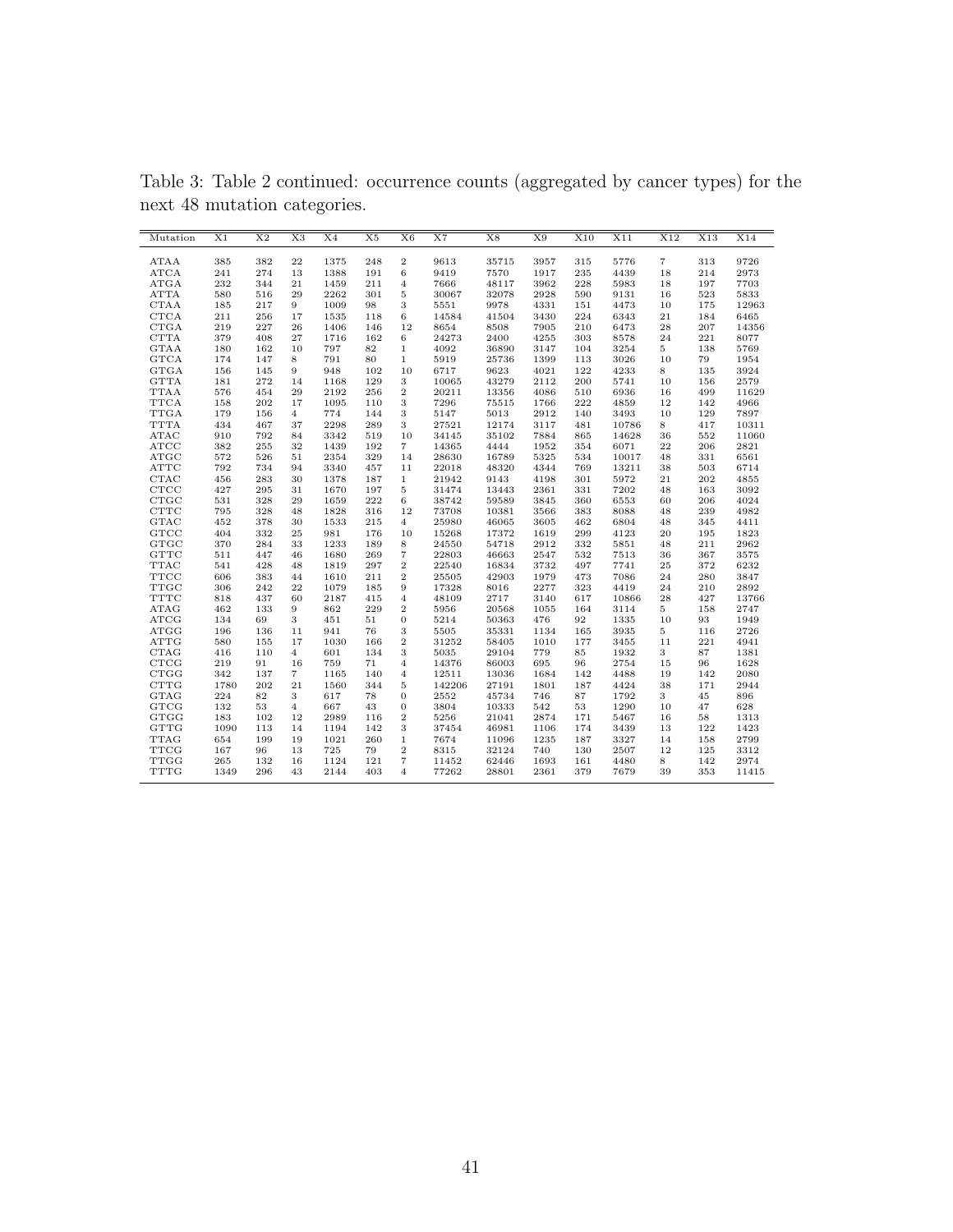Table 3: Table 2 continued: occurrence counts (aggregated by cancer types) for the next 48 mutation categories.

| Mutation | X1 | X2 | X3 | X4 | X5 | X6 | X7 | X8 | X9 | X10 | X11 | X12 | X13 | X14 |
|---|---|---|---|---|---|---|---|---|---|---|---|---|---|---|
| ATAA | 385 | 382 | 22 | 1375 | 248 | 2 | 9613 | 35715 | 3957 | 315 | 5776 | 7 | 313 | 9726 |
| ATCA | 241 | 274 | 13 | 1388 | 191 | 6 | 9419 | 7570 | 1917 | 235 | 4439 | 18 | 214 | 2973 |
| ATGA | 232 | 344 | 21 | 1459 | 211 | 4 | 7666 | 48117 | 3962 | 228 | 5983 | 18 | 197 | 7703 |
| ATTA | 580 | 516 | 29 | 2262 | 301 | 5 | 30067 | 32078 | 2928 | 590 | 9131 | 16 | 523 | 5833 |
| CTAA | 185 | 217 | 9 | 1009 | 98 | 3 | 5551 | 9978 | 4331 | 151 | 4473 | 10 | 175 | 12963 |
| CTCA | 211 | 256 | 17 | 1535 | 118 | 6 | 14584 | 41504 | 3430 | 224 | 6343 | 21 | 184 | 6465 |
| CTGA | 219 | 227 | 26 | 1406 | 146 | 12 | 8654 | 8508 | 7905 | 210 | 6473 | 28 | 207 | 14356 |
| CTTA | 379 | 408 | 27 | 1716 | 162 | 6 | 24273 | 2400 | 4255 | 303 | 8578 | 24 | 221 | 8077 |
| GTAA | 180 | 162 | 10 | 797 | 82 | 1 | 4092 | 36890 | 3147 | 104 | 3254 | 5 | 138 | 5769 |
| GTCA | 174 | 147 | 8 | 791 | 80 | 1 | 5919 | 25736 | 1399 | 113 | 3026 | 10 | 79 | 1954 |
| GTGA | 156 | 145 | 9 | 948 | 102 | 10 | 6717 | 9623 | 4021 | 122 | 4233 | 8 | 135 | 3924 |
| GTTA | 181 | 272 | 14 | 1168 | 129 | 3 | 10065 | 43279 | 2112 | 200 | 5741 | 10 | 156 | 2579 |
| TTAA | 576 | 454 | 29 | 2192 | 256 | 2 | 20211 | 13356 | 4086 | 510 | 6936 | 16 | 499 | 11629 |
| TTCA | 158 | 202 | 17 | 1095 | 110 | 3 | 7296 | 75515 | 1766 | 222 | 4859 | 12 | 142 | 4966 |
| TTGA | 179 | 156 | 4 | 774 | 144 | 3 | 5147 | 5013 | 2912 | 140 | 3493 | 10 | 129 | 7897 |
| TTTA | 434 | 467 | 37 | 2298 | 289 | 3 | 27521 | 12174 | 3117 | 481 | 10786 | 8 | 417 | 10311 |
| ATAC | 910 | 792 | 84 | 3342 | 519 | 10 | 34145 | 35102 | 7884 | 865 | 14628 | 36 | 552 | 11060 |
| ATCC | 382 | 255 | 32 | 1439 | 192 | 7 | 14365 | 4444 | 1952 | 354 | 6071 | 22 | 206 | 2821 |
| ATGC | 572 | 526 | 51 | 2354 | 329 | 14 | 28630 | 16789 | 5325 | 534 | 10017 | 48 | 331 | 6561 |
| ATTC | 792 | 734 | 94 | 3340 | 457 | 11 | 22018 | 48320 | 4344 | 769 | 13211 | 38 | 503 | 6714 |
| CTAC | 456 | 283 | 30 | 1378 | 187 | 1 | 21942 | 9143 | 4198 | 301 | 5972 | 21 | 202 | 4855 |
| CTCC | 427 | 295 | 31 | 1670 | 197 | 5 | 31474 | 13443 | 2361 | 331 | 7202 | 48 | 163 | 3092 |
| CTGC | 531 | 328 | 29 | 1659 | 222 | 6 | 38742 | 59589 | 3845 | 360 | 6553 | 60 | 206 | 4024 |
| CTTC | 795 | 328 | 48 | 1828 | 316 | 12 | 73708 | 10381 | 3566 | 383 | 8088 | 48 | 239 | 4982 |
| GTAC | 452 | 378 | 30 | 1533 | 215 | 4 | 25980 | 46065 | 3605 | 462 | 6804 | 48 | 345 | 4411 |
| GTCC | 404 | 332 | 25 | 981 | 176 | 10 | 15268 | 17372 | 1619 | 299 | 4123 | 20 | 195 | 1823 |
| GTGC | 370 | 284 | 33 | 1233 | 189 | 8 | 24550 | 54718 | 2912 | 332 | 5851 | 48 | 211 | 2962 |
| GTTC | 511 | 447 | 46 | 1680 | 269 | 7 | 22803 | 46663 | 2547 | 532 | 7513 | 36 | 367 | 3575 |
| TTAC | 541 | 428 | 48 | 1819 | 297 | 2 | 22540 | 16834 | 3732 | 497 | 7741 | 25 | 372 | 6232 |
| TTCC | 606 | 383 | 44 | 1610 | 211 | 2 | 25505 | 42903 | 1979 | 473 | 7086 | 24 | 280 | 3847 |
| TTGC | 306 | 242 | 22 | 1079 | 185 | 9 | 17328 | 8016 | 2277 | 323 | 4419 | 24 | 210 | 2892 |
| TTTC | 818 | 437 | 60 | 2187 | 415 | 4 | 48109 | 2717 | 3140 | 617 | 10866 | 28 | 427 | 13766 |
| ATAG | 462 | 133 | 9 | 862 | 229 | 2 | 5956 | 20568 | 1055 | 164 | 3114 | 5 | 158 | 2747 |
| ATCG | 134 | 69 | 3 | 451 | 51 | 0 | 5214 | 50363 | 476 | 92 | 1335 | 10 | 93 | 1949 |
| ATGG | 196 | 136 | 11 | 941 | 76 | 3 | 5505 | 35331 | 1134 | 165 | 3935 | 5 | 116 | 2726 |
| ATTG | 580 | 155 | 17 | 1030 | 166 | 2 | 31252 | 58405 | 1010 | 177 | 3455 | 11 | 221 | 4941 |
| CTAG | 416 | 110 | 4 | 601 | 134 | 3 | 5035 | 29104 | 779 | 85 | 1932 | 3 | 87 | 1381 |
| CTCG | 219 | 91 | 16 | 759 | 71 | 4 | 14376 | 86003 | 695 | 96 | 2754 | 15 | 96 | 1628 |
| CTGG | 342 | 137 | 7 | 1165 | 140 | 4 | 12511 | 13036 | 1684 | 142 | 4488 | 19 | 142 | 2080 |
| CTTG | 1780 | 202 | 21 | 1560 | 344 | 5 | 142206 | 27191 | 1801 | 187 | 4424 | 38 | 171 | 2944 |
| GTAG | 224 | 82 | 3 | 617 | 78 | 0 | 2552 | 45734 | 746 | 87 | 1792 | 3 | 45 | 896 |
| GTCG | 132 | 53 | 4 | 667 | 43 | 0 | 3804 | 10333 | 542 | 53 | 1290 | 10 | 47 | 628 |
| GTGG | 183 | 102 | 12 | 2989 | 116 | 2 | 5256 | 21041 | 2874 | 171 | 5467 | 16 | 58 | 1313 |
| GTTG | 1090 | 113 | 14 | 1194 | 142 | 3 | 37454 | 46981 | 1106 | 174 | 3439 | 13 | 122 | 1423 |
| TTAG | 654 | 199 | 19 | 1021 | 260 | 1 | 7674 | 11096 | 1235 | 187 | 3327 | 14 | 158 | 2799 |
| TTCG | 167 | 96 | 13 | 725 | 79 | 2 | 8315 | 32124 | 740 | 130 | 2507 | 12 | 125 | 3312 |
| TTGG | 265 | 132 | 16 | 1124 | 121 | 7 | 11452 | 62446 | 1693 | 161 | 4480 | 8 | 142 | 2974 |
| TTTG | 1349 | 296 | 43 | 2144 | 403 | 4 | 77262 | 28801 | 2361 | 379 | 7679 | 39 | 353 | 11415 |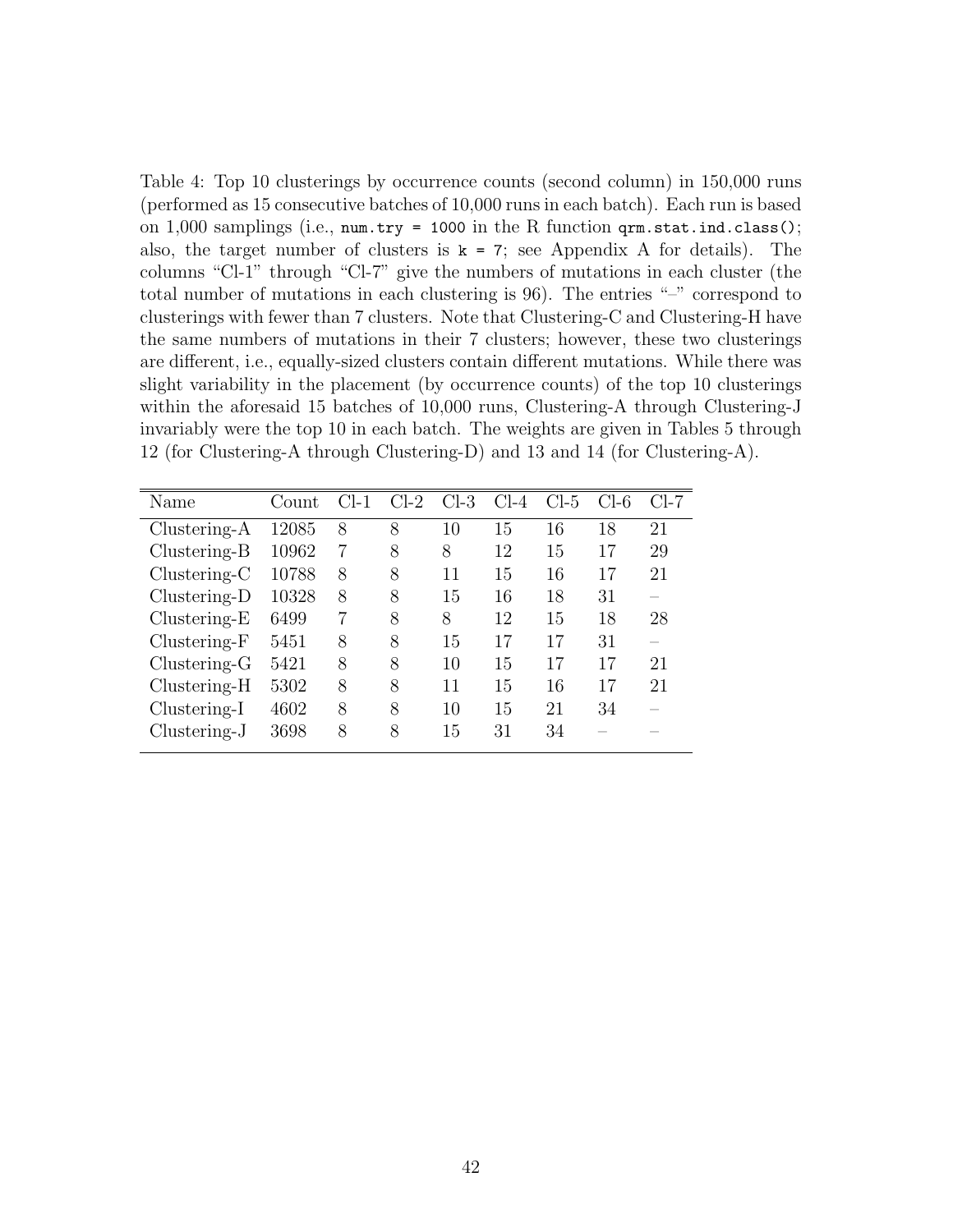Table 4: Top 10 clusterings by occurrence counts (second column) in 150,000 runs (performed as 15 consecutive batches of 10,000 runs in each batch). Each run is based on 1,000 samplings (i.e., `num.try = 1000` in the R function `qrm.stat.ind.class()`; also, the target number of clusters is `k = 7`; see Appendix A for details). The columns "Cl-1" through "Cl-7" give the numbers of mutations in each cluster (the total number of mutations in each clustering is 96). The entries "–" correspond to clusterings with fewer than 7 clusters. Note that Clustering-C and Clustering-H have the same numbers of mutations in their 7 clusters; however, these two clusterings are different, i.e., equally-sized clusters contain different mutations. While there was slight variability in the placement (by occurrence counts) of the top 10 clusterings within the aforesaid 15 batches of 10,000 runs, Clustering-A through Clustering-J invariably were the top 10 in each batch. The weights are given in Tables 5 through 12 (for Clustering-A through Clustering-D) and 13 and 14 (for Clustering-A).

| Name | Count | Cl-1 | Cl-2 | Cl-3 | Cl-4 | Cl-5 | Cl-6 | Cl-7 |
|---|---|---|---|---|---|---|---|---|
| Clustering-A | 12085 | 8 | 8 | 10 | 15 | 16 | 18 | 21 |
| Clustering-B | 10962 | 7 | 8 | 8 | 12 | 15 | 17 | 29 |
| Clustering-C | 10788 | 8 | 8 | 11 | 15 | 16 | 17 | 21 |
| Clustering-D | 10328 | 8 | 8 | 15 | 16 | 18 | 31 | – |
| Clustering-E | 6499 | 7 | 8 | 8 | 12 | 15 | 18 | 28 |
| Clustering-F | 5451 | 8 | 8 | 15 | 17 | 17 | 31 | – |
| Clustering-G | 5421 | 8 | 8 | 10 | 15 | 17 | 17 | 21 |
| Clustering-H | 5302 | 8 | 8 | 11 | 15 | 16 | 17 | 21 |
| Clustering-I | 4602 | 8 | 8 | 10 | 15 | 21 | 34 | – |
| Clustering-J | 3698 | 8 | 8 | 15 | 31 | 34 | – | – |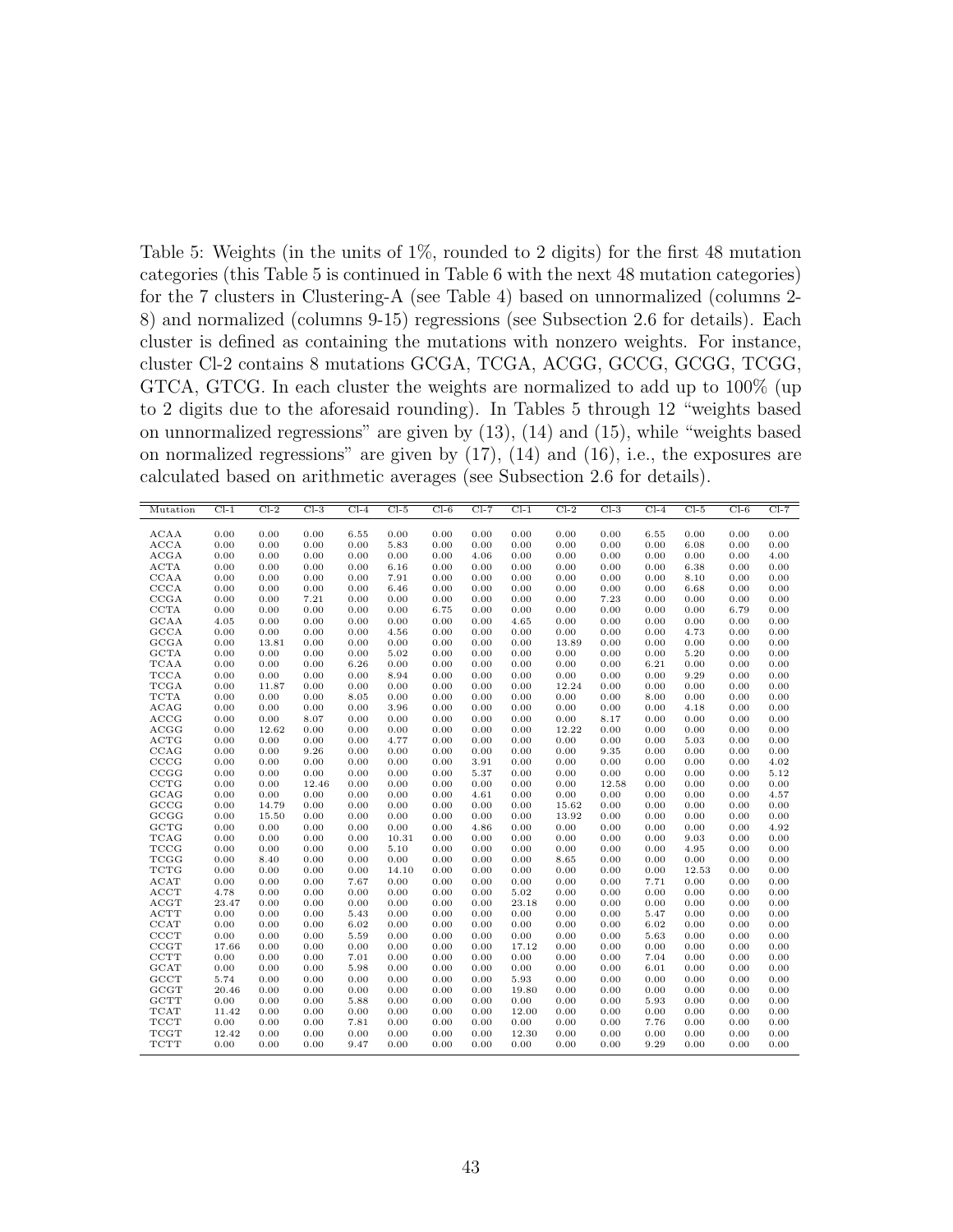Table 5: Weights (in the units of 1%, rounded to 2 digits) for the first 48 mutation categories (this Table 5 is continued in Table 6 with the next 48 mutation categories) for the 7 clusters in Clustering-A (see Table 4) based on unnormalized (columns 2-8) and normalized (columns 9-15) regressions (see Subsection 2.6 for details). Each cluster is defined as containing the mutations with nonzero weights. For instance, cluster Cl-2 contains 8 mutations GCGA, TCGA, ACGG, GCCG, GCGG, TCGG, GTCA, GTCG. In each cluster the weights are normalized to add up to 100% (up to 2 digits due to the aforesaid rounding). In Tables 5 through 12 "weights based on unnormalized regressions" are given by (13), (14) and (15), while "weights based on normalized regressions" are given by (17), (14) and (16), i.e., the exposures are calculated based on arithmetic averages (see Subsection 2.6 for details).

| Mutation | Cl-1 | Cl-2 | Cl-3 | Cl-4 | Cl-5 | Cl-6 | Cl-7 | Cl-1 | Cl-2 | Cl-3 | Cl-4 | Cl-5 | Cl-6 | Cl-7 |
|---|---|---|---|---|---|---|---|---|---|---|---|---|---|---|
| ACAA | 0.00 | 0.00 | 0.00 | 6.55 | 0.00 | 0.00 | 0.00 | 0.00 | 0.00 | 0.00 | 6.55 | 0.00 | 0.00 | 0.00 |
| ACCA | 0.00 | 0.00 | 0.00 | 0.00 | 5.83 | 0.00 | 0.00 | 0.00 | 0.00 | 0.00 | 0.00 | 6.08 | 0.00 | 0.00 |
| ACGA | 0.00 | 0.00 | 0.00 | 0.00 | 0.00 | 0.00 | 4.06 | 0.00 | 0.00 | 0.00 | 0.00 | 0.00 | 0.00 | 4.00 |
| ACTA | 0.00 | 0.00 | 0.00 | 0.00 | 6.16 | 0.00 | 0.00 | 0.00 | 0.00 | 0.00 | 0.00 | 6.38 | 0.00 | 0.00 |
| CCAA | 0.00 | 0.00 | 0.00 | 0.00 | 7.91 | 0.00 | 0.00 | 0.00 | 0.00 | 0.00 | 0.00 | 8.10 | 0.00 | 0.00 |
| CCCA | 0.00 | 0.00 | 0.00 | 0.00 | 6.46 | 0.00 | 0.00 | 0.00 | 0.00 | 0.00 | 0.00 | 6.68 | 0.00 | 0.00 |
| CCGA | 0.00 | 0.00 | 7.21 | 0.00 | 0.00 | 0.00 | 0.00 | 0.00 | 0.00 | 7.23 | 0.00 | 0.00 | 0.00 | 0.00 |
| CCTA | 0.00 | 0.00 | 0.00 | 0.00 | 0.00 | 6.75 | 0.00 | 0.00 | 0.00 | 0.00 | 0.00 | 0.00 | 6.79 | 0.00 |
| GCAA | 4.05 | 0.00 | 0.00 | 0.00 | 0.00 | 0.00 | 0.00 | 4.65 | 0.00 | 0.00 | 0.00 | 0.00 | 0.00 | 0.00 |
| GCCA | 0.00 | 0.00 | 0.00 | 0.00 | 4.56 | 0.00 | 0.00 | 0.00 | 0.00 | 0.00 | 0.00 | 4.73 | 0.00 | 0.00 |
| GCGA | 0.00 | 13.81 | 0.00 | 0.00 | 0.00 | 0.00 | 0.00 | 0.00 | 13.89 | 0.00 | 0.00 | 0.00 | 0.00 | 0.00 |
| GCTA | 0.00 | 0.00 | 0.00 | 0.00 | 5.02 | 0.00 | 0.00 | 0.00 | 0.00 | 0.00 | 0.00 | 5.20 | 0.00 | 0.00 |
| TCAA | 0.00 | 0.00 | 0.00 | 6.26 | 0.00 | 0.00 | 0.00 | 0.00 | 0.00 | 0.00 | 6.21 | 0.00 | 0.00 | 0.00 |
| TCCA | 0.00 | 0.00 | 0.00 | 0.00 | 8.94 | 0.00 | 0.00 | 0.00 | 0.00 | 0.00 | 0.00 | 9.29 | 0.00 | 0.00 |
| TCGA | 0.00 | 11.87 | 0.00 | 0.00 | 0.00 | 0.00 | 0.00 | 0.00 | 12.24 | 0.00 | 0.00 | 0.00 | 0.00 | 0.00 |
| TCTA | 0.00 | 0.00 | 0.00 | 8.05 | 0.00 | 0.00 | 0.00 | 0.00 | 0.00 | 0.00 | 8.00 | 0.00 | 0.00 | 0.00 |
| ACAG | 0.00 | 0.00 | 0.00 | 0.00 | 3.96 | 0.00 | 0.00 | 0.00 | 0.00 | 0.00 | 0.00 | 4.18 | 0.00 | 0.00 |
| ACCG | 0.00 | 0.00 | 8.07 | 0.00 | 0.00 | 0.00 | 0.00 | 0.00 | 0.00 | 8.17 | 0.00 | 0.00 | 0.00 | 0.00 |
| ACGG | 0.00 | 12.62 | 0.00 | 0.00 | 0.00 | 0.00 | 0.00 | 0.00 | 12.22 | 0.00 | 0.00 | 0.00 | 0.00 | 0.00 |
| ACTG | 0.00 | 0.00 | 0.00 | 0.00 | 4.77 | 0.00 | 0.00 | 0.00 | 0.00 | 0.00 | 0.00 | 5.03 | 0.00 | 0.00 |
| CCAG | 0.00 | 0.00 | 9.26 | 0.00 | 0.00 | 0.00 | 0.00 | 0.00 | 0.00 | 9.35 | 0.00 | 0.00 | 0.00 | 0.00 |
| CCCG | 0.00 | 0.00 | 0.00 | 0.00 | 0.00 | 0.00 | 3.91 | 0.00 | 0.00 | 0.00 | 0.00 | 0.00 | 0.00 | 4.02 |
| CCGG | 0.00 | 0.00 | 0.00 | 0.00 | 0.00 | 0.00 | 5.37 | 0.00 | 0.00 | 0.00 | 0.00 | 0.00 | 0.00 | 5.12 |
| CCTG | 0.00 | 0.00 | 12.46 | 0.00 | 0.00 | 0.00 | 0.00 | 0.00 | 0.00 | 12.58 | 0.00 | 0.00 | 0.00 | 0.00 |
| GCAG | 0.00 | 0.00 | 0.00 | 0.00 | 0.00 | 0.00 | 4.61 | 0.00 | 0.00 | 0.00 | 0.00 | 0.00 | 0.00 | 4.57 |
| GCCG | 0.00 | 14.79 | 0.00 | 0.00 | 0.00 | 0.00 | 0.00 | 0.00 | 15.62 | 0.00 | 0.00 | 0.00 | 0.00 | 0.00 |
| GCGG | 0.00 | 15.50 | 0.00 | 0.00 | 0.00 | 0.00 | 0.00 | 0.00 | 13.92 | 0.00 | 0.00 | 0.00 | 0.00 | 0.00 |
| GCTG | 0.00 | 0.00 | 0.00 | 0.00 | 0.00 | 0.00 | 4.86 | 0.00 | 0.00 | 0.00 | 0.00 | 0.00 | 0.00 | 4.92 |
| TCAG | 0.00 | 0.00 | 0.00 | 0.00 | 10.31 | 0.00 | 0.00 | 0.00 | 0.00 | 0.00 | 0.00 | 9.03 | 0.00 | 0.00 |
| TCCG | 0.00 | 0.00 | 0.00 | 0.00 | 5.10 | 0.00 | 0.00 | 0.00 | 0.00 | 0.00 | 0.00 | 4.95 | 0.00 | 0.00 |
| TCGG | 0.00 | 8.40 | 0.00 | 0.00 | 0.00 | 0.00 | 0.00 | 0.00 | 8.65 | 0.00 | 0.00 | 0.00 | 0.00 | 0.00 |
| TCTG | 0.00 | 0.00 | 0.00 | 0.00 | 14.10 | 0.00 | 0.00 | 0.00 | 0.00 | 0.00 | 0.00 | 12.53 | 0.00 | 0.00 |
| ACAT | 0.00 | 0.00 | 0.00 | 7.67 | 0.00 | 0.00 | 0.00 | 0.00 | 0.00 | 0.00 | 7.71 | 0.00 | 0.00 | 0.00 |
| ACCT | 4.78 | 0.00 | 0.00 | 0.00 | 0.00 | 0.00 | 0.00 | 5.02 | 0.00 | 0.00 | 0.00 | 0.00 | 0.00 | 0.00 |
| ACGT | 23.47 | 0.00 | 0.00 | 0.00 | 0.00 | 0.00 | 0.00 | 23.18 | 0.00 | 0.00 | 0.00 | 0.00 | 0.00 | 0.00 |
| ACTT | 0.00 | 0.00 | 0.00 | 5.43 | 0.00 | 0.00 | 0.00 | 0.00 | 0.00 | 0.00 | 5.47 | 0.00 | 0.00 | 0.00 |
| CCAT | 0.00 | 0.00 | 0.00 | 6.02 | 0.00 | 0.00 | 0.00 | 0.00 | 0.00 | 0.00 | 6.02 | 0.00 | 0.00 | 0.00 |
| CCCT | 0.00 | 0.00 | 0.00 | 5.59 | 0.00 | 0.00 | 0.00 | 0.00 | 0.00 | 0.00 | 5.63 | 0.00 | 0.00 | 0.00 |
| CCGT | 17.66 | 0.00 | 0.00 | 0.00 | 0.00 | 0.00 | 0.00 | 17.12 | 0.00 | 0.00 | 0.00 | 0.00 | 0.00 | 0.00 |
| CCTT | 0.00 | 0.00 | 0.00 | 7.01 | 0.00 | 0.00 | 0.00 | 0.00 | 0.00 | 0.00 | 7.04 | 0.00 | 0.00 | 0.00 |
| GCAT | 0.00 | 0.00 | 0.00 | 5.98 | 0.00 | 0.00 | 0.00 | 0.00 | 0.00 | 0.00 | 6.01 | 0.00 | 0.00 | 0.00 |
| GCCT | 5.74 | 0.00 | 0.00 | 0.00 | 0.00 | 0.00 | 0.00 | 5.93 | 0.00 | 0.00 | 0.00 | 0.00 | 0.00 | 0.00 |
| GCGT | 20.46 | 0.00 | 0.00 | 0.00 | 0.00 | 0.00 | 0.00 | 19.80 | 0.00 | 0.00 | 0.00 | 0.00 | 0.00 | 0.00 |
| GCTT | 0.00 | 0.00 | 0.00 | 5.88 | 0.00 | 0.00 | 0.00 | 0.00 | 0.00 | 0.00 | 5.93 | 0.00 | 0.00 | 0.00 |
| TCAT | 11.42 | 0.00 | 0.00 | 0.00 | 0.00 | 0.00 | 0.00 | 12.00 | 0.00 | 0.00 | 0.00 | 0.00 | 0.00 | 0.00 |
| TCCT | 0.00 | 0.00 | 0.00 | 7.81 | 0.00 | 0.00 | 0.00 | 0.00 | 0.00 | 0.00 | 7.76 | 0.00 | 0.00 | 0.00 |
| TCGT | 12.42 | 0.00 | 0.00 | 0.00 | 0.00 | 0.00 | 0.00 | 12.30 | 0.00 | 0.00 | 0.00 | 0.00 | 0.00 | 0.00 |
| TCTT | 0.00 | 0.00 | 0.00 | 9.47 | 0.00 | 0.00 | 0.00 | 0.00 | 0.00 | 0.00 | 9.29 | 0.00 | 0.00 | 0.00 |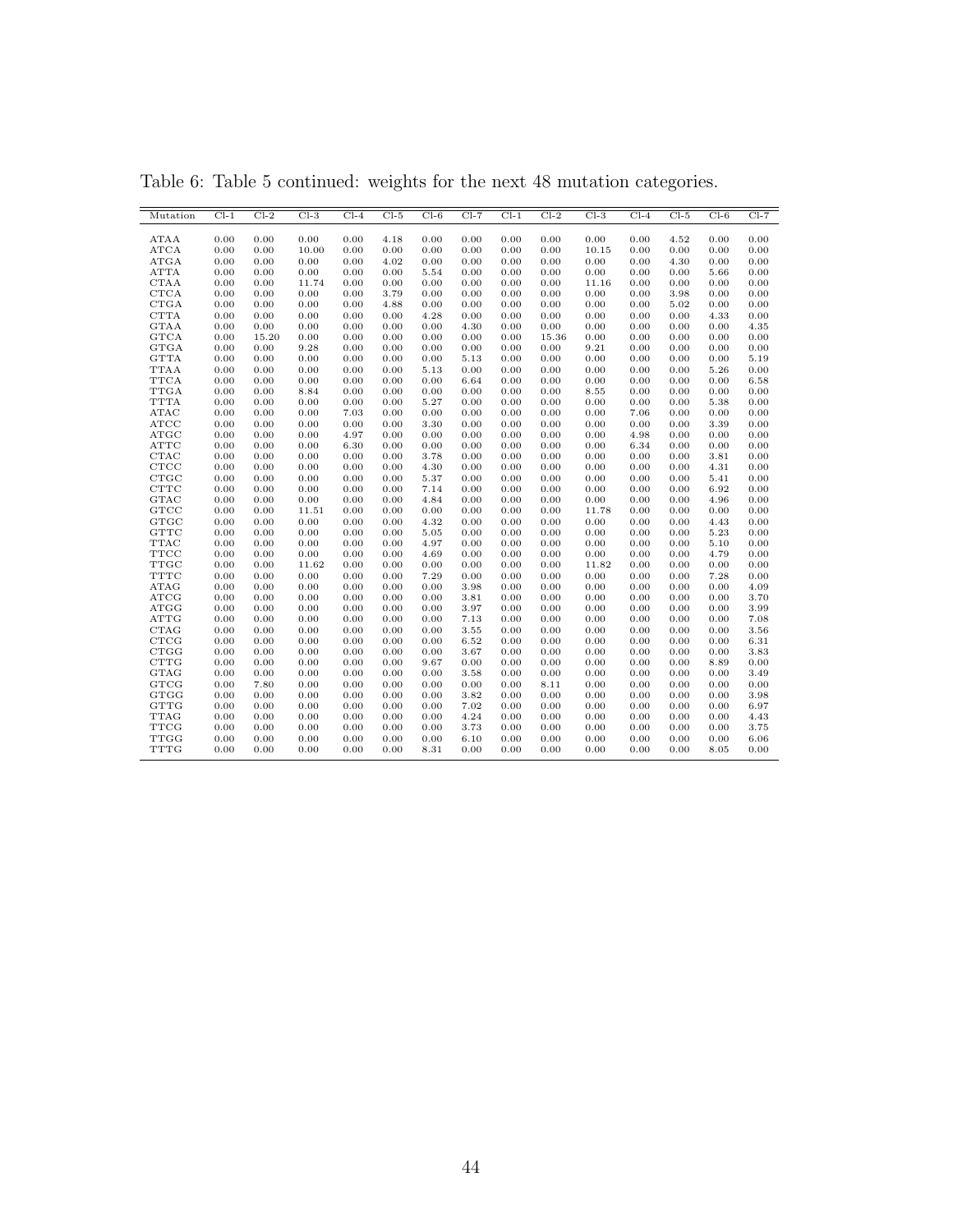Table 6: Table 5 continued: weights for the next 48 mutation categories.

| Mutation | Cl-1 | Cl-2 | Cl-3 | Cl-4 | Cl-5 | Cl-6 | Cl-7 | Cl-1 | Cl-2 | Cl-3 | Cl-4 | Cl-5 | Cl-6 | Cl-7 |
|---|---|---|---|---|---|---|---|---|---|---|---|---|---|---|
| ATAA | 0.00 | 0.00 | 0.00 | 0.00 | 4.18 | 0.00 | 0.00 | 0.00 | 0.00 | 0.00 | 0.00 | 4.52 | 0.00 | 0.00 |
| ATCA | 0.00 | 0.00 | 10.00 | 0.00 | 0.00 | 0.00 | 0.00 | 0.00 | 0.00 | 10.15 | 0.00 | 0.00 | 0.00 | 0.00 |
| ATGA | 0.00 | 0.00 | 0.00 | 0.00 | 4.02 | 0.00 | 0.00 | 0.00 | 0.00 | 0.00 | 0.00 | 4.30 | 0.00 | 0.00 |
| ATTA | 0.00 | 0.00 | 0.00 | 0.00 | 0.00 | 5.54 | 0.00 | 0.00 | 0.00 | 0.00 | 0.00 | 0.00 | 5.66 | 0.00 |
| CTAA | 0.00 | 0.00 | 11.74 | 0.00 | 0.00 | 0.00 | 0.00 | 0.00 | 0.00 | 11.16 | 0.00 | 0.00 | 0.00 | 0.00 |
| CTCA | 0.00 | 0.00 | 0.00 | 0.00 | 3.79 | 0.00 | 0.00 | 0.00 | 0.00 | 0.00 | 0.00 | 3.98 | 0.00 | 0.00 |
| CTGA | 0.00 | 0.00 | 0.00 | 0.00 | 4.88 | 0.00 | 0.00 | 0.00 | 0.00 | 0.00 | 0.00 | 5.02 | 0.00 | 0.00 |
| CTTA | 0.00 | 0.00 | 0.00 | 0.00 | 0.00 | 4.28 | 0.00 | 0.00 | 0.00 | 0.00 | 0.00 | 0.00 | 4.33 | 0.00 |
| GTAA | 0.00 | 0.00 | 0.00 | 0.00 | 0.00 | 0.00 | 4.30 | 0.00 | 0.00 | 0.00 | 0.00 | 0.00 | 0.00 | 4.35 |
| GTCA | 0.00 | 15.20 | 0.00 | 0.00 | 0.00 | 0.00 | 0.00 | 0.00 | 15.36 | 0.00 | 0.00 | 0.00 | 0.00 | 0.00 |
| GTGA | 0.00 | 0.00 | 9.28 | 0.00 | 0.00 | 0.00 | 0.00 | 0.00 | 0.00 | 9.21 | 0.00 | 0.00 | 0.00 | 0.00 |
| GTTA | 0.00 | 0.00 | 0.00 | 0.00 | 0.00 | 0.00 | 5.13 | 0.00 | 0.00 | 0.00 | 0.00 | 0.00 | 0.00 | 5.19 |
| TTAA | 0.00 | 0.00 | 0.00 | 0.00 | 0.00 | 5.13 | 0.00 | 0.00 | 0.00 | 0.00 | 0.00 | 0.00 | 5.26 | 0.00 |
| TTCA | 0.00 | 0.00 | 0.00 | 0.00 | 0.00 | 0.00 | 6.64 | 0.00 | 0.00 | 0.00 | 0.00 | 0.00 | 0.00 | 6.58 |
| TTGA | 0.00 | 0.00 | 8.84 | 0.00 | 0.00 | 0.00 | 0.00 | 0.00 | 0.00 | 8.55 | 0.00 | 0.00 | 0.00 | 0.00 |
| TTTA | 0.00 | 0.00 | 0.00 | 0.00 | 0.00 | 5.27 | 0.00 | 0.00 | 0.00 | 0.00 | 0.00 | 0.00 | 5.38 | 0.00 |
| ATAC | 0.00 | 0.00 | 0.00 | 7.03 | 0.00 | 0.00 | 0.00 | 0.00 | 0.00 | 0.00 | 7.06 | 0.00 | 0.00 | 0.00 |
| ATCC | 0.00 | 0.00 | 0.00 | 0.00 | 0.00 | 3.30 | 0.00 | 0.00 | 0.00 | 0.00 | 0.00 | 0.00 | 3.39 | 0.00 |
| ATGC | 0.00 | 0.00 | 0.00 | 4.97 | 0.00 | 0.00 | 0.00 | 0.00 | 0.00 | 0.00 | 4.98 | 0.00 | 0.00 | 0.00 |
| ATTC | 0.00 | 0.00 | 0.00 | 6.30 | 0.00 | 0.00 | 0.00 | 0.00 | 0.00 | 0.00 | 6.34 | 0.00 | 0.00 | 0.00 |
| CTAC | 0.00 | 0.00 | 0.00 | 0.00 | 0.00 | 3.78 | 0.00 | 0.00 | 0.00 | 0.00 | 0.00 | 0.00 | 3.81 | 0.00 |
| CTCC | 0.00 | 0.00 | 0.00 | 0.00 | 0.00 | 4.30 | 0.00 | 0.00 | 0.00 | 0.00 | 0.00 | 0.00 | 4.31 | 0.00 |
| CTGC | 0.00 | 0.00 | 0.00 | 0.00 | 0.00 | 5.37 | 0.00 | 0.00 | 0.00 | 0.00 | 0.00 | 0.00 | 5.41 | 0.00 |
| CTTC | 0.00 | 0.00 | 0.00 | 0.00 | 0.00 | 7.14 | 0.00 | 0.00 | 0.00 | 0.00 | 0.00 | 0.00 | 6.92 | 0.00 |
| GTAC | 0.00 | 0.00 | 0.00 | 0.00 | 0.00 | 4.84 | 0.00 | 0.00 | 0.00 | 0.00 | 0.00 | 0.00 | 4.96 | 0.00 |
| GTCC | 0.00 | 0.00 | 11.51 | 0.00 | 0.00 | 0.00 | 0.00 | 0.00 | 0.00 | 11.78 | 0.00 | 0.00 | 0.00 | 0.00 |
| GTGC | 0.00 | 0.00 | 0.00 | 0.00 | 0.00 | 4.32 | 0.00 | 0.00 | 0.00 | 0.00 | 0.00 | 0.00 | 4.43 | 0.00 |
| GTTC | 0.00 | 0.00 | 0.00 | 0.00 | 0.00 | 5.05 | 0.00 | 0.00 | 0.00 | 0.00 | 0.00 | 0.00 | 5.23 | 0.00 |
| TTAC | 0.00 | 0.00 | 0.00 | 0.00 | 0.00 | 4.97 | 0.00 | 0.00 | 0.00 | 0.00 | 0.00 | 0.00 | 5.10 | 0.00 |
| TTCC | 0.00 | 0.00 | 0.00 | 0.00 | 0.00 | 4.69 | 0.00 | 0.00 | 0.00 | 0.00 | 0.00 | 0.00 | 4.79 | 0.00 |
| TTGC | 0.00 | 0.00 | 11.62 | 0.00 | 0.00 | 0.00 | 0.00 | 0.00 | 0.00 | 11.82 | 0.00 | 0.00 | 0.00 | 0.00 |
| TTTC | 0.00 | 0.00 | 0.00 | 0.00 | 0.00 | 7.29 | 0.00 | 0.00 | 0.00 | 0.00 | 0.00 | 0.00 | 7.28 | 0.00 |
| ATAG | 0.00 | 0.00 | 0.00 | 0.00 | 0.00 | 0.00 | 3.98 | 0.00 | 0.00 | 0.00 | 0.00 | 0.00 | 0.00 | 4.09 |
| ATCG | 0.00 | 0.00 | 0.00 | 0.00 | 0.00 | 0.00 | 3.81 | 0.00 | 0.00 | 0.00 | 0.00 | 0.00 | 0.00 | 3.70 |
| ATGG | 0.00 | 0.00 | 0.00 | 0.00 | 0.00 | 0.00 | 3.97 | 0.00 | 0.00 | 0.00 | 0.00 | 0.00 | 0.00 | 3.99 |
| ATTG | 0.00 | 0.00 | 0.00 | 0.00 | 0.00 | 0.00 | 7.13 | 0.00 | 0.00 | 0.00 | 0.00 | 0.00 | 0.00 | 7.08 |
| CTAG | 0.00 | 0.00 | 0.00 | 0.00 | 0.00 | 0.00 | 3.55 | 0.00 | 0.00 | 0.00 | 0.00 | 0.00 | 0.00 | 3.56 |
| CTCG | 0.00 | 0.00 | 0.00 | 0.00 | 0.00 | 0.00 | 6.52 | 0.00 | 0.00 | 0.00 | 0.00 | 0.00 | 0.00 | 6.31 |
| CTGG | 0.00 | 0.00 | 0.00 | 0.00 | 0.00 | 0.00 | 3.67 | 0.00 | 0.00 | 0.00 | 0.00 | 0.00 | 0.00 | 3.83 |
| CTTG | 0.00 | 0.00 | 0.00 | 0.00 | 0.00 | 9.67 | 0.00 | 0.00 | 0.00 | 0.00 | 0.00 | 0.00 | 8.89 | 0.00 |
| GTAG | 0.00 | 0.00 | 0.00 | 0.00 | 0.00 | 0.00 | 3.58 | 0.00 | 0.00 | 0.00 | 0.00 | 0.00 | 0.00 | 3.49 |
| GTCG | 0.00 | 7.80 | 0.00 | 0.00 | 0.00 | 0.00 | 0.00 | 0.00 | 8.11 | 0.00 | 0.00 | 0.00 | 0.00 | 0.00 |
| GTGG | 0.00 | 0.00 | 0.00 | 0.00 | 0.00 | 0.00 | 3.82 | 0.00 | 0.00 | 0.00 | 0.00 | 0.00 | 0.00 | 3.98 |
| GTTG | 0.00 | 0.00 | 0.00 | 0.00 | 0.00 | 0.00 | 7.02 | 0.00 | 0.00 | 0.00 | 0.00 | 0.00 | 0.00 | 6.97 |
| TTAG | 0.00 | 0.00 | 0.00 | 0.00 | 0.00 | 0.00 | 4.24 | 0.00 | 0.00 | 0.00 | 0.00 | 0.00 | 0.00 | 4.43 |
| TTCG | 0.00 | 0.00 | 0.00 | 0.00 | 0.00 | 0.00 | 3.73 | 0.00 | 0.00 | 0.00 | 0.00 | 0.00 | 0.00 | 3.75 |
| TTGG | 0.00 | 0.00 | 0.00 | 0.00 | 0.00 | 0.00 | 6.10 | 0.00 | 0.00 | 0.00 | 0.00 | 0.00 | 0.00 | 6.06 |
| TTTG | 0.00 | 0.00 | 0.00 | 0.00 | 0.00 | 8.31 | 0.00 | 0.00 | 0.00 | 0.00 | 0.00 | 0.00 | 8.05 | 0.00 |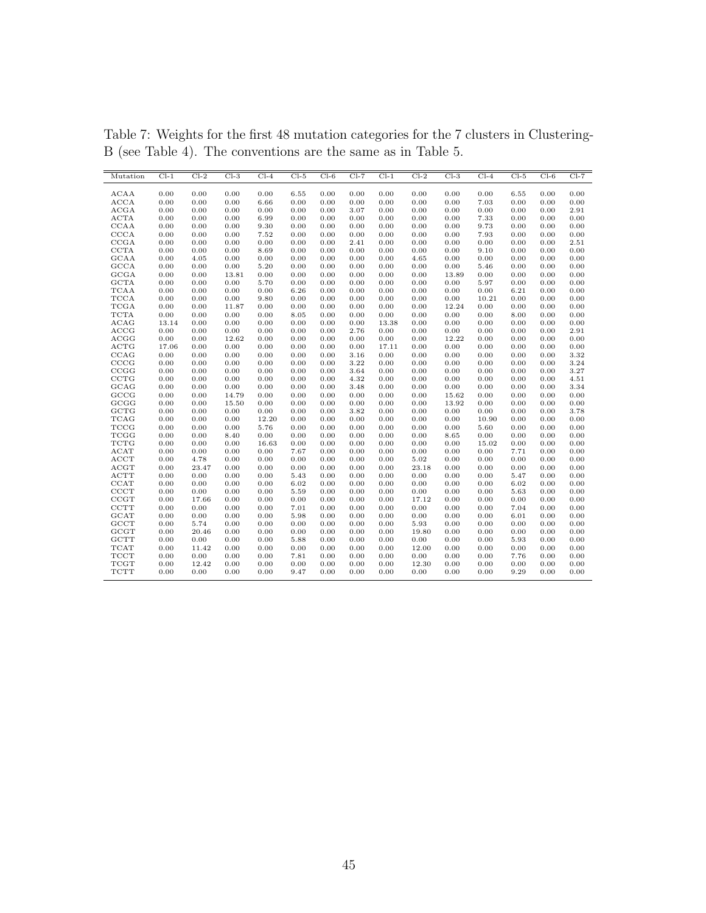Table 7: Weights for the first 48 mutation categories for the 7 clusters in Clustering-B (see Table 4). The conventions are the same as in Table 5.

| Mutation | Cl-1 | Cl-2 | Cl-3 | Cl-4 | Cl-5 | Cl-6 | Cl-7 | Cl-1 | Cl-2 | Cl-3 | Cl-4 | Cl-5 | Cl-6 | Cl-7 |
|---|---|---|---|---|---|---|---|---|---|---|---|---|---|---|
| ACAA | 0.00 | 0.00 | 0.00 | 0.00 | 6.55 | 0.00 | 0.00 | 0.00 | 0.00 | 0.00 | 0.00 | 6.55 | 0.00 | 0.00 |
| ACCA | 0.00 | 0.00 | 0.00 | 6.66 | 0.00 | 0.00 | 0.00 | 0.00 | 0.00 | 0.00 | 7.03 | 0.00 | 0.00 | 0.00 |
| ACGA | 0.00 | 0.00 | 0.00 | 0.00 | 0.00 | 0.00 | 3.07 | 0.00 | 0.00 | 0.00 | 0.00 | 0.00 | 0.00 | 2.91 |
| ACTA | 0.00 | 0.00 | 0.00 | 6.99 | 0.00 | 0.00 | 0.00 | 0.00 | 0.00 | 0.00 | 7.33 | 0.00 | 0.00 | 0.00 |
| CCAA | 0.00 | 0.00 | 0.00 | 9.30 | 0.00 | 0.00 | 0.00 | 0.00 | 0.00 | 0.00 | 9.73 | 0.00 | 0.00 | 0.00 |
| CCCA | 0.00 | 0.00 | 0.00 | 7.52 | 0.00 | 0.00 | 0.00 | 0.00 | 0.00 | 0.00 | 7.93 | 0.00 | 0.00 | 0.00 |
| CCGA | 0.00 | 0.00 | 0.00 | 0.00 | 0.00 | 0.00 | 2.41 | 0.00 | 0.00 | 0.00 | 0.00 | 0.00 | 0.00 | 2.51 |
| CCTA | 0.00 | 0.00 | 0.00 | 8.69 | 0.00 | 0.00 | 0.00 | 0.00 | 0.00 | 0.00 | 9.10 | 0.00 | 0.00 | 0.00 |
| GCAA | 0.00 | 4.05 | 0.00 | 0.00 | 0.00 | 0.00 | 0.00 | 0.00 | 4.65 | 0.00 | 0.00 | 0.00 | 0.00 | 0.00 |
| GCCA | 0.00 | 0.00 | 0.00 | 5.20 | 0.00 | 0.00 | 0.00 | 0.00 | 0.00 | 0.00 | 5.46 | 0.00 | 0.00 | 0.00 |
| GCGA | 0.00 | 0.00 | 13.81 | 0.00 | 0.00 | 0.00 | 0.00 | 0.00 | 0.00 | 13.89 | 0.00 | 0.00 | 0.00 | 0.00 |
| GCTA | 0.00 | 0.00 | 0.00 | 5.70 | 0.00 | 0.00 | 0.00 | 0.00 | 0.00 | 0.00 | 5.97 | 0.00 | 0.00 | 0.00 |
| TCAA | 0.00 | 0.00 | 0.00 | 0.00 | 6.26 | 0.00 | 0.00 | 0.00 | 0.00 | 0.00 | 0.00 | 6.21 | 0.00 | 0.00 |
| TCCA | 0.00 | 0.00 | 0.00 | 9.80 | 0.00 | 0.00 | 0.00 | 0.00 | 0.00 | 0.00 | 10.21 | 0.00 | 0.00 | 0.00 |
| TCGA | 0.00 | 0.00 | 11.87 | 0.00 | 0.00 | 0.00 | 0.00 | 0.00 | 0.00 | 12.24 | 0.00 | 0.00 | 0.00 | 0.00 |
| TCTA | 0.00 | 0.00 | 0.00 | 0.00 | 8.05 | 0.00 | 0.00 | 0.00 | 0.00 | 0.00 | 0.00 | 8.00 | 0.00 | 0.00 |
| ACAG | 13.14 | 0.00 | 0.00 | 0.00 | 0.00 | 0.00 | 0.00 | 13.38 | 0.00 | 0.00 | 0.00 | 0.00 | 0.00 | 0.00 |
| ACCG | 0.00 | 0.00 | 0.00 | 0.00 | 0.00 | 0.00 | 2.76 | 0.00 | 0.00 | 0.00 | 0.00 | 0.00 | 0.00 | 2.91 |
| ACGG | 0.00 | 0.00 | 12.62 | 0.00 | 0.00 | 0.00 | 0.00 | 0.00 | 0.00 | 12.22 | 0.00 | 0.00 | 0.00 | 0.00 |
| ACTG | 17.06 | 0.00 | 0.00 | 0.00 | 0.00 | 0.00 | 0.00 | 17.11 | 0.00 | 0.00 | 0.00 | 0.00 | 0.00 | 0.00 |
| CCAG | 0.00 | 0.00 | 0.00 | 0.00 | 0.00 | 0.00 | 3.16 | 0.00 | 0.00 | 0.00 | 0.00 | 0.00 | 0.00 | 3.32 |
| CCCG | 0.00 | 0.00 | 0.00 | 0.00 | 0.00 | 0.00 | 3.22 | 0.00 | 0.00 | 0.00 | 0.00 | 0.00 | 0.00 | 3.24 |
| CCGG | 0.00 | 0.00 | 0.00 | 0.00 | 0.00 | 0.00 | 3.64 | 0.00 | 0.00 | 0.00 | 0.00 | 0.00 | 0.00 | 3.27 |
| CCTG | 0.00 | 0.00 | 0.00 | 0.00 | 0.00 | 0.00 | 4.32 | 0.00 | 0.00 | 0.00 | 0.00 | 0.00 | 0.00 | 4.51 |
| GCAG | 0.00 | 0.00 | 0.00 | 0.00 | 0.00 | 0.00 | 3.48 | 0.00 | 0.00 | 0.00 | 0.00 | 0.00 | 0.00 | 3.34 |
| GCCG | 0.00 | 0.00 | 14.79 | 0.00 | 0.00 | 0.00 | 0.00 | 0.00 | 0.00 | 15.62 | 0.00 | 0.00 | 0.00 | 0.00 |
| GCGG | 0.00 | 0.00 | 15.50 | 0.00 | 0.00 | 0.00 | 0.00 | 0.00 | 0.00 | 13.92 | 0.00 | 0.00 | 0.00 | 0.00 |
| GCTG | 0.00 | 0.00 | 0.00 | 0.00 | 0.00 | 0.00 | 3.82 | 0.00 | 0.00 | 0.00 | 0.00 | 0.00 | 0.00 | 3.78 |
| TCAG | 0.00 | 0.00 | 0.00 | 12.20 | 0.00 | 0.00 | 0.00 | 0.00 | 0.00 | 0.00 | 10.90 | 0.00 | 0.00 | 0.00 |
| TCCG | 0.00 | 0.00 | 0.00 | 5.76 | 0.00 | 0.00 | 0.00 | 0.00 | 0.00 | 0.00 | 5.60 | 0.00 | 0.00 | 0.00 |
| TCGG | 0.00 | 0.00 | 8.40 | 0.00 | 0.00 | 0.00 | 0.00 | 0.00 | 0.00 | 8.65 | 0.00 | 0.00 | 0.00 | 0.00 |
| TCTG | 0.00 | 0.00 | 0.00 | 16.63 | 0.00 | 0.00 | 0.00 | 0.00 | 0.00 | 0.00 | 15.02 | 0.00 | 0.00 | 0.00 |
| ACAT | 0.00 | 0.00 | 0.00 | 0.00 | 7.67 | 0.00 | 0.00 | 0.00 | 0.00 | 0.00 | 0.00 | 7.71 | 0.00 | 0.00 |
| ACCT | 0.00 | 4.78 | 0.00 | 0.00 | 0.00 | 0.00 | 0.00 | 0.00 | 5.02 | 0.00 | 0.00 | 0.00 | 0.00 | 0.00 |
| ACGT | 0.00 | 23.47 | 0.00 | 0.00 | 0.00 | 0.00 | 0.00 | 0.00 | 23.18 | 0.00 | 0.00 | 0.00 | 0.00 | 0.00 |
| ACTT | 0.00 | 0.00 | 0.00 | 0.00 | 5.43 | 0.00 | 0.00 | 0.00 | 0.00 | 0.00 | 0.00 | 5.47 | 0.00 | 0.00 |
| CCAT | 0.00 | 0.00 | 0.00 | 0.00 | 6.02 | 0.00 | 0.00 | 0.00 | 0.00 | 0.00 | 0.00 | 6.02 | 0.00 | 0.00 |
| CCCT | 0.00 | 0.00 | 0.00 | 0.00 | 5.59 | 0.00 | 0.00 | 0.00 | 0.00 | 0.00 | 0.00 | 5.63 | 0.00 | 0.00 |
| CCGT | 0.00 | 17.66 | 0.00 | 0.00 | 0.00 | 0.00 | 0.00 | 0.00 | 17.12 | 0.00 | 0.00 | 0.00 | 0.00 | 0.00 |
| CCTT | 0.00 | 0.00 | 0.00 | 0.00 | 7.01 | 0.00 | 0.00 | 0.00 | 0.00 | 0.00 | 0.00 | 7.04 | 0.00 | 0.00 |
| GCAT | 0.00 | 0.00 | 0.00 | 0.00 | 5.98 | 0.00 | 0.00 | 0.00 | 0.00 | 0.00 | 0.00 | 6.01 | 0.00 | 0.00 |
| GCCT | 0.00 | 5.74 | 0.00 | 0.00 | 0.00 | 0.00 | 0.00 | 0.00 | 5.93 | 0.00 | 0.00 | 0.00 | 0.00 | 0.00 |
| GCGT | 0.00 | 20.46 | 0.00 | 0.00 | 0.00 | 0.00 | 0.00 | 0.00 | 19.80 | 0.00 | 0.00 | 0.00 | 0.00 | 0.00 |
| GCTT | 0.00 | 0.00 | 0.00 | 0.00 | 5.88 | 0.00 | 0.00 | 0.00 | 0.00 | 0.00 | 0.00 | 5.93 | 0.00 | 0.00 |
| TCAT | 0.00 | 11.42 | 0.00 | 0.00 | 0.00 | 0.00 | 0.00 | 0.00 | 12.00 | 0.00 | 0.00 | 0.00 | 0.00 | 0.00 |
| TCCT | 0.00 | 0.00 | 0.00 | 0.00 | 7.81 | 0.00 | 0.00 | 0.00 | 0.00 | 0.00 | 0.00 | 7.76 | 0.00 | 0.00 |
| TCGT | 0.00 | 12.42 | 0.00 | 0.00 | 0.00 | 0.00 | 0.00 | 0.00 | 12.30 | 0.00 | 0.00 | 0.00 | 0.00 | 0.00 |
| TCTT | 0.00 | 0.00 | 0.00 | 0.00 | 9.47 | 0.00 | 0.00 | 0.00 | 0.00 | 0.00 | 0.00 | 9.29 | 0.00 | 0.00 |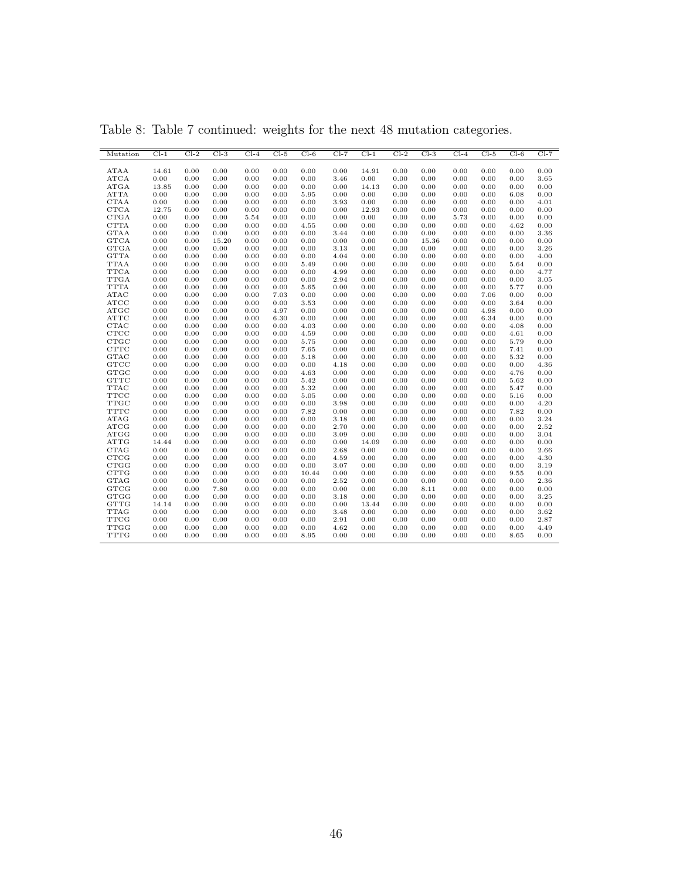Table 8: Table 7 continued: weights for the next 48 mutation categories.

| Mutation | Cl-1 | Cl-2 | Cl-3 | Cl-4 | Cl-5 | Cl-6 | Cl-7 | Cl-1 | Cl-2 | Cl-3 | Cl-4 | Cl-5 | Cl-6 | Cl-7 |
|---|---|---|---|---|---|---|---|---|---|---|---|---|---|---|
| ATAA | 14.61 | 0.00 | 0.00 | 0.00 | 0.00 | 0.00 | 0.00 | 14.91 | 0.00 | 0.00 | 0.00 | 0.00 | 0.00 | 0.00 |
| ATCA | 0.00 | 0.00 | 0.00 | 0.00 | 0.00 | 0.00 | 3.46 | 0.00 | 0.00 | 0.00 | 0.00 | 0.00 | 0.00 | 3.65 |
| ATGA | 13.85 | 0.00 | 0.00 | 0.00 | 0.00 | 0.00 | 0.00 | 14.13 | 0.00 | 0.00 | 0.00 | 0.00 | 0.00 | 0.00 |
| ATTA | 0.00 | 0.00 | 0.00 | 0.00 | 0.00 | 5.95 | 0.00 | 0.00 | 0.00 | 0.00 | 0.00 | 0.00 | 6.08 | 0.00 |
| CTAA | 0.00 | 0.00 | 0.00 | 0.00 | 0.00 | 0.00 | 3.93 | 0.00 | 0.00 | 0.00 | 0.00 | 0.00 | 0.00 | 4.01 |
| CTCA | 12.75 | 0.00 | 0.00 | 0.00 | 0.00 | 0.00 | 0.00 | 12.93 | 0.00 | 0.00 | 0.00 | 0.00 | 0.00 | 0.00 |
| CTGA | 0.00 | 0.00 | 0.00 | 5.54 | 0.00 | 0.00 | 0.00 | 0.00 | 0.00 | 0.00 | 5.73 | 0.00 | 0.00 | 0.00 |
| CTTA | 0.00 | 0.00 | 0.00 | 0.00 | 0.00 | 4.55 | 0.00 | 0.00 | 0.00 | 0.00 | 0.00 | 0.00 | 4.62 | 0.00 |
| GTAA | 0.00 | 0.00 | 0.00 | 0.00 | 0.00 | 0.00 | 3.44 | 0.00 | 0.00 | 0.00 | 0.00 | 0.00 | 0.00 | 3.36 |
| GTCA | 0.00 | 0.00 | 15.20 | 0.00 | 0.00 | 0.00 | 0.00 | 0.00 | 0.00 | 15.36 | 0.00 | 0.00 | 0.00 | 0.00 |
| GTGA | 0.00 | 0.00 | 0.00 | 0.00 | 0.00 | 0.00 | 3.13 | 0.00 | 0.00 | 0.00 | 0.00 | 0.00 | 0.00 | 3.26 |
| GTTA | 0.00 | 0.00 | 0.00 | 0.00 | 0.00 | 0.00 | 4.04 | 0.00 | 0.00 | 0.00 | 0.00 | 0.00 | 0.00 | 4.00 |
| TTAA | 0.00 | 0.00 | 0.00 | 0.00 | 0.00 | 5.49 | 0.00 | 0.00 | 0.00 | 0.00 | 0.00 | 0.00 | 5.64 | 0.00 |
| TTCA | 0.00 | 0.00 | 0.00 | 0.00 | 0.00 | 0.00 | 4.99 | 0.00 | 0.00 | 0.00 | 0.00 | 0.00 | 0.00 | 4.77 |
| TTGA | 0.00 | 0.00 | 0.00 | 0.00 | 0.00 | 0.00 | 2.94 | 0.00 | 0.00 | 0.00 | 0.00 | 0.00 | 0.00 | 3.05 |
| TTTA | 0.00 | 0.00 | 0.00 | 0.00 | 0.00 | 5.65 | 0.00 | 0.00 | 0.00 | 0.00 | 0.00 | 0.00 | 5.77 | 0.00 |
| ATAC | 0.00 | 0.00 | 0.00 | 0.00 | 7.03 | 0.00 | 0.00 | 0.00 | 0.00 | 0.00 | 0.00 | 7.06 | 0.00 | 0.00 |
| ATCC | 0.00 | 0.00 | 0.00 | 0.00 | 0.00 | 3.53 | 0.00 | 0.00 | 0.00 | 0.00 | 0.00 | 0.00 | 3.64 | 0.00 |
| ATGC | 0.00 | 0.00 | 0.00 | 0.00 | 4.97 | 0.00 | 0.00 | 0.00 | 0.00 | 0.00 | 0.00 | 4.98 | 0.00 | 0.00 |
| ATTC | 0.00 | 0.00 | 0.00 | 0.00 | 6.30 | 0.00 | 0.00 | 0.00 | 0.00 | 0.00 | 0.00 | 6.34 | 0.00 | 0.00 |
| CTAC | 0.00 | 0.00 | 0.00 | 0.00 | 0.00 | 4.03 | 0.00 | 0.00 | 0.00 | 0.00 | 0.00 | 0.00 | 4.08 | 0.00 |
| CTCC | 0.00 | 0.00 | 0.00 | 0.00 | 0.00 | 4.59 | 0.00 | 0.00 | 0.00 | 0.00 | 0.00 | 0.00 | 4.61 | 0.00 |
| CTGC | 0.00 | 0.00 | 0.00 | 0.00 | 0.00 | 5.75 | 0.00 | 0.00 | 0.00 | 0.00 | 0.00 | 0.00 | 5.79 | 0.00 |
| CTTC | 0.00 | 0.00 | 0.00 | 0.00 | 0.00 | 7.65 | 0.00 | 0.00 | 0.00 | 0.00 | 0.00 | 0.00 | 7.41 | 0.00 |
| GTAC | 0.00 | 0.00 | 0.00 | 0.00 | 0.00 | 5.18 | 0.00 | 0.00 | 0.00 | 0.00 | 0.00 | 0.00 | 5.32 | 0.00 |
| GTCC | 0.00 | 0.00 | 0.00 | 0.00 | 0.00 | 0.00 | 4.18 | 0.00 | 0.00 | 0.00 | 0.00 | 0.00 | 0.00 | 4.36 |
| GTGC | 0.00 | 0.00 | 0.00 | 0.00 | 0.00 | 4.63 | 0.00 | 0.00 | 0.00 | 0.00 | 0.00 | 0.00 | 4.76 | 0.00 |
| GTTC | 0.00 | 0.00 | 0.00 | 0.00 | 0.00 | 5.42 | 0.00 | 0.00 | 0.00 | 0.00 | 0.00 | 0.00 | 5.62 | 0.00 |
| TTAC | 0.00 | 0.00 | 0.00 | 0.00 | 0.00 | 5.32 | 0.00 | 0.00 | 0.00 | 0.00 | 0.00 | 0.00 | 5.47 | 0.00 |
| TTCC | 0.00 | 0.00 | 0.00 | 0.00 | 0.00 | 5.05 | 0.00 | 0.00 | 0.00 | 0.00 | 0.00 | 0.00 | 5.16 | 0.00 |
| TTGC | 0.00 | 0.00 | 0.00 | 0.00 | 0.00 | 0.00 | 3.98 | 0.00 | 0.00 | 0.00 | 0.00 | 0.00 | 0.00 | 4.20 |
| TTTC | 0.00 | 0.00 | 0.00 | 0.00 | 0.00 | 7.82 | 0.00 | 0.00 | 0.00 | 0.00 | 0.00 | 0.00 | 7.82 | 0.00 |
| ATAG | 0.00 | 0.00 | 0.00 | 0.00 | 0.00 | 0.00 | 3.18 | 0.00 | 0.00 | 0.00 | 0.00 | 0.00 | 0.00 | 3.24 |
| ATCG | 0.00 | 0.00 | 0.00 | 0.00 | 0.00 | 0.00 | 2.70 | 0.00 | 0.00 | 0.00 | 0.00 | 0.00 | 0.00 | 2.52 |
| ATGG | 0.00 | 0.00 | 0.00 | 0.00 | 0.00 | 0.00 | 3.09 | 0.00 | 0.00 | 0.00 | 0.00 | 0.00 | 0.00 | 3.04 |
| ATTG | 14.44 | 0.00 | 0.00 | 0.00 | 0.00 | 0.00 | 0.00 | 14.09 | 0.00 | 0.00 | 0.00 | 0.00 | 0.00 | 0.00 |
| CTAG | 0.00 | 0.00 | 0.00 | 0.00 | 0.00 | 0.00 | 2.68 | 0.00 | 0.00 | 0.00 | 0.00 | 0.00 | 0.00 | 2.66 |
| CTCG | 0.00 | 0.00 | 0.00 | 0.00 | 0.00 | 0.00 | 4.59 | 0.00 | 0.00 | 0.00 | 0.00 | 0.00 | 0.00 | 4.30 |
| CTGG | 0.00 | 0.00 | 0.00 | 0.00 | 0.00 | 0.00 | 3.07 | 0.00 | 0.00 | 0.00 | 0.00 | 0.00 | 0.00 | 3.19 |
| CTTG | 0.00 | 0.00 | 0.00 | 0.00 | 0.00 | 10.44 | 0.00 | 0.00 | 0.00 | 0.00 | 0.00 | 0.00 | 9.55 | 0.00 |
| GTAG | 0.00 | 0.00 | 0.00 | 0.00 | 0.00 | 0.00 | 2.52 | 0.00 | 0.00 | 0.00 | 0.00 | 0.00 | 0.00 | 2.36 |
| GTCG | 0.00 | 0.00 | 7.80 | 0.00 | 0.00 | 0.00 | 0.00 | 0.00 | 0.00 | 8.11 | 0.00 | 0.00 | 0.00 | 0.00 |
| GTGG | 0.00 | 0.00 | 0.00 | 0.00 | 0.00 | 0.00 | 3.18 | 0.00 | 0.00 | 0.00 | 0.00 | 0.00 | 0.00 | 3.25 |
| GTTG | 14.14 | 0.00 | 0.00 | 0.00 | 0.00 | 0.00 | 0.00 | 13.44 | 0.00 | 0.00 | 0.00 | 0.00 | 0.00 | 0.00 |
| TTAG | 0.00 | 0.00 | 0.00 | 0.00 | 0.00 | 0.00 | 3.48 | 0.00 | 0.00 | 0.00 | 0.00 | 0.00 | 0.00 | 3.62 |
| TTCG | 0.00 | 0.00 | 0.00 | 0.00 | 0.00 | 0.00 | 2.91 | 0.00 | 0.00 | 0.00 | 0.00 | 0.00 | 0.00 | 2.87 |
| TTGG | 0.00 | 0.00 | 0.00 | 0.00 | 0.00 | 0.00 | 4.62 | 0.00 | 0.00 | 0.00 | 0.00 | 0.00 | 0.00 | 4.49 |
| TTTG | 0.00 | 0.00 | 0.00 | 0.00 | 0.00 | 8.95 | 0.00 | 0.00 | 0.00 | 0.00 | 0.00 | 0.00 | 8.65 | 0.00 |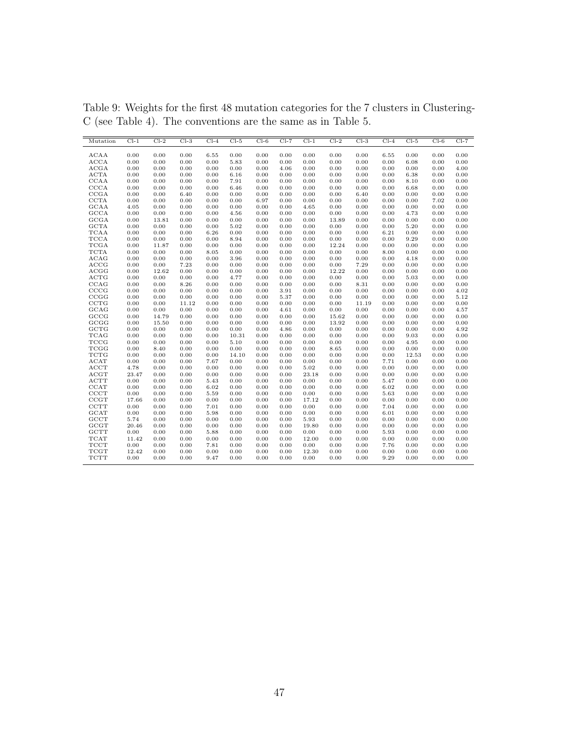Table 9: Weights for the first 48 mutation categories for the 7 clusters in Clustering-C (see Table 4). The conventions are the same as in Table 5.

| Mutation | Cl-1 | Cl-2 | Cl-3 | Cl-4 | Cl-5 | Cl-6 | Cl-7 | Cl-1 | Cl-2 | Cl-3 | Cl-4 | Cl-5 | Cl-6 | Cl-7 |
|---|---|---|---|---|---|---|---|---|---|---|---|---|---|---|
| ACAA | 0.00 | 0.00 | 0.00 | 6.55 | 0.00 | 0.00 | 0.00 | 0.00 | 0.00 | 0.00 | 6.55 | 0.00 | 0.00 | 0.00 |
| ACCA | 0.00 | 0.00 | 0.00 | 0.00 | 5.83 | 0.00 | 0.00 | 0.00 | 0.00 | 0.00 | 0.00 | 6.08 | 0.00 | 0.00 |
| ACGA | 0.00 | 0.00 | 0.00 | 0.00 | 0.00 | 0.00 | 4.06 | 0.00 | 0.00 | 0.00 | 0.00 | 0.00 | 0.00 | 4.00 |
| ACTA | 0.00 | 0.00 | 0.00 | 0.00 | 6.16 | 0.00 | 0.00 | 0.00 | 0.00 | 0.00 | 0.00 | 6.38 | 0.00 | 0.00 |
| CCAA | 0.00 | 0.00 | 0.00 | 0.00 | 7.91 | 0.00 | 0.00 | 0.00 | 0.00 | 0.00 | 0.00 | 8.10 | 0.00 | 0.00 |
| CCCA | 0.00 | 0.00 | 0.00 | 0.00 | 6.46 | 0.00 | 0.00 | 0.00 | 0.00 | 0.00 | 0.00 | 6.68 | 0.00 | 0.00 |
| CCGA | 0.00 | 0.00 | 6.40 | 0.00 | 0.00 | 0.00 | 0.00 | 0.00 | 0.00 | 6.40 | 0.00 | 0.00 | 0.00 | 0.00 |
| CCTA | 0.00 | 0.00 | 0.00 | 0.00 | 0.00 | 6.97 | 0.00 | 0.00 | 0.00 | 0.00 | 0.00 | 0.00 | 7.02 | 0.00 |
| GCAA | 4.05 | 0.00 | 0.00 | 0.00 | 0.00 | 0.00 | 0.00 | 4.65 | 0.00 | 0.00 | 0.00 | 0.00 | 0.00 | 0.00 |
| GCCA | 0.00 | 0.00 | 0.00 | 0.00 | 4.56 | 0.00 | 0.00 | 0.00 | 0.00 | 0.00 | 0.00 | 4.73 | 0.00 | 0.00 |
| GCGA | 0.00 | 13.81 | 0.00 | 0.00 | 0.00 | 0.00 | 0.00 | 0.00 | 13.89 | 0.00 | 0.00 | 0.00 | 0.00 | 0.00 |
| GCTA | 0.00 | 0.00 | 0.00 | 0.00 | 5.02 | 0.00 | 0.00 | 0.00 | 0.00 | 0.00 | 0.00 | 5.20 | 0.00 | 0.00 |
| TCAA | 0.00 | 0.00 | 0.00 | 6.26 | 0.00 | 0.00 | 0.00 | 0.00 | 0.00 | 0.00 | 6.21 | 0.00 | 0.00 | 0.00 |
| TCCA | 0.00 | 0.00 | 0.00 | 0.00 | 8.94 | 0.00 | 0.00 | 0.00 | 0.00 | 0.00 | 0.00 | 9.29 | 0.00 | 0.00 |
| TCGA | 0.00 | 11.87 | 0.00 | 0.00 | 0.00 | 0.00 | 0.00 | 0.00 | 12.24 | 0.00 | 0.00 | 0.00 | 0.00 | 0.00 |
| TCTA | 0.00 | 0.00 | 0.00 | 8.05 | 0.00 | 0.00 | 0.00 | 0.00 | 0.00 | 0.00 | 8.00 | 0.00 | 0.00 | 0.00 |
| ACAG | 0.00 | 0.00 | 0.00 | 0.00 | 3.96 | 0.00 | 0.00 | 0.00 | 0.00 | 0.00 | 0.00 | 4.18 | 0.00 | 0.00 |
| ACCG | 0.00 | 0.00 | 7.23 | 0.00 | 0.00 | 0.00 | 0.00 | 0.00 | 0.00 | 7.29 | 0.00 | 0.00 | 0.00 | 0.00 |
| ACGG | 0.00 | 12.62 | 0.00 | 0.00 | 0.00 | 0.00 | 0.00 | 0.00 | 12.22 | 0.00 | 0.00 | 0.00 | 0.00 | 0.00 |
| ACTG | 0.00 | 0.00 | 0.00 | 0.00 | 4.77 | 0.00 | 0.00 | 0.00 | 0.00 | 0.00 | 0.00 | 5.03 | 0.00 | 0.00 |
| CCAG | 0.00 | 0.00 | 8.26 | 0.00 | 0.00 | 0.00 | 0.00 | 0.00 | 0.00 | 8.31 | 0.00 | 0.00 | 0.00 | 0.00 |
| CCCG | 0.00 | 0.00 | 0.00 | 0.00 | 0.00 | 0.00 | 3.91 | 0.00 | 0.00 | 0.00 | 0.00 | 0.00 | 0.00 | 4.02 |
| CCGG | 0.00 | 0.00 | 0.00 | 0.00 | 0.00 | 0.00 | 5.37 | 0.00 | 0.00 | 0.00 | 0.00 | 0.00 | 0.00 | 5.12 |
| CCTG | 0.00 | 0.00 | 11.12 | 0.00 | 0.00 | 0.00 | 0.00 | 0.00 | 0.00 | 11.19 | 0.00 | 0.00 | 0.00 | 0.00 |
| GCAG | 0.00 | 0.00 | 0.00 | 0.00 | 0.00 | 0.00 | 4.61 | 0.00 | 0.00 | 0.00 | 0.00 | 0.00 | 0.00 | 4.57 |
| GCCG | 0.00 | 14.79 | 0.00 | 0.00 | 0.00 | 0.00 | 0.00 | 0.00 | 15.62 | 0.00 | 0.00 | 0.00 | 0.00 | 0.00 |
| GCGG | 0.00 | 15.50 | 0.00 | 0.00 | 0.00 | 0.00 | 0.00 | 0.00 | 13.92 | 0.00 | 0.00 | 0.00 | 0.00 | 0.00 |
| GCTG | 0.00 | 0.00 | 0.00 | 0.00 | 0.00 | 0.00 | 4.86 | 0.00 | 0.00 | 0.00 | 0.00 | 0.00 | 0.00 | 4.92 |
| TCAG | 0.00 | 0.00 | 0.00 | 0.00 | 10.31 | 0.00 | 0.00 | 0.00 | 0.00 | 0.00 | 0.00 | 9.03 | 0.00 | 0.00 |
| TCCG | 0.00 | 0.00 | 0.00 | 0.00 | 5.10 | 0.00 | 0.00 | 0.00 | 0.00 | 0.00 | 0.00 | 4.95 | 0.00 | 0.00 |
| TCGG | 0.00 | 8.40 | 0.00 | 0.00 | 0.00 | 0.00 | 0.00 | 0.00 | 8.65 | 0.00 | 0.00 | 0.00 | 0.00 | 0.00 |
| TCTG | 0.00 | 0.00 | 0.00 | 0.00 | 14.10 | 0.00 | 0.00 | 0.00 | 0.00 | 0.00 | 0.00 | 12.53 | 0.00 | 0.00 |
| ACAT | 0.00 | 0.00 | 0.00 | 7.67 | 0.00 | 0.00 | 0.00 | 0.00 | 0.00 | 0.00 | 7.71 | 0.00 | 0.00 | 0.00 |
| ACCT | 4.78 | 0.00 | 0.00 | 0.00 | 0.00 | 0.00 | 0.00 | 5.02 | 0.00 | 0.00 | 0.00 | 0.00 | 0.00 | 0.00 |
| ACGT | 23.47 | 0.00 | 0.00 | 0.00 | 0.00 | 0.00 | 0.00 | 23.18 | 0.00 | 0.00 | 0.00 | 0.00 | 0.00 | 0.00 |
| ACTT | 0.00 | 0.00 | 0.00 | 5.43 | 0.00 | 0.00 | 0.00 | 0.00 | 0.00 | 0.00 | 5.47 | 0.00 | 0.00 | 0.00 |
| CCAT | 0.00 | 0.00 | 0.00 | 6.02 | 0.00 | 0.00 | 0.00 | 0.00 | 0.00 | 0.00 | 6.02 | 0.00 | 0.00 | 0.00 |
| CCCT | 0.00 | 0.00 | 0.00 | 5.59 | 0.00 | 0.00 | 0.00 | 0.00 | 0.00 | 0.00 | 5.63 | 0.00 | 0.00 | 0.00 |
| CCGT | 17.66 | 0.00 | 0.00 | 0.00 | 0.00 | 0.00 | 0.00 | 17.12 | 0.00 | 0.00 | 0.00 | 0.00 | 0.00 | 0.00 |
| CCTT | 0.00 | 0.00 | 0.00 | 7.01 | 0.00 | 0.00 | 0.00 | 0.00 | 0.00 | 0.00 | 7.04 | 0.00 | 0.00 | 0.00 |
| GCAT | 0.00 | 0.00 | 0.00 | 5.98 | 0.00 | 0.00 | 0.00 | 0.00 | 0.00 | 0.00 | 6.01 | 0.00 | 0.00 | 0.00 |
| GCCT | 5.74 | 0.00 | 0.00 | 0.00 | 0.00 | 0.00 | 0.00 | 5.93 | 0.00 | 0.00 | 0.00 | 0.00 | 0.00 | 0.00 |
| GCGT | 20.46 | 0.00 | 0.00 | 0.00 | 0.00 | 0.00 | 0.00 | 19.80 | 0.00 | 0.00 | 0.00 | 0.00 | 0.00 | 0.00 |
| GCTT | 0.00 | 0.00 | 0.00 | 5.88 | 0.00 | 0.00 | 0.00 | 0.00 | 0.00 | 0.00 | 5.93 | 0.00 | 0.00 | 0.00 |
| TCAT | 11.42 | 0.00 | 0.00 | 0.00 | 0.00 | 0.00 | 0.00 | 12.00 | 0.00 | 0.00 | 0.00 | 0.00 | 0.00 | 0.00 |
| TCCT | 0.00 | 0.00 | 0.00 | 7.81 | 0.00 | 0.00 | 0.00 | 0.00 | 0.00 | 0.00 | 7.76 | 0.00 | 0.00 | 0.00 |
| TCGT | 12.42 | 0.00 | 0.00 | 0.00 | 0.00 | 0.00 | 0.00 | 12.30 | 0.00 | 0.00 | 0.00 | 0.00 | 0.00 | 0.00 |
| TCTT | 0.00 | 0.00 | 0.00 | 9.47 | 0.00 | 0.00 | 0.00 | 0.00 | 0.00 | 0.00 | 9.29 | 0.00 | 0.00 | 0.00 |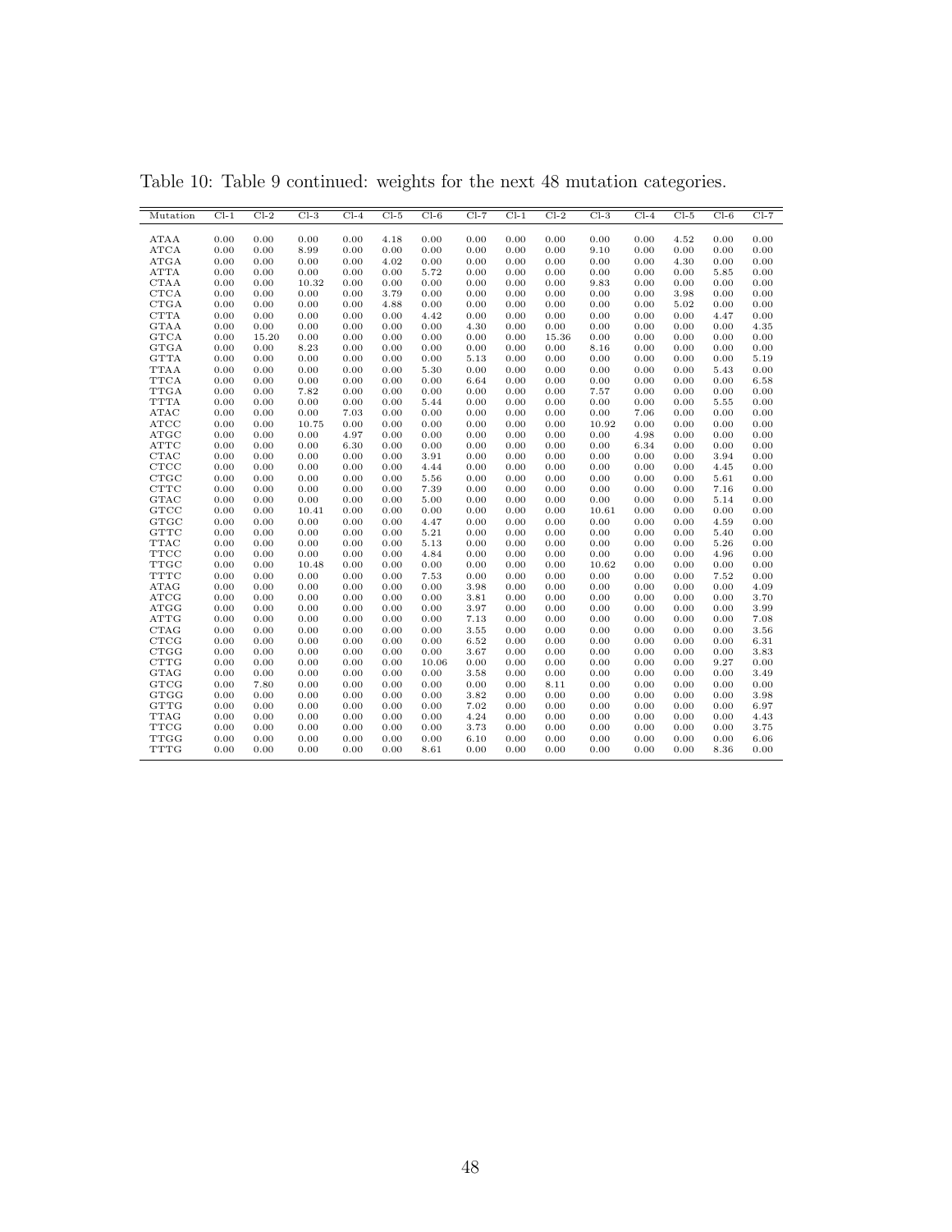Table 10: Table 9 continued: weights for the next 48 mutation categories.

| Mutation | Cl-1 | Cl-2 | Cl-3 | Cl-4 | Cl-5 | Cl-6 | Cl-7 | Cl-1 | Cl-2 | Cl-3 | Cl-4 | Cl-5 | Cl-6 | Cl-7 |
|---|---|---|---|---|---|---|---|---|---|---|---|---|---|---|
| ATAA | 0.00 | 0.00 | 0.00 | 0.00 | 4.18 | 0.00 | 0.00 | 0.00 | 0.00 | 0.00 | 0.00 | 4.52 | 0.00 | 0.00 |
| ATCA | 0.00 | 0.00 | 8.99 | 0.00 | 0.00 | 0.00 | 0.00 | 0.00 | 0.00 | 9.10 | 0.00 | 0.00 | 0.00 | 0.00 |
| ATGA | 0.00 | 0.00 | 0.00 | 0.00 | 4.02 | 0.00 | 0.00 | 0.00 | 0.00 | 0.00 | 0.00 | 4.30 | 0.00 | 0.00 |
| ATTA | 0.00 | 0.00 | 0.00 | 0.00 | 0.00 | 5.72 | 0.00 | 0.00 | 0.00 | 0.00 | 0.00 | 0.00 | 5.85 | 0.00 |
| CTAA | 0.00 | 0.00 | 10.32 | 0.00 | 0.00 | 0.00 | 0.00 | 0.00 | 0.00 | 9.83 | 0.00 | 0.00 | 0.00 | 0.00 |
| CTCA | 0.00 | 0.00 | 0.00 | 0.00 | 3.79 | 0.00 | 0.00 | 0.00 | 0.00 | 0.00 | 0.00 | 3.98 | 0.00 | 0.00 |
| CTGA | 0.00 | 0.00 | 0.00 | 0.00 | 4.88 | 0.00 | 0.00 | 0.00 | 0.00 | 0.00 | 0.00 | 5.02 | 0.00 | 0.00 |
| CTTA | 0.00 | 0.00 | 0.00 | 0.00 | 0.00 | 4.42 | 0.00 | 0.00 | 0.00 | 0.00 | 0.00 | 0.00 | 4.47 | 0.00 |
| GTAA | 0.00 | 0.00 | 0.00 | 0.00 | 0.00 | 0.00 | 4.30 | 0.00 | 0.00 | 0.00 | 0.00 | 0.00 | 0.00 | 4.35 |
| GTCA | 0.00 | 15.20 | 0.00 | 0.00 | 0.00 | 0.00 | 0.00 | 0.00 | 15.36 | 0.00 | 0.00 | 0.00 | 0.00 | 0.00 |
| GTGA | 0.00 | 0.00 | 8.23 | 0.00 | 0.00 | 0.00 | 0.00 | 0.00 | 0.00 | 8.16 | 0.00 | 0.00 | 0.00 | 0.00 |
| GTTA | 0.00 | 0.00 | 0.00 | 0.00 | 0.00 | 0.00 | 5.13 | 0.00 | 0.00 | 0.00 | 0.00 | 0.00 | 0.00 | 5.19 |
| TTAA | 0.00 | 0.00 | 0.00 | 0.00 | 0.00 | 5.30 | 0.00 | 0.00 | 0.00 | 0.00 | 0.00 | 0.00 | 5.43 | 0.00 |
| TTCA | 0.00 | 0.00 | 0.00 | 0.00 | 0.00 | 0.00 | 6.64 | 0.00 | 0.00 | 0.00 | 0.00 | 0.00 | 0.00 | 6.58 |
| TTGA | 0.00 | 0.00 | 7.82 | 0.00 | 0.00 | 0.00 | 0.00 | 0.00 | 0.00 | 7.57 | 0.00 | 0.00 | 0.00 | 0.00 |
| TTTA | 0.00 | 0.00 | 0.00 | 0.00 | 0.00 | 5.44 | 0.00 | 0.00 | 0.00 | 0.00 | 0.00 | 0.00 | 5.55 | 0.00 |
| ATAC | 0.00 | 0.00 | 0.00 | 7.03 | 0.00 | 0.00 | 0.00 | 0.00 | 0.00 | 0.00 | 7.06 | 0.00 | 0.00 | 0.00 |
| ATCC | 0.00 | 0.00 | 10.75 | 0.00 | 0.00 | 0.00 | 0.00 | 0.00 | 0.00 | 10.92 | 0.00 | 0.00 | 0.00 | 0.00 |
| ATGC | 0.00 | 0.00 | 0.00 | 4.97 | 0.00 | 0.00 | 0.00 | 0.00 | 0.00 | 0.00 | 4.98 | 0.00 | 0.00 | 0.00 |
| ATTC | 0.00 | 0.00 | 0.00 | 6.30 | 0.00 | 0.00 | 0.00 | 0.00 | 0.00 | 0.00 | 6.34 | 0.00 | 0.00 | 0.00 |
| CTAC | 0.00 | 0.00 | 0.00 | 0.00 | 0.00 | 3.91 | 0.00 | 0.00 | 0.00 | 0.00 | 0.00 | 0.00 | 3.94 | 0.00 |
| CTCC | 0.00 | 0.00 | 0.00 | 0.00 | 0.00 | 4.44 | 0.00 | 0.00 | 0.00 | 0.00 | 0.00 | 0.00 | 4.45 | 0.00 |
| CTGC | 0.00 | 0.00 | 0.00 | 0.00 | 0.00 | 5.56 | 0.00 | 0.00 | 0.00 | 0.00 | 0.00 | 0.00 | 5.61 | 0.00 |
| CTTC | 0.00 | 0.00 | 0.00 | 0.00 | 0.00 | 7.39 | 0.00 | 0.00 | 0.00 | 0.00 | 0.00 | 0.00 | 7.16 | 0.00 |
| GTAC | 0.00 | 0.00 | 0.00 | 0.00 | 0.00 | 5.00 | 0.00 | 0.00 | 0.00 | 0.00 | 0.00 | 0.00 | 5.14 | 0.00 |
| GTCC | 0.00 | 0.00 | 10.41 | 0.00 | 0.00 | 0.00 | 0.00 | 0.00 | 0.00 | 10.61 | 0.00 | 0.00 | 0.00 | 0.00 |
| GTGC | 0.00 | 0.00 | 0.00 | 0.00 | 0.00 | 4.47 | 0.00 | 0.00 | 0.00 | 0.00 | 0.00 | 0.00 | 4.59 | 0.00 |
| GTTC | 0.00 | 0.00 | 0.00 | 0.00 | 0.00 | 5.21 | 0.00 | 0.00 | 0.00 | 0.00 | 0.00 | 0.00 | 5.40 | 0.00 |
| TTAC | 0.00 | 0.00 | 0.00 | 0.00 | 0.00 | 5.13 | 0.00 | 0.00 | 0.00 | 0.00 | 0.00 | 0.00 | 5.26 | 0.00 |
| TTCC | 0.00 | 0.00 | 0.00 | 0.00 | 0.00 | 4.84 | 0.00 | 0.00 | 0.00 | 0.00 | 0.00 | 0.00 | 4.96 | 0.00 |
| TTGC | 0.00 | 0.00 | 10.48 | 0.00 | 0.00 | 0.00 | 0.00 | 0.00 | 0.00 | 10.62 | 0.00 | 0.00 | 0.00 | 0.00 |
| TTTC | 0.00 | 0.00 | 0.00 | 0.00 | 0.00 | 7.53 | 0.00 | 0.00 | 0.00 | 0.00 | 0.00 | 0.00 | 7.52 | 0.00 |
| ATAG | 0.00 | 0.00 | 0.00 | 0.00 | 0.00 | 0.00 | 3.98 | 0.00 | 0.00 | 0.00 | 0.00 | 0.00 | 0.00 | 4.09 |
| ATCG | 0.00 | 0.00 | 0.00 | 0.00 | 0.00 | 0.00 | 3.81 | 0.00 | 0.00 | 0.00 | 0.00 | 0.00 | 0.00 | 3.70 |
| ATGG | 0.00 | 0.00 | 0.00 | 0.00 | 0.00 | 0.00 | 3.97 | 0.00 | 0.00 | 0.00 | 0.00 | 0.00 | 0.00 | 3.99 |
| ATTG | 0.00 | 0.00 | 0.00 | 0.00 | 0.00 | 0.00 | 7.13 | 0.00 | 0.00 | 0.00 | 0.00 | 0.00 | 0.00 | 7.08 |
| CTAG | 0.00 | 0.00 | 0.00 | 0.00 | 0.00 | 0.00 | 3.55 | 0.00 | 0.00 | 0.00 | 0.00 | 0.00 | 0.00 | 3.56 |
| CTCG | 0.00 | 0.00 | 0.00 | 0.00 | 0.00 | 0.00 | 6.52 | 0.00 | 0.00 | 0.00 | 0.00 | 0.00 | 0.00 | 6.31 |
| CTGG | 0.00 | 0.00 | 0.00 | 0.00 | 0.00 | 0.00 | 3.67 | 0.00 | 0.00 | 0.00 | 0.00 | 0.00 | 0.00 | 3.83 |
| CTTG | 0.00 | 0.00 | 0.00 | 0.00 | 0.00 | 10.06 | 0.00 | 0.00 | 0.00 | 0.00 | 0.00 | 0.00 | 9.27 | 0.00 |
| GTAG | 0.00 | 0.00 | 0.00 | 0.00 | 0.00 | 0.00 | 3.58 | 0.00 | 0.00 | 0.00 | 0.00 | 0.00 | 0.00 | 3.49 |
| GTCG | 0.00 | 7.80 | 0.00 | 0.00 | 0.00 | 0.00 | 0.00 | 0.00 | 8.11 | 0.00 | 0.00 | 0.00 | 0.00 | 0.00 |
| GTGG | 0.00 | 0.00 | 0.00 | 0.00 | 0.00 | 0.00 | 3.82 | 0.00 | 0.00 | 0.00 | 0.00 | 0.00 | 0.00 | 3.98 |
| GTTG | 0.00 | 0.00 | 0.00 | 0.00 | 0.00 | 0.00 | 7.02 | 0.00 | 0.00 | 0.00 | 0.00 | 0.00 | 0.00 | 6.97 |
| TTAG | 0.00 | 0.00 | 0.00 | 0.00 | 0.00 | 0.00 | 4.24 | 0.00 | 0.00 | 0.00 | 0.00 | 0.00 | 0.00 | 4.43 |
| TTCG | 0.00 | 0.00 | 0.00 | 0.00 | 0.00 | 0.00 | 3.73 | 0.00 | 0.00 | 0.00 | 0.00 | 0.00 | 0.00 | 3.75 |
| TTGG | 0.00 | 0.00 | 0.00 | 0.00 | 0.00 | 0.00 | 6.10 | 0.00 | 0.00 | 0.00 | 0.00 | 0.00 | 0.00 | 6.06 |
| TTTG | 0.00 | 0.00 | 0.00 | 0.00 | 0.00 | 8.61 | 0.00 | 0.00 | 0.00 | 0.00 | 0.00 | 0.00 | 8.36 | 0.00 |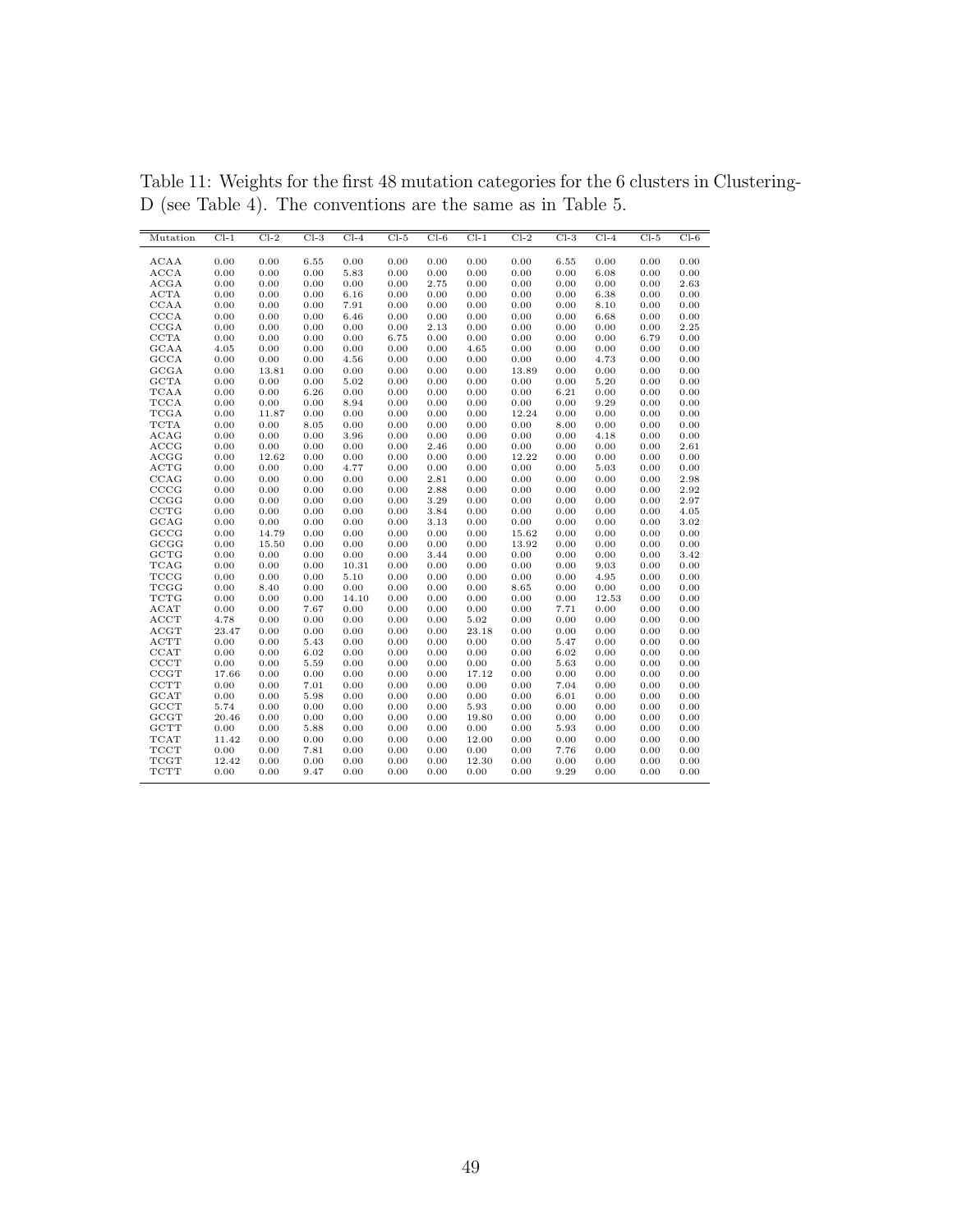Table 11: Weights for the first 48 mutation categories for the 6 clusters in Clustering-D (see Table 4). The conventions are the same as in Table 5.

| Mutation | Cl-1 | Cl-2 | Cl-3 | Cl-4 | Cl-5 | Cl-6 | Cl-1 | Cl-2 | Cl-3 | Cl-4 | Cl-5 | Cl-6 |
|---|---|---|---|---|---|---|---|---|---|---|---|---|
| ACAA | 0.00 | 0.00 | 6.55 | 0.00 | 0.00 | 0.00 | 0.00 | 0.00 | 6.55 | 0.00 | 0.00 | 0.00 |
| ACCA | 0.00 | 0.00 | 0.00 | 5.83 | 0.00 | 0.00 | 0.00 | 0.00 | 0.00 | 6.08 | 0.00 | 0.00 |
| ACGA | 0.00 | 0.00 | 0.00 | 0.00 | 0.00 | 2.75 | 0.00 | 0.00 | 0.00 | 0.00 | 0.00 | 2.63 |
| ACTA | 0.00 | 0.00 | 0.00 | 6.16 | 0.00 | 0.00 | 0.00 | 0.00 | 0.00 | 6.38 | 0.00 | 0.00 |
| CCAA | 0.00 | 0.00 | 0.00 | 7.91 | 0.00 | 0.00 | 0.00 | 0.00 | 0.00 | 8.10 | 0.00 | 0.00 |
| CCCA | 0.00 | 0.00 | 0.00 | 6.46 | 0.00 | 0.00 | 0.00 | 0.00 | 0.00 | 6.68 | 0.00 | 0.00 |
| CCGA | 0.00 | 0.00 | 0.00 | 0.00 | 0.00 | 2.13 | 0.00 | 0.00 | 0.00 | 0.00 | 0.00 | 2.25 |
| CCTA | 0.00 | 0.00 | 0.00 | 0.00 | 6.75 | 0.00 | 0.00 | 0.00 | 0.00 | 0.00 | 6.79 | 0.00 |
| GCAA | 4.05 | 0.00 | 0.00 | 0.00 | 0.00 | 0.00 | 4.65 | 0.00 | 0.00 | 0.00 | 0.00 | 0.00 |
| GCCA | 0.00 | 0.00 | 0.00 | 4.56 | 0.00 | 0.00 | 0.00 | 0.00 | 0.00 | 4.73 | 0.00 | 0.00 |
| GCGA | 0.00 | 13.81 | 0.00 | 0.00 | 0.00 | 0.00 | 0.00 | 13.89 | 0.00 | 0.00 | 0.00 | 0.00 |
| GCTA | 0.00 | 0.00 | 0.00 | 5.02 | 0.00 | 0.00 | 0.00 | 0.00 | 0.00 | 5.20 | 0.00 | 0.00 |
| TCAA | 0.00 | 0.00 | 6.26 | 0.00 | 0.00 | 0.00 | 0.00 | 0.00 | 6.21 | 0.00 | 0.00 | 0.00 |
| TCCA | 0.00 | 0.00 | 0.00 | 8.94 | 0.00 | 0.00 | 0.00 | 0.00 | 0.00 | 9.29 | 0.00 | 0.00 |
| TCGA | 0.00 | 11.87 | 0.00 | 0.00 | 0.00 | 0.00 | 0.00 | 12.24 | 0.00 | 0.00 | 0.00 | 0.00 |
| TCTA | 0.00 | 0.00 | 8.05 | 0.00 | 0.00 | 0.00 | 0.00 | 0.00 | 8.00 | 0.00 | 0.00 | 0.00 |
| ACAG | 0.00 | 0.00 | 0.00 | 3.96 | 0.00 | 0.00 | 0.00 | 0.00 | 0.00 | 4.18 | 0.00 | 0.00 |
| ACCG | 0.00 | 0.00 | 0.00 | 0.00 | 0.00 | 2.46 | 0.00 | 0.00 | 0.00 | 0.00 | 0.00 | 2.61 |
| ACGG | 0.00 | 12.62 | 0.00 | 0.00 | 0.00 | 0.00 | 0.00 | 12.22 | 0.00 | 0.00 | 0.00 | 0.00 |
| ACTG | 0.00 | 0.00 | 0.00 | 4.77 | 0.00 | 0.00 | 0.00 | 0.00 | 0.00 | 5.03 | 0.00 | 0.00 |
| CCAG | 0.00 | 0.00 | 0.00 | 0.00 | 0.00 | 2.81 | 0.00 | 0.00 | 0.00 | 0.00 | 0.00 | 2.98 |
| CCCG | 0.00 | 0.00 | 0.00 | 0.00 | 0.00 | 2.88 | 0.00 | 0.00 | 0.00 | 0.00 | 0.00 | 2.92 |
| CCGG | 0.00 | 0.00 | 0.00 | 0.00 | 0.00 | 3.29 | 0.00 | 0.00 | 0.00 | 0.00 | 0.00 | 2.97 |
| CCTG | 0.00 | 0.00 | 0.00 | 0.00 | 0.00 | 3.84 | 0.00 | 0.00 | 0.00 | 0.00 | 0.00 | 4.05 |
| GCAG | 0.00 | 0.00 | 0.00 | 0.00 | 0.00 | 3.13 | 0.00 | 0.00 | 0.00 | 0.00 | 0.00 | 3.02 |
| GCCG | 0.00 | 14.79 | 0.00 | 0.00 | 0.00 | 0.00 | 0.00 | 15.62 | 0.00 | 0.00 | 0.00 | 0.00 |
| GCGG | 0.00 | 15.50 | 0.00 | 0.00 | 0.00 | 0.00 | 0.00 | 13.92 | 0.00 | 0.00 | 0.00 | 0.00 |
| GCTG | 0.00 | 0.00 | 0.00 | 0.00 | 0.00 | 3.44 | 0.00 | 0.00 | 0.00 | 0.00 | 0.00 | 3.42 |
| TCAG | 0.00 | 0.00 | 0.00 | 10.31 | 0.00 | 0.00 | 0.00 | 0.00 | 0.00 | 9.03 | 0.00 | 0.00 |
| TCCG | 0.00 | 0.00 | 0.00 | 5.10 | 0.00 | 0.00 | 0.00 | 0.00 | 0.00 | 4.95 | 0.00 | 0.00 |
| TCGG | 0.00 | 8.40 | 0.00 | 0.00 | 0.00 | 0.00 | 0.00 | 8.65 | 0.00 | 0.00 | 0.00 | 0.00 |
| TCTG | 0.00 | 0.00 | 0.00 | 14.10 | 0.00 | 0.00 | 0.00 | 0.00 | 0.00 | 12.53 | 0.00 | 0.00 |
| ACAT | 0.00 | 0.00 | 7.67 | 0.00 | 0.00 | 0.00 | 0.00 | 0.00 | 7.71 | 0.00 | 0.00 | 0.00 |
| ACCT | 4.78 | 0.00 | 0.00 | 0.00 | 0.00 | 0.00 | 5.02 | 0.00 | 0.00 | 0.00 | 0.00 | 0.00 |
| ACGT | 23.47 | 0.00 | 0.00 | 0.00 | 0.00 | 0.00 | 23.18 | 0.00 | 0.00 | 0.00 | 0.00 | 0.00 |
| ACTT | 0.00 | 0.00 | 5.43 | 0.00 | 0.00 | 0.00 | 0.00 | 0.00 | 5.47 | 0.00 | 0.00 | 0.00 |
| CCAT | 0.00 | 0.00 | 6.02 | 0.00 | 0.00 | 0.00 | 0.00 | 0.00 | 6.02 | 0.00 | 0.00 | 0.00 |
| CCCT | 0.00 | 0.00 | 5.59 | 0.00 | 0.00 | 0.00 | 0.00 | 0.00 | 5.63 | 0.00 | 0.00 | 0.00 |
| CCGT | 17.66 | 0.00 | 0.00 | 0.00 | 0.00 | 0.00 | 17.12 | 0.00 | 0.00 | 0.00 | 0.00 | 0.00 |
| CCTT | 0.00 | 0.00 | 7.01 | 0.00 | 0.00 | 0.00 | 0.00 | 0.00 | 7.04 | 0.00 | 0.00 | 0.00 |
| GCAT | 0.00 | 0.00 | 5.98 | 0.00 | 0.00 | 0.00 | 0.00 | 0.00 | 6.01 | 0.00 | 0.00 | 0.00 |
| GCCT | 5.74 | 0.00 | 0.00 | 0.00 | 0.00 | 0.00 | 5.93 | 0.00 | 0.00 | 0.00 | 0.00 | 0.00 |
| GCGT | 20.46 | 0.00 | 0.00 | 0.00 | 0.00 | 0.00 | 19.80 | 0.00 | 0.00 | 0.00 | 0.00 | 0.00 |
| GCTT | 0.00 | 0.00 | 5.88 | 0.00 | 0.00 | 0.00 | 0.00 | 0.00 | 5.93 | 0.00 | 0.00 | 0.00 |
| TCAT | 11.42 | 0.00 | 0.00 | 0.00 | 0.00 | 0.00 | 12.00 | 0.00 | 0.00 | 0.00 | 0.00 | 0.00 |
| TCCT | 0.00 | 0.00 | 7.81 | 0.00 | 0.00 | 0.00 | 0.00 | 0.00 | 7.76 | 0.00 | 0.00 | 0.00 |
| TCGT | 12.42 | 0.00 | 0.00 | 0.00 | 0.00 | 0.00 | 12.30 | 0.00 | 0.00 | 0.00 | 0.00 | 0.00 |
| TCTT | 0.00 | 0.00 | 9.47 | 0.00 | 0.00 | 0.00 | 0.00 | 0.00 | 9.29 | 0.00 | 0.00 | 0.00 |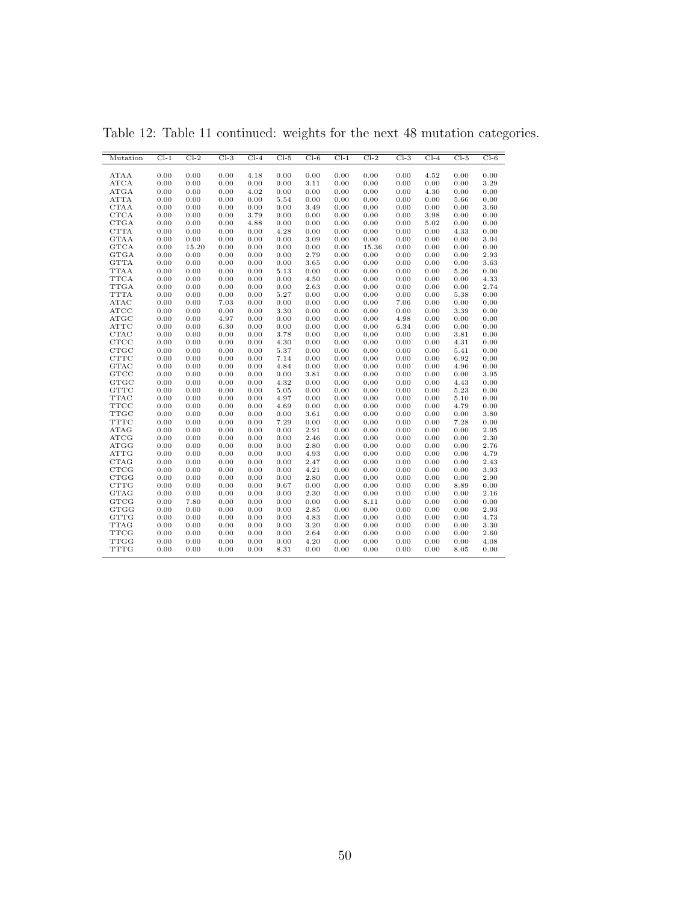Table 12: Table 11 continued: weights for the next 48 mutation categories.

| Mutation | Cl-1 | Cl-2 | Cl-3 | Cl-4 | Cl-5 | Cl-6 | Cl-1 | Cl-2 | Cl-3 | Cl-4 | Cl-5 | Cl-6 |
|---|---|---|---|---|---|---|---|---|---|---|---|---|
| ATAA | 0.00 | 0.00 | 0.00 | 4.18 | 0.00 | 0.00 | 0.00 | 0.00 | 0.00 | 4.52 | 0.00 | 0.00 |
| ATCA | 0.00 | 0.00 | 0.00 | 0.00 | 0.00 | 3.11 | 0.00 | 0.00 | 0.00 | 0.00 | 0.00 | 3.29 |
| ATGA | 0.00 | 0.00 | 0.00 | 4.02 | 0.00 | 0.00 | 0.00 | 0.00 | 0.00 | 4.30 | 0.00 | 0.00 |
| ATTA | 0.00 | 0.00 | 0.00 | 0.00 | 5.54 | 0.00 | 0.00 | 0.00 | 0.00 | 0.00 | 5.66 | 0.00 |
| CTAA | 0.00 | 0.00 | 0.00 | 0.00 | 0.00 | 3.49 | 0.00 | 0.00 | 0.00 | 0.00 | 0.00 | 3.60 |
| CTCA | 0.00 | 0.00 | 0.00 | 3.79 | 0.00 | 0.00 | 0.00 | 0.00 | 0.00 | 3.98 | 0.00 | 0.00 |
| CTGA | 0.00 | 0.00 | 0.00 | 4.88 | 0.00 | 0.00 | 0.00 | 0.00 | 0.00 | 5.02 | 0.00 | 0.00 |
| CTTA | 0.00 | 0.00 | 0.00 | 0.00 | 4.28 | 0.00 | 0.00 | 0.00 | 0.00 | 0.00 | 4.33 | 0.00 |
| GTAA | 0.00 | 0.00 | 0.00 | 0.00 | 0.00 | 3.09 | 0.00 | 0.00 | 0.00 | 0.00 | 0.00 | 3.04 |
| GTCA | 0.00 | 15.20 | 0.00 | 0.00 | 0.00 | 0.00 | 0.00 | 15.36 | 0.00 | 0.00 | 0.00 | 0.00 |
| GTGA | 0.00 | 0.00 | 0.00 | 0.00 | 0.00 | 2.79 | 0.00 | 0.00 | 0.00 | 0.00 | 0.00 | 2.93 |
| GTTA | 0.00 | 0.00 | 0.00 | 0.00 | 0.00 | 3.65 | 0.00 | 0.00 | 0.00 | 0.00 | 0.00 | 3.63 |
| TTAA | 0.00 | 0.00 | 0.00 | 0.00 | 5.13 | 0.00 | 0.00 | 0.00 | 0.00 | 0.00 | 5.26 | 0.00 |
| TTCA | 0.00 | 0.00 | 0.00 | 0.00 | 0.00 | 4.50 | 0.00 | 0.00 | 0.00 | 0.00 | 0.00 | 4.33 |
| TTGA | 0.00 | 0.00 | 0.00 | 0.00 | 0.00 | 2.63 | 0.00 | 0.00 | 0.00 | 0.00 | 0.00 | 2.74 |
| TTTA | 0.00 | 0.00 | 0.00 | 0.00 | 5.27 | 0.00 | 0.00 | 0.00 | 0.00 | 0.00 | 5.38 | 0.00 |
| ATAC | 0.00 | 0.00 | 7.03 | 0.00 | 0.00 | 0.00 | 0.00 | 0.00 | 7.06 | 0.00 | 0.00 | 0.00 |
| ATCC | 0.00 | 0.00 | 0.00 | 0.00 | 3.30 | 0.00 | 0.00 | 0.00 | 0.00 | 0.00 | 3.39 | 0.00 |
| ATGC | 0.00 | 0.00 | 4.97 | 0.00 | 0.00 | 0.00 | 0.00 | 0.00 | 4.98 | 0.00 | 0.00 | 0.00 |
| ATTC | 0.00 | 0.00 | 6.30 | 0.00 | 0.00 | 0.00 | 0.00 | 0.00 | 6.34 | 0.00 | 0.00 | 0.00 |
| CTAC | 0.00 | 0.00 | 0.00 | 0.00 | 3.78 | 0.00 | 0.00 | 0.00 | 0.00 | 0.00 | 3.81 | 0.00 |
| CTCC | 0.00 | 0.00 | 0.00 | 0.00 | 4.30 | 0.00 | 0.00 | 0.00 | 0.00 | 0.00 | 4.31 | 0.00 |
| CTGC | 0.00 | 0.00 | 0.00 | 0.00 | 5.37 | 0.00 | 0.00 | 0.00 | 0.00 | 0.00 | 5.41 | 0.00 |
| CTTC | 0.00 | 0.00 | 0.00 | 0.00 | 7.14 | 0.00 | 0.00 | 0.00 | 0.00 | 0.00 | 6.92 | 0.00 |
| GTAC | 0.00 | 0.00 | 0.00 | 0.00 | 4.84 | 0.00 | 0.00 | 0.00 | 0.00 | 0.00 | 4.96 | 0.00 |
| GTCC | 0.00 | 0.00 | 0.00 | 0.00 | 0.00 | 3.81 | 0.00 | 0.00 | 0.00 | 0.00 | 0.00 | 3.95 |
| GTGC | 0.00 | 0.00 | 0.00 | 0.00 | 4.32 | 0.00 | 0.00 | 0.00 | 0.00 | 0.00 | 4.43 | 0.00 |
| GTTC | 0.00 | 0.00 | 0.00 | 0.00 | 5.05 | 0.00 | 0.00 | 0.00 | 0.00 | 0.00 | 5.23 | 0.00 |
| TTAC | 0.00 | 0.00 | 0.00 | 0.00 | 4.97 | 0.00 | 0.00 | 0.00 | 0.00 | 0.00 | 5.10 | 0.00 |
| TTCC | 0.00 | 0.00 | 0.00 | 0.00 | 4.69 | 0.00 | 0.00 | 0.00 | 0.00 | 0.00 | 4.79 | 0.00 |
| TTGC | 0.00 | 0.00 | 0.00 | 0.00 | 0.00 | 3.61 | 0.00 | 0.00 | 0.00 | 0.00 | 0.00 | 3.80 |
| TTTC | 0.00 | 0.00 | 0.00 | 0.00 | 7.29 | 0.00 | 0.00 | 0.00 | 0.00 | 0.00 | 7.28 | 0.00 |
| ATAG | 0.00 | 0.00 | 0.00 | 0.00 | 0.00 | 2.91 | 0.00 | 0.00 | 0.00 | 0.00 | 0.00 | 2.95 |
| ATCG | 0.00 | 0.00 | 0.00 | 0.00 | 0.00 | 2.46 | 0.00 | 0.00 | 0.00 | 0.00 | 0.00 | 2.30 |
| ATGG | 0.00 | 0.00 | 0.00 | 0.00 | 0.00 | 2.80 | 0.00 | 0.00 | 0.00 | 0.00 | 0.00 | 2.76 |
| ATTG | 0.00 | 0.00 | 0.00 | 0.00 | 0.00 | 4.93 | 0.00 | 0.00 | 0.00 | 0.00 | 0.00 | 4.79 |
| CTAG | 0.00 | 0.00 | 0.00 | 0.00 | 0.00 | 2.47 | 0.00 | 0.00 | 0.00 | 0.00 | 0.00 | 2.43 |
| CTCG | 0.00 | 0.00 | 0.00 | 0.00 | 0.00 | 4.21 | 0.00 | 0.00 | 0.00 | 0.00 | 0.00 | 3.93 |
| CTGG | 0.00 | 0.00 | 0.00 | 0.00 | 0.00 | 2.80 | 0.00 | 0.00 | 0.00 | 0.00 | 0.00 | 2.90 |
| CTTG | 0.00 | 0.00 | 0.00 | 0.00 | 9.67 | 0.00 | 0.00 | 0.00 | 0.00 | 0.00 | 8.89 | 0.00 |
| GTAG | 0.00 | 0.00 | 0.00 | 0.00 | 0.00 | 2.30 | 0.00 | 0.00 | 0.00 | 0.00 | 0.00 | 2.16 |
| GTCG | 0.00 | 7.80 | 0.00 | 0.00 | 0.00 | 0.00 | 0.00 | 8.11 | 0.00 | 0.00 | 0.00 | 0.00 |
| GTGG | 0.00 | 0.00 | 0.00 | 0.00 | 0.00 | 2.85 | 0.00 | 0.00 | 0.00 | 0.00 | 0.00 | 2.93 |
| GTTG | 0.00 | 0.00 | 0.00 | 0.00 | 0.00 | 4.83 | 0.00 | 0.00 | 0.00 | 0.00 | 0.00 | 4.73 |
| TTAG | 0.00 | 0.00 | 0.00 | 0.00 | 0.00 | 3.20 | 0.00 | 0.00 | 0.00 | 0.00 | 0.00 | 3.30 |
| TTCG | 0.00 | 0.00 | 0.00 | 0.00 | 0.00 | 2.64 | 0.00 | 0.00 | 0.00 | 0.00 | 0.00 | 2.60 |
| TTGG | 0.00 | 0.00 | 0.00 | 0.00 | 0.00 | 4.20 | 0.00 | 0.00 | 0.00 | 0.00 | 0.00 | 4.08 |
| TTTG | 0.00 | 0.00 | 0.00 | 0.00 | 8.31 | 0.00 | 0.00 | 0.00 | 0.00 | 0.00 | 8.05 | 0.00 |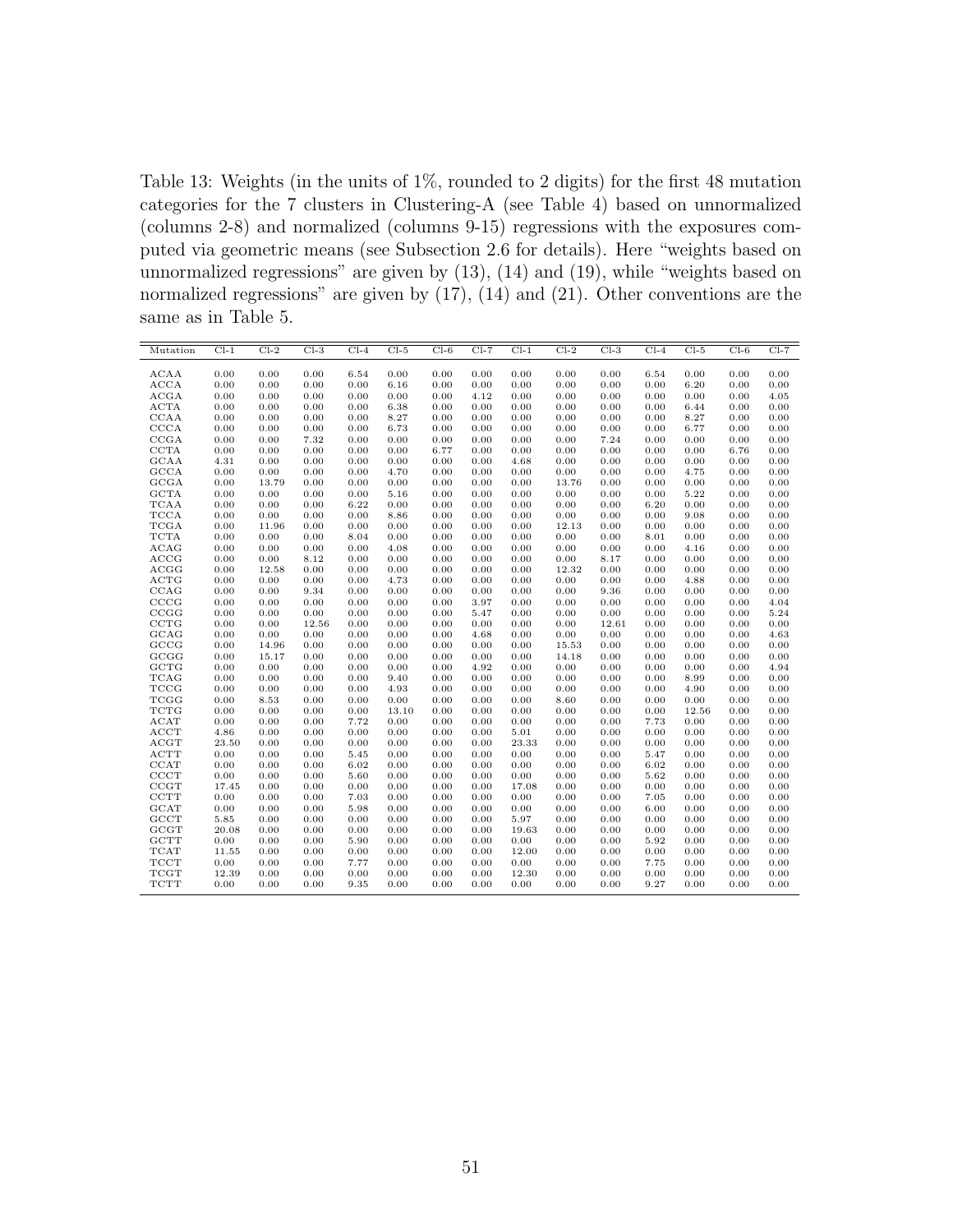Table 13: Weights (in the units of 1%, rounded to 2 digits) for the first 48 mutation categories for the 7 clusters in Clustering-A (see Table 4) based on unnormalized (columns 2-8) and normalized (columns 9-15) regressions with the exposures computed via geometric means (see Subsection 2.6 for details). Here "weights based on unnormalized regressions" are given by (13), (14) and (19), while "weights based on normalized regressions" are given by (17), (14) and (21). Other conventions are the same as in Table 5.

| Mutation | Cl-1 | Cl-2 | Cl-3 | Cl-4 | Cl-5 | Cl-6 | Cl-7 | Cl-1 | Cl-2 | Cl-3 | Cl-4 | Cl-5 | Cl-6 | Cl-7 |
|---|---|---|---|---|---|---|---|---|---|---|---|---|---|---|
| ACAA | 0.00 | 0.00 | 0.00 | 6.54 | 0.00 | 0.00 | 0.00 | 0.00 | 0.00 | 0.00 | 6.54 | 0.00 | 0.00 | 0.00 |
| ACCA | 0.00 | 0.00 | 0.00 | 0.00 | 6.16 | 0.00 | 0.00 | 0.00 | 0.00 | 0.00 | 0.00 | 6.20 | 0.00 | 0.00 |
| ACGA | 0.00 | 0.00 | 0.00 | 0.00 | 0.00 | 0.00 | 4.12 | 0.00 | 0.00 | 0.00 | 0.00 | 0.00 | 0.00 | 4.05 |
| ACTA | 0.00 | 0.00 | 0.00 | 0.00 | 6.38 | 0.00 | 0.00 | 0.00 | 0.00 | 0.00 | 0.00 | 6.44 | 0.00 | 0.00 |
| CCAA | 0.00 | 0.00 | 0.00 | 0.00 | 8.27 | 0.00 | 0.00 | 0.00 | 0.00 | 0.00 | 0.00 | 8.27 | 0.00 | 0.00 |
| CCCA | 0.00 | 0.00 | 0.00 | 0.00 | 6.73 | 0.00 | 0.00 | 0.00 | 0.00 | 0.00 | 0.00 | 6.77 | 0.00 | 0.00 |
| CCGA | 0.00 | 0.00 | 7.32 | 0.00 | 0.00 | 0.00 | 0.00 | 0.00 | 0.00 | 7.24 | 0.00 | 0.00 | 0.00 | 0.00 |
| CCTA | 0.00 | 0.00 | 0.00 | 0.00 | 0.00 | 6.77 | 0.00 | 0.00 | 0.00 | 0.00 | 0.00 | 0.00 | 6.76 | 0.00 |
| GCAA | 4.31 | 0.00 | 0.00 | 0.00 | 0.00 | 0.00 | 0.00 | 4.68 | 0.00 | 0.00 | 0.00 | 0.00 | 0.00 | 0.00 |
| GCCA | 0.00 | 0.00 | 0.00 | 0.00 | 4.70 | 0.00 | 0.00 | 0.00 | 0.00 | 0.00 | 0.00 | 4.75 | 0.00 | 0.00 |
| GCGA | 0.00 | 13.79 | 0.00 | 0.00 | 0.00 | 0.00 | 0.00 | 0.00 | 13.76 | 0.00 | 0.00 | 0.00 | 0.00 | 0.00 |
| GCTA | 0.00 | 0.00 | 0.00 | 0.00 | 5.16 | 0.00 | 0.00 | 0.00 | 0.00 | 0.00 | 0.00 | 5.22 | 0.00 | 0.00 |
| TCAA | 0.00 | 0.00 | 0.00 | 6.22 | 0.00 | 0.00 | 0.00 | 0.00 | 0.00 | 0.00 | 6.20 | 0.00 | 0.00 | 0.00 |
| TCCA | 0.00 | 0.00 | 0.00 | 0.00 | 8.86 | 0.00 | 0.00 | 0.00 | 0.00 | 0.00 | 0.00 | 9.08 | 0.00 | 0.00 |
| TCGA | 0.00 | 11.96 | 0.00 | 0.00 | 0.00 | 0.00 | 0.00 | 0.00 | 12.13 | 0.00 | 0.00 | 0.00 | 0.00 | 0.00 |
| TCTA | 0.00 | 0.00 | 0.00 | 8.04 | 0.00 | 0.00 | 0.00 | 0.00 | 0.00 | 0.00 | 8.01 | 0.00 | 0.00 | 0.00 |
| ACAG | 0.00 | 0.00 | 0.00 | 0.00 | 4.08 | 0.00 | 0.00 | 0.00 | 0.00 | 0.00 | 0.00 | 4.16 | 0.00 | 0.00 |
| ACCG | 0.00 | 0.00 | 8.12 | 0.00 | 0.00 | 0.00 | 0.00 | 0.00 | 0.00 | 8.17 | 0.00 | 0.00 | 0.00 | 0.00 |
| ACGG | 0.00 | 12.58 | 0.00 | 0.00 | 0.00 | 0.00 | 0.00 | 0.00 | 12.32 | 0.00 | 0.00 | 0.00 | 0.00 | 0.00 |
| ACTG | 0.00 | 0.00 | 0.00 | 0.00 | 4.73 | 0.00 | 0.00 | 0.00 | 0.00 | 0.00 | 0.00 | 4.88 | 0.00 | 0.00 |
| CCAG | 0.00 | 0.00 | 9.34 | 0.00 | 0.00 | 0.00 | 0.00 | 0.00 | 0.00 | 9.36 | 0.00 | 0.00 | 0.00 | 0.00 |
| CCCG | 0.00 | 0.00 | 0.00 | 0.00 | 0.00 | 0.00 | 3.97 | 0.00 | 0.00 | 0.00 | 0.00 | 0.00 | 0.00 | 4.04 |
| CCGG | 0.00 | 0.00 | 0.00 | 0.00 | 0.00 | 0.00 | 5.47 | 0.00 | 0.00 | 0.00 | 0.00 | 0.00 | 0.00 | 5.24 |
| CCTG | 0.00 | 0.00 | 12.56 | 0.00 | 0.00 | 0.00 | 0.00 | 0.00 | 0.00 | 12.61 | 0.00 | 0.00 | 0.00 | 0.00 |
| GCAG | 0.00 | 0.00 | 0.00 | 0.00 | 0.00 | 0.00 | 4.68 | 0.00 | 0.00 | 0.00 | 0.00 | 0.00 | 0.00 | 4.63 |
| GCCG | 0.00 | 14.96 | 0.00 | 0.00 | 0.00 | 0.00 | 0.00 | 0.00 | 15.53 | 0.00 | 0.00 | 0.00 | 0.00 | 0.00 |
| GCGG | 0.00 | 15.17 | 0.00 | 0.00 | 0.00 | 0.00 | 0.00 | 0.00 | 14.18 | 0.00 | 0.00 | 0.00 | 0.00 | 0.00 |
| GCTG | 0.00 | 0.00 | 0.00 | 0.00 | 0.00 | 0.00 | 4.92 | 0.00 | 0.00 | 0.00 | 0.00 | 0.00 | 0.00 | 4.94 |
| TCAG | 0.00 | 0.00 | 0.00 | 0.00 | 9.40 | 0.00 | 0.00 | 0.00 | 0.00 | 0.00 | 0.00 | 8.99 | 0.00 | 0.00 |
| TCCG | 0.00 | 0.00 | 0.00 | 0.00 | 4.93 | 0.00 | 0.00 | 0.00 | 0.00 | 0.00 | 0.00 | 4.90 | 0.00 | 0.00 |
| TCGG | 0.00 | 8.53 | 0.00 | 0.00 | 0.00 | 0.00 | 0.00 | 0.00 | 8.60 | 0.00 | 0.00 | 0.00 | 0.00 | 0.00 |
| TCTG | 0.00 | 0.00 | 0.00 | 0.00 | 13.10 | 0.00 | 0.00 | 0.00 | 0.00 | 0.00 | 0.00 | 12.56 | 0.00 | 0.00 |
| ACAT | 0.00 | 0.00 | 0.00 | 7.72 | 0.00 | 0.00 | 0.00 | 0.00 | 0.00 | 0.00 | 7.73 | 0.00 | 0.00 | 0.00 |
| ACCT | 4.86 | 0.00 | 0.00 | 0.00 | 0.00 | 0.00 | 0.00 | 5.01 | 0.00 | 0.00 | 0.00 | 0.00 | 0.00 | 0.00 |
| ACGT | 23.50 | 0.00 | 0.00 | 0.00 | 0.00 | 0.00 | 0.00 | 23.33 | 0.00 | 0.00 | 0.00 | 0.00 | 0.00 | 0.00 |
| ACTT | 0.00 | 0.00 | 0.00 | 5.45 | 0.00 | 0.00 | 0.00 | 0.00 | 0.00 | 0.00 | 5.47 | 0.00 | 0.00 | 0.00 |
| CCAT | 0.00 | 0.00 | 0.00 | 6.02 | 0.00 | 0.00 | 0.00 | 0.00 | 0.00 | 0.00 | 6.02 | 0.00 | 0.00 | 0.00 |
| CCCT | 0.00 | 0.00 | 0.00 | 5.60 | 0.00 | 0.00 | 0.00 | 0.00 | 0.00 | 0.00 | 5.62 | 0.00 | 0.00 | 0.00 |
| CCGT | 17.45 | 0.00 | 0.00 | 0.00 | 0.00 | 0.00 | 0.00 | 17.08 | 0.00 | 0.00 | 0.00 | 0.00 | 0.00 | 0.00 |
| CCTT | 0.00 | 0.00 | 0.00 | 7.03 | 0.00 | 0.00 | 0.00 | 0.00 | 0.00 | 0.00 | 7.05 | 0.00 | 0.00 | 0.00 |
| GCAT | 0.00 | 0.00 | 0.00 | 5.98 | 0.00 | 0.00 | 0.00 | 0.00 | 0.00 | 0.00 | 6.00 | 0.00 | 0.00 | 0.00 |
| GCCT | 5.85 | 0.00 | 0.00 | 0.00 | 0.00 | 0.00 | 0.00 | 5.97 | 0.00 | 0.00 | 0.00 | 0.00 | 0.00 | 0.00 |
| GCGT | 20.08 | 0.00 | 0.00 | 0.00 | 0.00 | 0.00 | 0.00 | 19.63 | 0.00 | 0.00 | 0.00 | 0.00 | 0.00 | 0.00 |
| GCTT | 0.00 | 0.00 | 0.00 | 5.90 | 0.00 | 0.00 | 0.00 | 0.00 | 0.00 | 0.00 | 5.92 | 0.00 | 0.00 | 0.00 |
| TCAT | 11.55 | 0.00 | 0.00 | 0.00 | 0.00 | 0.00 | 0.00 | 12.00 | 0.00 | 0.00 | 0.00 | 0.00 | 0.00 | 0.00 |
| TCCT | 0.00 | 0.00 | 0.00 | 7.77 | 0.00 | 0.00 | 0.00 | 0.00 | 0.00 | 0.00 | 7.75 | 0.00 | 0.00 | 0.00 |
| TCGT | 12.39 | 0.00 | 0.00 | 0.00 | 0.00 | 0.00 | 0.00 | 12.30 | 0.00 | 0.00 | 0.00 | 0.00 | 0.00 | 0.00 |
| TCTT | 0.00 | 0.00 | 0.00 | 9.35 | 0.00 | 0.00 | 0.00 | 0.00 | 0.00 | 0.00 | 9.27 | 0.00 | 0.00 | 0.00 |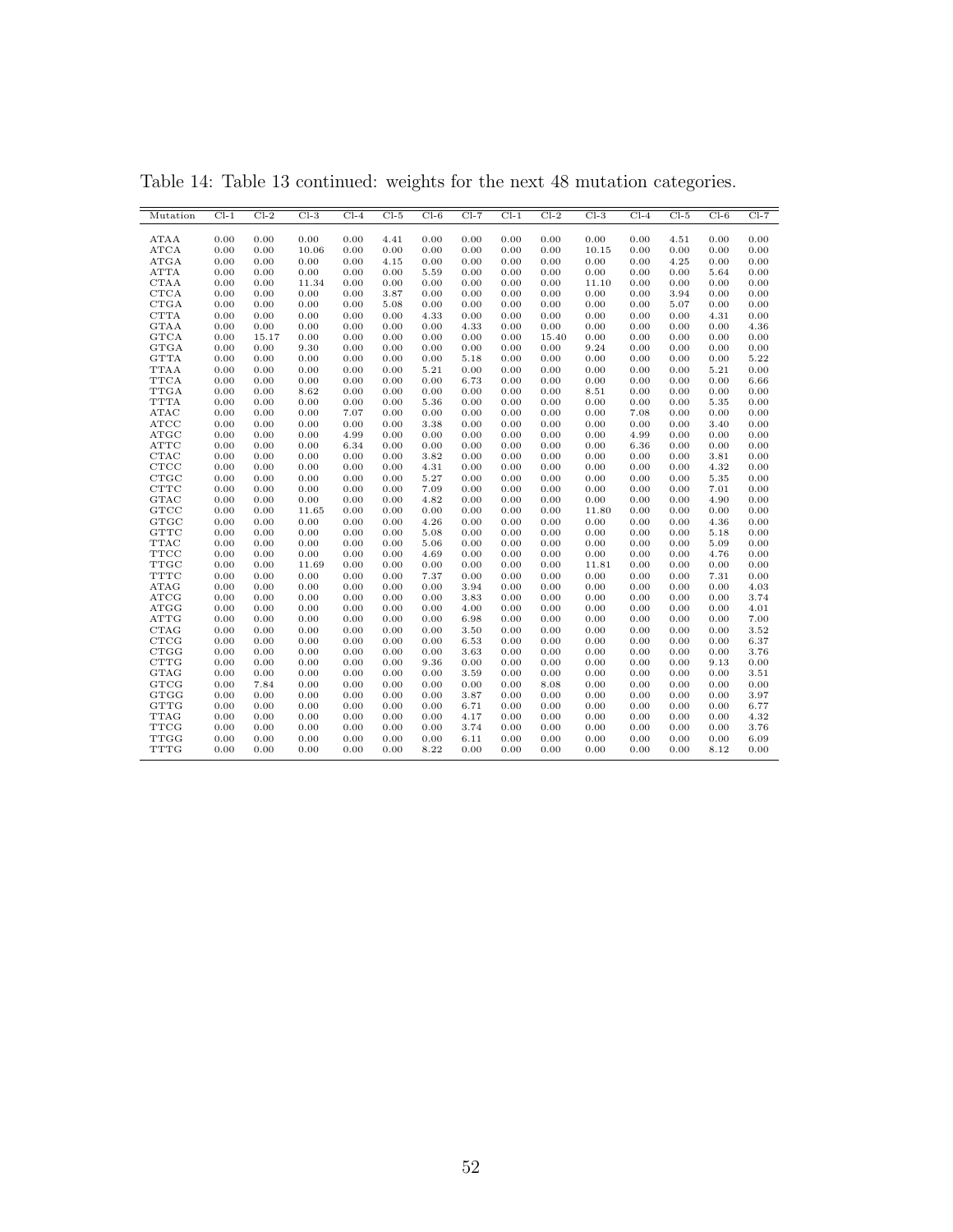Table 14: Table 13 continued: weights for the next 48 mutation categories.

| Mutation | Cl-1 | Cl-2 | Cl-3 | Cl-4 | Cl-5 | Cl-6 | Cl-7 | Cl-1 | Cl-2 | Cl-3 | Cl-4 | Cl-5 | Cl-6 | Cl-7 |
|---|---|---|---|---|---|---|---|---|---|---|---|---|---|---|
| ATAA | 0.00 | 0.00 | 0.00 | 0.00 | 4.41 | 0.00 | 0.00 | 0.00 | 0.00 | 0.00 | 0.00 | 4.51 | 0.00 | 0.00 |
| ATCA | 0.00 | 0.00 | 10.06 | 0.00 | 0.00 | 0.00 | 0.00 | 0.00 | 0.00 | 10.15 | 0.00 | 0.00 | 0.00 | 0.00 |
| ATGA | 0.00 | 0.00 | 0.00 | 0.00 | 4.15 | 0.00 | 0.00 | 0.00 | 0.00 | 0.00 | 0.00 | 4.25 | 0.00 | 0.00 |
| ATTA | 0.00 | 0.00 | 0.00 | 0.00 | 0.00 | 5.59 | 0.00 | 0.00 | 0.00 | 0.00 | 0.00 | 0.00 | 5.64 | 0.00 |
| CTAA | 0.00 | 0.00 | 11.34 | 0.00 | 0.00 | 0.00 | 0.00 | 0.00 | 0.00 | 11.10 | 0.00 | 0.00 | 0.00 | 0.00 |
| CTCA | 0.00 | 0.00 | 0.00 | 0.00 | 3.87 | 0.00 | 0.00 | 0.00 | 0.00 | 0.00 | 0.00 | 3.94 | 0.00 | 0.00 |
| CTGA | 0.00 | 0.00 | 0.00 | 0.00 | 5.08 | 0.00 | 0.00 | 0.00 | 0.00 | 0.00 | 0.00 | 5.07 | 0.00 | 0.00 |
| CTTA | 0.00 | 0.00 | 0.00 | 0.00 | 0.00 | 4.33 | 0.00 | 0.00 | 0.00 | 0.00 | 0.00 | 0.00 | 4.31 | 0.00 |
| GTAA | 0.00 | 0.00 | 0.00 | 0.00 | 0.00 | 0.00 | 4.33 | 0.00 | 0.00 | 0.00 | 0.00 | 0.00 | 0.00 | 4.36 |
| GTCA | 0.00 | 15.17 | 0.00 | 0.00 | 0.00 | 0.00 | 0.00 | 0.00 | 15.40 | 0.00 | 0.00 | 0.00 | 0.00 | 0.00 |
| GTGA | 0.00 | 0.00 | 9.30 | 0.00 | 0.00 | 0.00 | 0.00 | 0.00 | 0.00 | 9.24 | 0.00 | 0.00 | 0.00 | 0.00 |
| GTTA | 0.00 | 0.00 | 0.00 | 0.00 | 0.00 | 0.00 | 5.18 | 0.00 | 0.00 | 0.00 | 0.00 | 0.00 | 0.00 | 5.22 |
| TTAA | 0.00 | 0.00 | 0.00 | 0.00 | 0.00 | 5.21 | 0.00 | 0.00 | 0.00 | 0.00 | 0.00 | 0.00 | 5.21 | 0.00 |
| TTCA | 0.00 | 0.00 | 0.00 | 0.00 | 0.00 | 0.00 | 6.73 | 0.00 | 0.00 | 0.00 | 0.00 | 0.00 | 0.00 | 6.66 |
| TTGA | 0.00 | 0.00 | 8.62 | 0.00 | 0.00 | 0.00 | 0.00 | 0.00 | 0.00 | 8.51 | 0.00 | 0.00 | 0.00 | 0.00 |
| TTTA | 0.00 | 0.00 | 0.00 | 0.00 | 0.00 | 5.36 | 0.00 | 0.00 | 0.00 | 0.00 | 0.00 | 0.00 | 5.35 | 0.00 |
| ATAC | 0.00 | 0.00 | 0.00 | 7.07 | 0.00 | 0.00 | 0.00 | 0.00 | 0.00 | 0.00 | 7.08 | 0.00 | 0.00 | 0.00 |
| ATCC | 0.00 | 0.00 | 0.00 | 0.00 | 0.00 | 3.38 | 0.00 | 0.00 | 0.00 | 0.00 | 0.00 | 0.00 | 3.40 | 0.00 |
| ATGC | 0.00 | 0.00 | 0.00 | 4.99 | 0.00 | 0.00 | 0.00 | 0.00 | 0.00 | 0.00 | 4.99 | 0.00 | 0.00 | 0.00 |
| ATTC | 0.00 | 0.00 | 0.00 | 6.34 | 0.00 | 0.00 | 0.00 | 0.00 | 0.00 | 0.00 | 6.36 | 0.00 | 0.00 | 0.00 |
| CTAC | 0.00 | 0.00 | 0.00 | 0.00 | 0.00 | 3.82 | 0.00 | 0.00 | 0.00 | 0.00 | 0.00 | 0.00 | 3.81 | 0.00 |
| CTCC | 0.00 | 0.00 | 0.00 | 0.00 | 0.00 | 4.31 | 0.00 | 0.00 | 0.00 | 0.00 | 0.00 | 0.00 | 4.32 | 0.00 |
| CTGC | 0.00 | 0.00 | 0.00 | 0.00 | 0.00 | 5.27 | 0.00 | 0.00 | 0.00 | 0.00 | 0.00 | 0.00 | 5.35 | 0.00 |
| CTTC | 0.00 | 0.00 | 0.00 | 0.00 | 0.00 | 7.09 | 0.00 | 0.00 | 0.00 | 0.00 | 0.00 | 0.00 | 7.01 | 0.00 |
| GTAC | 0.00 | 0.00 | 0.00 | 0.00 | 0.00 | 4.82 | 0.00 | 0.00 | 0.00 | 0.00 | 0.00 | 0.00 | 4.90 | 0.00 |
| GTCC | 0.00 | 0.00 | 11.65 | 0.00 | 0.00 | 0.00 | 0.00 | 0.00 | 0.00 | 11.80 | 0.00 | 0.00 | 0.00 | 0.00 |
| GTGC | 0.00 | 0.00 | 0.00 | 0.00 | 0.00 | 4.26 | 0.00 | 0.00 | 0.00 | 0.00 | 0.00 | 0.00 | 4.36 | 0.00 |
| GTTC | 0.00 | 0.00 | 0.00 | 0.00 | 0.00 | 5.08 | 0.00 | 0.00 | 0.00 | 0.00 | 0.00 | 0.00 | 5.18 | 0.00 |
| TTAC | 0.00 | 0.00 | 0.00 | 0.00 | 0.00 | 5.06 | 0.00 | 0.00 | 0.00 | 0.00 | 0.00 | 0.00 | 5.09 | 0.00 |
| TTCC | 0.00 | 0.00 | 0.00 | 0.00 | 0.00 | 4.69 | 0.00 | 0.00 | 0.00 | 0.00 | 0.00 | 0.00 | 4.76 | 0.00 |
| TTGC | 0.00 | 0.00 | 11.69 | 0.00 | 0.00 | 0.00 | 0.00 | 0.00 | 0.00 | 11.81 | 0.00 | 0.00 | 0.00 | 0.00 |
| TTTC | 0.00 | 0.00 | 0.00 | 0.00 | 0.00 | 7.37 | 0.00 | 0.00 | 0.00 | 0.00 | 0.00 | 0.00 | 7.31 | 0.00 |
| ATAG | 0.00 | 0.00 | 0.00 | 0.00 | 0.00 | 0.00 | 3.94 | 0.00 | 0.00 | 0.00 | 0.00 | 0.00 | 0.00 | 4.03 |
| ATCG | 0.00 | 0.00 | 0.00 | 0.00 | 0.00 | 0.00 | 3.83 | 0.00 | 0.00 | 0.00 | 0.00 | 0.00 | 0.00 | 3.74 |
| ATGG | 0.00 | 0.00 | 0.00 | 0.00 | 0.00 | 0.00 | 4.00 | 0.00 | 0.00 | 0.00 | 0.00 | 0.00 | 0.00 | 4.01 |
| ATTG | 0.00 | 0.00 | 0.00 | 0.00 | 0.00 | 0.00 | 6.98 | 0.00 | 0.00 | 0.00 | 0.00 | 0.00 | 0.00 | 7.00 |
| CTAG | 0.00 | 0.00 | 0.00 | 0.00 | 0.00 | 0.00 | 3.50 | 0.00 | 0.00 | 0.00 | 0.00 | 0.00 | 0.00 | 3.52 |
| CTCG | 0.00 | 0.00 | 0.00 | 0.00 | 0.00 | 0.00 | 6.53 | 0.00 | 0.00 | 0.00 | 0.00 | 0.00 | 0.00 | 6.37 |
| CTGG | 0.00 | 0.00 | 0.00 | 0.00 | 0.00 | 0.00 | 3.63 | 0.00 | 0.00 | 0.00 | 0.00 | 0.00 | 0.00 | 3.76 |
| CTTG | 0.00 | 0.00 | 0.00 | 0.00 | 0.00 | 9.36 | 0.00 | 0.00 | 0.00 | 0.00 | 0.00 | 0.00 | 9.13 | 0.00 |
| GTAG | 0.00 | 0.00 | 0.00 | 0.00 | 0.00 | 0.00 | 3.59 | 0.00 | 0.00 | 0.00 | 0.00 | 0.00 | 0.00 | 3.51 |
| GTCG | 0.00 | 7.84 | 0.00 | 0.00 | 0.00 | 0.00 | 0.00 | 0.00 | 8.08 | 0.00 | 0.00 | 0.00 | 0.00 | 0.00 |
| GTGG | 0.00 | 0.00 | 0.00 | 0.00 | 0.00 | 0.00 | 3.87 | 0.00 | 0.00 | 0.00 | 0.00 | 0.00 | 0.00 | 3.97 |
| GTTG | 0.00 | 0.00 | 0.00 | 0.00 | 0.00 | 0.00 | 6.71 | 0.00 | 0.00 | 0.00 | 0.00 | 0.00 | 0.00 | 6.77 |
| TTAG | 0.00 | 0.00 | 0.00 | 0.00 | 0.00 | 0.00 | 4.17 | 0.00 | 0.00 | 0.00 | 0.00 | 0.00 | 0.00 | 4.32 |
| TTCG | 0.00 | 0.00 | 0.00 | 0.00 | 0.00 | 0.00 | 3.74 | 0.00 | 0.00 | 0.00 | 0.00 | 0.00 | 0.00 | 3.76 |
| TTGG | 0.00 | 0.00 | 0.00 | 0.00 | 0.00 | 0.00 | 6.11 | 0.00 | 0.00 | 0.00 | 0.00 | 0.00 | 0.00 | 6.09 |
| TTTG | 0.00 | 0.00 | 0.00 | 0.00 | 0.00 | 8.22 | 0.00 | 0.00 | 0.00 | 0.00 | 0.00 | 0.00 | 8.12 | 0.00 |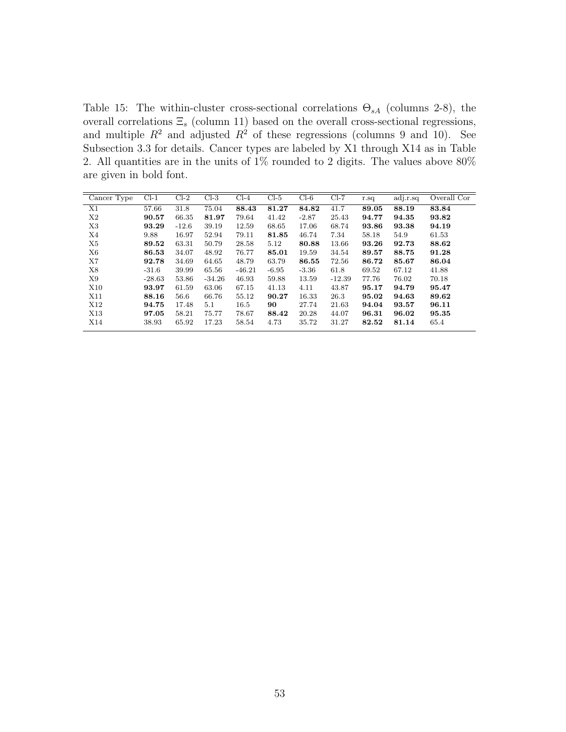Table 15: The within-cluster cross-sectional correlations $\Theta_{sA}$ (columns 2-8), the overall correlations $\Xi_s$ (column 11) based on the overall cross-sectional regressions, and multiple $R^2$ and adjusted $R^2$ of these regressions (columns 9 and 10). See Subsection 3.3 for details. Cancer types are labeled by X1 through X14 as in Table 2. All quantities are in the units of 1% rounded to 2 digits. The values above 80% are given in bold font.

| Cancer Type | Cl-1 | Cl-2 | Cl-3 | Cl-4 | Cl-5 | Cl-6 | Cl-7 | r.sq | adj.r.sq | Overall Cor |
|---|---|---|---|---|---|---|---|---|---|---|
| X1 | 57.66 | 31.8 | 75.04 | **88.43** | **81.27** | **84.82** | 41.7 | **89.05** | **88.19** | **83.84** |
| X2 | **90.57** | 66.35 | **81.97** | 79.64 | 41.42 | -2.87 | 25.43 | **94.77** | **94.35** | **93.82** |
| X3 | **93.29** | -12.6 | 39.19 | 12.59 | 68.65 | 17.06 | 68.74 | **93.86** | **93.38** | **94.19** |
| X4 | 9.88 | 16.97 | 52.94 | 79.11 | **81.85** | 46.74 | 7.34 | 58.18 | 54.9 | 61.53 |
| X5 | **89.52** | 63.31 | 50.79 | 28.58 | 5.12 | **80.88** | 13.66 | **93.26** | **92.73** | **88.62** |
| X6 | **86.53** | 34.07 | 48.92 | 76.77 | **85.01** | 19.59 | 34.54 | **89.57** | **88.75** | **91.28** |
| X7 | **92.78** | 34.69 | 64.65 | 48.79 | 63.79 | **86.55** | 72.56 | **86.72** | **85.67** | **86.04** |
| X8 | -31.6 | 39.99 | 65.56 | -46.21 | -6.95 | -3.36 | 61.8 | 69.52 | 67.12 | 41.88 |
| X9 | -28.63 | 53.86 | -34.26 | 46.93 | 59.88 | 13.59 | -12.39 | 77.76 | 76.02 | 70.18 |
| X10 | **93.97** | 61.59 | 63.06 | 67.15 | 41.13 | 4.11 | 43.87 | **95.17** | **94.79** | **95.47** |
| X11 | **88.16** | 56.6 | 66.76 | 55.12 | **90.27** | 16.33 | 26.3 | **95.02** | **94.63** | **89.62** |
| X12 | **94.75** | 17.48 | 5.1 | 16.5 | **90** | 27.74 | 21.63 | **94.04** | **93.57** | **96.11** |
| X13 | **97.05** | 58.21 | 75.77 | 78.67 | **88.42** | 20.28 | 44.07 | **96.31** | **96.02** | **95.35** |
| X14 | 38.93 | 65.92 | 17.23 | 58.54 | 4.73 | 35.72 | 31.27 | **82.52** | **81.14** | 65.4 |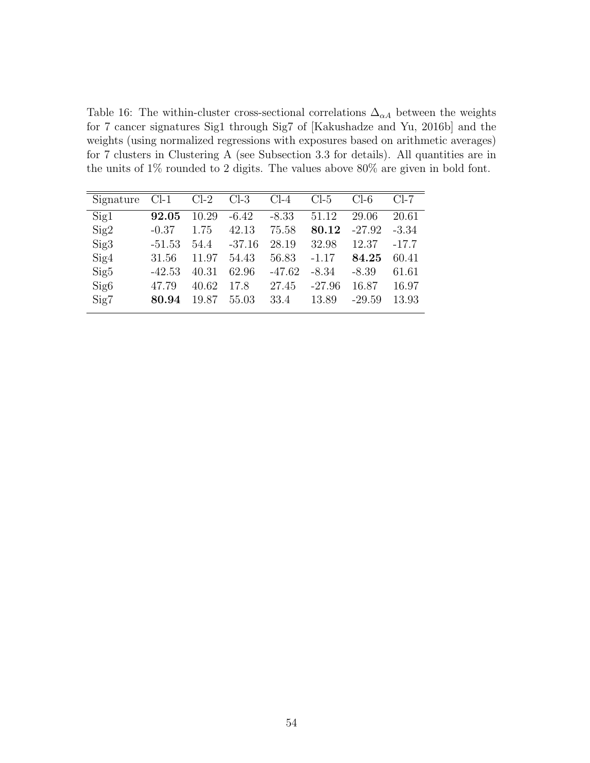Table 16: The within-cluster cross-sectional correlations $\Delta_{\alpha A}$ between the weights for 7 cancer signatures Sig1 through Sig7 of [Kakushadze and Yu, 2016b] and the weights (using normalized regressions with exposures based on arithmetic averages) for 7 clusters in Clustering A (see Subsection 3.3 for details). All quantities are in the units of 1% rounded to 2 digits. The values above 80% are given in bold font.

| Signature | Cl-1 | Cl-2 | Cl-3 | Cl-4 | Cl-5 | Cl-6 | Cl-7 |
|---|---|---|---|---|---|---|---|
| Sig1 | **92.05** | 10.29 | -6.42 | -8.33 | 51.12 | 29.06 | 20.61 |
| Sig2 | -0.37 | 1.75 | 42.13 | 75.58 | **80.12** | -27.92 | -3.34 |
| Sig3 | -51.53 | 54.4 | -37.16 | 28.19 | 32.98 | 12.37 | -17.7 |
| Sig4 | 31.56 | 11.97 | 54.43 | 56.83 | -1.17 | **84.25** | 60.41 |
| Sig5 | -42.53 | 40.31 | 62.96 | -47.62 | -8.34 | -8.39 | 61.61 |
| Sig6 | 47.79 | 40.62 | 17.8 | 27.45 | -27.96 | 16.87 | 16.97 |
| Sig7 | **80.94** | 19.87 | 55.03 | 33.4 | 13.89 | -29.59 | 13.93 |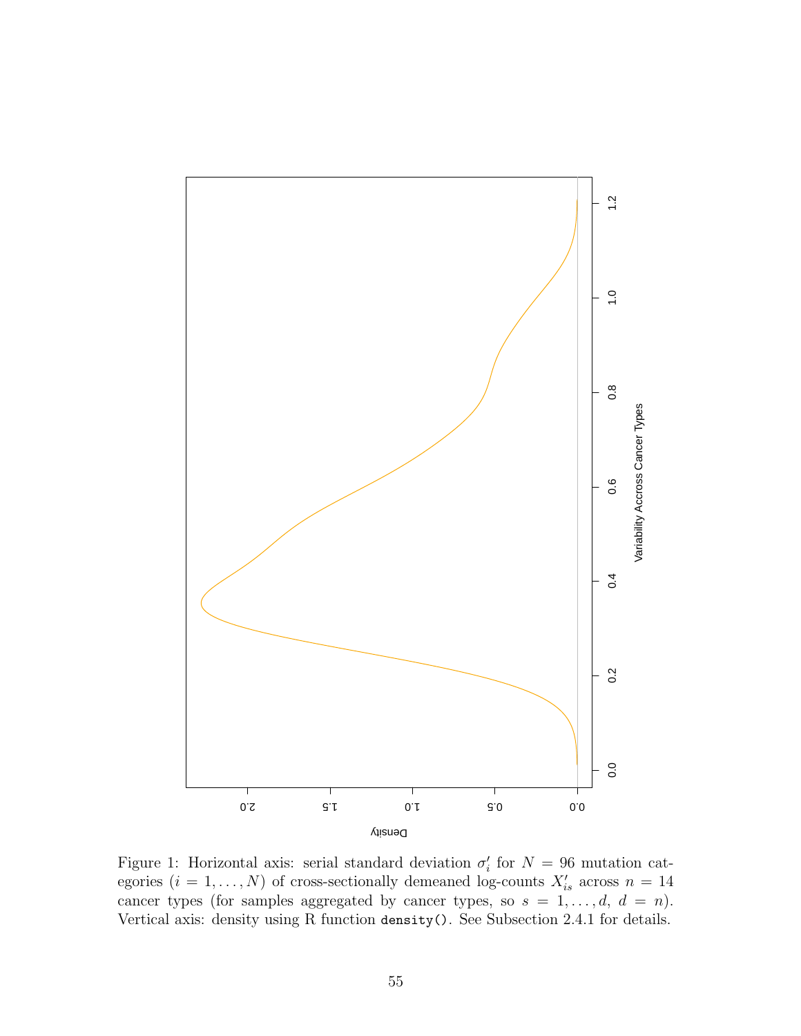Figure 1: Horizontal axis: serial standard deviation $\sigma_i'$ for $N = 96$ mutation categories ($i = 1, \ldots, N$) of cross-sectionally demeaned log-counts $X_{is}'$ across $n = 14$ cancer types (for samples aggregated by cancer types, so $s = 1, \ldots, d$, $d = n$). Vertical axis: density using R function `density()`. See Subsection 2.4.1 for details.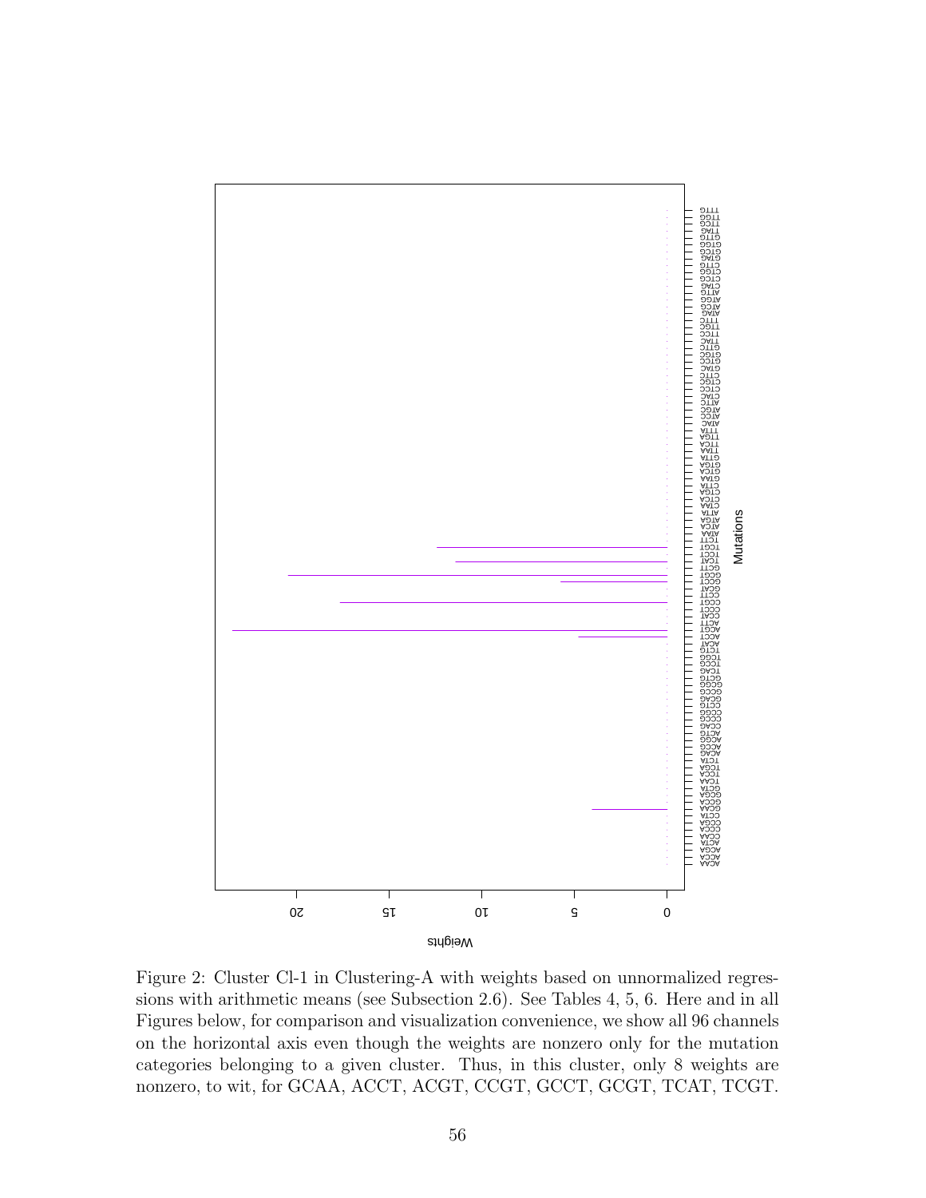Figure 2: Cluster Cl-1 in Clustering-A with weights based on unnormalized regressions with arithmetic means (see Subsection 2.6). See Tables 4, 5, 6. Here and in all Figures below, for comparison and visualization convenience, we show all 96 channels on the horizontal axis even though the weights are nonzero only for the mutation categories belonging to a given cluster. Thus, in this cluster, only 8 weights are nonzero, to wit, for GCAA, ACCT, ACGT, CCGT, GCCT, GCGT, TCAT, TCGT.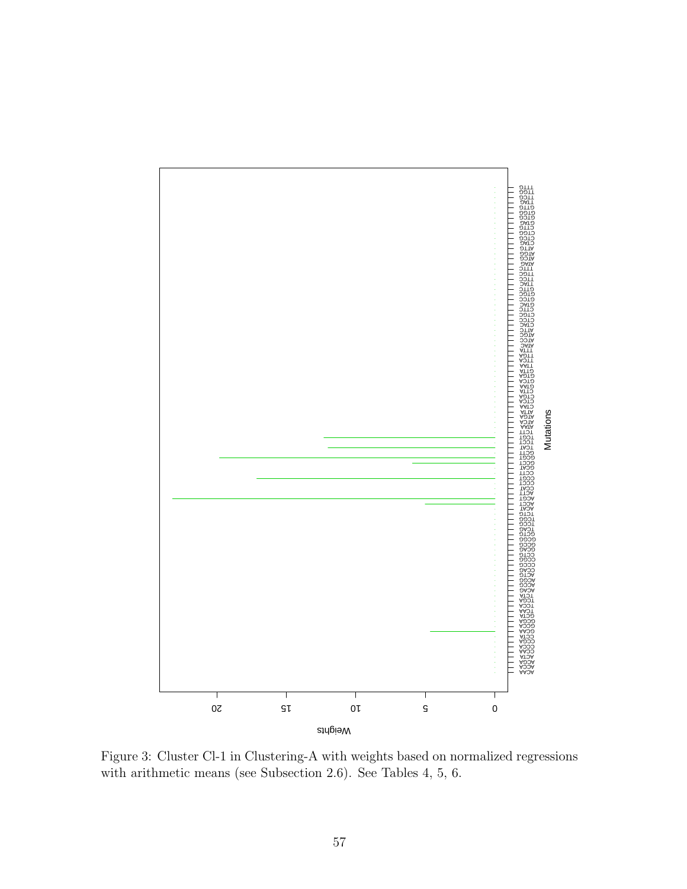Figure 3: Cluster Cl-1 in Clustering-A with weights based on normalized regressions with arithmetic means (see Subsection 2.6). See Tables 4, 5, 6.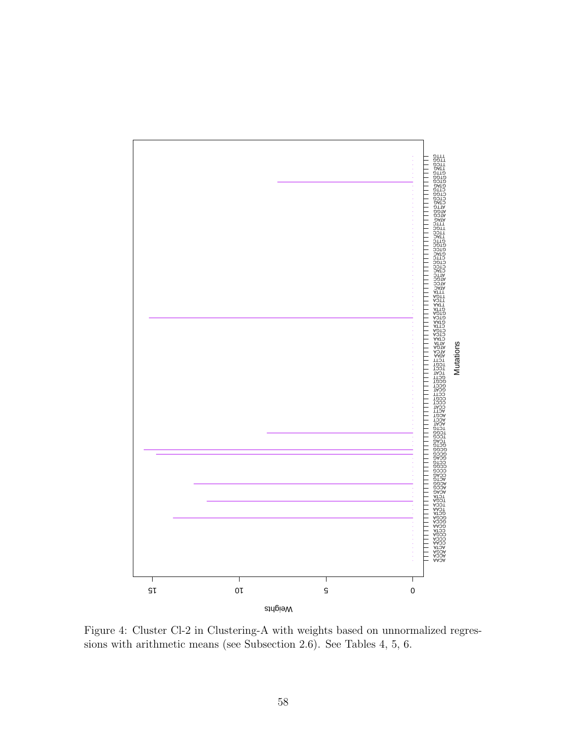Figure 4: Cluster Cl-2 in Clustering-A with weights based on unnormalized regressions with arithmetic means (see Subsection 2.6). See Tables 4, 5, 6.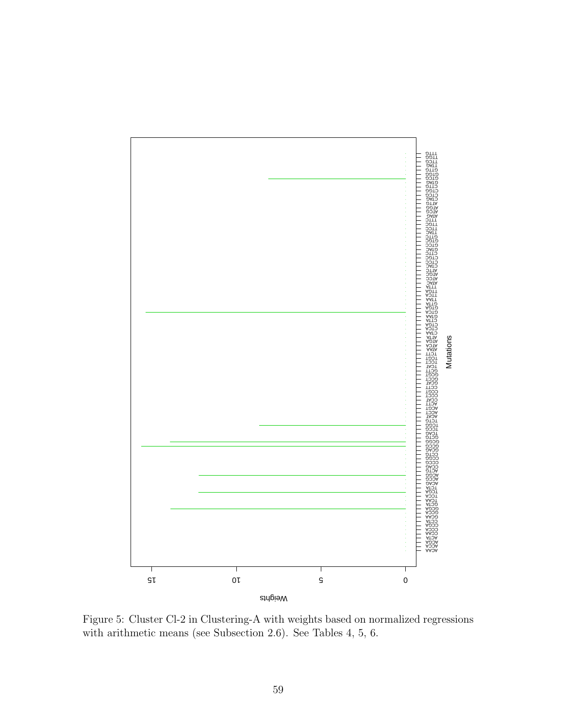Figure 5: Cluster Cl-2 in Clustering-A with weights based on normalized regressions with arithmetic means (see Subsection 2.6). See Tables 4, 5, 6.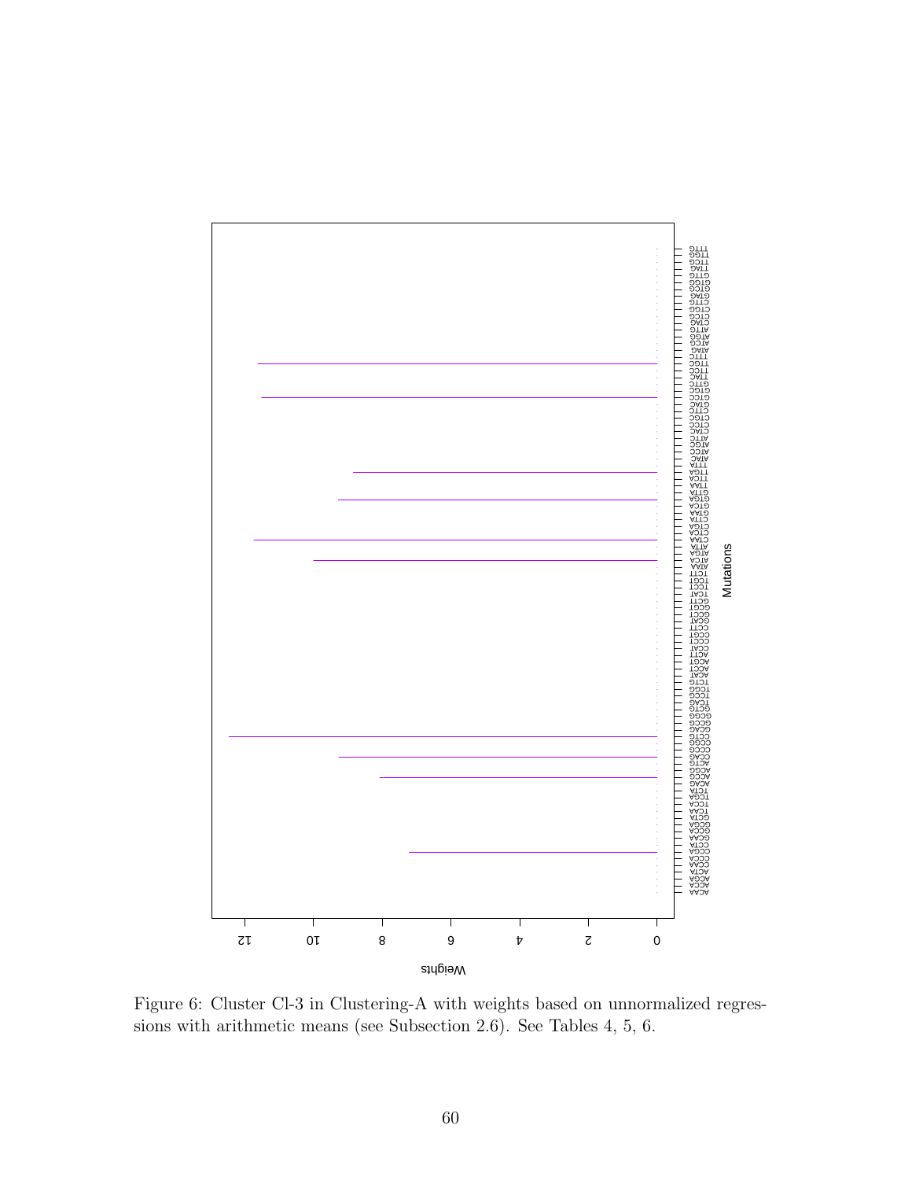Figure 6: Cluster Cl-3 in Clustering-A with weights based on unnormalized regressions with arithmetic means (see Subsection 2.6). See Tables 4, 5, 6.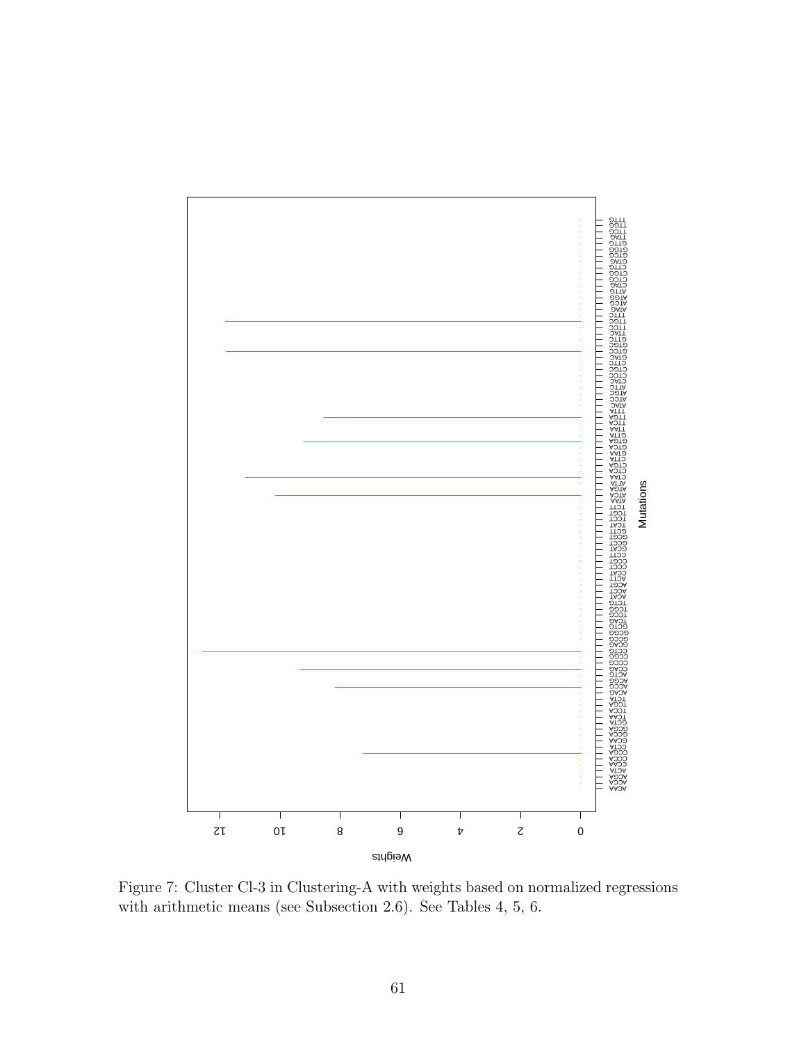Figure 7: Cluster Cl-3 in Clustering-A with weights based on normalized regressions with arithmetic means (see Subsection 2.6). See Tables 4, 5, 6.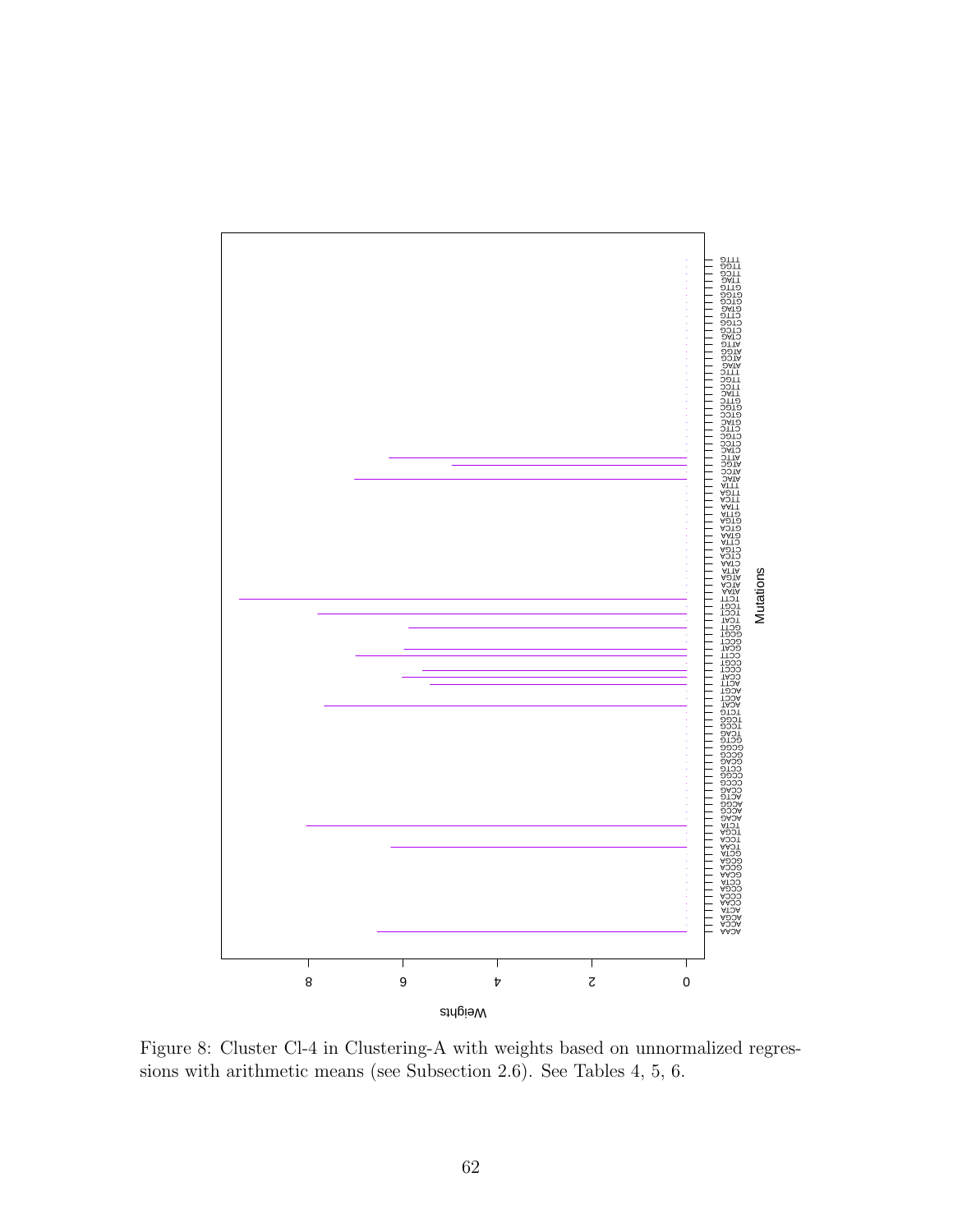Figure 8: Cluster Cl-4 in Clustering-A with weights based on unnormalized regressions with arithmetic means (see Subsection 2.6). See Tables 4, 5, 6.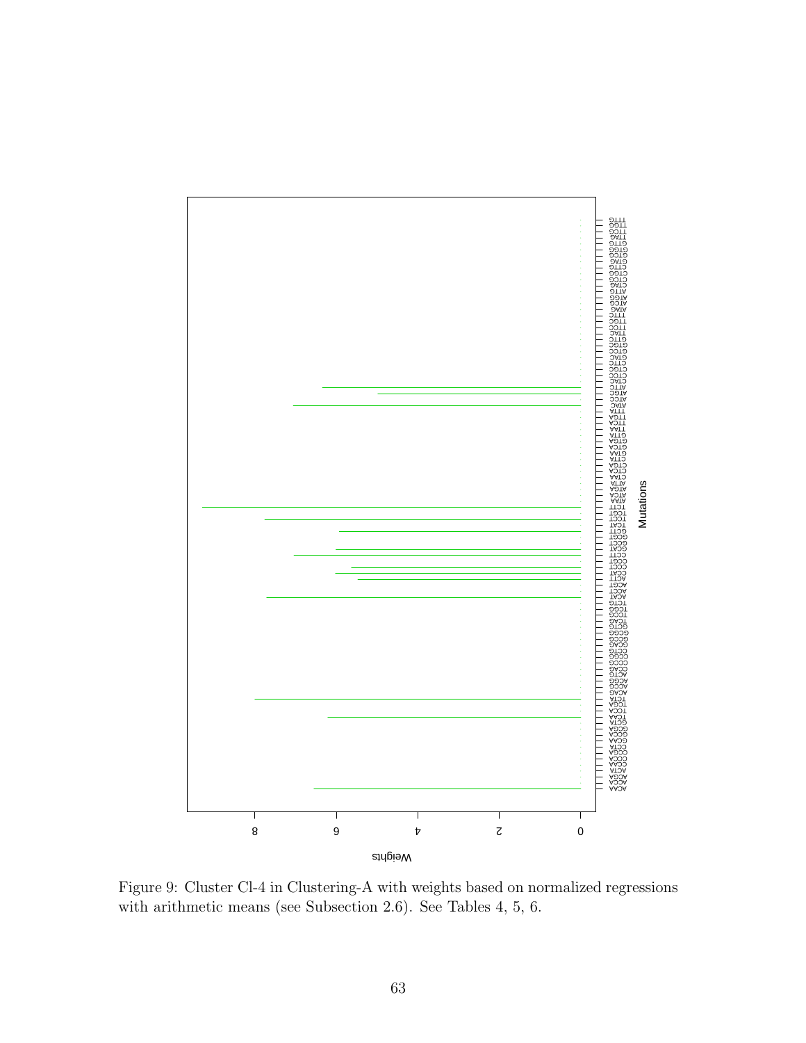Figure 9: Cluster Cl-4 in Clustering-A with weights based on normalized regressions with arithmetic means (see Subsection 2.6). See Tables 4, 5, 6.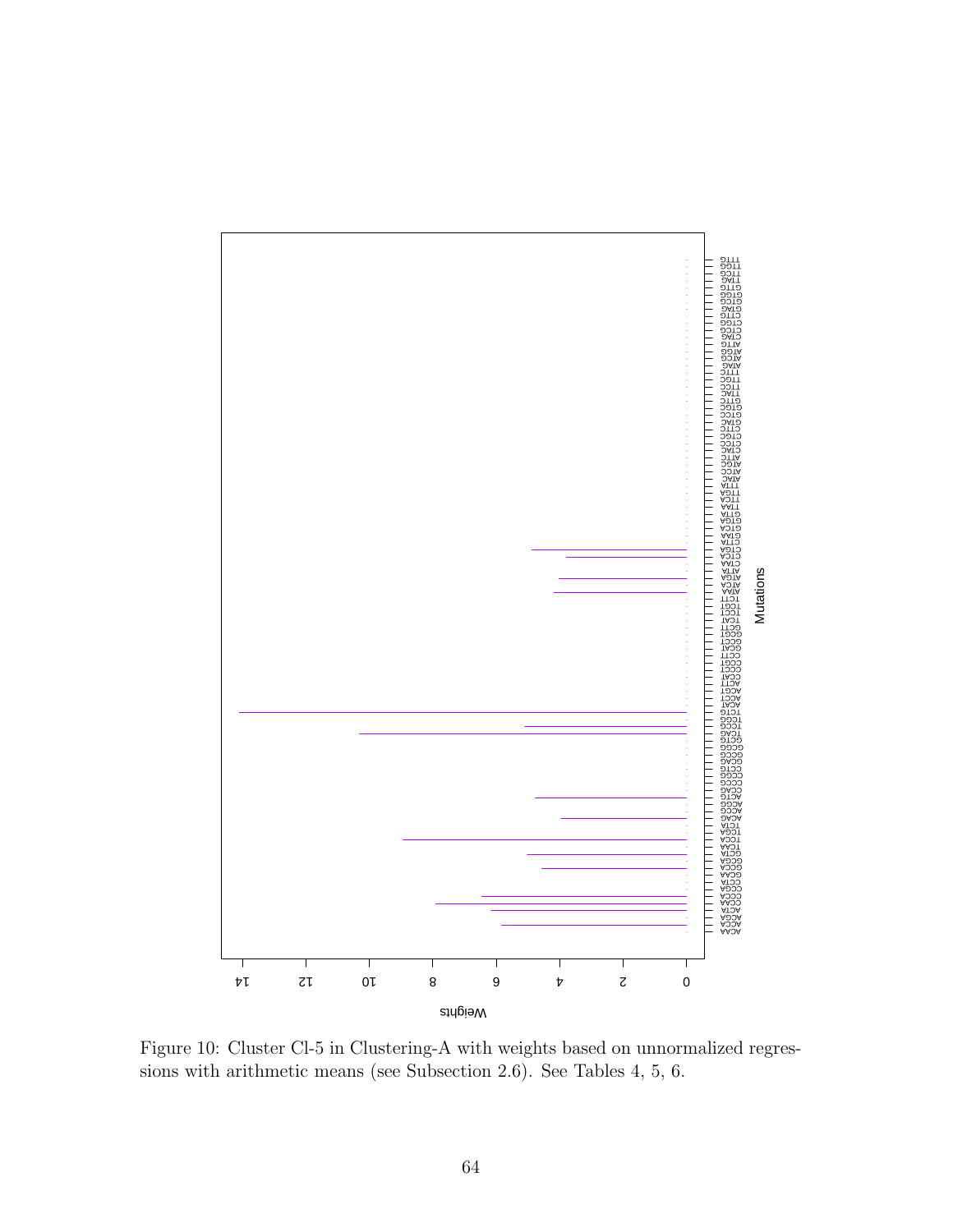Figure 10: Cluster Cl-5 in Clustering-A with weights based on unnormalized regressions with arithmetic means (see Subsection 2.6). See Tables 4, 5, 6.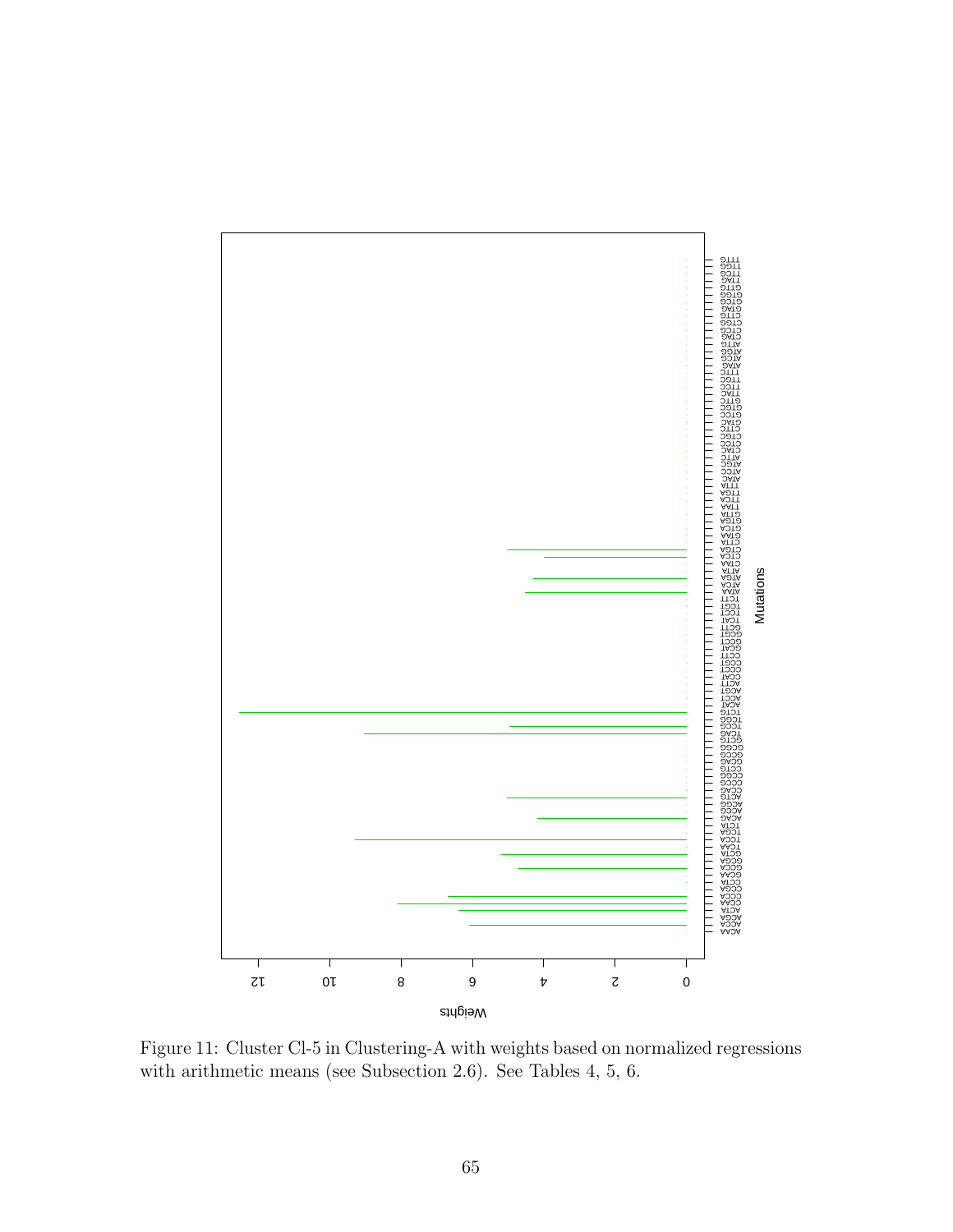Figure 11: Cluster Cl-5 in Clustering-A with weights based on normalized regressions with arithmetic means (see Subsection 2.6). See Tables 4, 5, 6.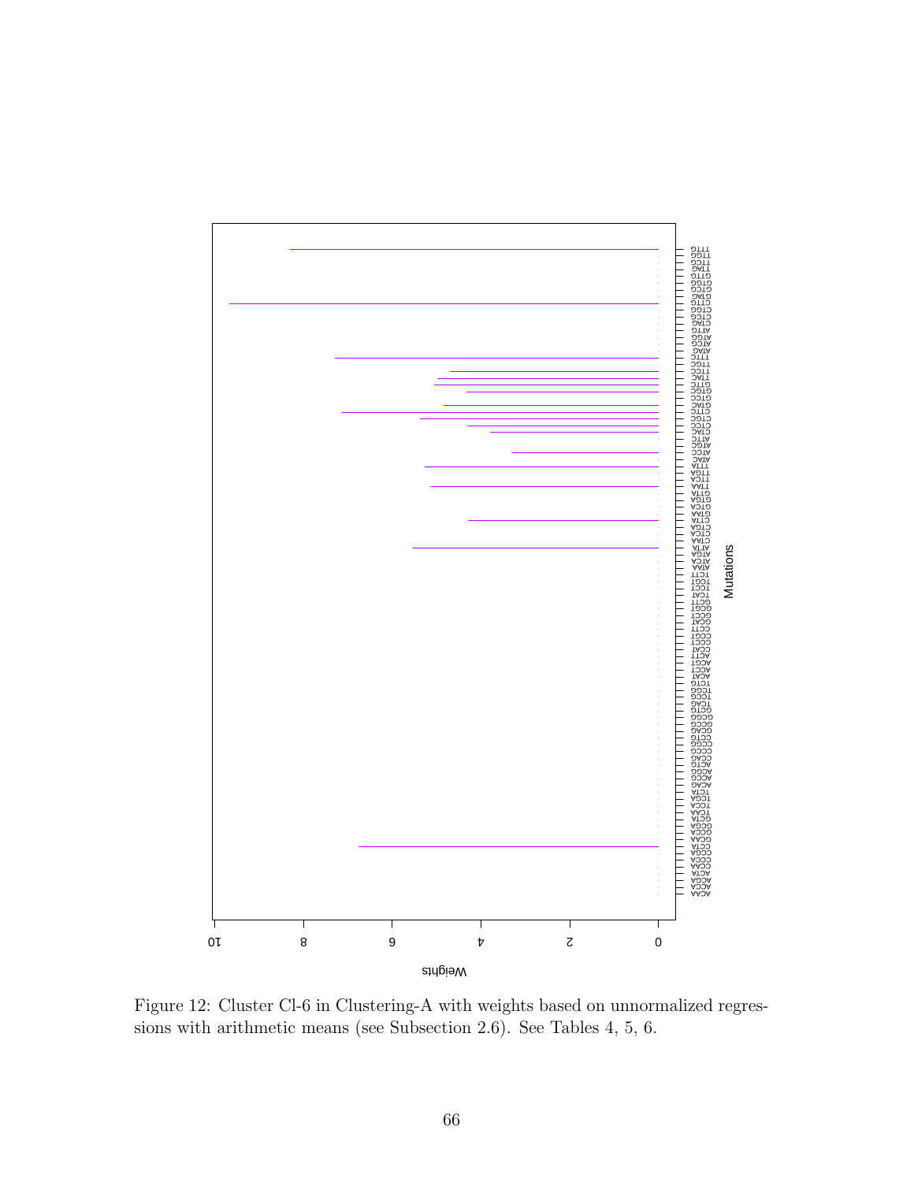Figure 12: Cluster Cl-6 in Clustering-A with weights based on unnormalized regressions with arithmetic means (see Subsection 2.6). See Tables 4, 5, 6.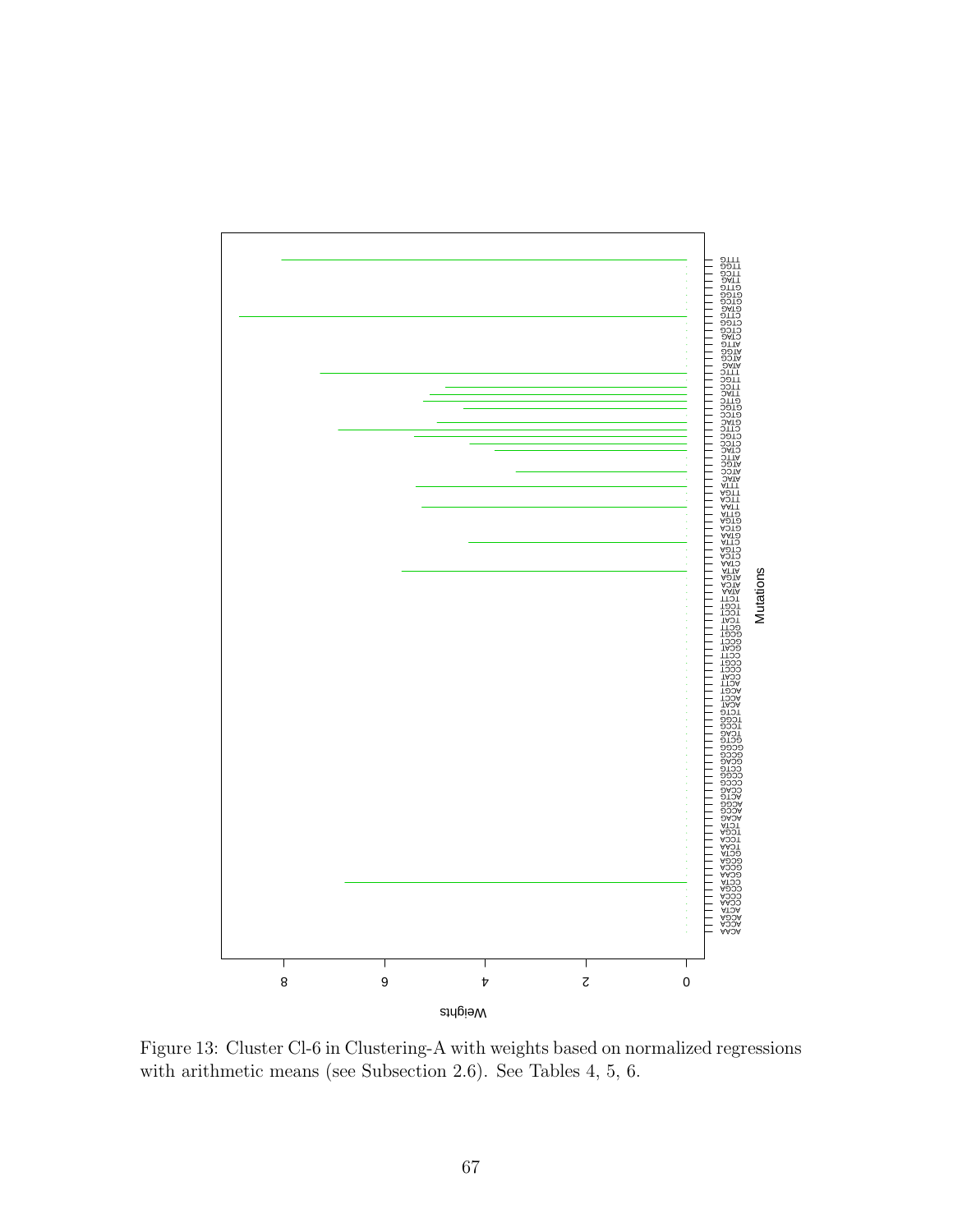Figure 13: Cluster Cl-6 in Clustering-A with weights based on normalized regressions with arithmetic means (see Subsection 2.6). See Tables 4, 5, 6.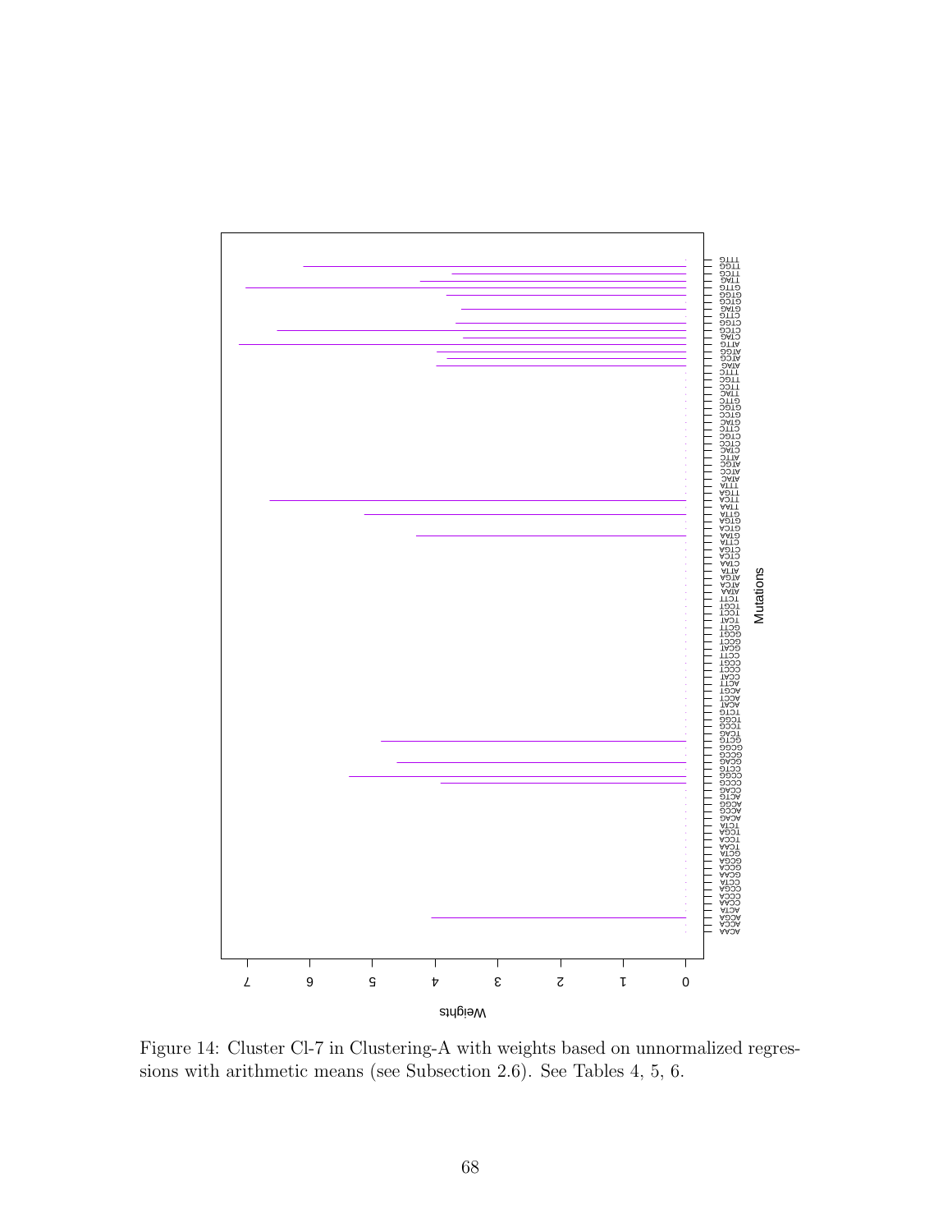Figure 14: Cluster Cl-7 in Clustering-A with weights based on unnormalized regressions with arithmetic means (see Subsection 2.6). See Tables 4, 5, 6.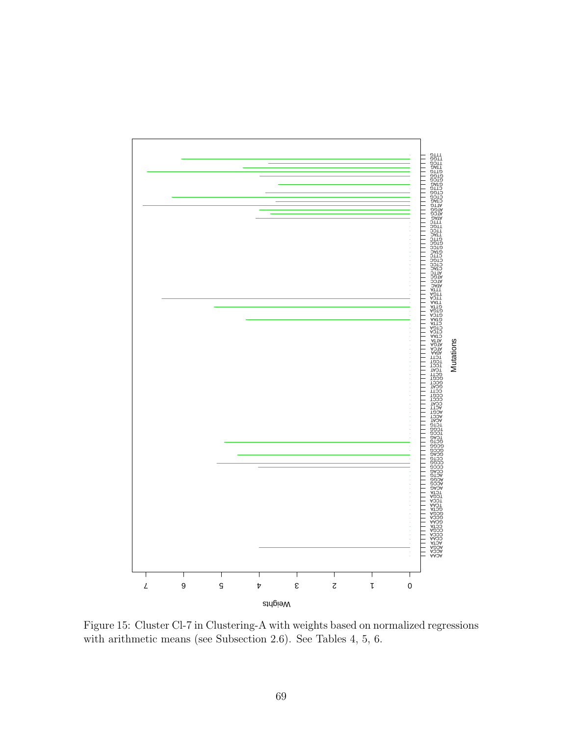Figure 15: Cluster Cl-7 in Clustering-A with weights based on normalized regressions with arithmetic means (see Subsection 2.6). See Tables 4, 5, 6.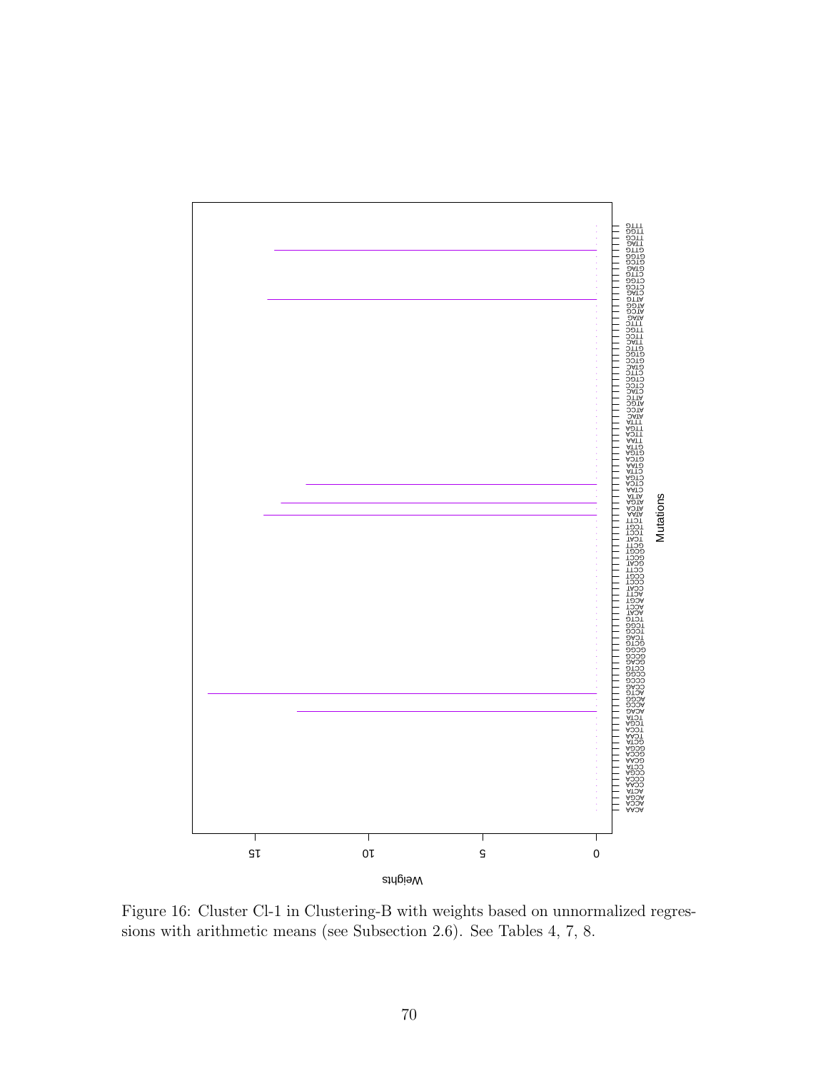Figure 16: Cluster Cl-1 in Clustering-B with weights based on unnormalized regressions with arithmetic means (see Subsection 2.6). See Tables 4, 7, 8.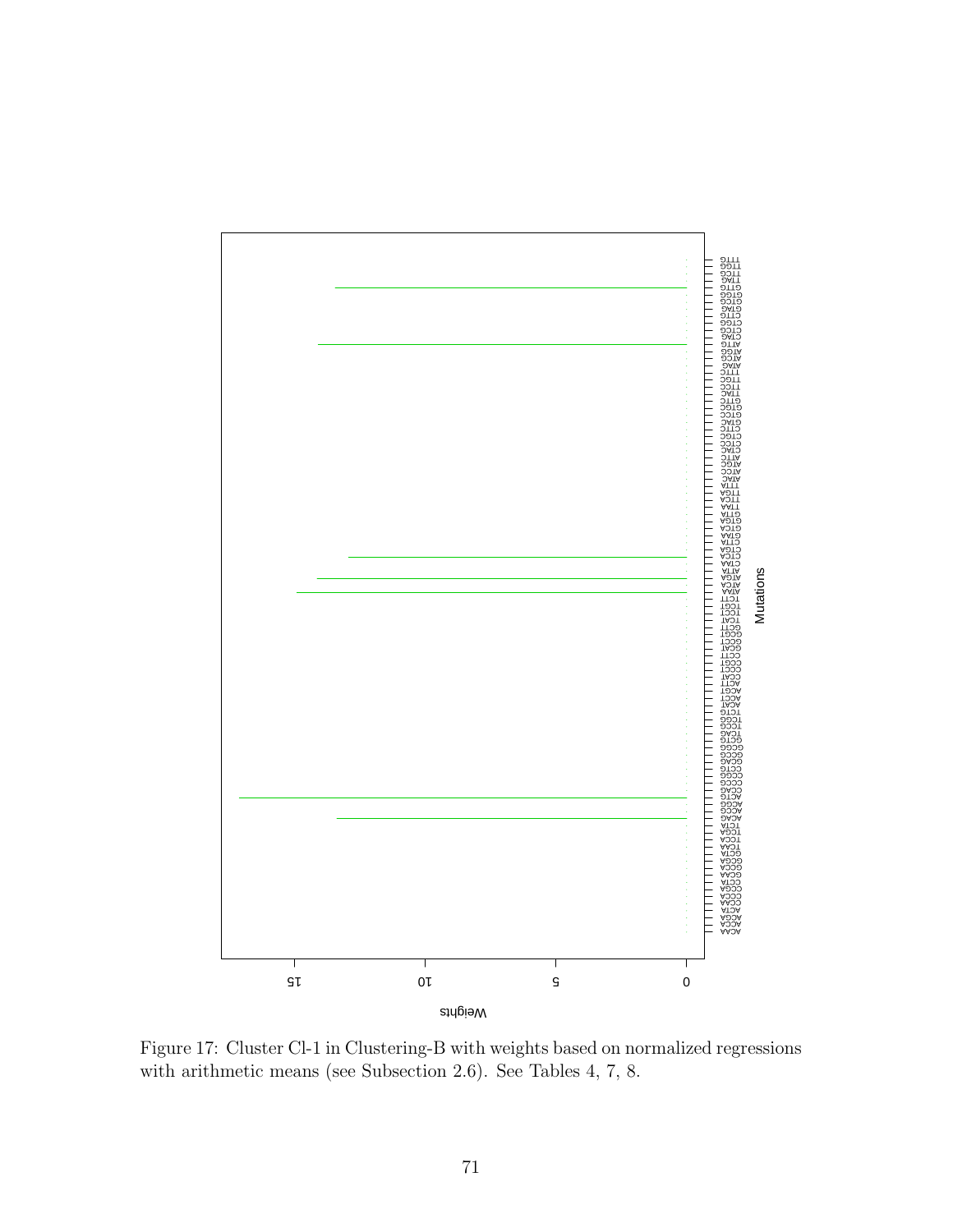Figure 17: Cluster Cl-1 in Clustering-B with weights based on normalized regressions with arithmetic means (see Subsection 2.6). See Tables 4, 7, 8.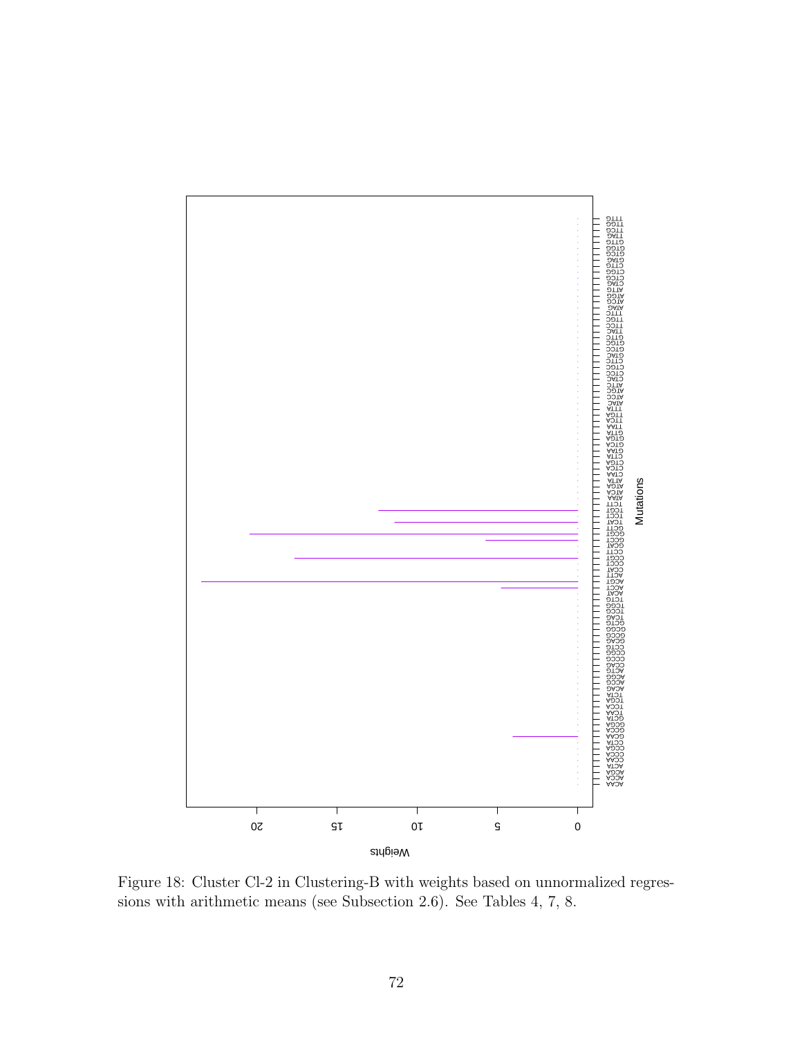Figure 18: Cluster Cl-2 in Clustering-B with weights based on unnormalized regressions with arithmetic means (see Subsection 2.6). See Tables 4, 7, 8.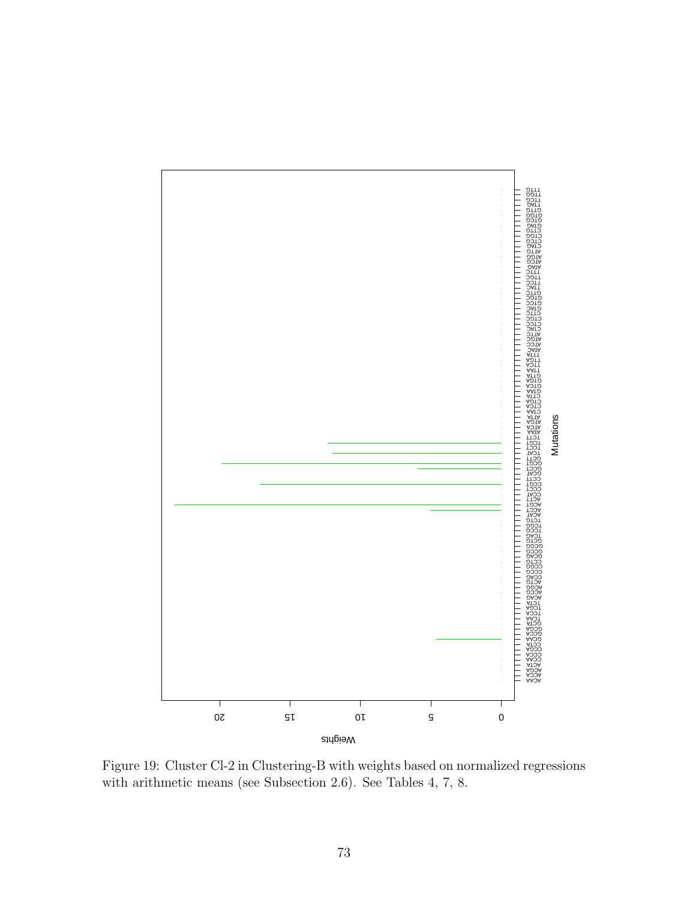Figure 19: Cluster Cl-2 in Clustering-B with weights based on normalized regressions with arithmetic means (see Subsection 2.6). See Tables 4, 7, 8.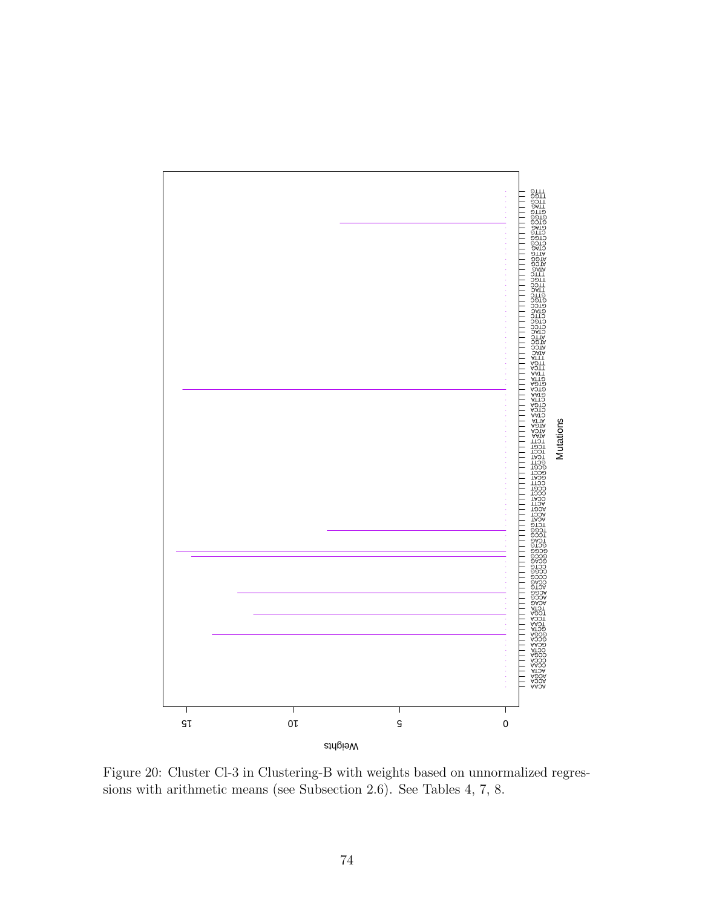Figure 20: Cluster Cl-3 in Clustering-B with weights based on unnormalized regressions with arithmetic means (see Subsection 2.6). See Tables 4, 7, 8.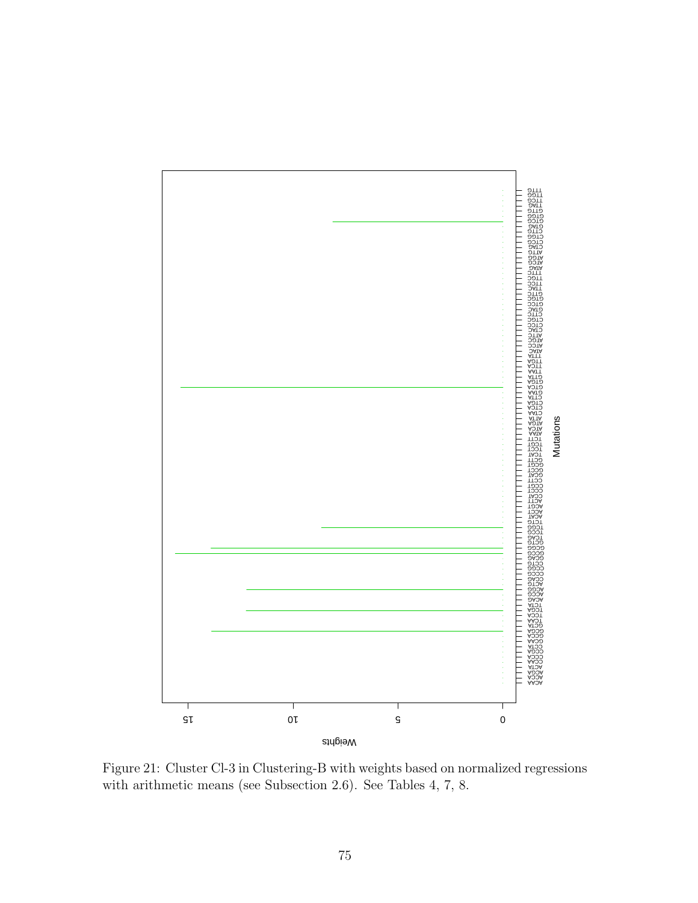Figure 21: Cluster Cl-3 in Clustering-B with weights based on normalized regressions with arithmetic means (see Subsection 2.6). See Tables 4, 7, 8.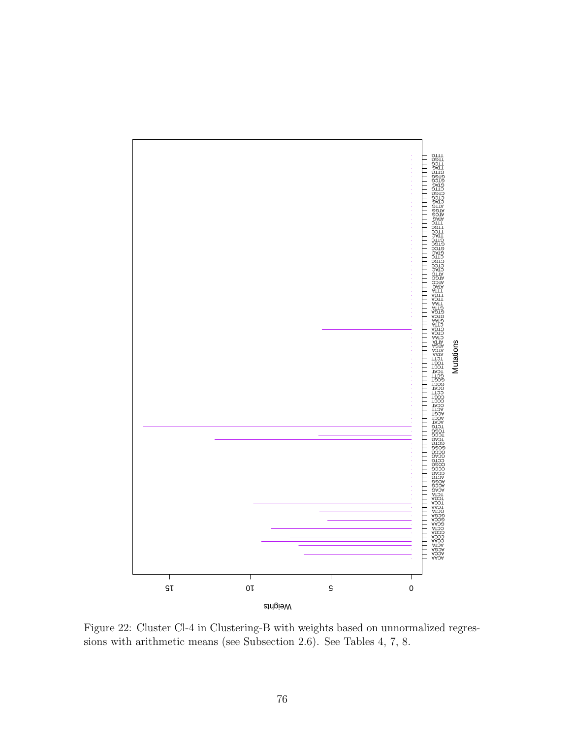Figure 22: Cluster Cl-4 in Clustering-B with weights based on unnormalized regressions with arithmetic means (see Subsection 2.6). See Tables 4, 7, 8.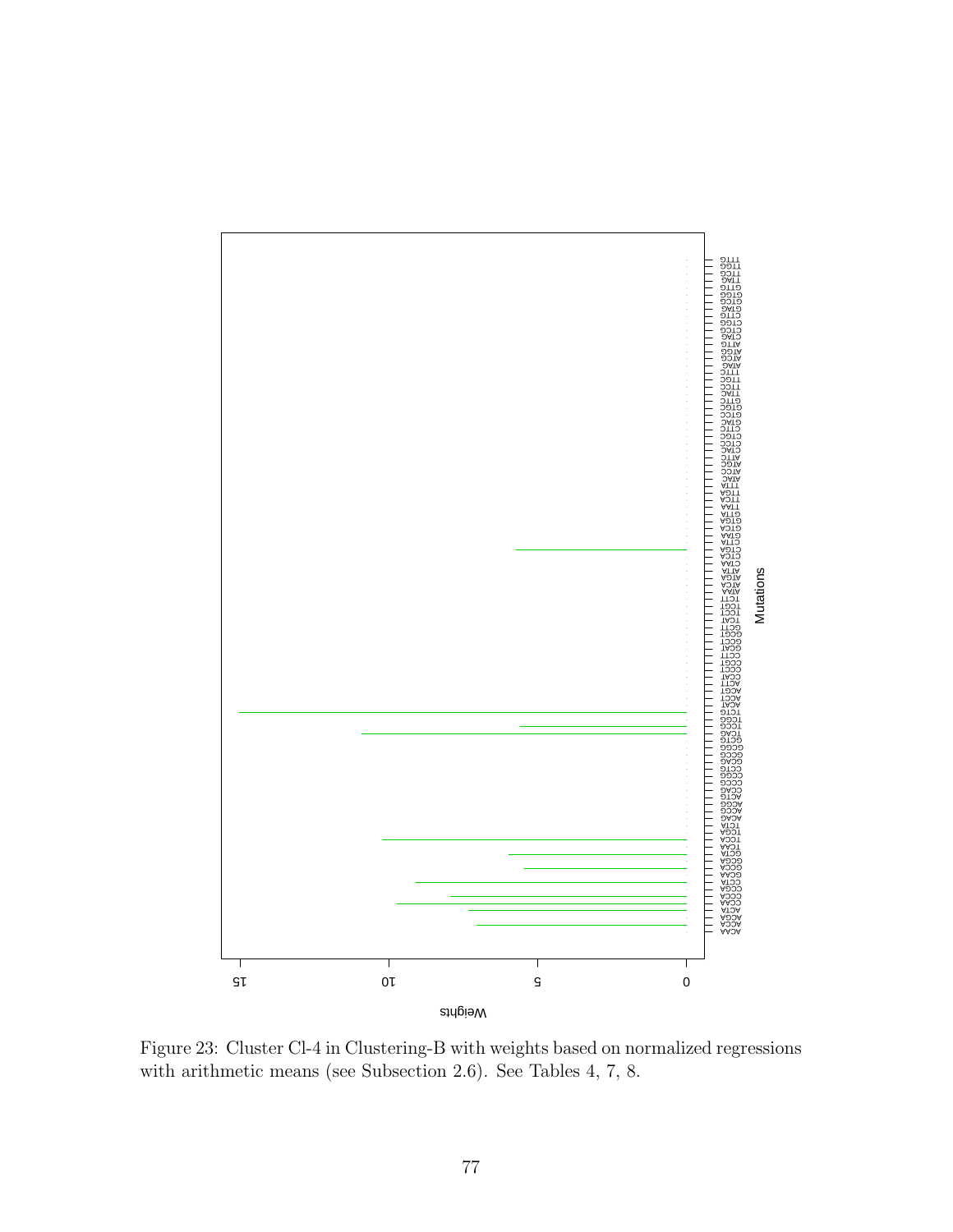Figure 23: Cluster Cl-4 in Clustering-B with weights based on normalized regressions with arithmetic means (see Subsection 2.6). See Tables 4, 7, 8.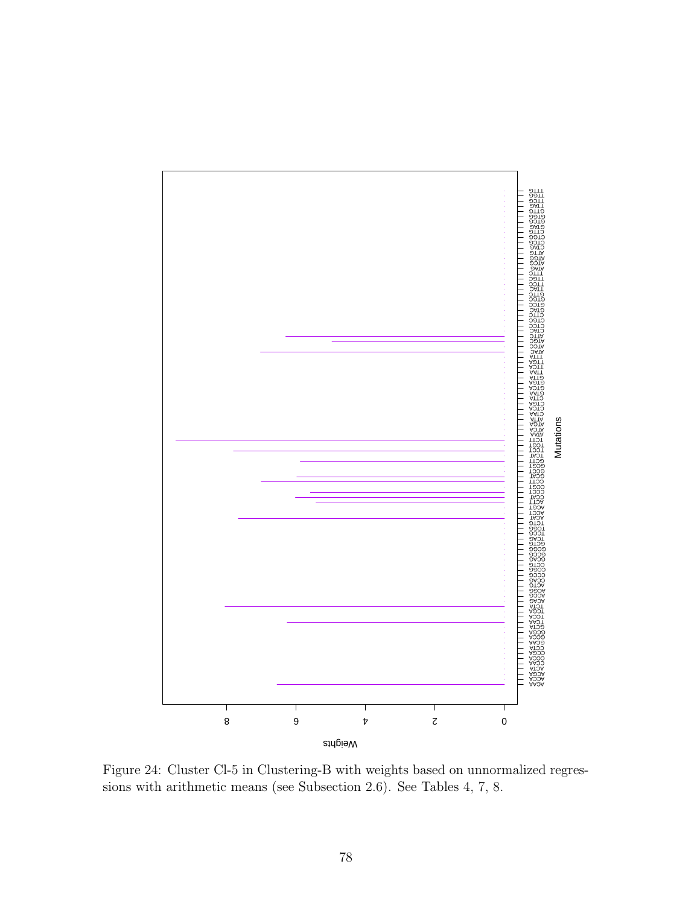Figure 24: Cluster Cl-5 in Clustering-B with weights based on unnormalized regressions with arithmetic means (see Subsection 2.6). See Tables 4, 7, 8.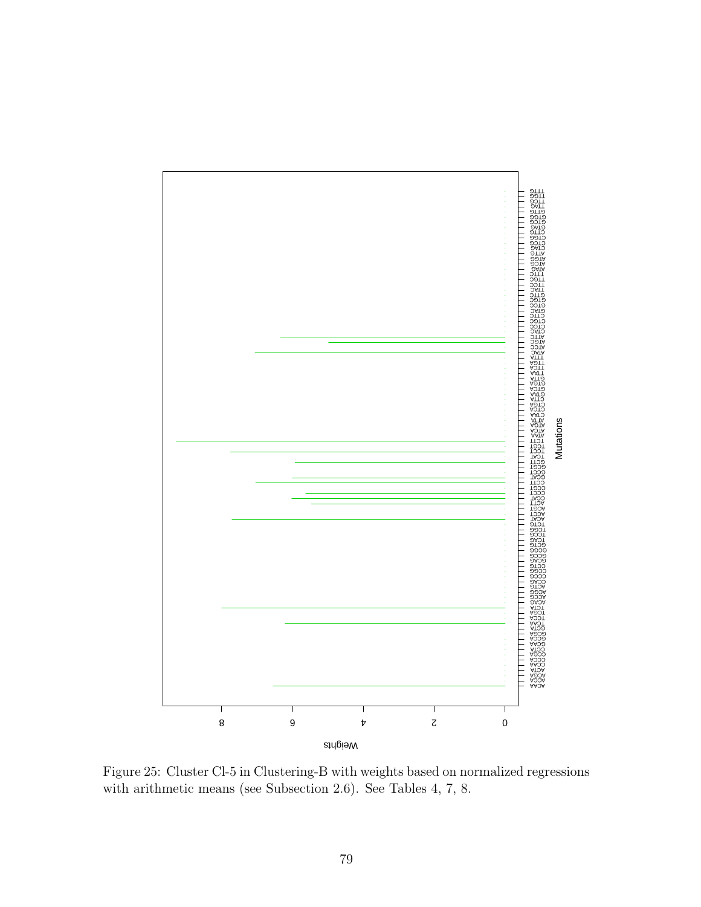Figure 25: Cluster Cl-5 in Clustering-B with weights based on normalized regressions with arithmetic means (see Subsection 2.6). See Tables 4, 7, 8.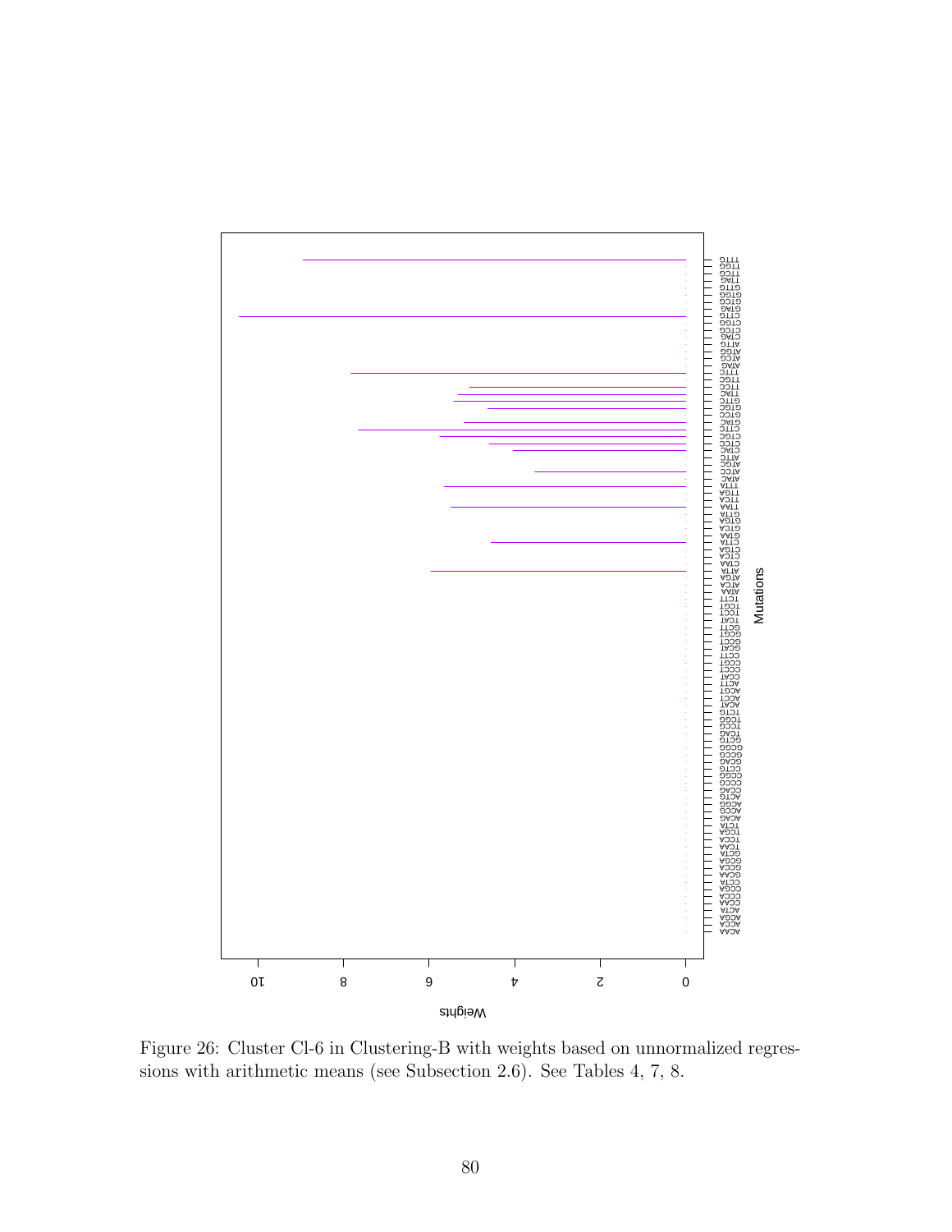Figure 26: Cluster Cl-6 in Clustering-B with weights based on unnormalized regressions with arithmetic means (see Subsection 2.6). See Tables 4, 7, 8.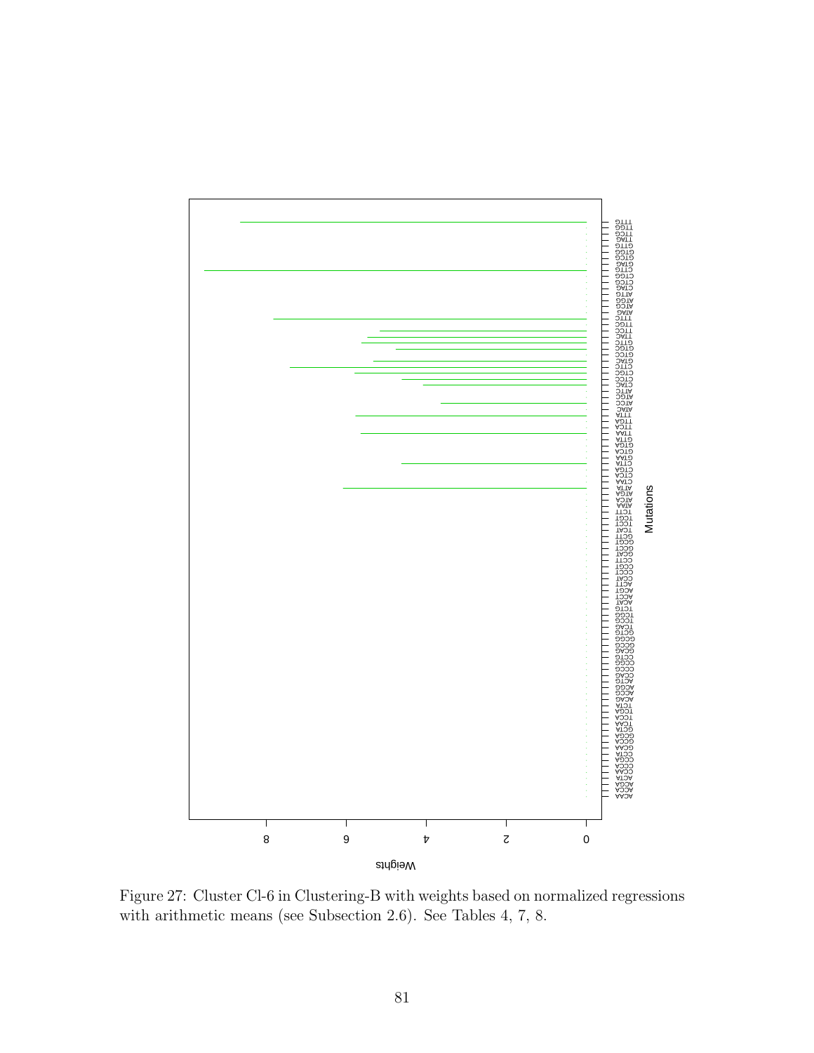Figure 27: Cluster Cl-6 in Clustering-B with weights based on normalized regressions with arithmetic means (see Subsection 2.6). See Tables 4, 7, 8.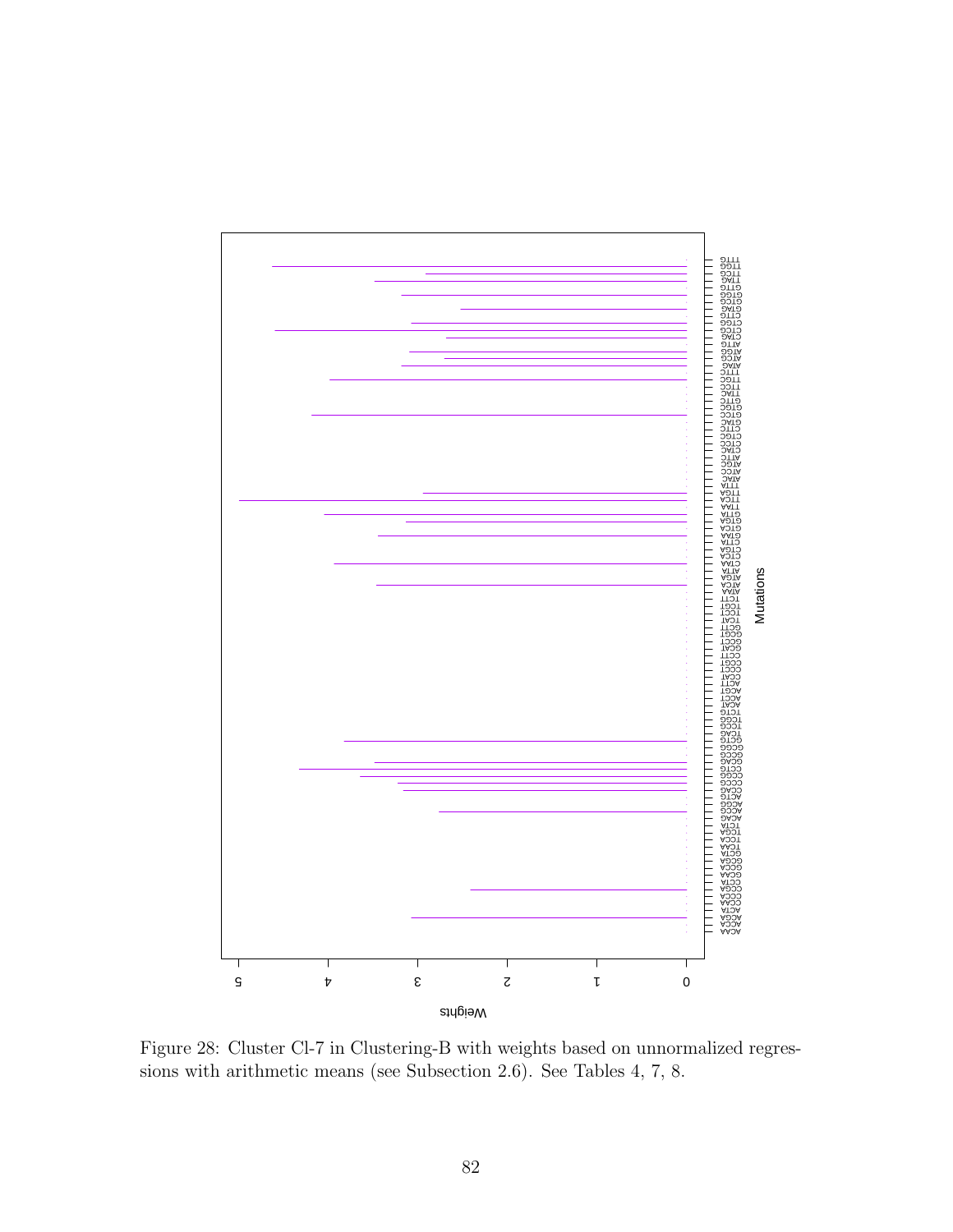Figure 28: Cluster Cl-7 in Clustering-B with weights based on unnormalized regressions with arithmetic means (see Subsection 2.6). See Tables 4, 7, 8.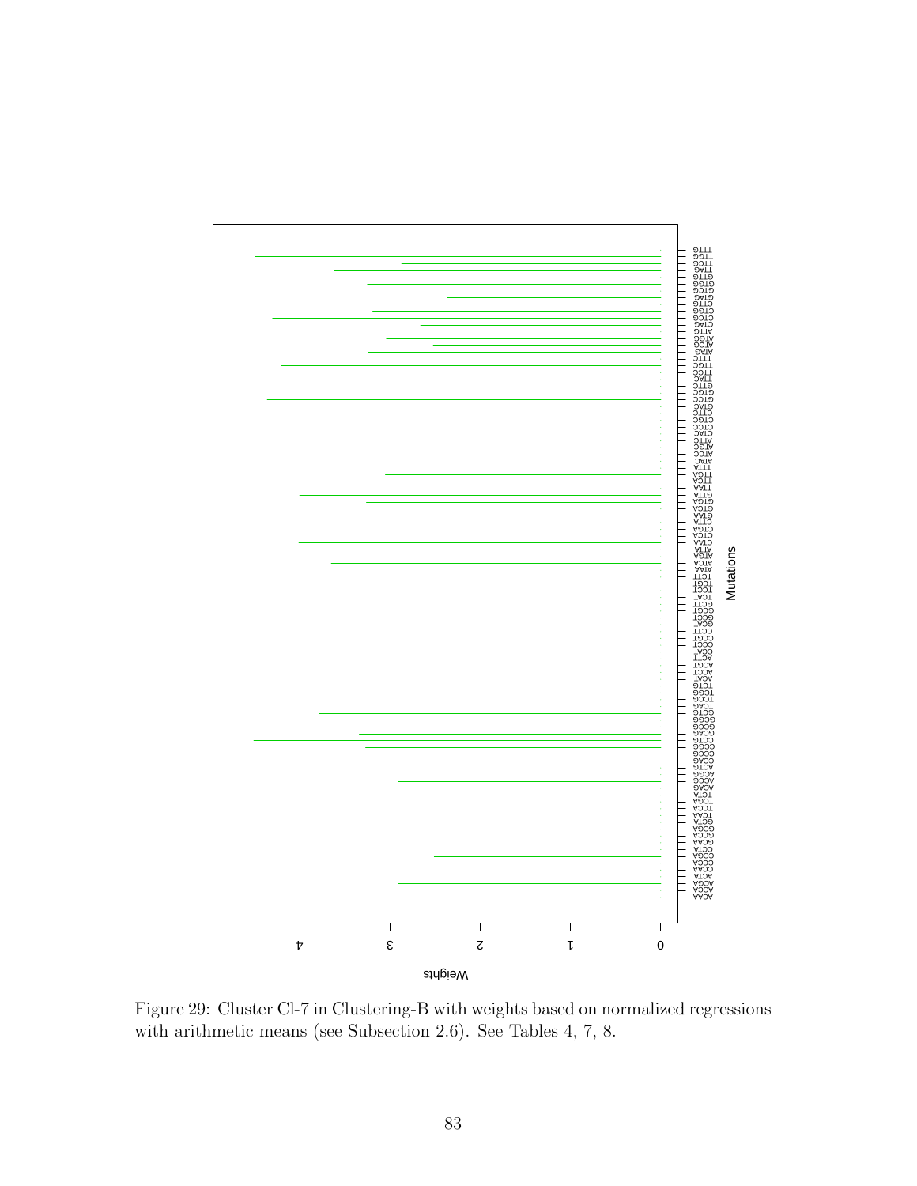Figure 29: Cluster Cl-7 in Clustering-B with weights based on normalized regressions with arithmetic means (see Subsection 2.6). See Tables 4, 7, 8.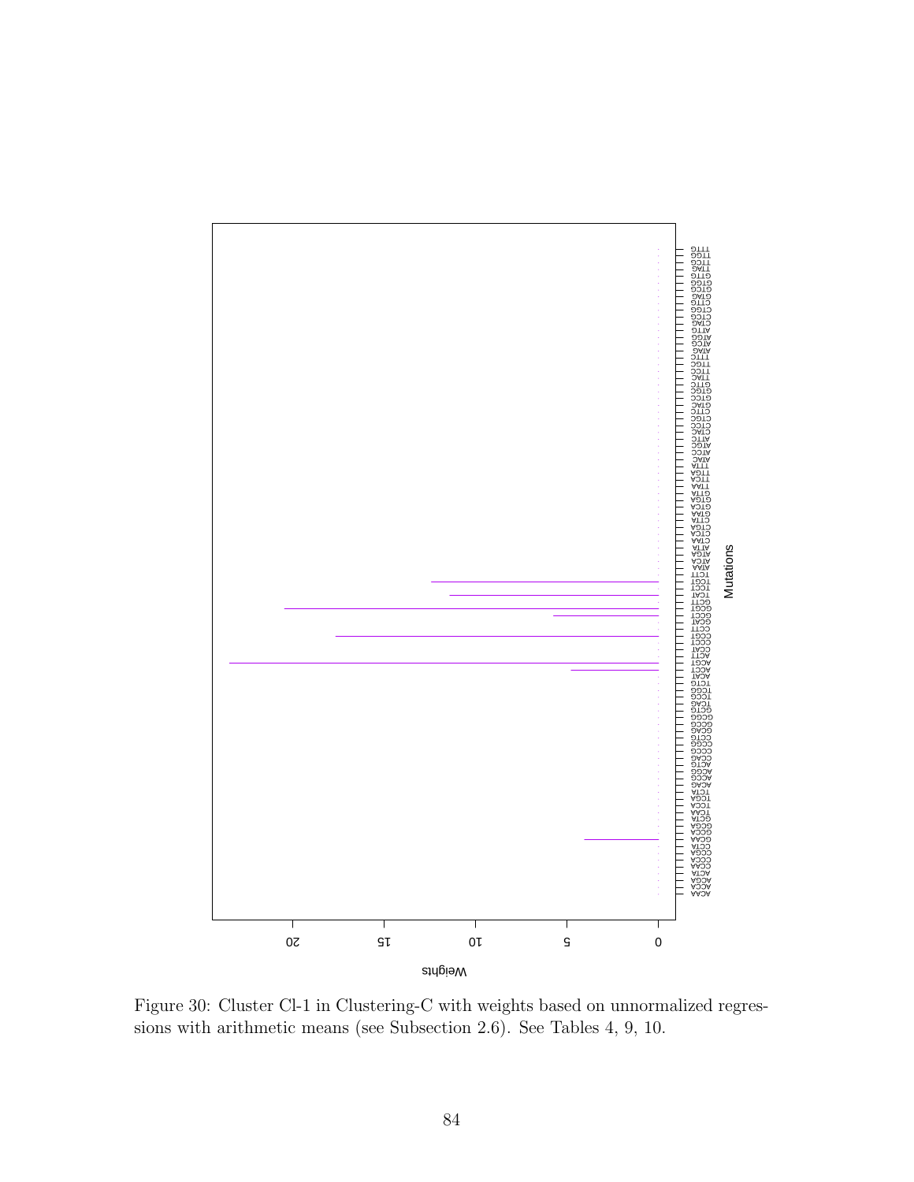Figure 30: Cluster Cl-1 in Clustering-C with weights based on unnormalized regressions with arithmetic means (see Subsection 2.6). See Tables 4, 9, 10.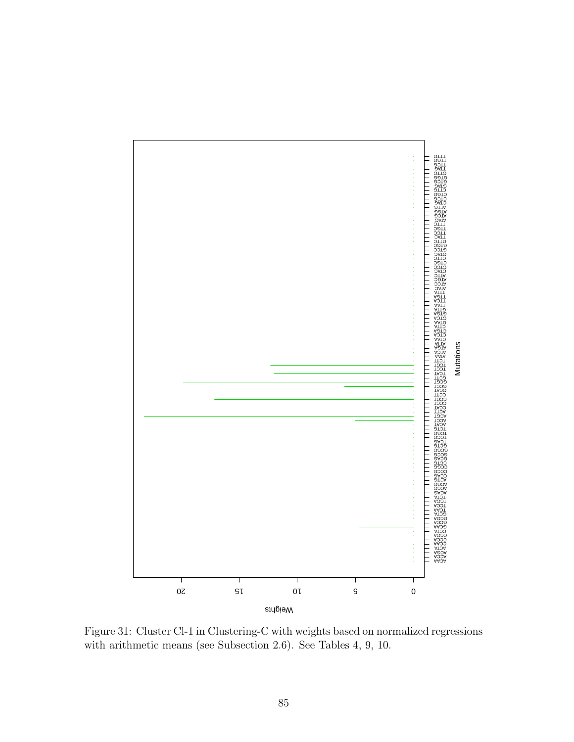Figure 31: Cluster Cl-1 in Clustering-C with weights based on normalized regressions with arithmetic means (see Subsection 2.6). See Tables 4, 9, 10.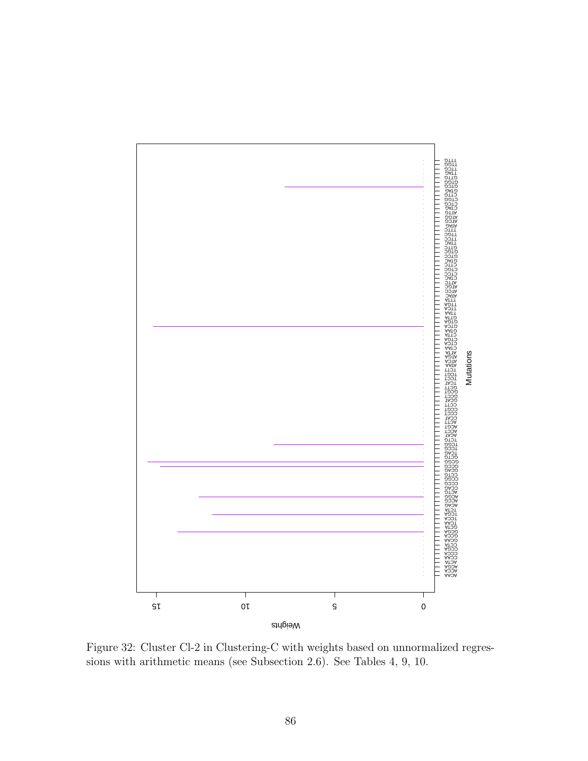Figure 32: Cluster Cl-2 in Clustering-C with weights based on unnormalized regressions with arithmetic means (see Subsection 2.6). See Tables 4, 9, 10.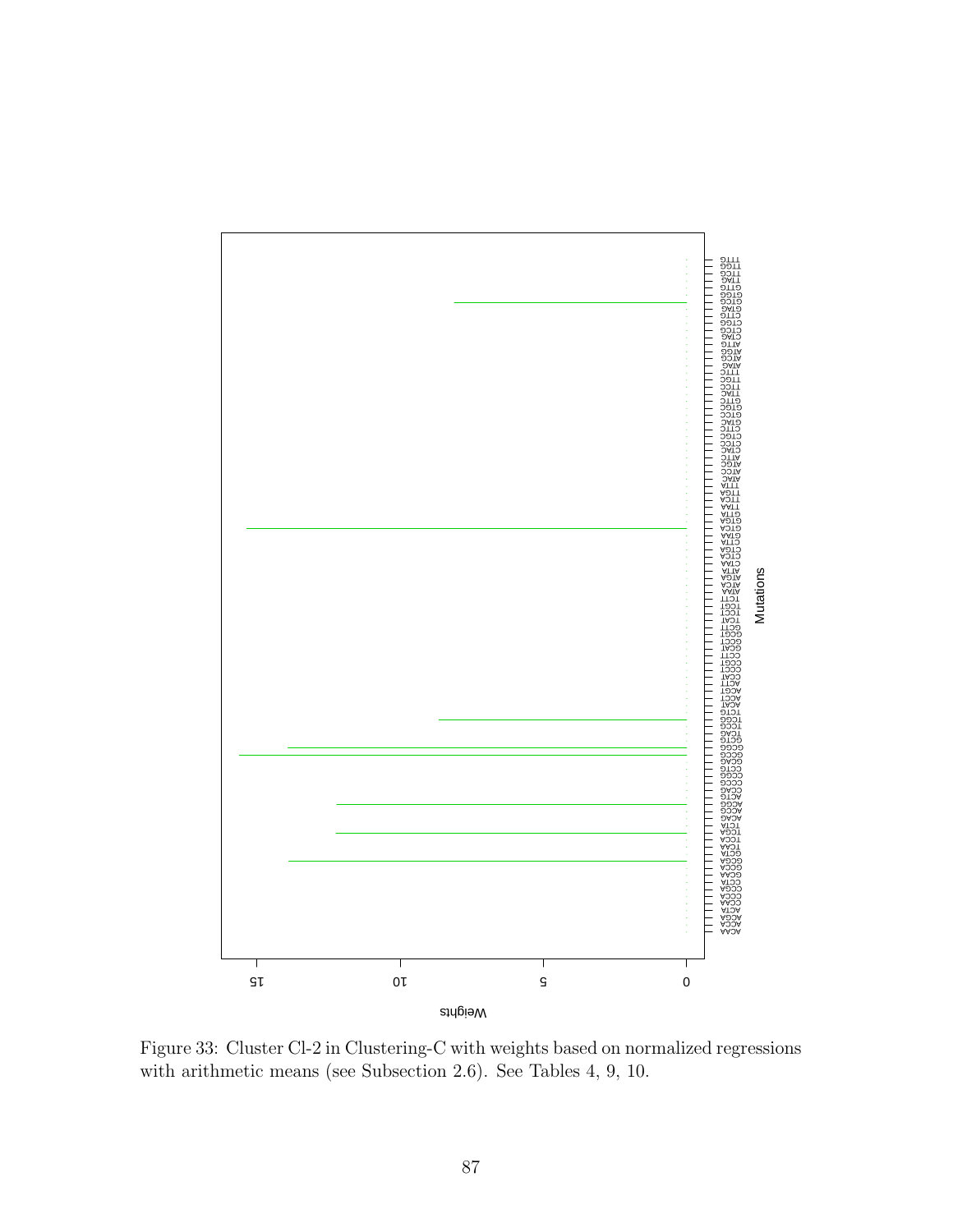Figure 33: Cluster Cl-2 in Clustering-C with weights based on normalized regressions with arithmetic means (see Subsection 2.6). See Tables 4, 9, 10.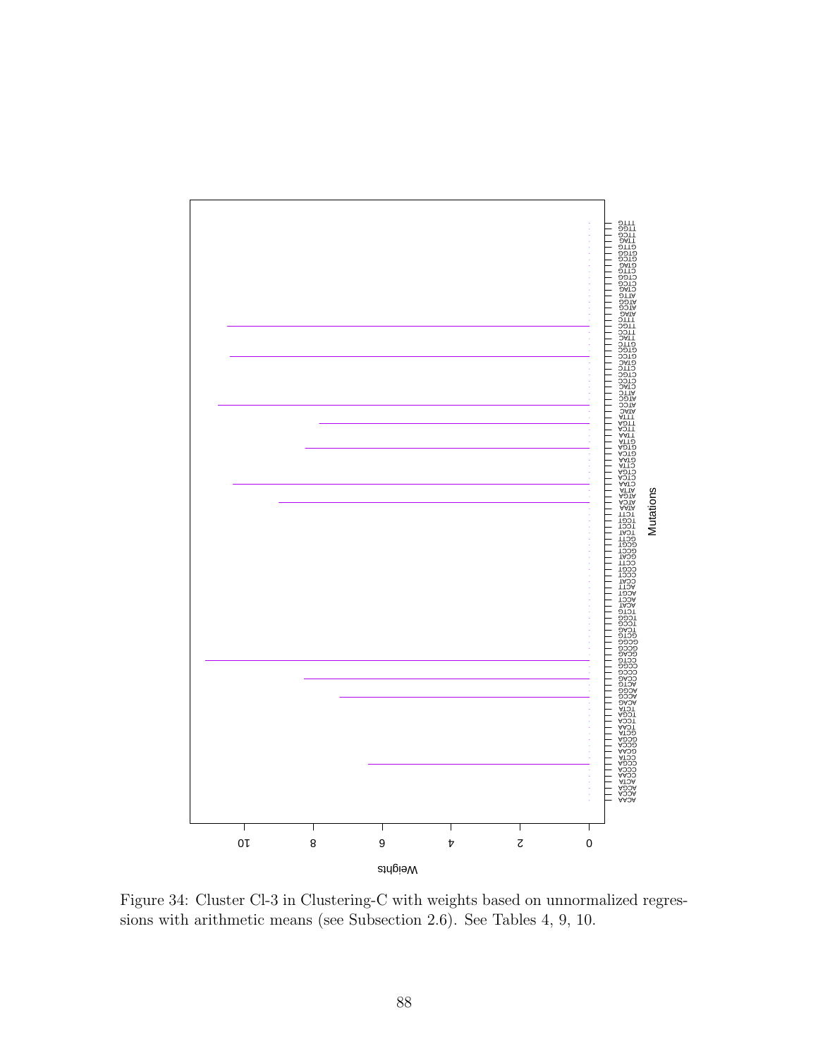Figure 34: Cluster Cl-3 in Clustering-C with weights based on unnormalized regressions with arithmetic means (see Subsection 2.6). See Tables 4, 9, 10.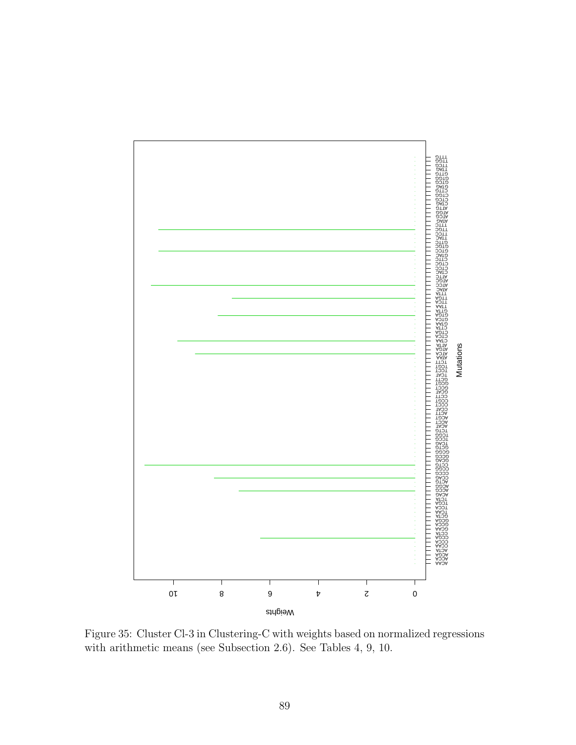Figure 35: Cluster Cl-3 in Clustering-C with weights based on normalized regressions with arithmetic means (see Subsection 2.6). See Tables 4, 9, 10.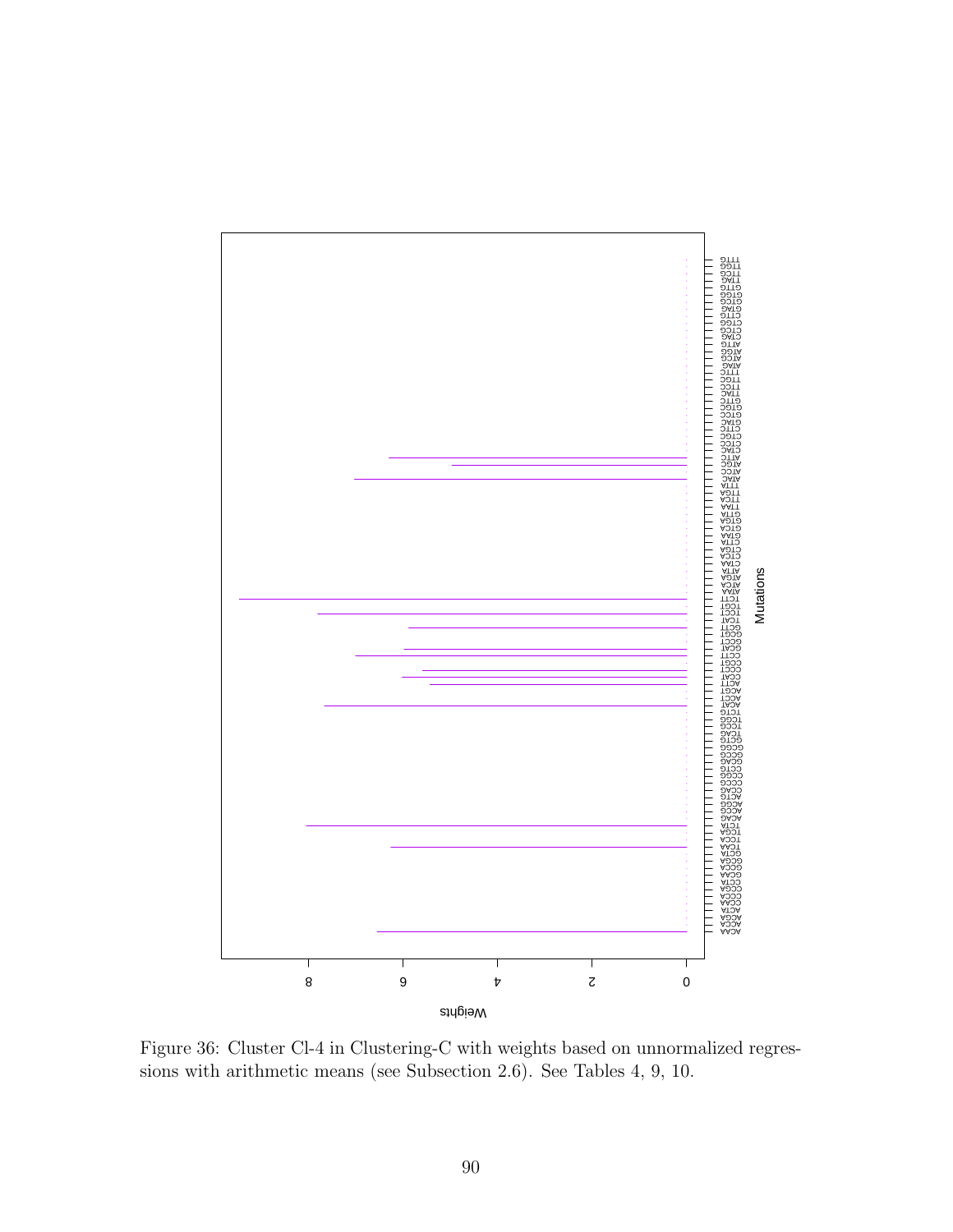Figure 36: Cluster Cl-4 in Clustering-C with weights based on unnormalized regressions with arithmetic means (see Subsection 2.6). See Tables 4, 9, 10.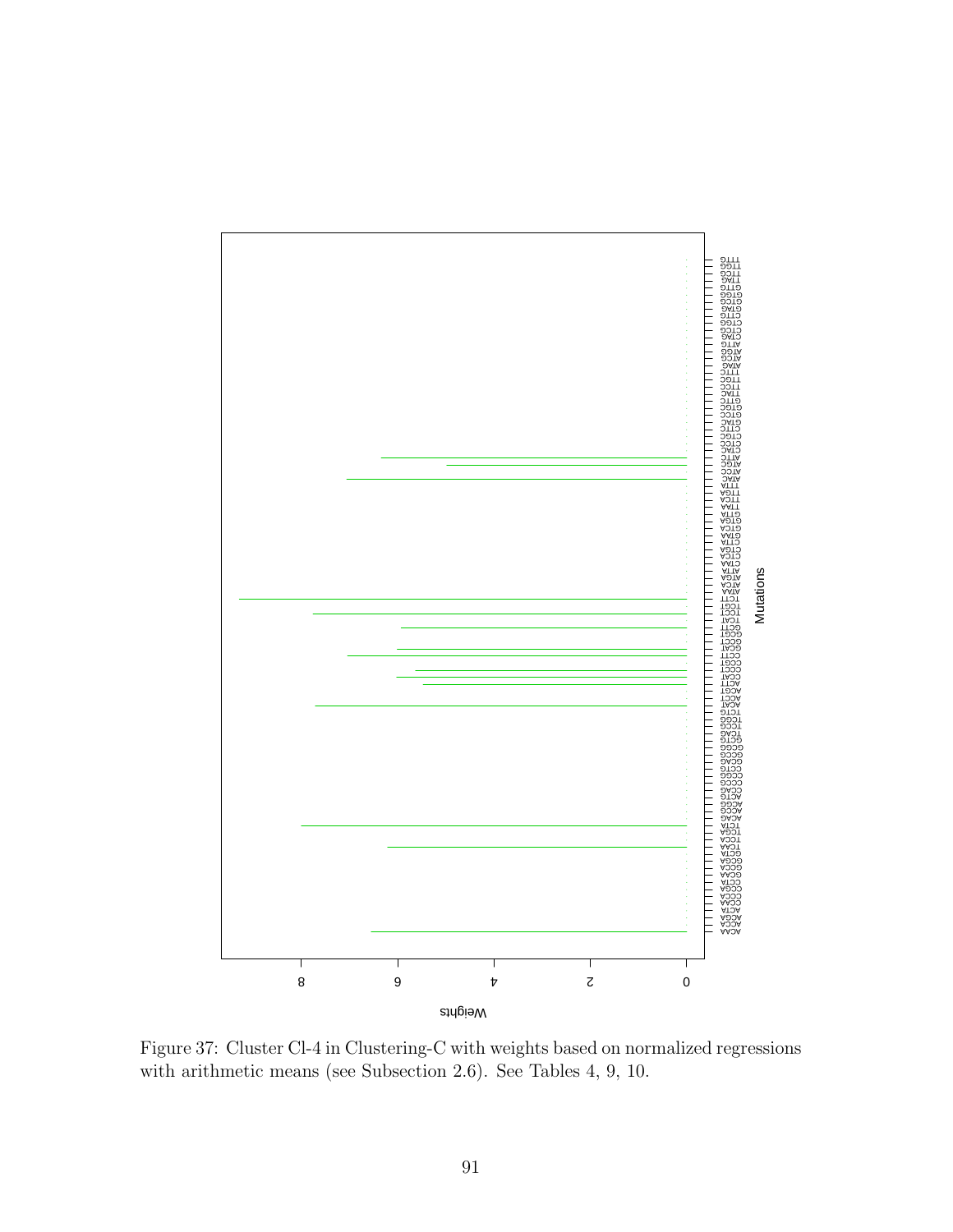Figure 37: Cluster Cl-4 in Clustering-C with weights based on normalized regressions with arithmetic means (see Subsection 2.6). See Tables 4, 9, 10.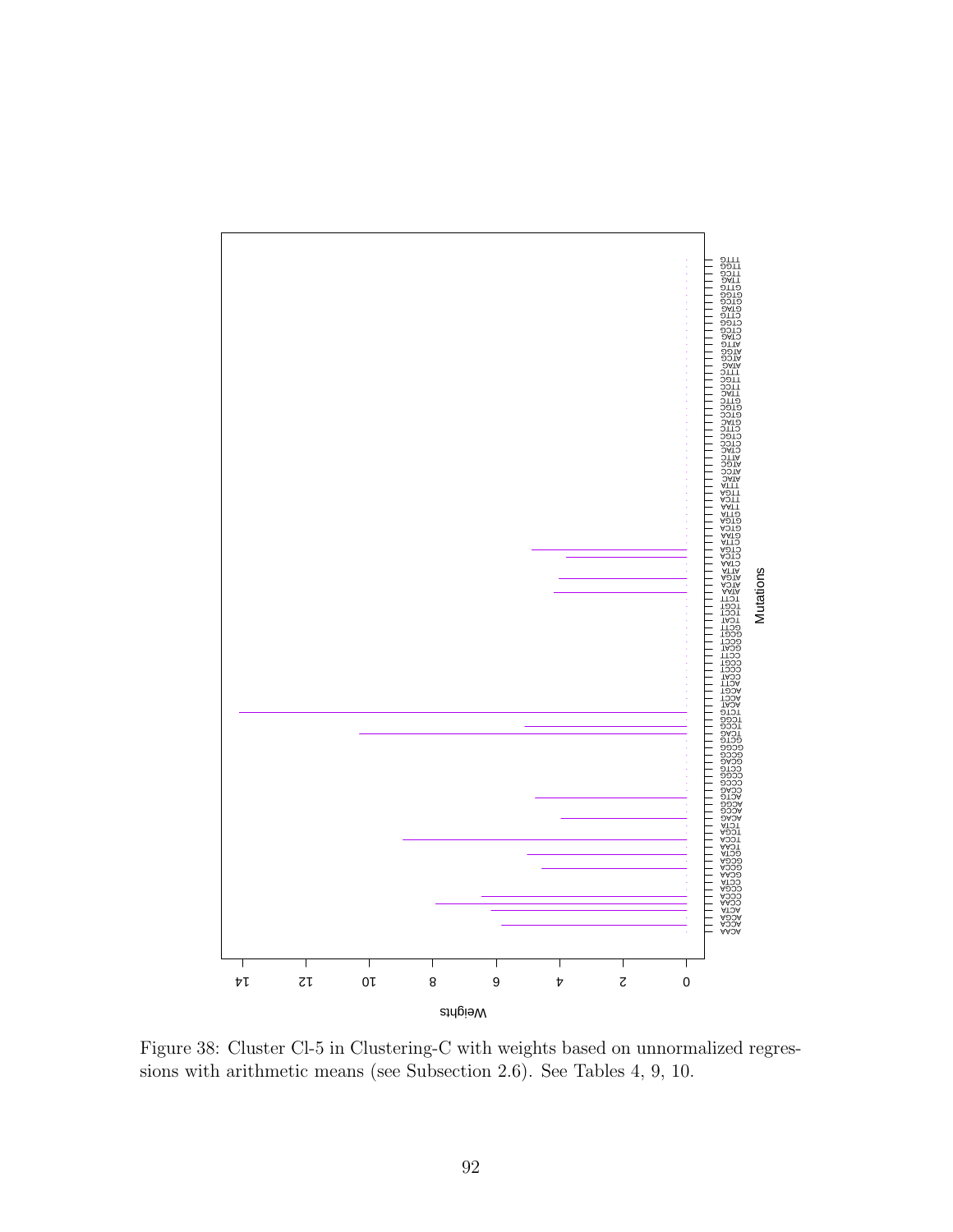Figure 38: Cluster Cl-5 in Clustering-C with weights based on unnormalized regressions with arithmetic means (see Subsection 2.6). See Tables 4, 9, 10.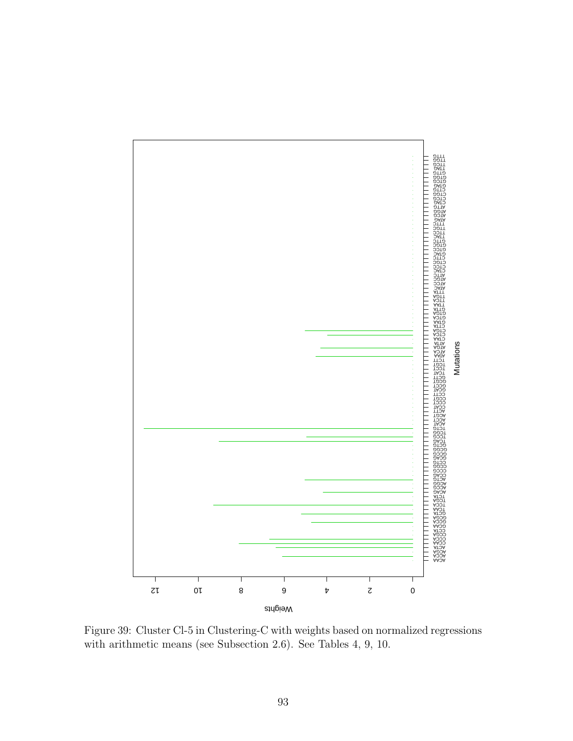Figure 39: Cluster Cl-5 in Clustering-C with weights based on normalized regressions with arithmetic means (see Subsection 2.6). See Tables 4, 9, 10.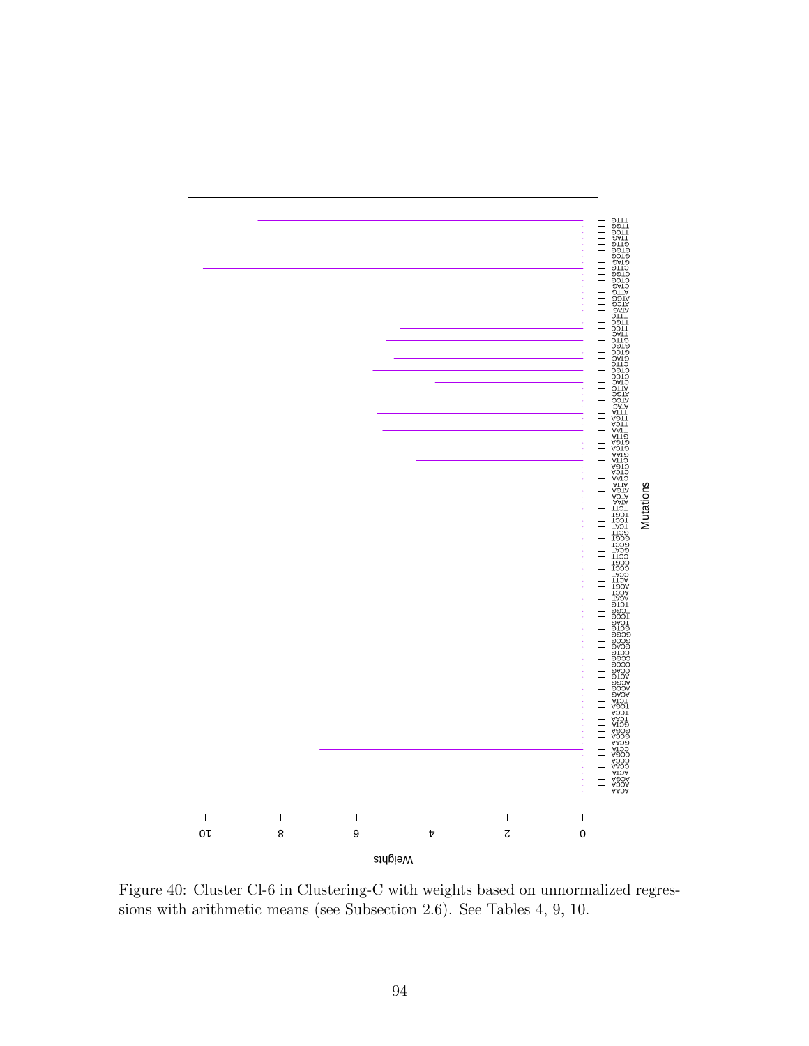Figure 40: Cluster Cl-6 in Clustering-C with weights based on unnormalized regressions with arithmetic means (see Subsection 2.6). See Tables 4, 9, 10.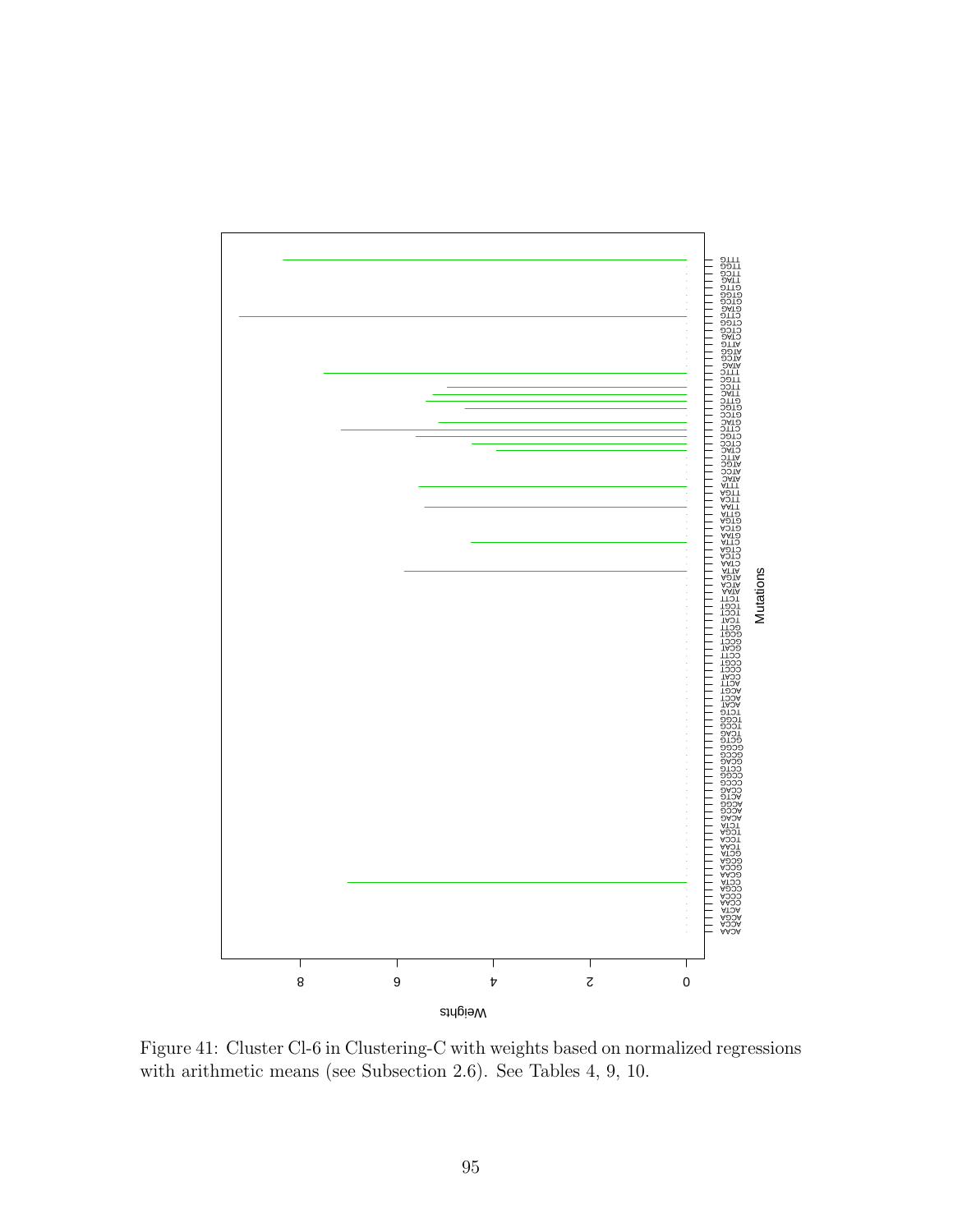Figure 41: Cluster Cl-6 in Clustering-C with weights based on normalized regressions with arithmetic means (see Subsection 2.6). See Tables 4, 9, 10.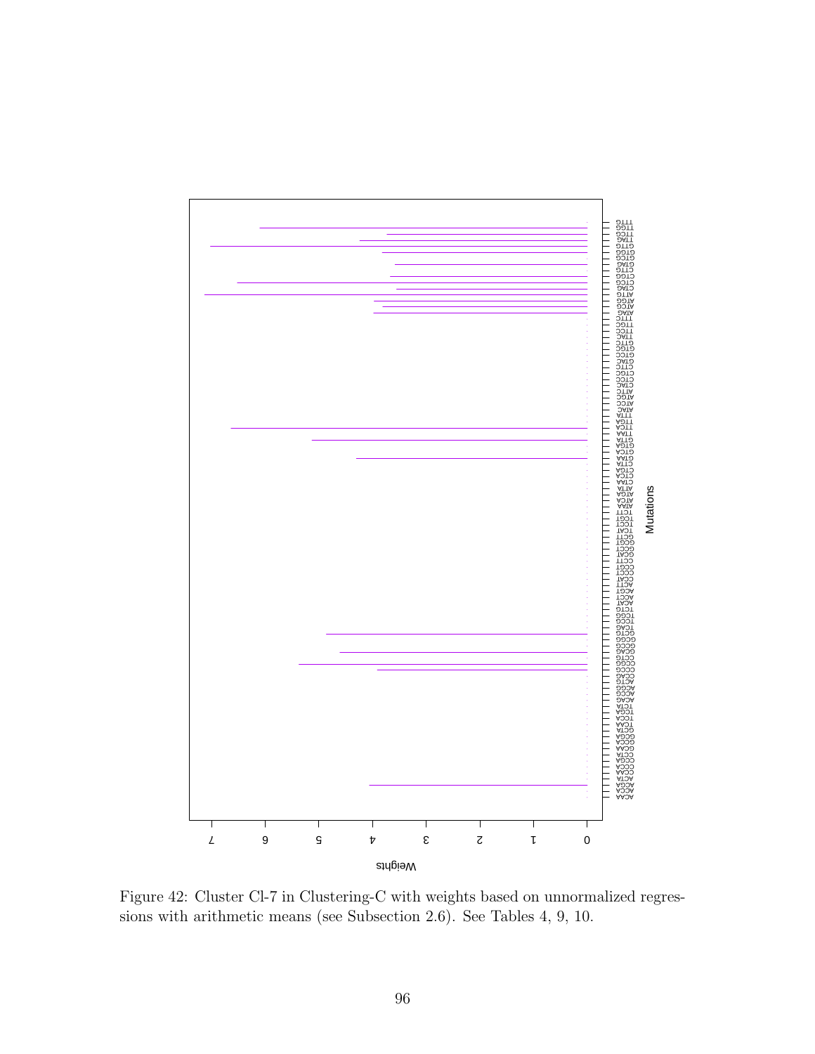Figure 42: Cluster Cl-7 in Clustering-C with weights based on unnormalized regressions with arithmetic means (see Subsection 2.6). See Tables 4, 9, 10.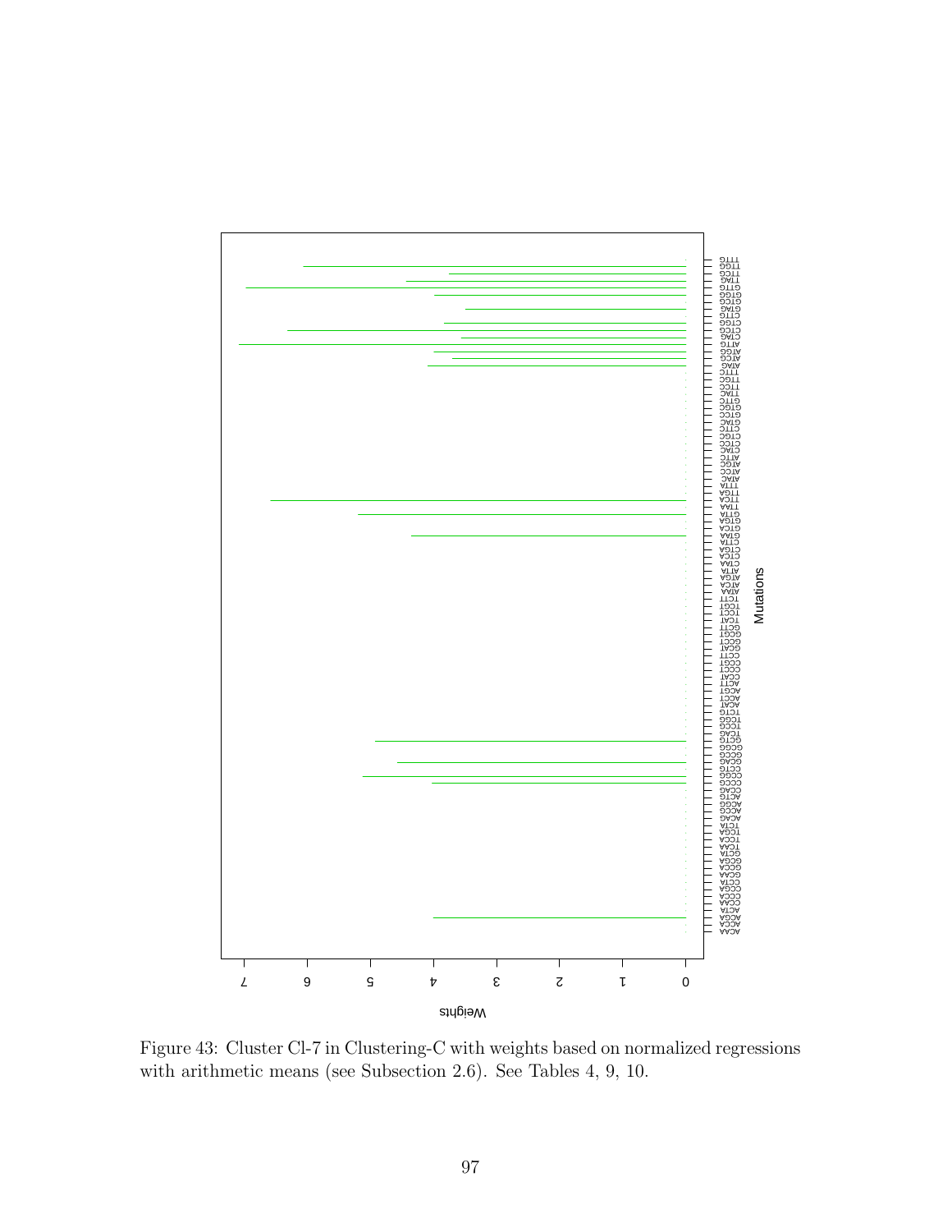Figure 43: Cluster Cl-7 in Clustering-C with weights based on normalized regressions with arithmetic means (see Subsection 2.6). See Tables 4, 9, 10.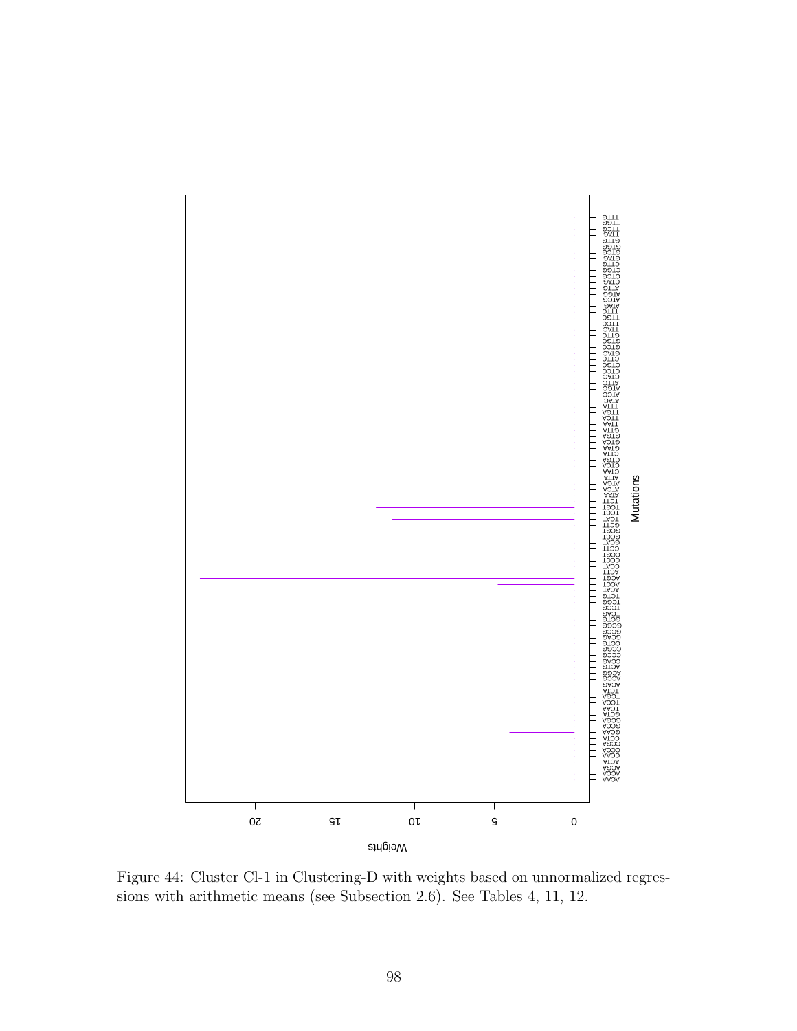Figure 44: Cluster Cl-1 in Clustering-D with weights based on unnormalized regressions with arithmetic means (see Subsection 2.6). See Tables 4, 11, 12.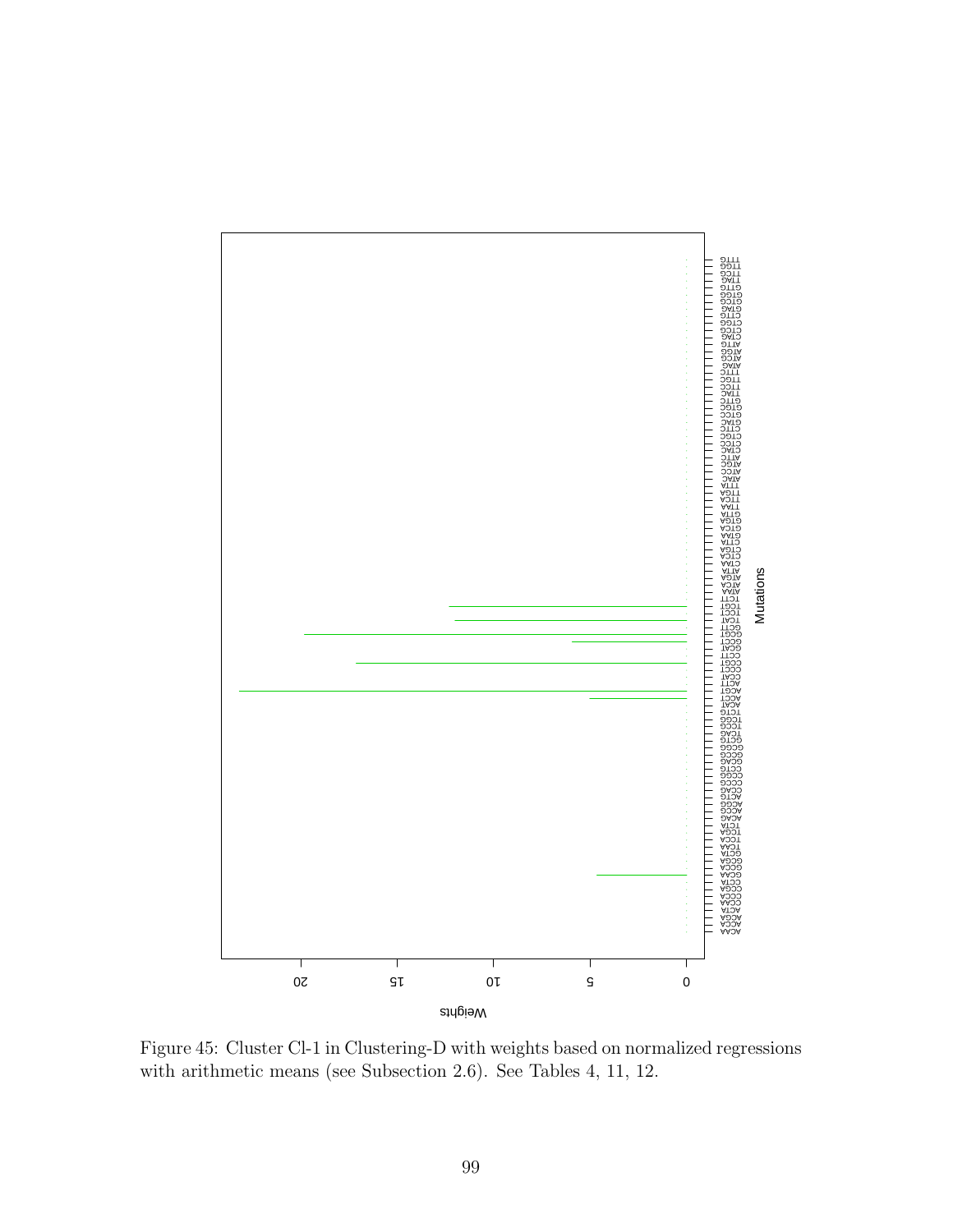Figure 45: Cluster Cl-1 in Clustering-D with weights based on normalized regressions with arithmetic means (see Subsection 2.6). See Tables 4, 11, 12.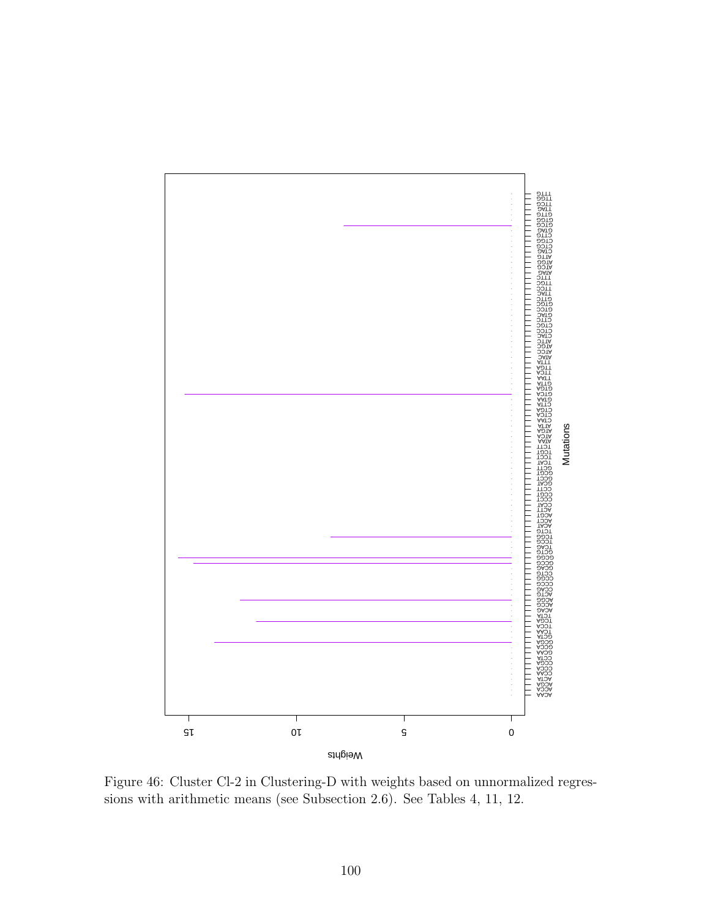Figure 46: Cluster Cl-2 in Clustering-D with weights based on unnormalized regressions with arithmetic means (see Subsection 2.6). See Tables 4, 11, 12.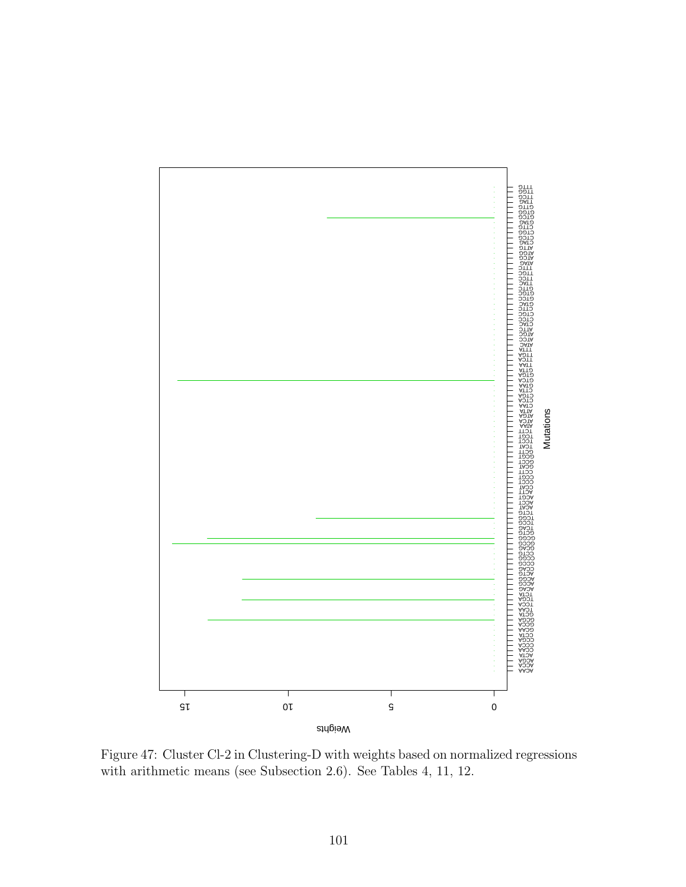Figure 47: Cluster Cl-2 in Clustering-D with weights based on normalized regressions with arithmetic means (see Subsection 2.6). See Tables 4, 11, 12.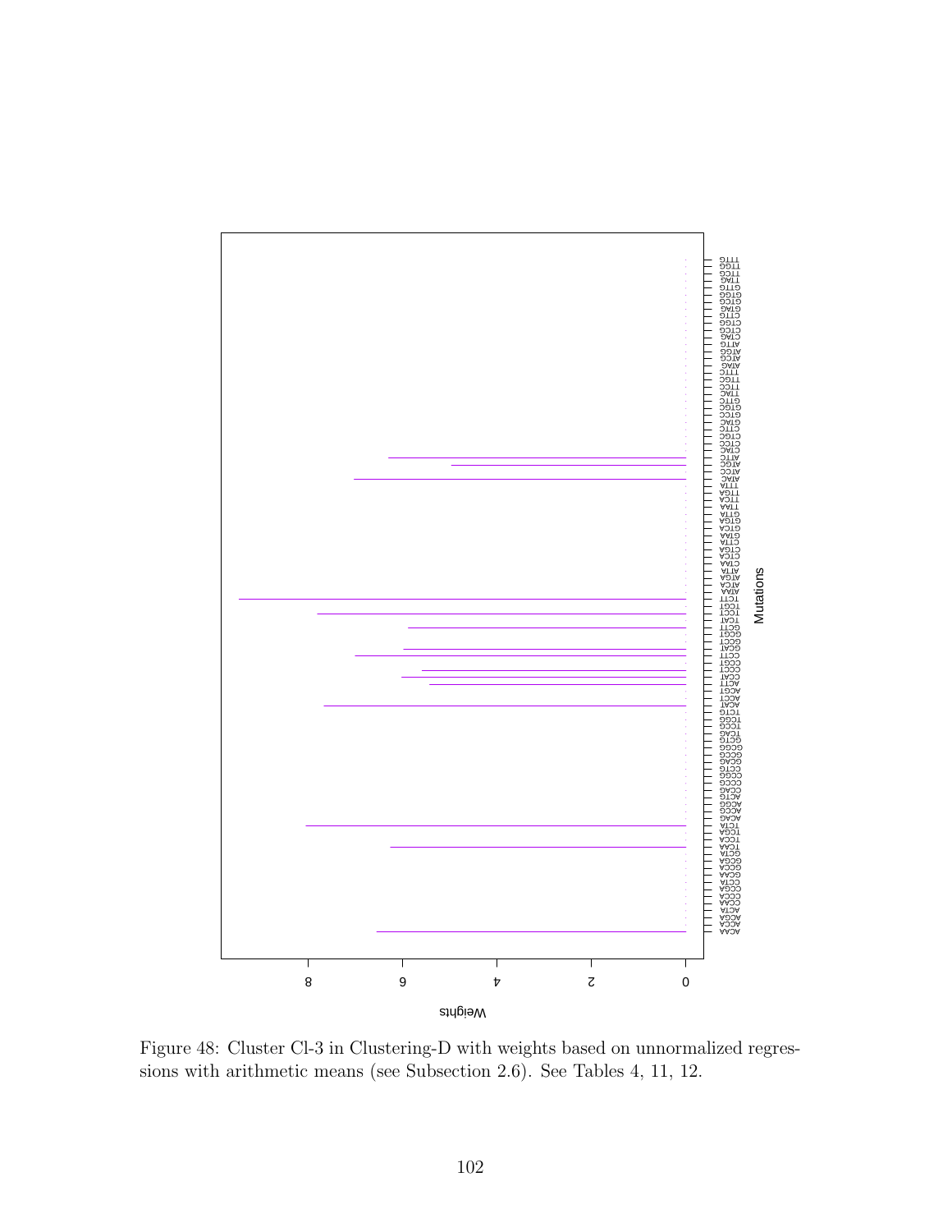Figure 48: Cluster Cl-3 in Clustering-D with weights based on unnormalized regressions with arithmetic means (see Subsection 2.6). See Tables 4, 11, 12.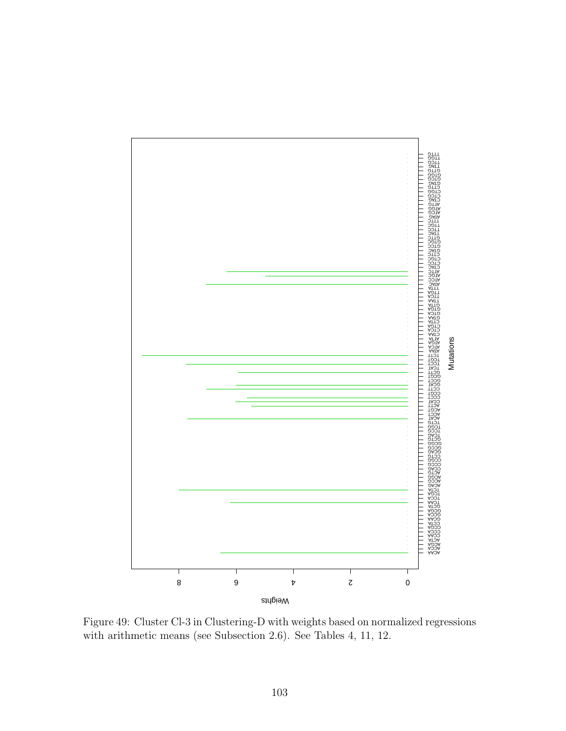Figure 49: Cluster Cl-3 in Clustering-D with weights based on normalized regressions with arithmetic means (see Subsection 2.6). See Tables 4, 11, 12.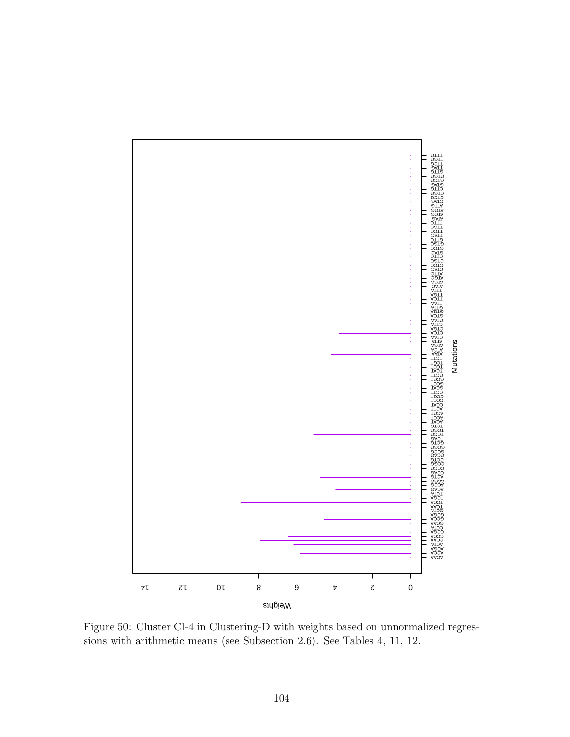Figure 50: Cluster Cl-4 in Clustering-D with weights based on unnormalized regressions with arithmetic means (see Subsection 2.6). See Tables 4, 11, 12.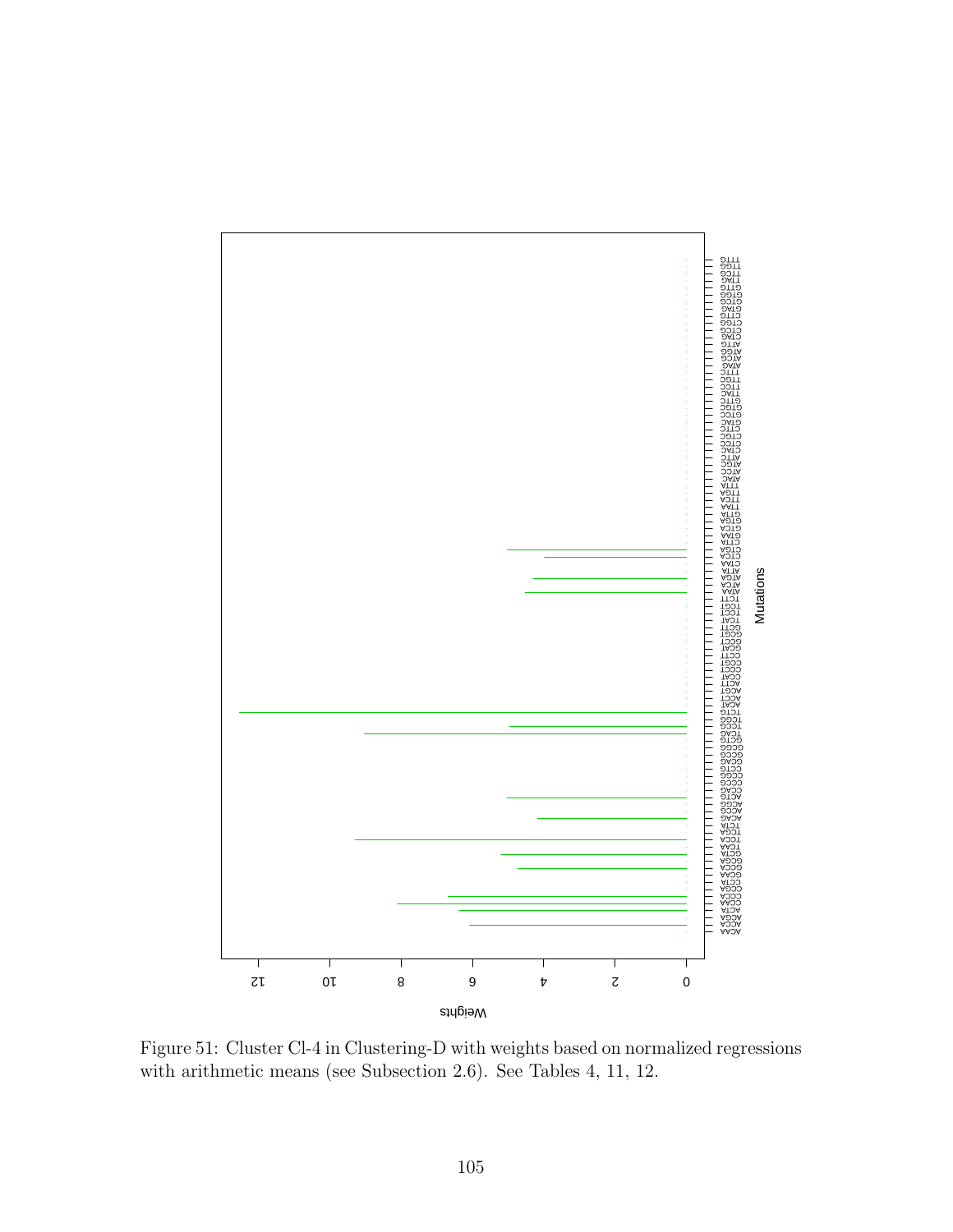Figure 51: Cluster Cl-4 in Clustering-D with weights based on normalized regressions with arithmetic means (see Subsection 2.6). See Tables 4, 11, 12.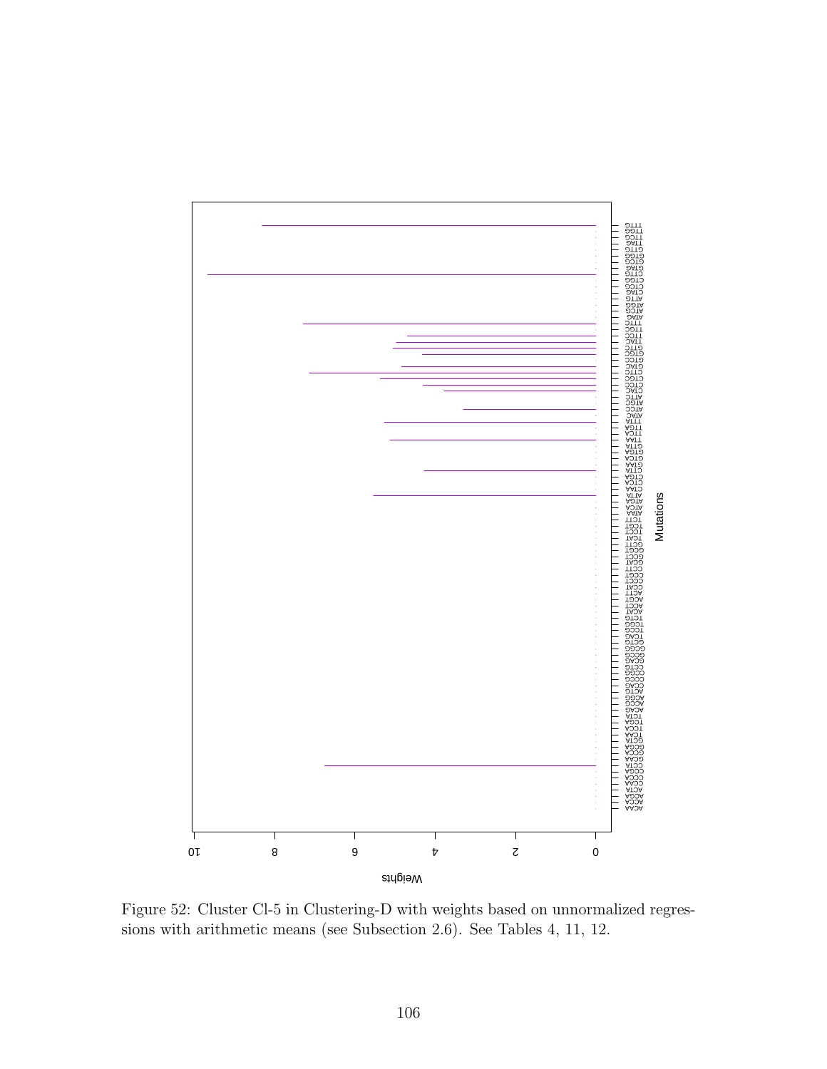Figure 52: Cluster Cl-5 in Clustering-D with weights based on unnormalized regressions with arithmetic means (see Subsection 2.6). See Tables 4, 11, 12.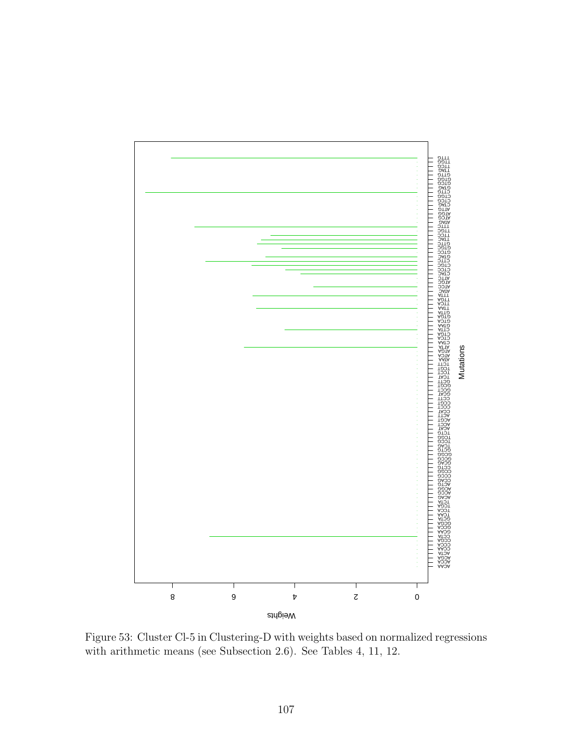Figure 53: Cluster Cl-5 in Clustering-D with weights based on normalized regressions with arithmetic means (see Subsection 2.6). See Tables 4, 11, 12.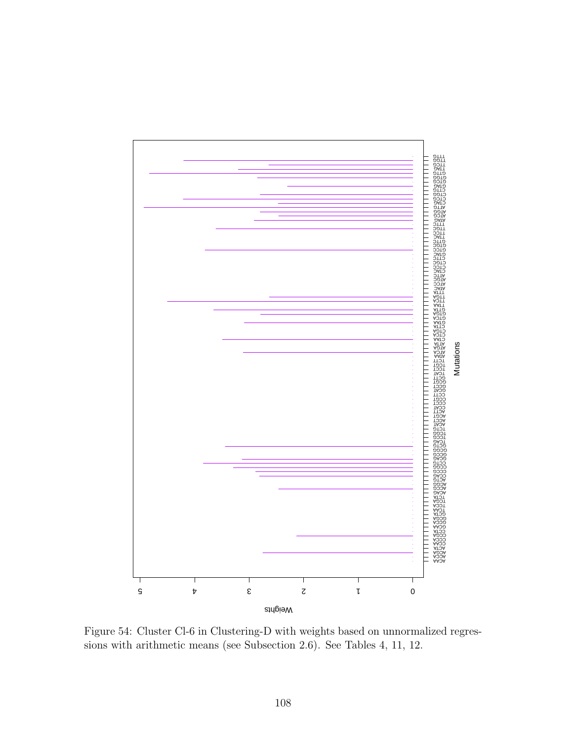Figure 54: Cluster Cl-6 in Clustering-D with weights based on unnormalized regressions with arithmetic means (see Subsection 2.6). See Tables 4, 11, 12.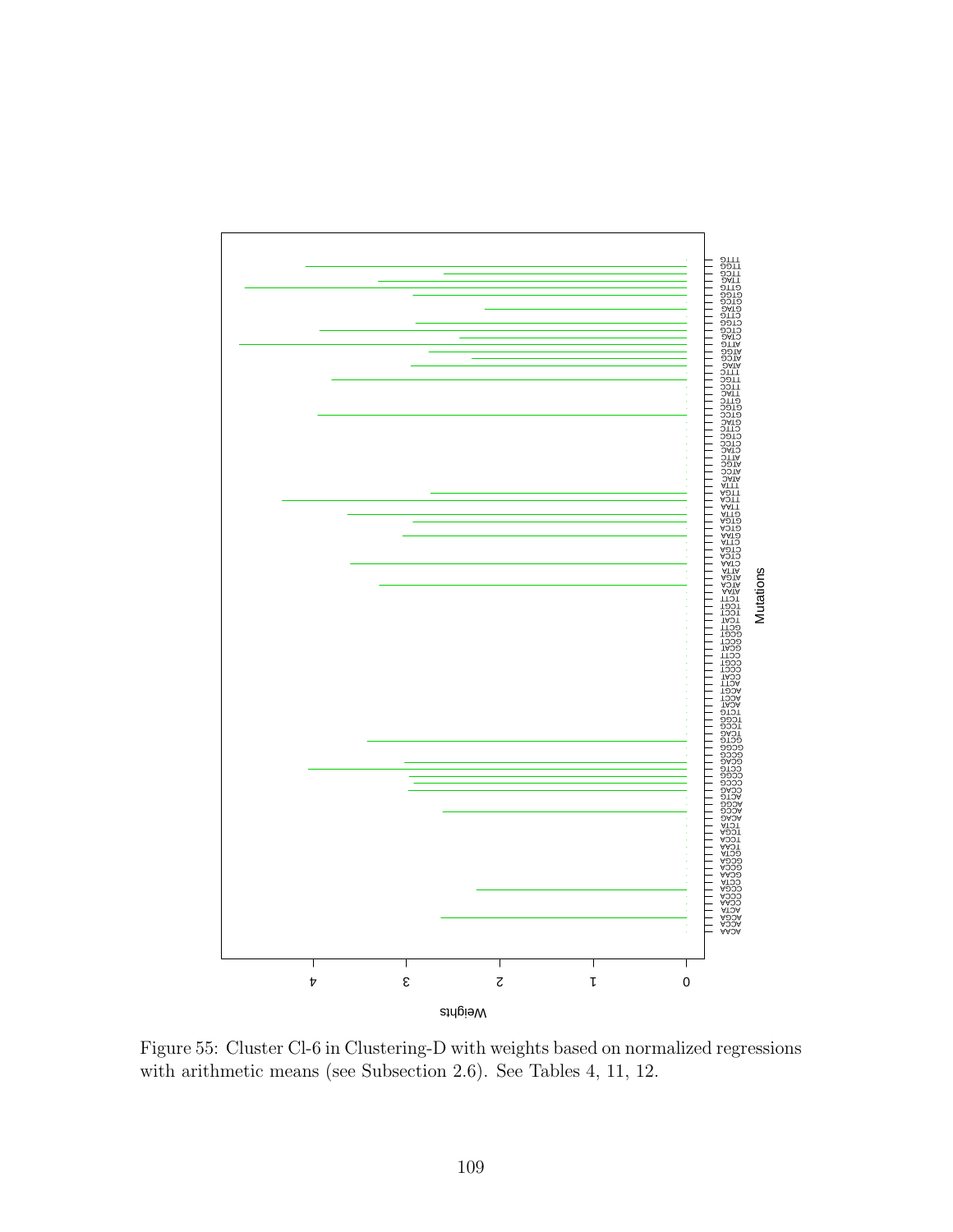Figure 55: Cluster Cl-6 in Clustering-D with weights based on normalized regressions with arithmetic means (see Subsection 2.6). See Tables 4, 11, 12.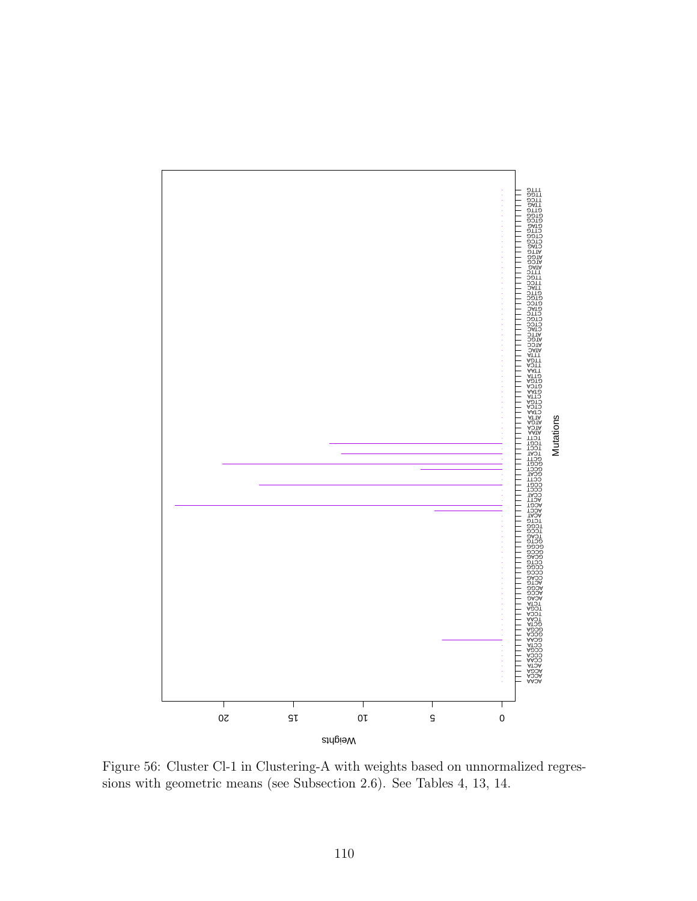Figure 56: Cluster Cl-1 in Clustering-A with weights based on unnormalized regressions with geometric means (see Subsection 2.6). See Tables 4, 13, 14.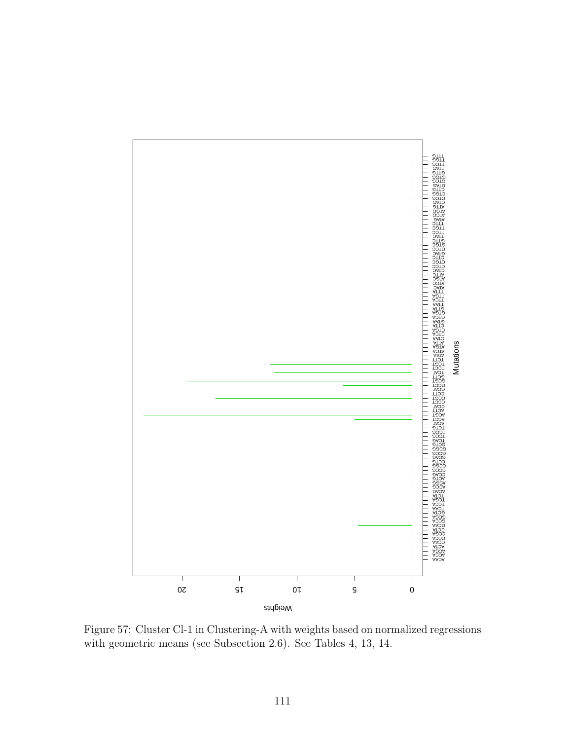Figure 57: Cluster Cl-1 in Clustering-A with weights based on normalized regressions with geometric means (see Subsection 2.6). See Tables 4, 13, 14.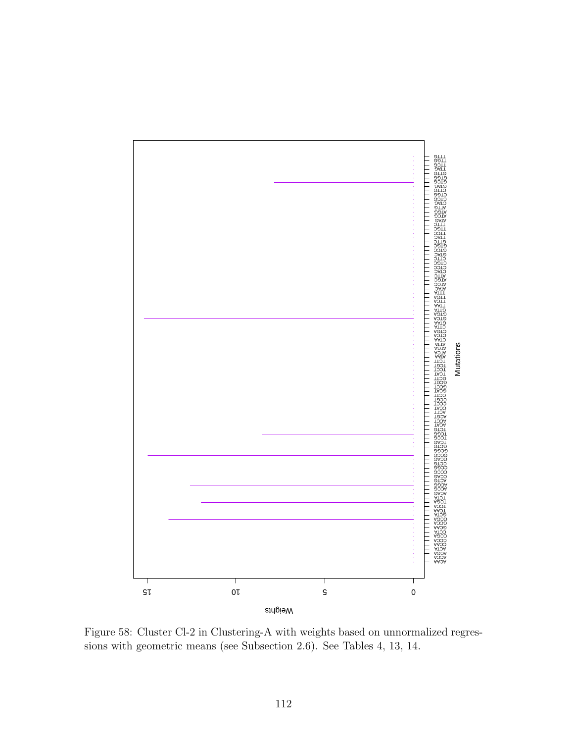Figure 58: Cluster Cl-2 in Clustering-A with weights based on unnormalized regressions with geometric means (see Subsection 2.6). See Tables 4, 13, 14.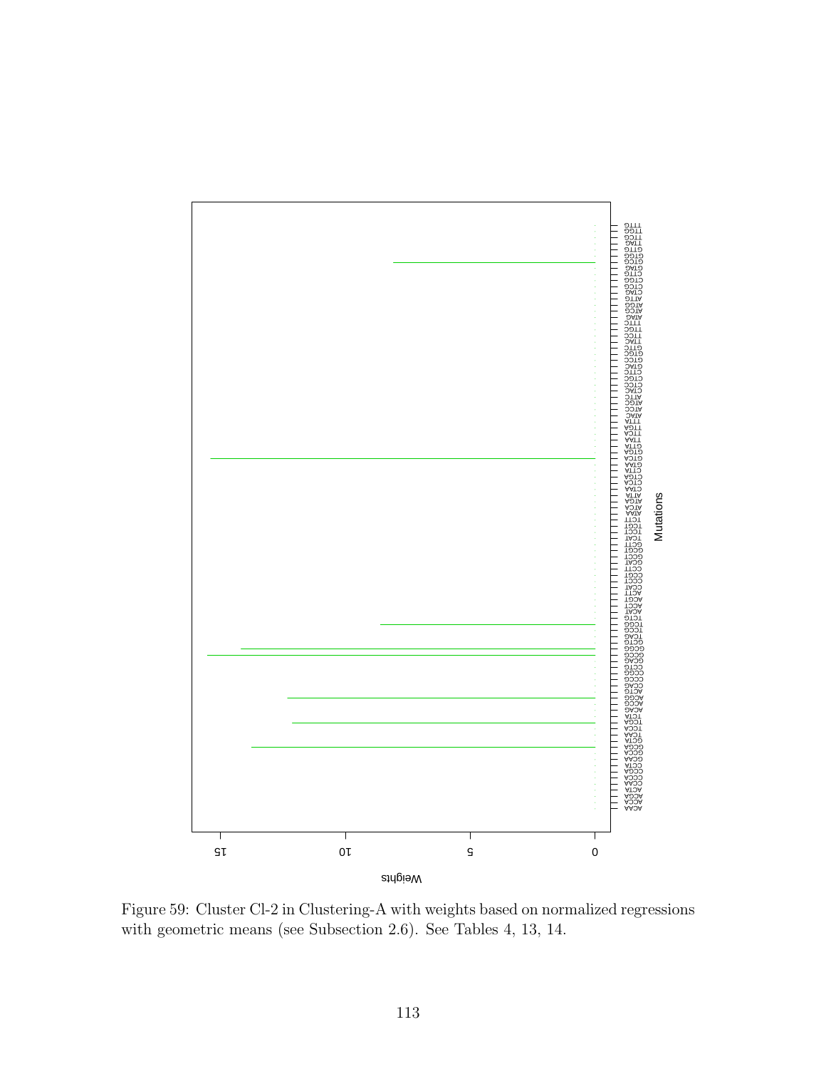Figure 59: Cluster Cl-2 in Clustering-A with weights based on normalized regressions with geometric means (see Subsection 2.6). See Tables 4, 13, 14.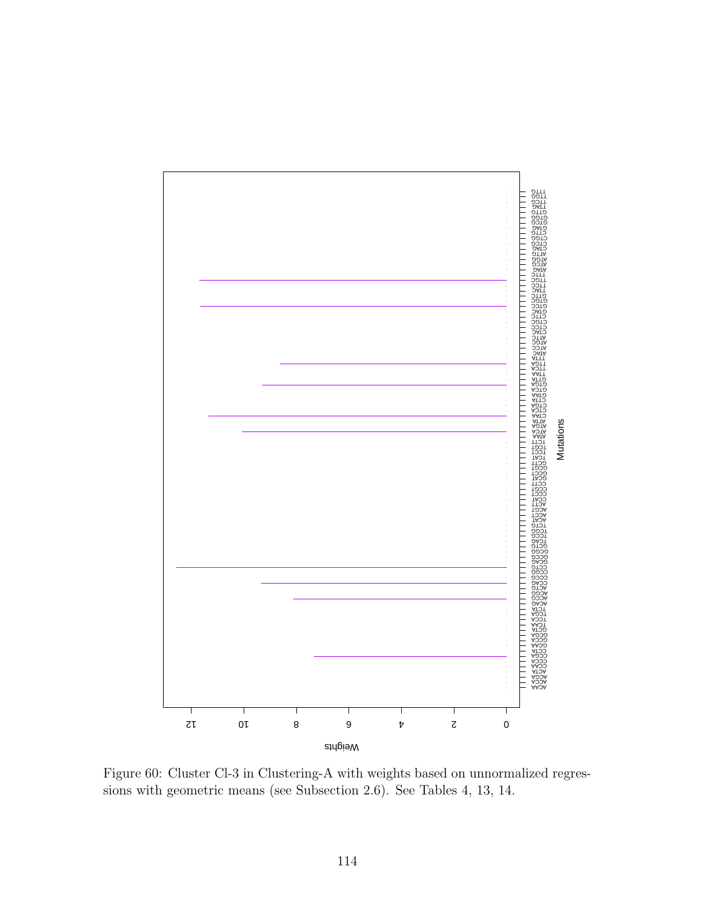Figure 60: Cluster Cl-3 in Clustering-A with weights based on unnormalized regressions with geometric means (see Subsection 2.6). See Tables 4, 13, 14.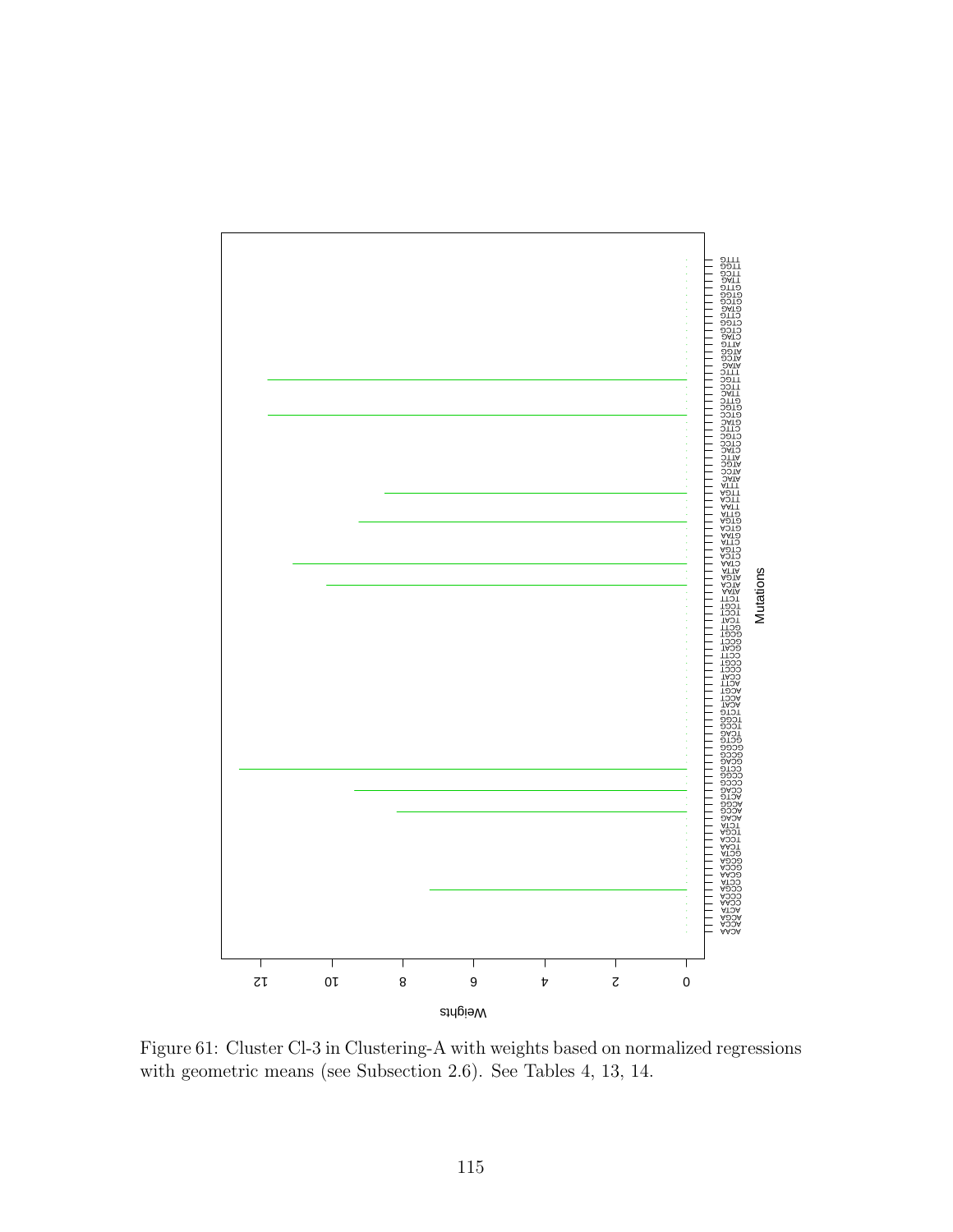Figure 61: Cluster Cl-3 in Clustering-A with weights based on normalized regressions with geometric means (see Subsection 2.6). See Tables 4, 13, 14.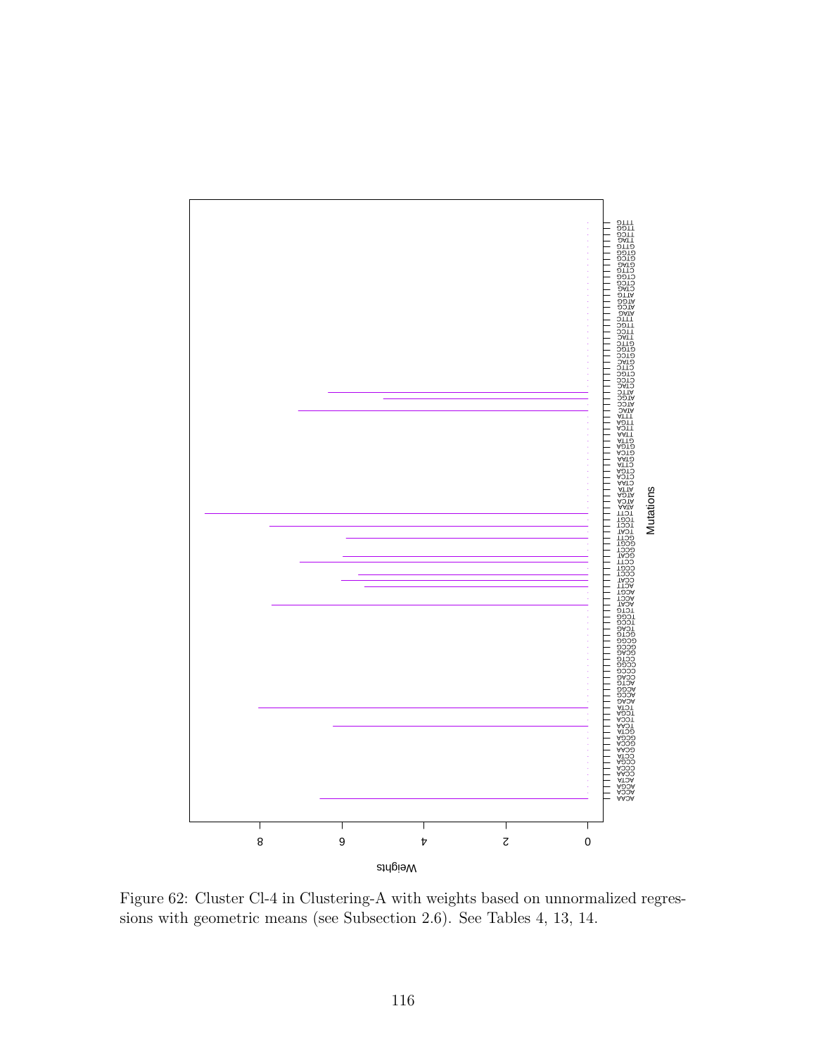Figure 62: Cluster Cl-4 in Clustering-A with weights based on unnormalized regressions with geometric means (see Subsection 2.6). See Tables 4, 13, 14.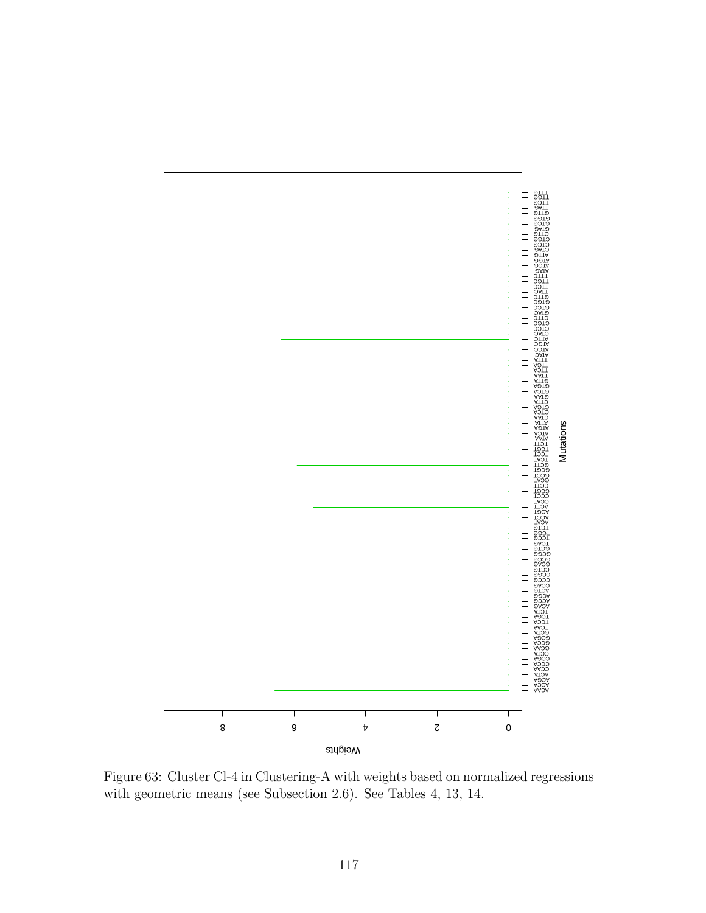Figure 63: Cluster Cl-4 in Clustering-A with weights based on normalized regressions with geometric means (see Subsection 2.6). See Tables 4, 13, 14.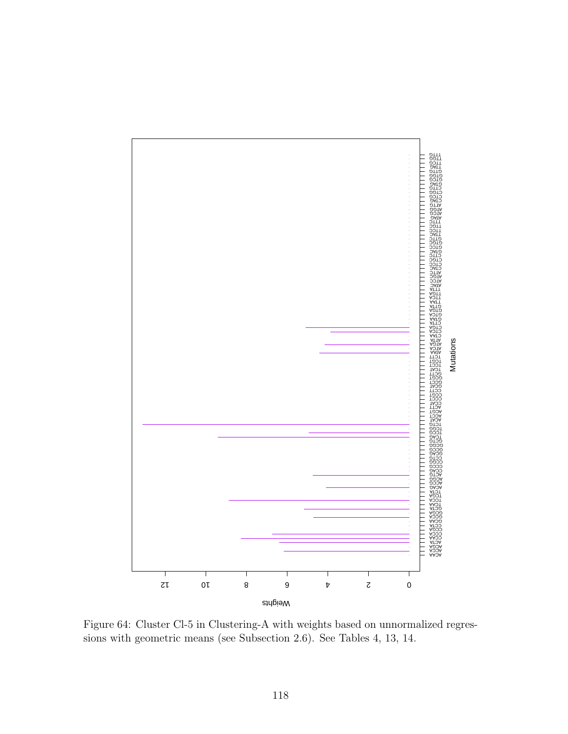Figure 64: Cluster Cl-5 in Clustering-A with weights based on unnormalized regressions with geometric means (see Subsection 2.6). See Tables 4, 13, 14.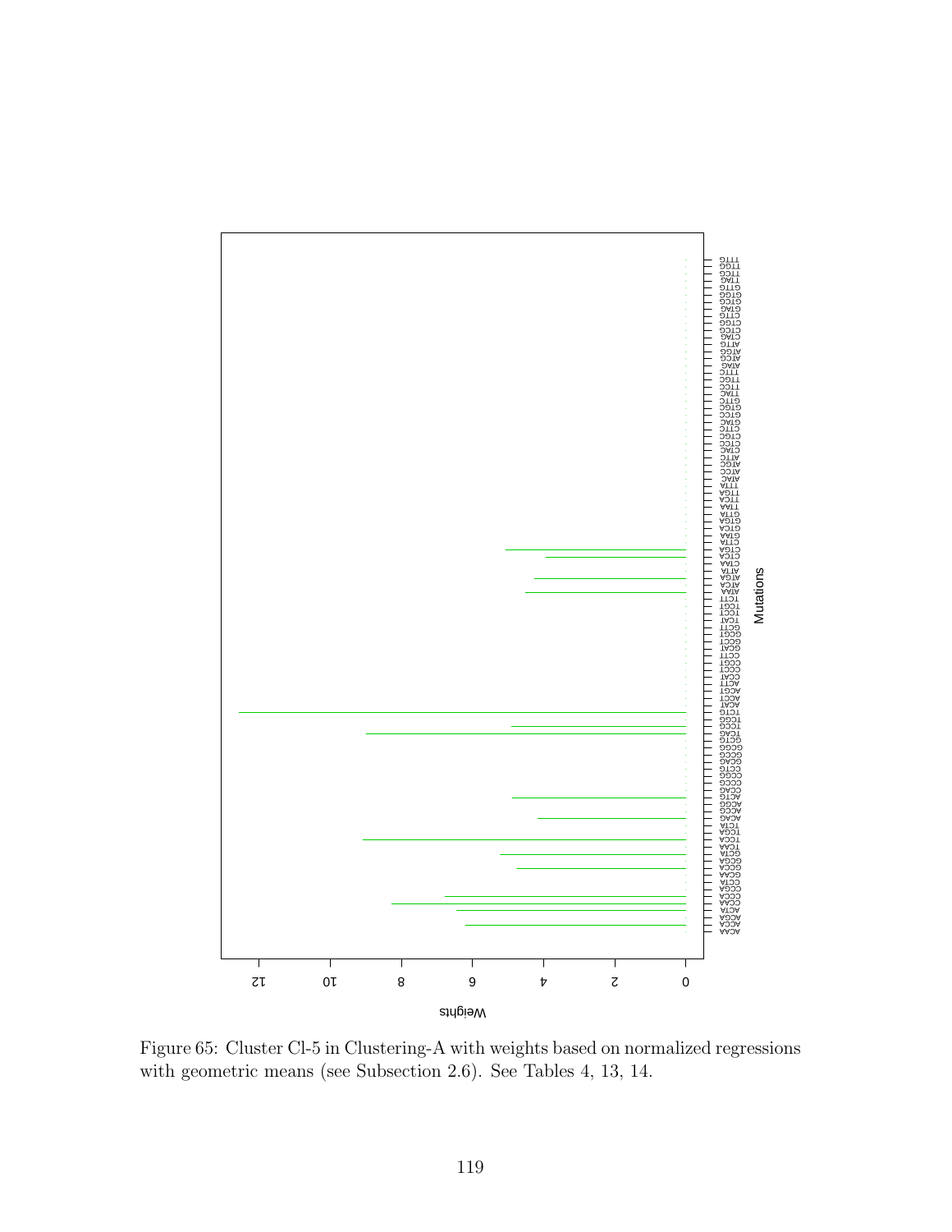Figure 65: Cluster Cl-5 in Clustering-A with weights based on normalized regressions with geometric means (see Subsection 2.6). See Tables 4, 13, 14.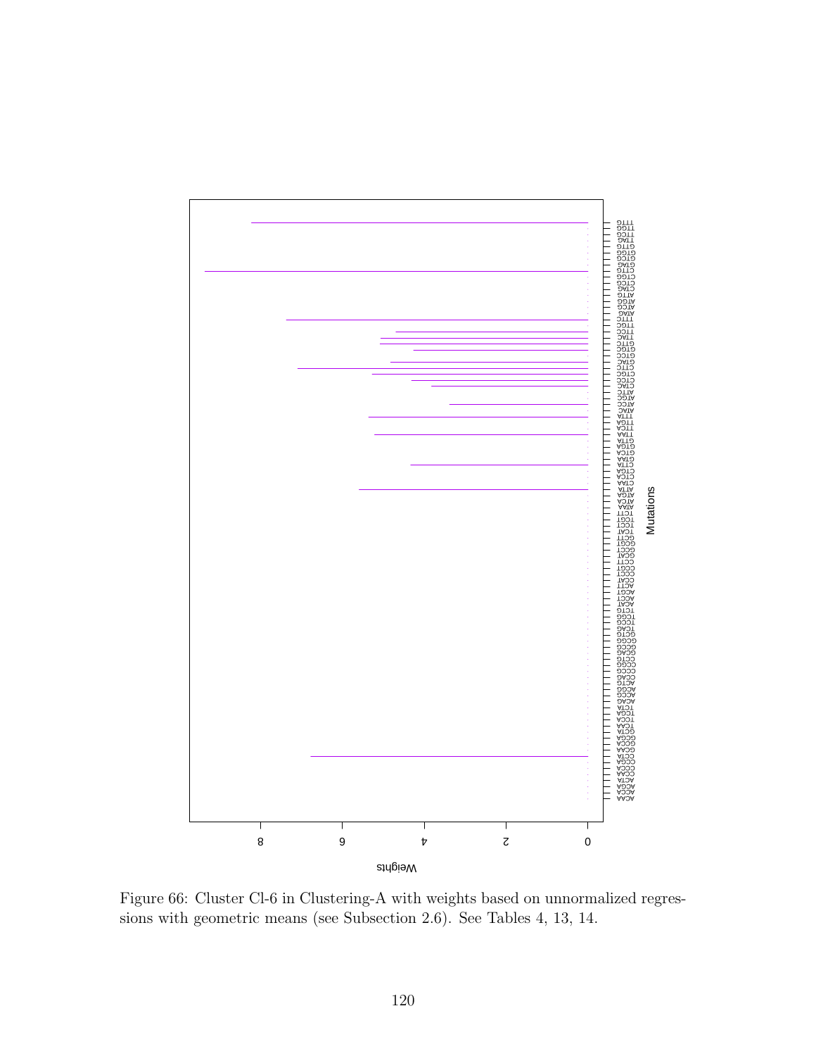Figure 66: Cluster Cl-6 in Clustering-A with weights based on unnormalized regressions with geometric means (see Subsection 2.6). See Tables 4, 13, 14.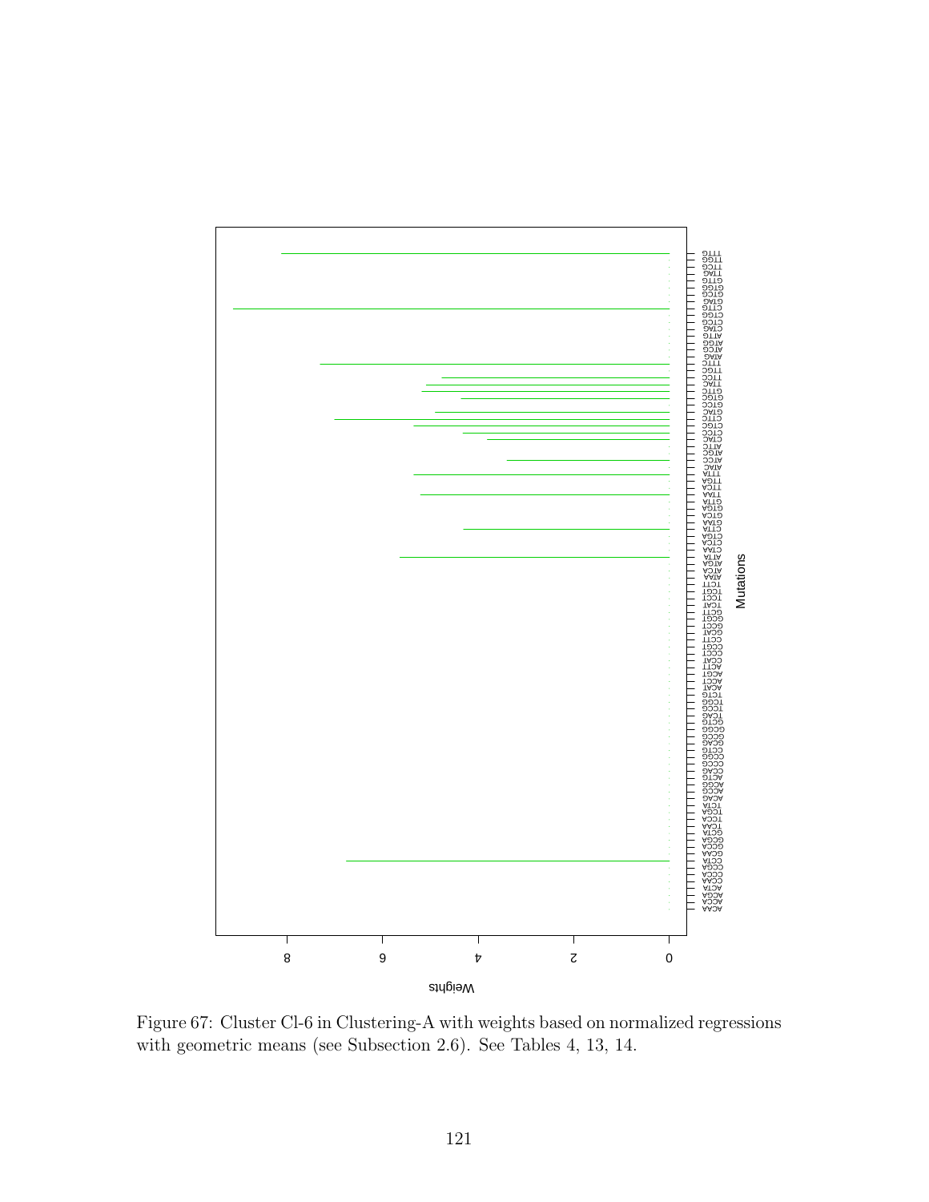Figure 67: Cluster Cl-6 in Clustering-A with weights based on normalized regressions with geometric means (see Subsection 2.6). See Tables 4, 13, 14.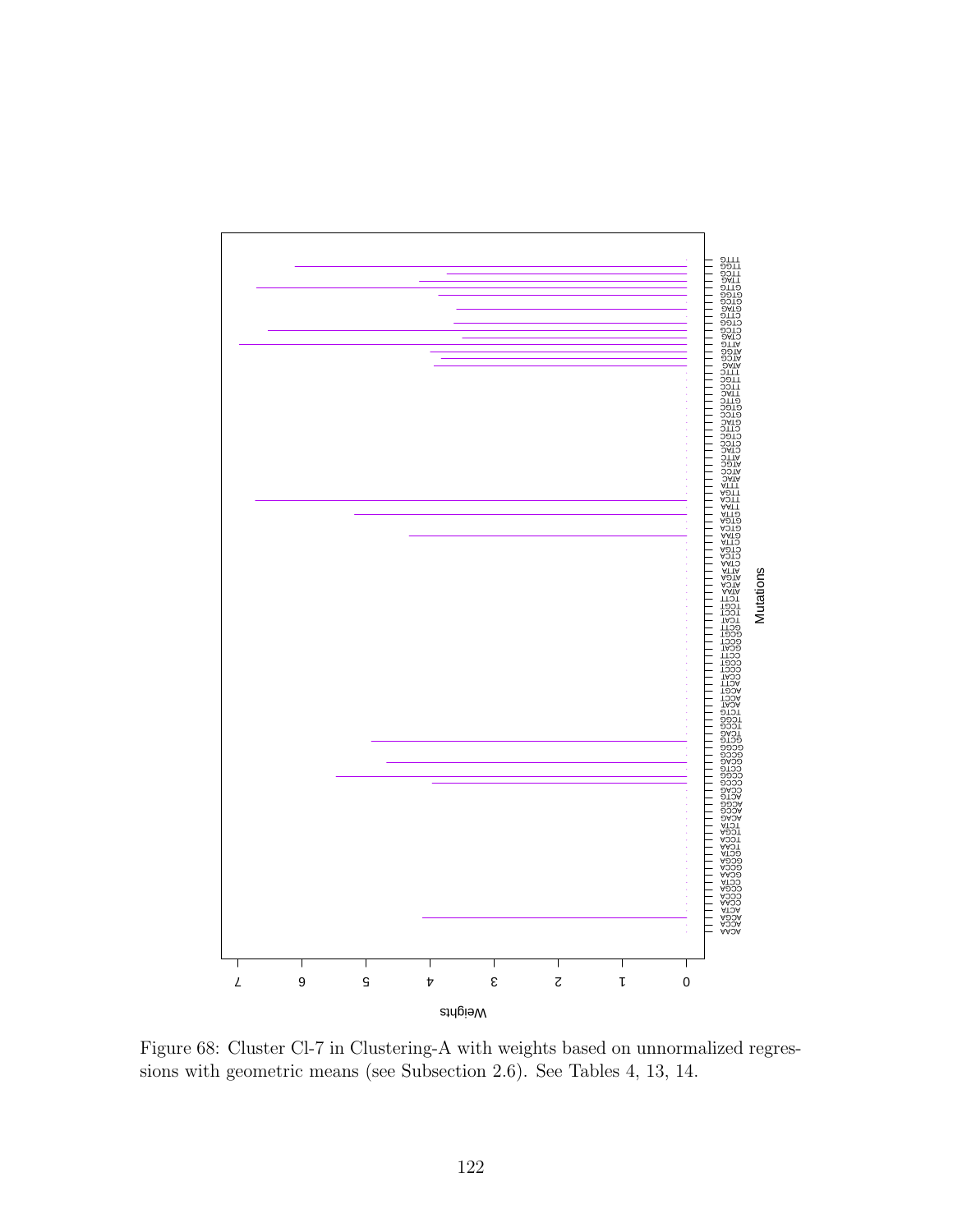Figure 68: Cluster Cl-7 in Clustering-A with weights based on unnormalized regressions with geometric means (see Subsection 2.6). See Tables 4, 13, 14.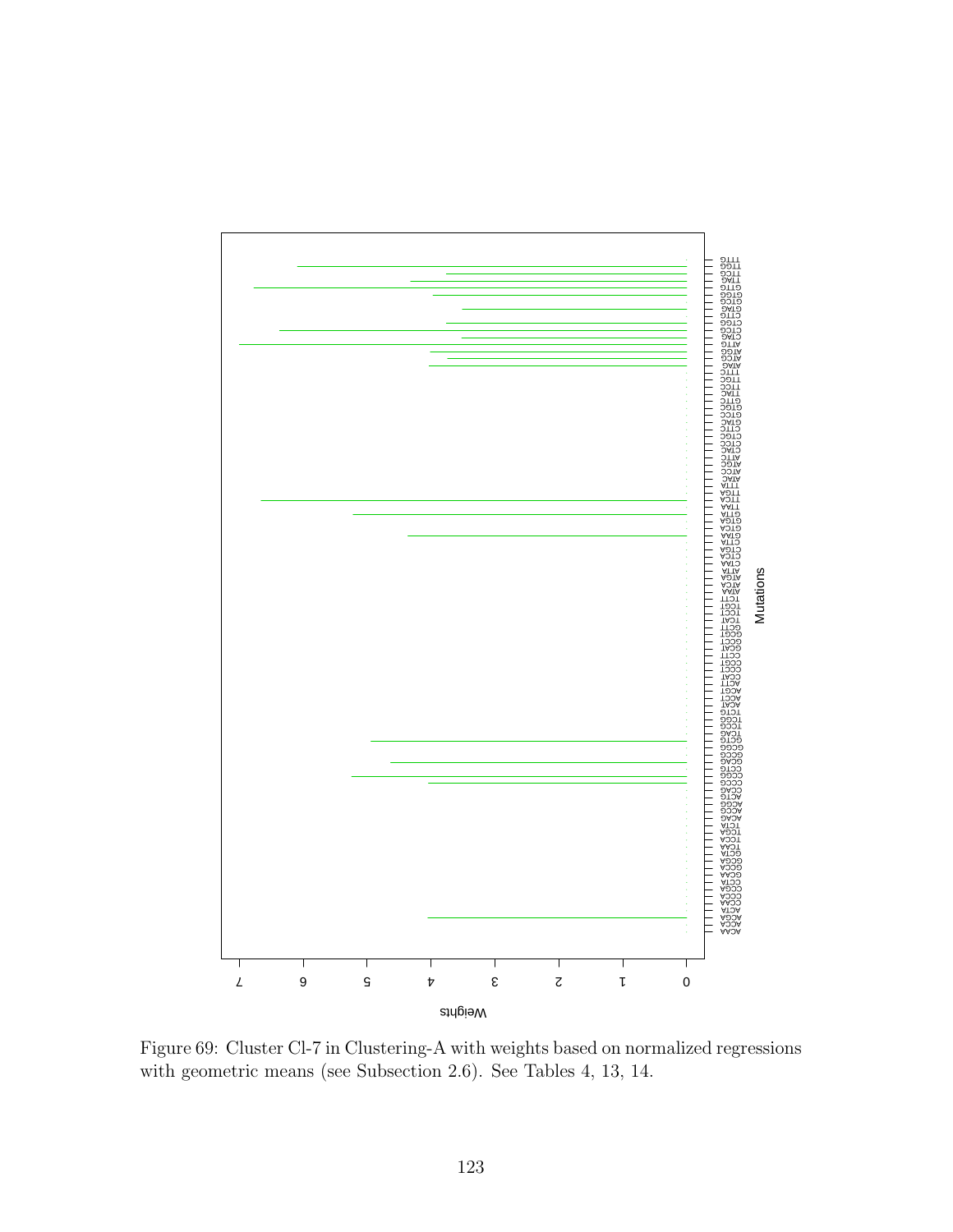Weights

Mutations

0 1 2 3 4 5 6 7

Figure 69: Cluster Cl-7 in Clustering-A with weights based on normalized regressions with geometric means (see Subsection 2.6). See Tables 4, 13, 14.